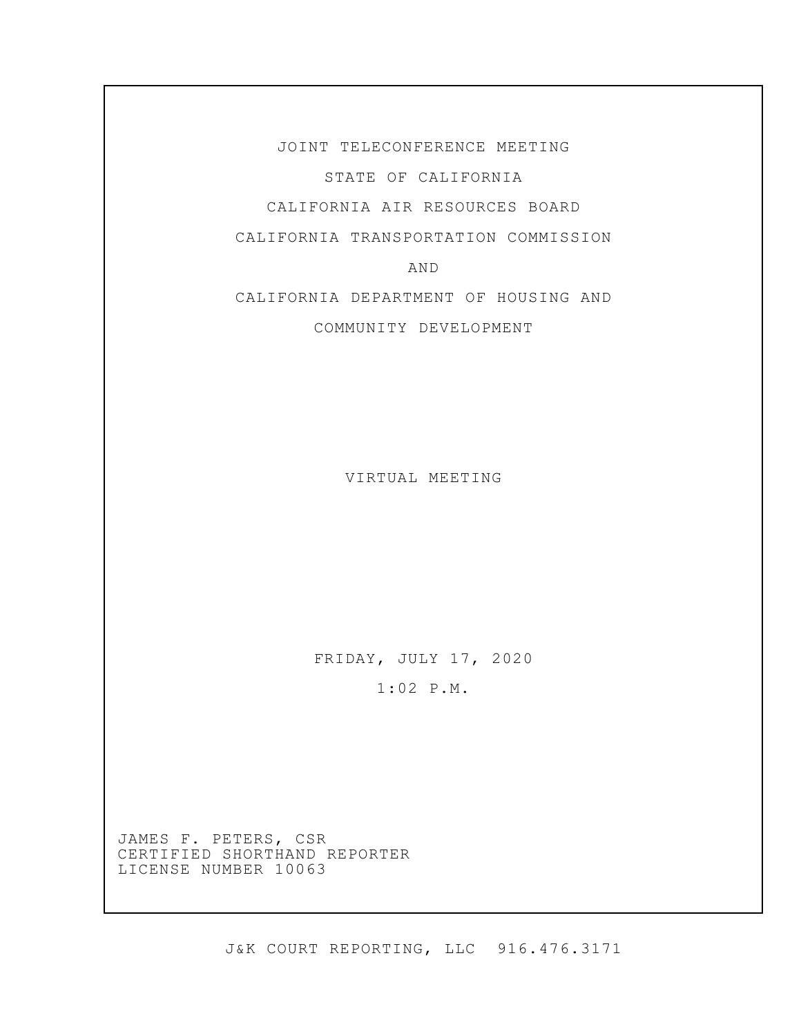JOINT TELECONFERENCE MEETING

STATE OF CALIFORNIA

CALIFORNIA AIR RESOURCES BOARD

CALIFORNIA TRANSPORTATION COMMISSION

AND

CALIFORNIA DEPARTMENT OF HOUSING AND

COMMUNITY DEVELOPMENT

VIRTUAL MEETING

FRIDAY, JULY 17, 2020

1:02 P.M.

JAMES F. PETERS, CSR
CERTIFIED SHORTHAND REPORTER
LICENSE NUMBER 10063

J&K COURT REPORTING, LLC 916.476.3171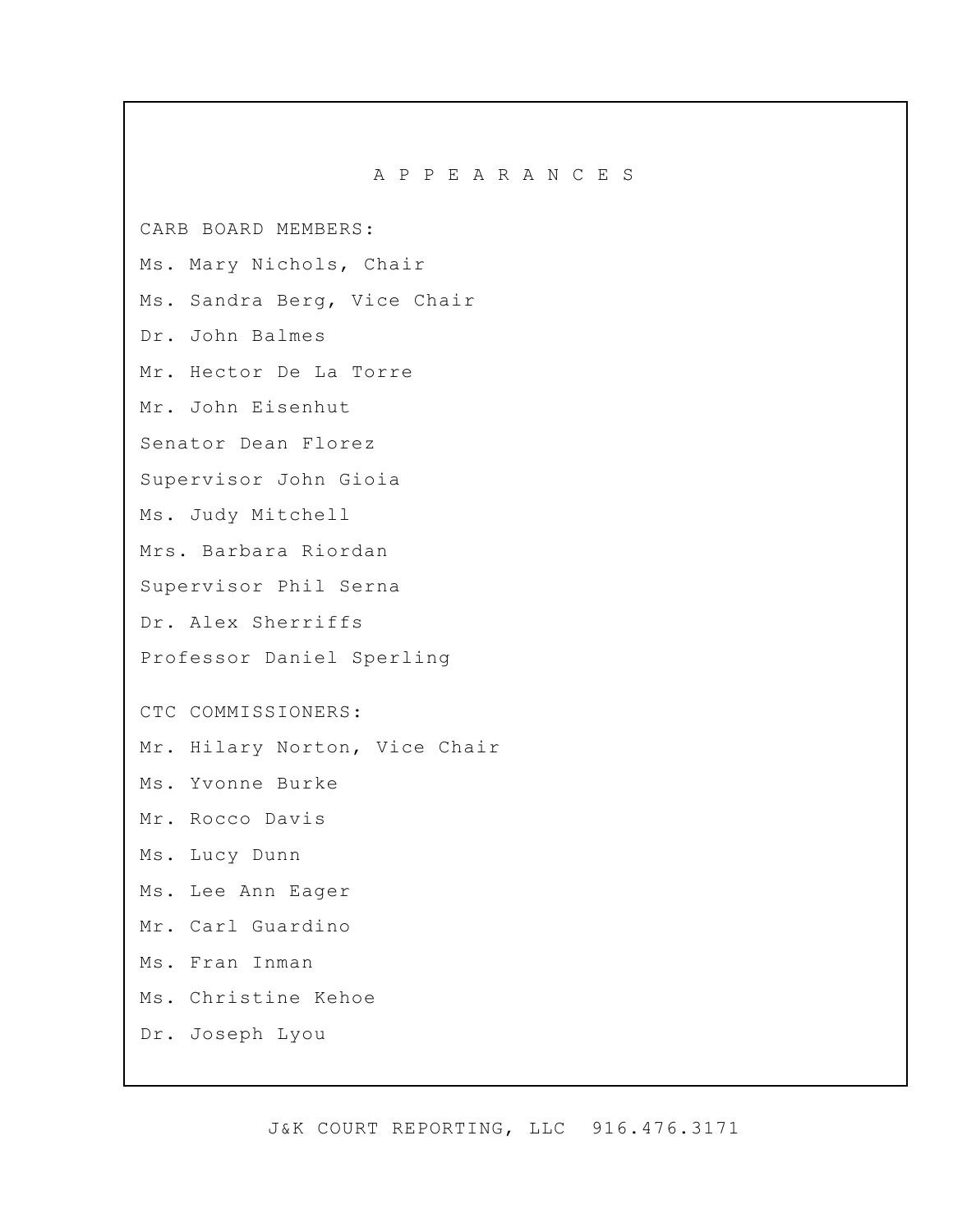# A P P E A R A N C E S

CARB BOARD MEMBERS:

Ms. Mary Nichols, Chair

Ms. Sandra Berg, Vice Chair

Dr. John Balmes

Mr. Hector De La Torre

Mr. John Eisenhut

Senator Dean Florez

Supervisor John Gioia

Ms. Judy Mitchell

Mrs. Barbara Riordan

Supervisor Phil Serna

Dr. Alex Sherriffs

Professor Daniel Sperling

CTC COMMISSIONERS:

Mr. Hilary Norton, Vice Chair

Ms. Yvonne Burke

Mr. Rocco Davis

Ms. Lucy Dunn

Ms. Lee Ann Eager

Mr. Carl Guardino

Ms. Fran Inman

Ms. Christine Kehoe

Dr. Joseph Lyou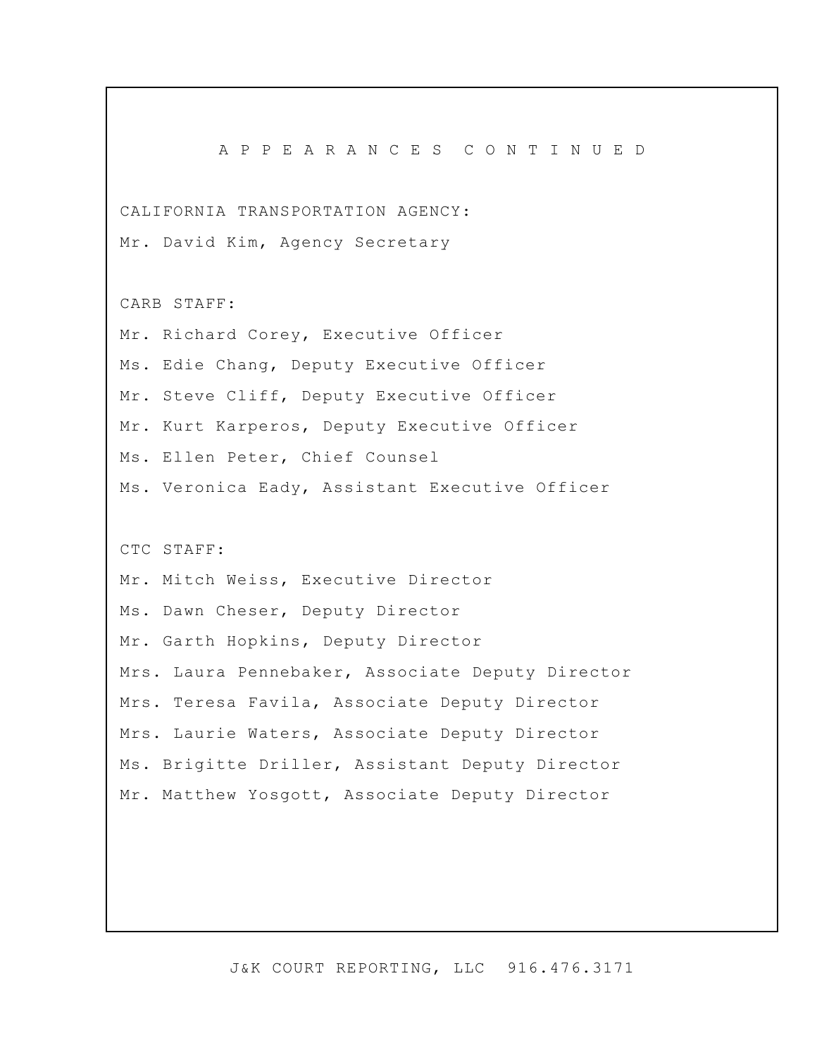# A P P E A R A N C E S   C O N T I N U E D

CALIFORNIA TRANSPORTATION AGENCY:

Mr. David Kim, Agency Secretary

CARB STAFF:

Mr. Richard Corey, Executive Officer

Ms. Edie Chang, Deputy Executive Officer

Mr. Steve Cliff, Deputy Executive Officer

Mr. Kurt Karperos, Deputy Executive Officer

Ms. Ellen Peter, Chief Counsel

Ms. Veronica Eady, Assistant Executive Officer

CTC STAFF:

Mr. Mitch Weiss, Executive Director

Ms. Dawn Cheser, Deputy Director

Mr. Garth Hopkins, Deputy Director

Mrs. Laura Pennebaker, Associate Deputy Director

Mrs. Teresa Favila, Associate Deputy Director

Mrs. Laurie Waters, Associate Deputy Director

Ms. Brigitte Driller, Assistant Deputy Director

Mr. Matthew Yosgott, Associate Deputy Director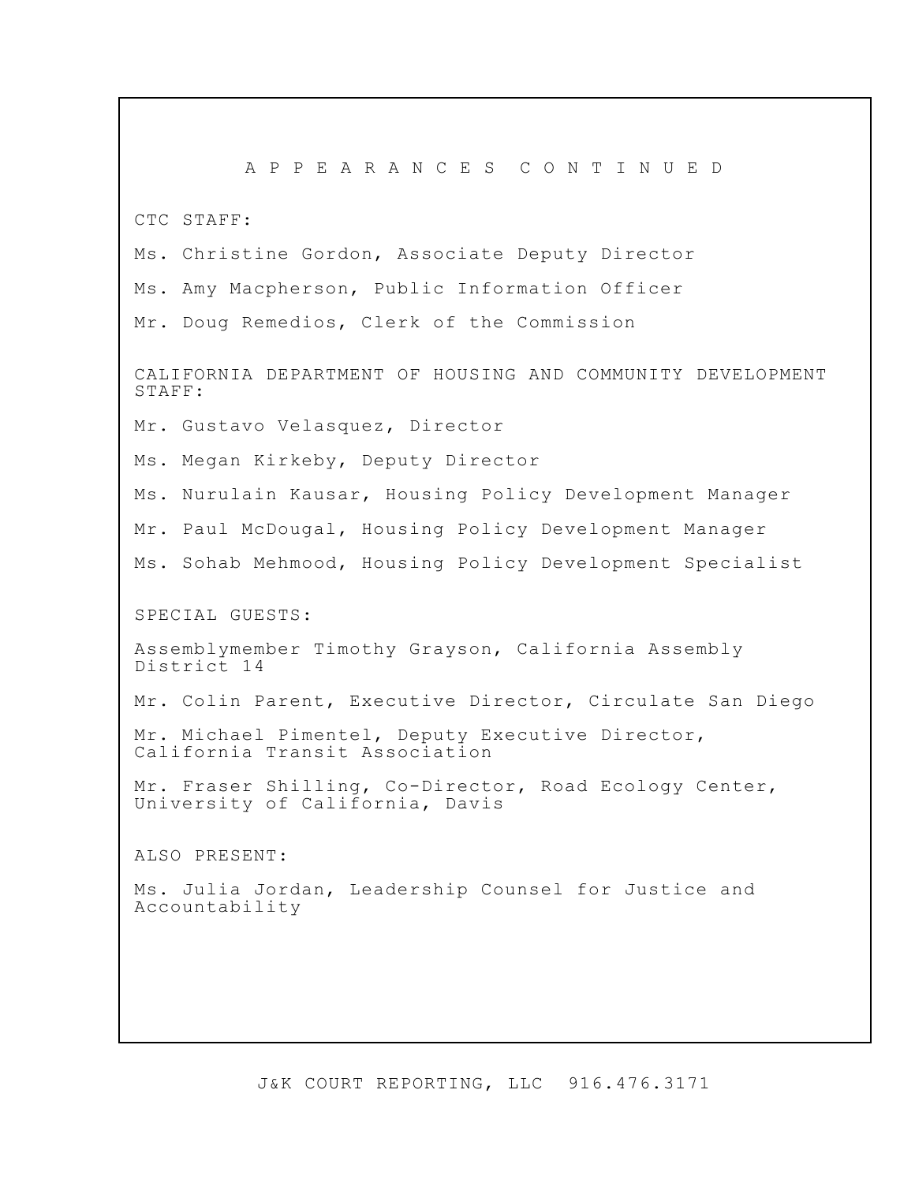## A P P E A R A N C E S   C O N T I N U E D

CTC STAFF:

Ms. Christine Gordon, Associate Deputy Director

Ms. Amy Macpherson, Public Information Officer

Mr. Doug Remedios, Clerk of the Commission

CALIFORNIA DEPARTMENT OF HOUSING AND COMMUNITY DEVELOPMENT STAFF:

Mr. Gustavo Velasquez, Director

Ms. Megan Kirkeby, Deputy Director

Ms. Nurulain Kausar, Housing Policy Development Manager

Mr. Paul McDougal, Housing Policy Development Manager

Ms. Sohab Mehmood, Housing Policy Development Specialist

SPECIAL GUESTS:

Assemblymember Timothy Grayson, California Assembly District 14

Mr. Colin Parent, Executive Director, Circulate San Diego

Mr. Michael Pimentel, Deputy Executive Director, California Transit Association

Mr. Fraser Shilling, Co-Director, Road Ecology Center, University of California, Davis

ALSO PRESENT:

Ms. Julia Jordan, Leadership Counsel for Justice and Accountability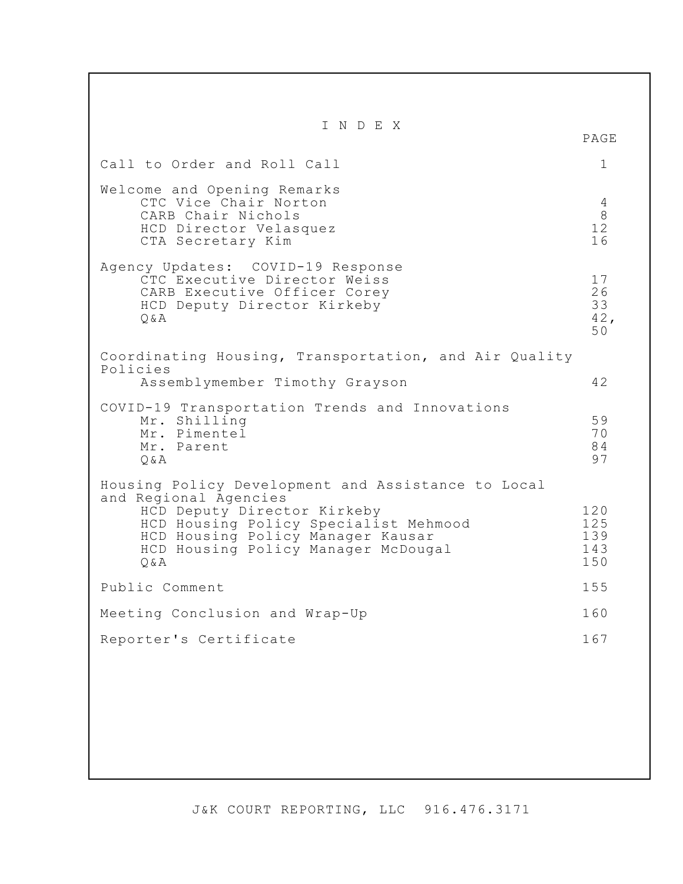# I N D E X

| | PAGE |
|---|---|
| Call to Order and Roll Call | 1 |
| Welcome and Opening Remarks | |
| CTC Vice Chair Norton | 4 |
| CARB Chair Nichols | 8 |
| HCD Director Velasquez | 12 |
| CTA Secretary Kim | 16 |
| Agency Updates: COVID-19 Response | |
| CTC Executive Director Weiss | 17 |
| CARB Executive Officer Corey | 26 |
| HCD Deputy Director Kirkeby | 33 |
| Q&A | 42, 50 |
| Coordinating Housing, Transportation, and Air Quality Policies | |
| Assemblymember Timothy Grayson | 42 |
| COVID-19 Transportation Trends and Innovations | |
| Mr. Shilling | 59 |
| Mr. Pimentel | 70 |
| Mr. Parent | 84 |
| Q&A | 97 |
| Housing Policy Development and Assistance to Local and Regional Agencies | |
| HCD Deputy Director Kirkeby | 120 |
| HCD Housing Policy Specialist Mehmood | 125 |
| HCD Housing Policy Manager Kausar | 139 |
| HCD Housing Policy Manager McDougal | 143 |
| Q&A | 150 |
| Public Comment | 155 |
| Meeting Conclusion and Wrap-Up | 160 |
| Reporter's Certificate | 167 |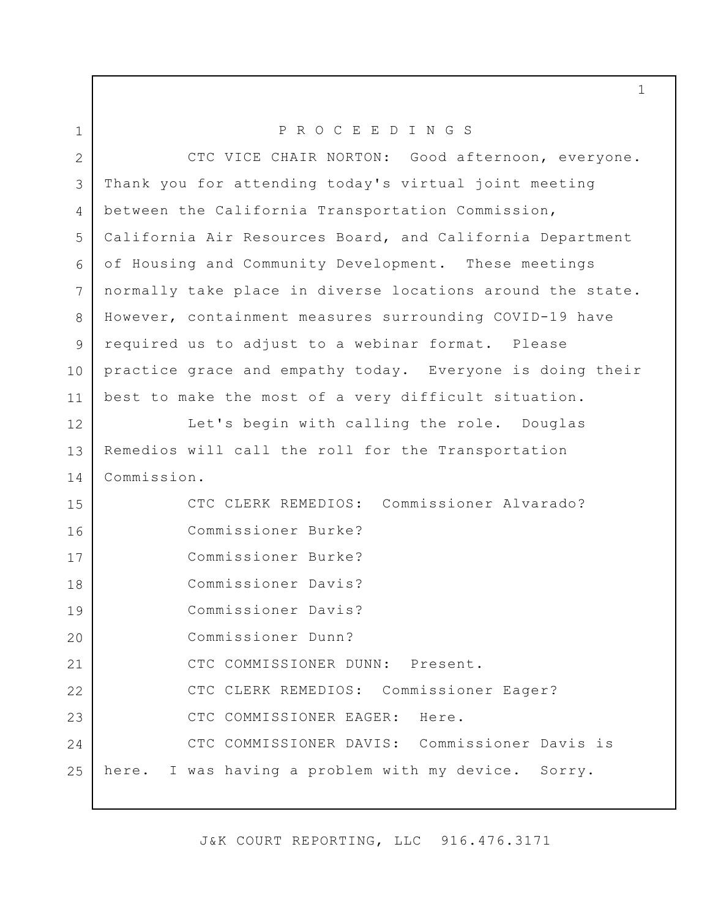P R O C E E D I N G S

CTC VICE CHAIR NORTON: Good afternoon, everyone. Thank you for attending today's virtual joint meeting between the California Transportation Commission, California Air Resources Board, and California Department of Housing and Community Development. These meetings normally take place in diverse locations around the state. However, containment measures surrounding COVID-19 have required us to adjust to a webinar format. Please practice grace and empathy today. Everyone is doing their best to make the most of a very difficult situation.

Let's begin with calling the role. Douglas Remedios will call the roll for the Transportation Commission.

CTC CLERK REMEDIOS: Commissioner Alvarado?

Commissioner Burke?

Commissioner Burke?

Commissioner Davis?

Commissioner Davis?

Commissioner Dunn?

CTC COMMISSIONER DUNN: Present.

CTC CLERK REMEDIOS: Commissioner Eager?

CTC COMMISSIONER EAGER: Here.

CTC COMMISSIONER DAVIS: Commissioner Davis is here. I was having a problem with my device. Sorry.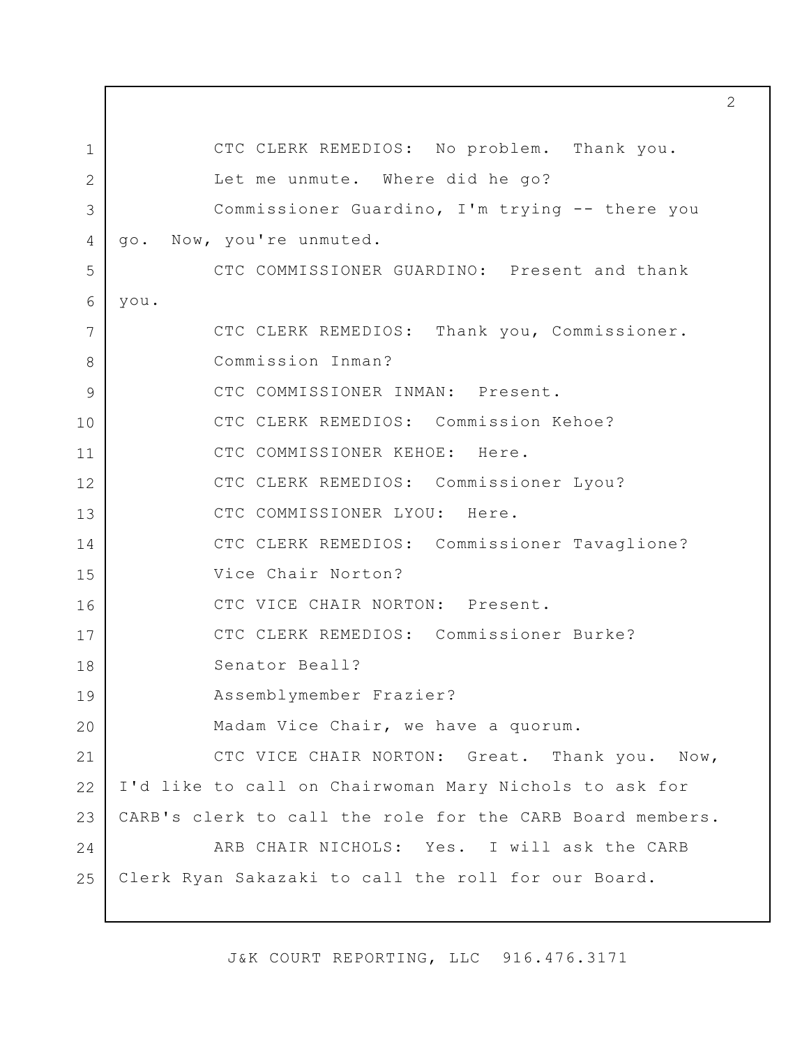CTC CLERK REMEDIOS: No problem. Thank you.

Let me unmute. Where did he go?

Commissioner Guardino, I'm trying -- there you go. Now, you're unmuted.

CTC COMMISSIONER GUARDINO: Present and thank you.

CTC CLERK REMEDIOS: Thank you, Commissioner.

Commission Inman?

CTC COMMISSIONER INMAN: Present.

CTC CLERK REMEDIOS: Commission Kehoe?

CTC COMMISSIONER KEHOE: Here.

CTC CLERK REMEDIOS: Commissioner Lyou?

CTC COMMISSIONER LYOU: Here.

CTC CLERK REMEDIOS: Commissioner Tavaglione?

Vice Chair Norton?

CTC VICE CHAIR NORTON: Present.

CTC CLERK REMEDIOS: Commissioner Burke?

Senator Beall?

Assemblymember Frazier?

Madam Vice Chair, we have a quorum.

CTC VICE CHAIR NORTON: Great. Thank you. Now, I'd like to call on Chairwoman Mary Nichols to ask for CARB's clerk to call the role for the CARB Board members.

ARB CHAIR NICHOLS: Yes. I will ask the CARB Clerk Ryan Sakazaki to call the roll for our Board.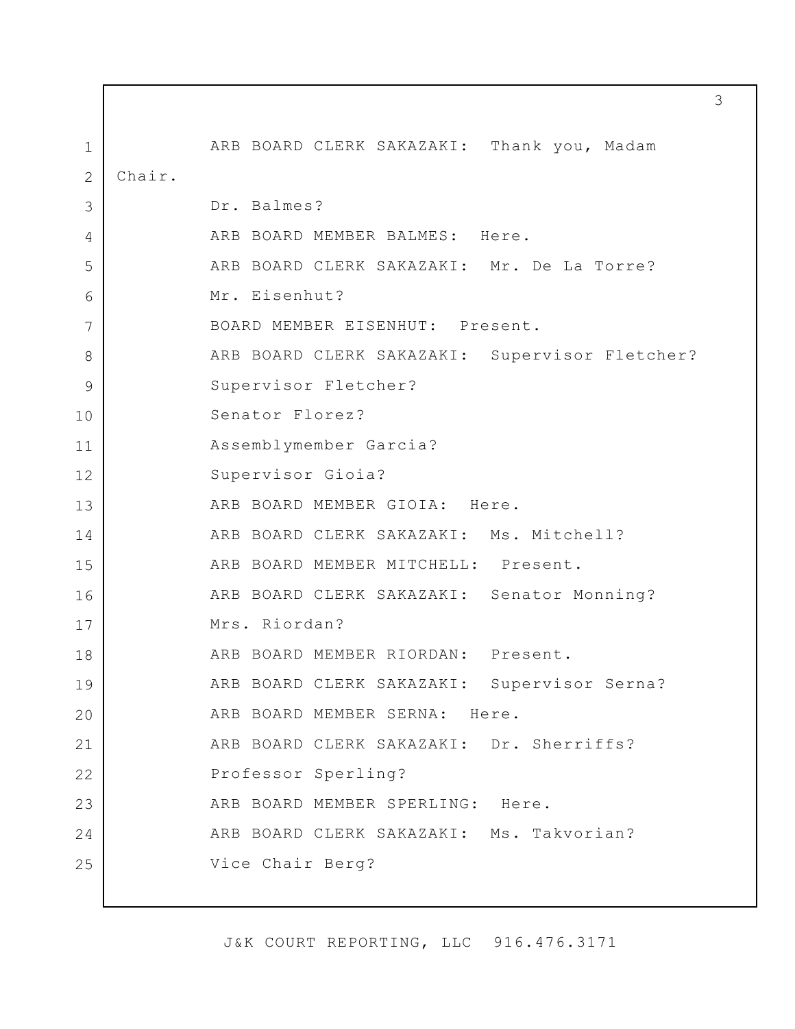ARB BOARD CLERK SAKAZAKI: Thank you, Madam Chair.

Dr. Balmes?

ARB BOARD MEMBER BALMES: Here.

ARB BOARD CLERK SAKAZAKI: Mr. De La Torre?

Mr. Eisenhut?

BOARD MEMBER EISENHUT: Present.

ARB BOARD CLERK SAKAZAKI: Supervisor Fletcher?

Supervisor Fletcher?

Senator Florez?

Assemblymember Garcia?

Supervisor Gioia?

ARB BOARD MEMBER GIOIA: Here.

ARB BOARD CLERK SAKAZAKI: Ms. Mitchell?

ARB BOARD MEMBER MITCHELL: Present.

ARB BOARD CLERK SAKAZAKI: Senator Monning?

Mrs. Riordan?

ARB BOARD MEMBER RIORDAN: Present.

ARB BOARD CLERK SAKAZAKI: Supervisor Serna?

ARB BOARD MEMBER SERNA: Here.

ARB BOARD CLERK SAKAZAKI: Dr. Sherriffs?

Professor Sperling?

ARB BOARD MEMBER SPERLING: Here.

ARB BOARD CLERK SAKAZAKI: Ms. Takvorian?

Vice Chair Berg?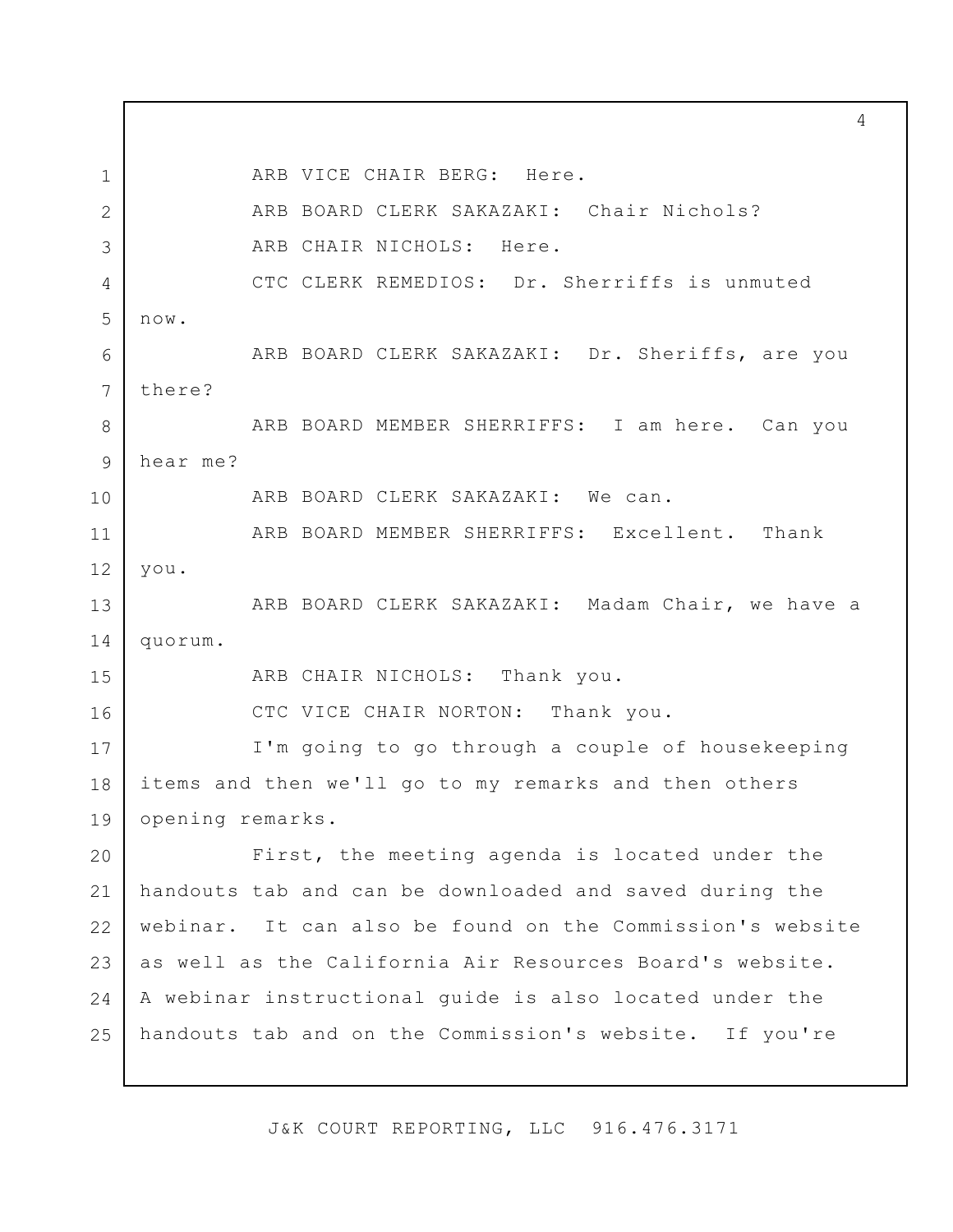ARB VICE CHAIR BERG: Here.

ARB BOARD CLERK SAKAZAKI: Chair Nichols?

ARB CHAIR NICHOLS: Here.

CTC CLERK REMEDIOS: Dr. Sherriffs is unmuted now.

ARB BOARD CLERK SAKAZAKI: Dr. Sheriffs, are you there?

ARB BOARD MEMBER SHERRIFFS: I am here. Can you hear me?

ARB BOARD CLERK SAKAZAKI: We can.

ARB BOARD MEMBER SHERRIFFS: Excellent. Thank you.

ARB BOARD CLERK SAKAZAKI: Madam Chair, we have a quorum.

ARB CHAIR NICHOLS: Thank you.

CTC VICE CHAIR NORTON: Thank you.

I'm going to go through a couple of housekeeping items and then we'll go to my remarks and then others opening remarks.

First, the meeting agenda is located under the handouts tab and can be downloaded and saved during the webinar. It can also be found on the Commission's website as well as the California Air Resources Board's website. A webinar instructional guide is also located under the handouts tab and on the Commission's website. If you're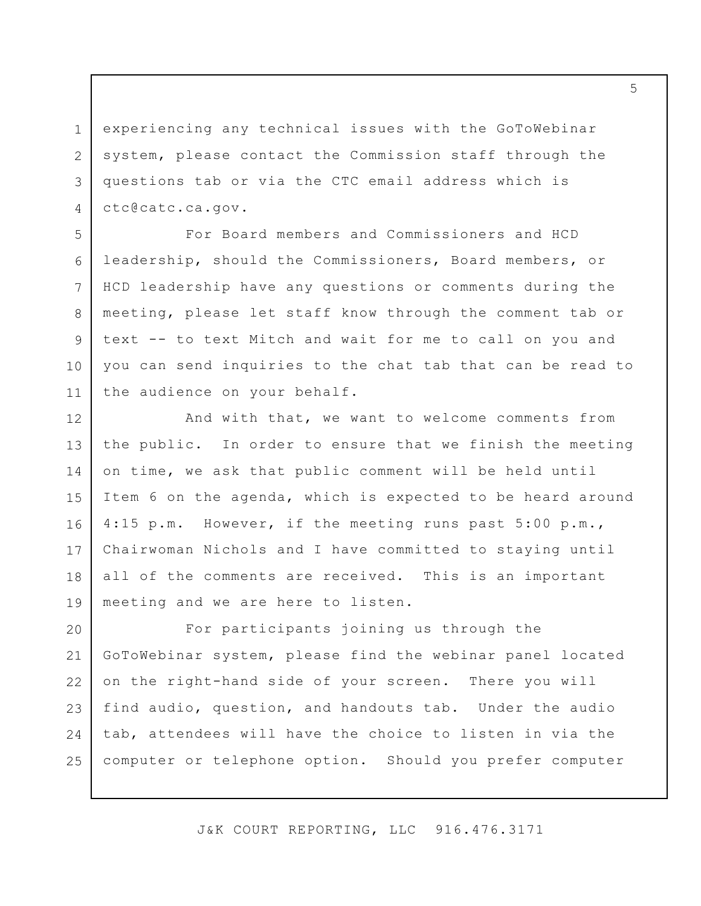experiencing any technical issues with the GoToWebinar system, please contact the Commission staff through the questions tab or via the CTC email address which is ctc@catc.ca.gov.

For Board members and Commissioners and HCD leadership, should the Commissioners, Board members, or HCD leadership have any questions or comments during the meeting, please let staff know through the comment tab or text -- to text Mitch and wait for me to call on you and you can send inquiries to the chat tab that can be read to the audience on your behalf.

And with that, we want to welcome comments from the public. In order to ensure that we finish the meeting on time, we ask that public comment will be held until Item 6 on the agenda, which is expected to be heard around 4:15 p.m. However, if the meeting runs past 5:00 p.m., Chairwoman Nichols and I have committed to staying until all of the comments are received. This is an important meeting and we are here to listen.

For participants joining us through the GoToWebinar system, please find the webinar panel located on the right-hand side of your screen. There you will find audio, question, and handouts tab. Under the audio tab, attendees will have the choice to listen in via the computer or telephone option. Should you prefer computer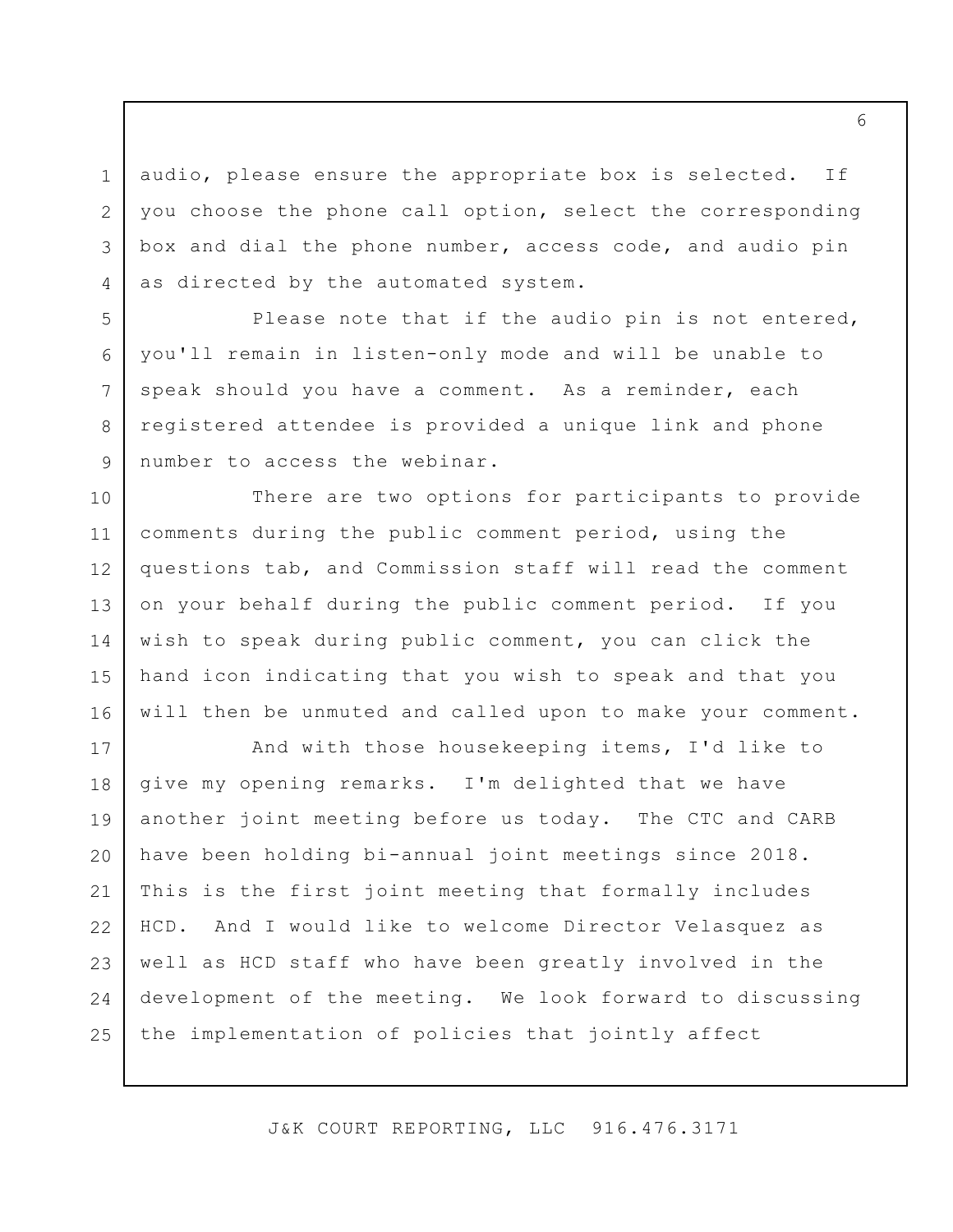audio, please ensure the appropriate box is selected. If you choose the phone call option, select the corresponding box and dial the phone number, access code, and audio pin as directed by the automated system.

Please note that if the audio pin is not entered, you'll remain in listen-only mode and will be unable to speak should you have a comment. As a reminder, each registered attendee is provided a unique link and phone number to access the webinar.

There are two options for participants to provide comments during the public comment period, using the questions tab, and Commission staff will read the comment on your behalf during the public comment period. If you wish to speak during public comment, you can click the hand icon indicating that you wish to speak and that you will then be unmuted and called upon to make your comment.

And with those housekeeping items, I'd like to give my opening remarks. I'm delighted that we have another joint meeting before us today. The CTC and CARB have been holding bi-annual joint meetings since 2018. This is the first joint meeting that formally includes HCD. And I would like to welcome Director Velasquez as well as HCD staff who have been greatly involved in the development of the meeting. We look forward to discussing the implementation of policies that jointly affect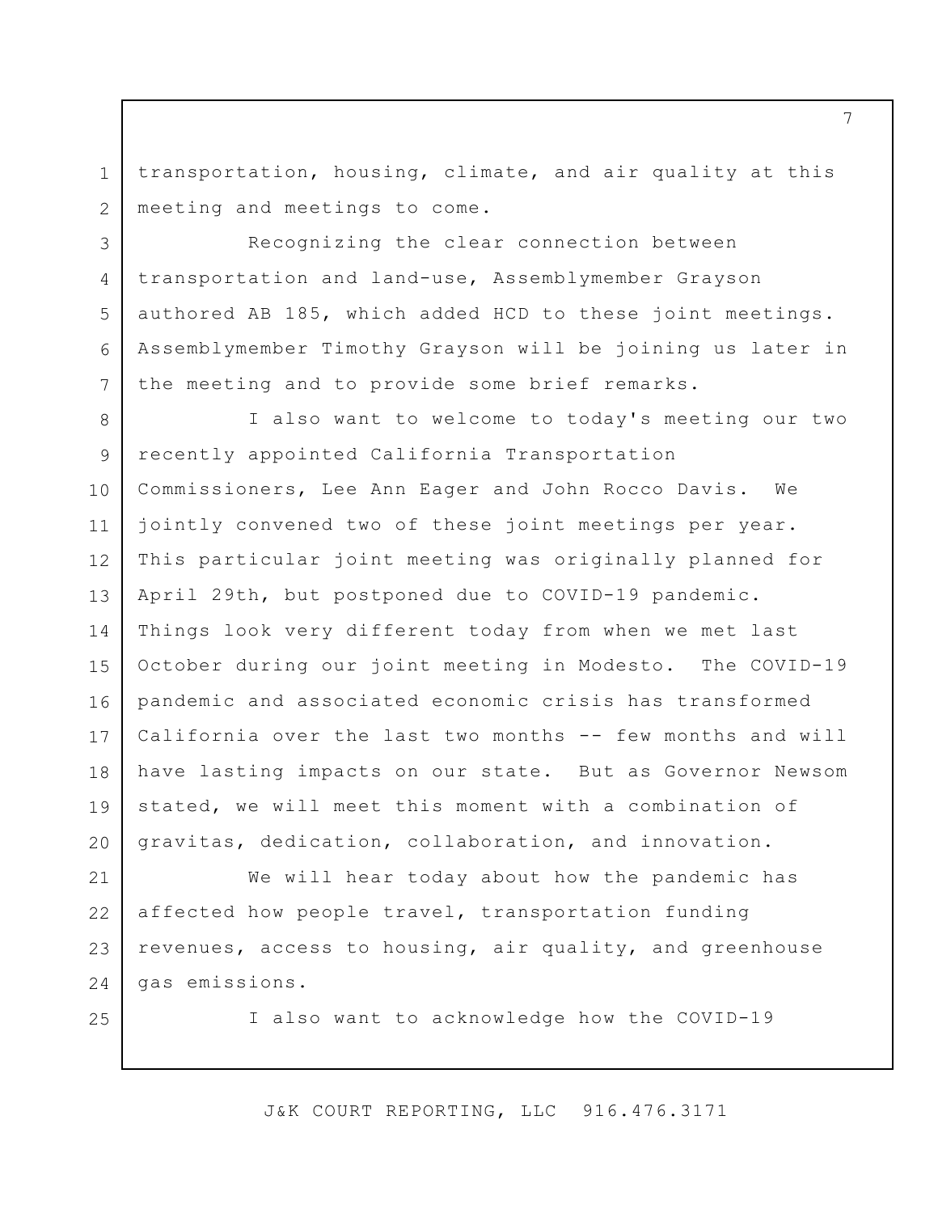transportation, housing, climate, and air quality at this meeting and meetings to come.

Recognizing the clear connection between transportation and land-use, Assemblymember Grayson authored AB 185, which added HCD to these joint meetings. Assemblymember Timothy Grayson will be joining us later in the meeting and to provide some brief remarks.

I also want to welcome to today's meeting our two recently appointed California Transportation Commissioners, Lee Ann Eager and John Rocco Davis. We jointly convened two of these joint meetings per year. This particular joint meeting was originally planned for April 29th, but postponed due to COVID-19 pandemic. Things look very different today from when we met last October during our joint meeting in Modesto. The COVID-19 pandemic and associated economic crisis has transformed California over the last two months -- few months and will have lasting impacts on our state. But as Governor Newsom stated, we will meet this moment with a combination of gravitas, dedication, collaboration, and innovation.

We will hear today about how the pandemic has affected how people travel, transportation funding revenues, access to housing, air quality, and greenhouse gas emissions.

I also want to acknowledge how the COVID-19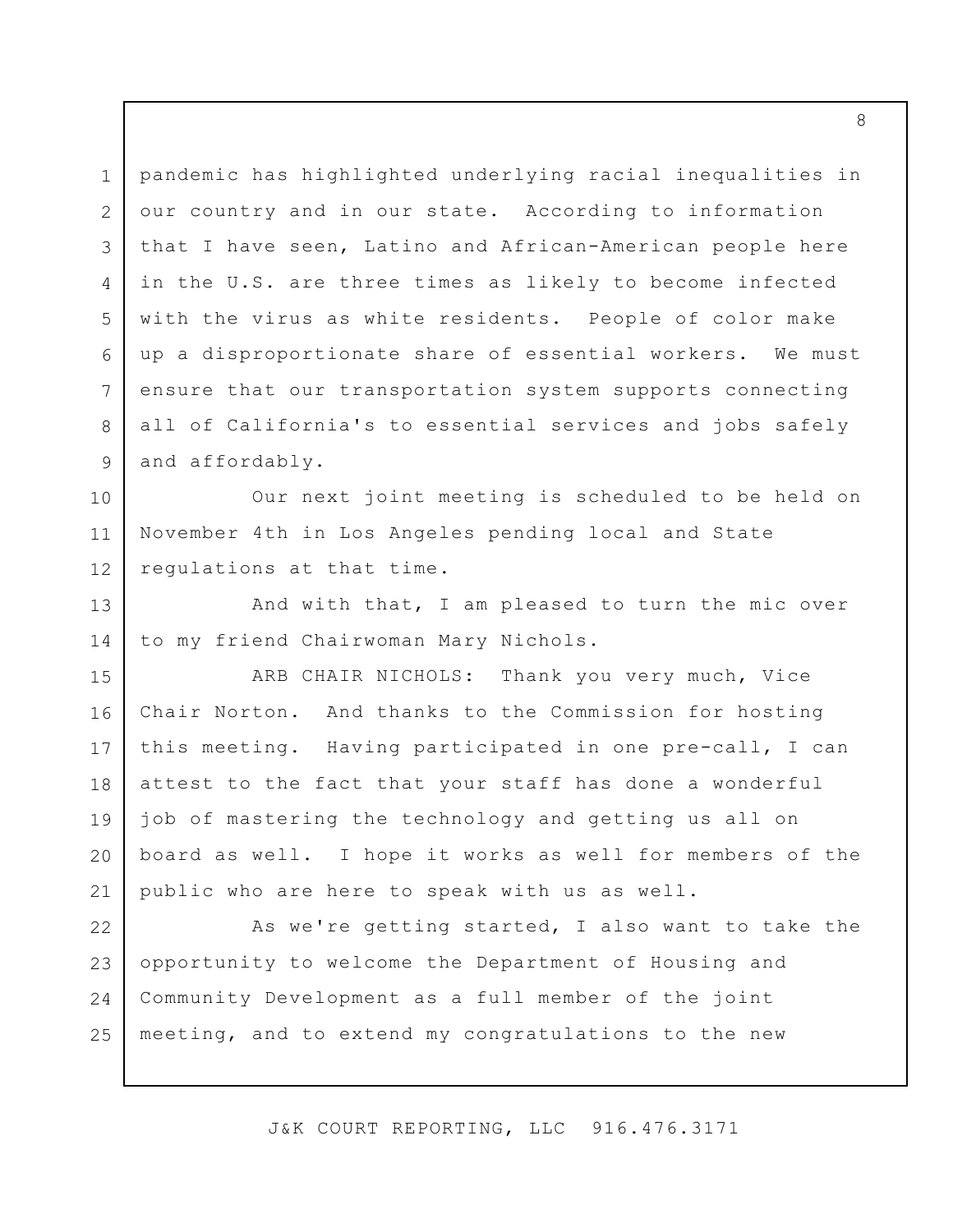pandemic has highlighted underlying racial inequalities in our country and in our state. According to information that I have seen, Latino and African-American people here in the U.S. are three times as likely to become infected with the virus as white residents. People of color make up a disproportionate share of essential workers. We must ensure that our transportation system supports connecting all of California's to essential services and jobs safely and affordably.

Our next joint meeting is scheduled to be held on November 4th in Los Angeles pending local and State regulations at that time.

And with that, I am pleased to turn the mic over to my friend Chairwoman Mary Nichols.

ARB CHAIR NICHOLS: Thank you very much, Vice Chair Norton. And thanks to the Commission for hosting this meeting. Having participated in one pre-call, I can attest to the fact that your staff has done a wonderful job of mastering the technology and getting us all on board as well. I hope it works as well for members of the public who are here to speak with us as well.

As we're getting started, I also want to take the opportunity to welcome the Department of Housing and Community Development as a full member of the joint meeting, and to extend my congratulations to the new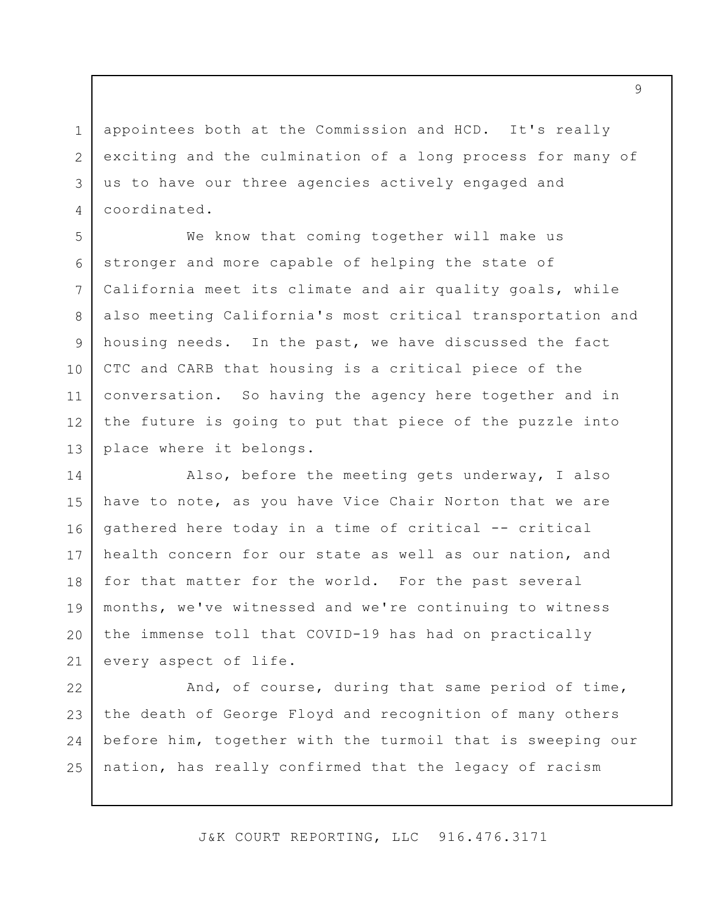appointees both at the Commission and HCD. It's really exciting and the culmination of a long process for many of us to have our three agencies actively engaged and coordinated.

We know that coming together will make us stronger and more capable of helping the state of California meet its climate and air quality goals, while also meeting California's most critical transportation and housing needs. In the past, we have discussed the fact CTC and CARB that housing is a critical piece of the conversation. So having the agency here together and in the future is going to put that piece of the puzzle into place where it belongs.

Also, before the meeting gets underway, I also have to note, as you have Vice Chair Norton that we are gathered here today in a time of critical -- critical health concern for our state as well as our nation, and for that matter for the world. For the past several months, we've witnessed and we're continuing to witness the immense toll that COVID-19 has had on practically every aspect of life.

And, of course, during that same period of time, the death of George Floyd and recognition of many others before him, together with the turmoil that is sweeping our nation, has really confirmed that the legacy of racism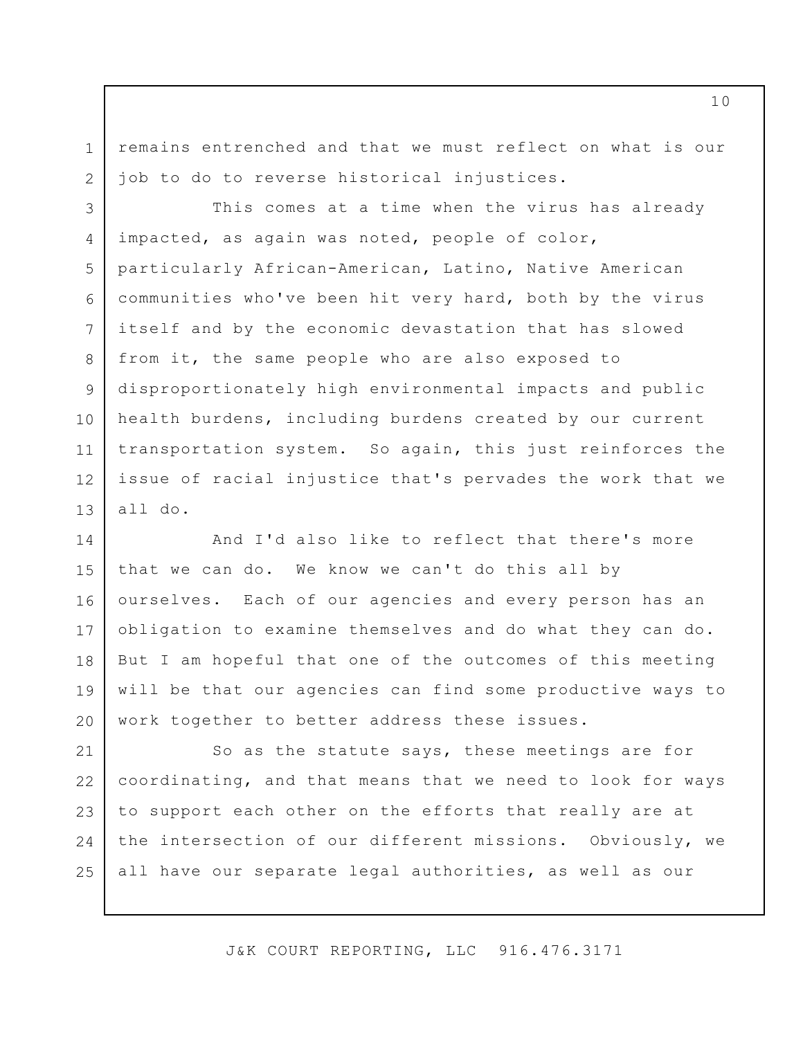remains entrenched and that we must reflect on what is our job to do to reverse historical injustices.

This comes at a time when the virus has already impacted, as again was noted, people of color, particularly African-American, Latino, Native American communities who've been hit very hard, both by the virus itself and by the economic devastation that has slowed from it, the same people who are also exposed to disproportionately high environmental impacts and public health burdens, including burdens created by our current transportation system. So again, this just reinforces the issue of racial injustice that's pervades the work that we all do.

And I'd also like to reflect that there's more that we can do. We know we can't do this all by ourselves. Each of our agencies and every person has an obligation to examine themselves and do what they can do. But I am hopeful that one of the outcomes of this meeting will be that our agencies can find some productive ways to work together to better address these issues.

So as the statute says, these meetings are for coordinating, and that means that we need to look for ways to support each other on the efforts that really are at the intersection of our different missions. Obviously, we all have our separate legal authorities, as well as our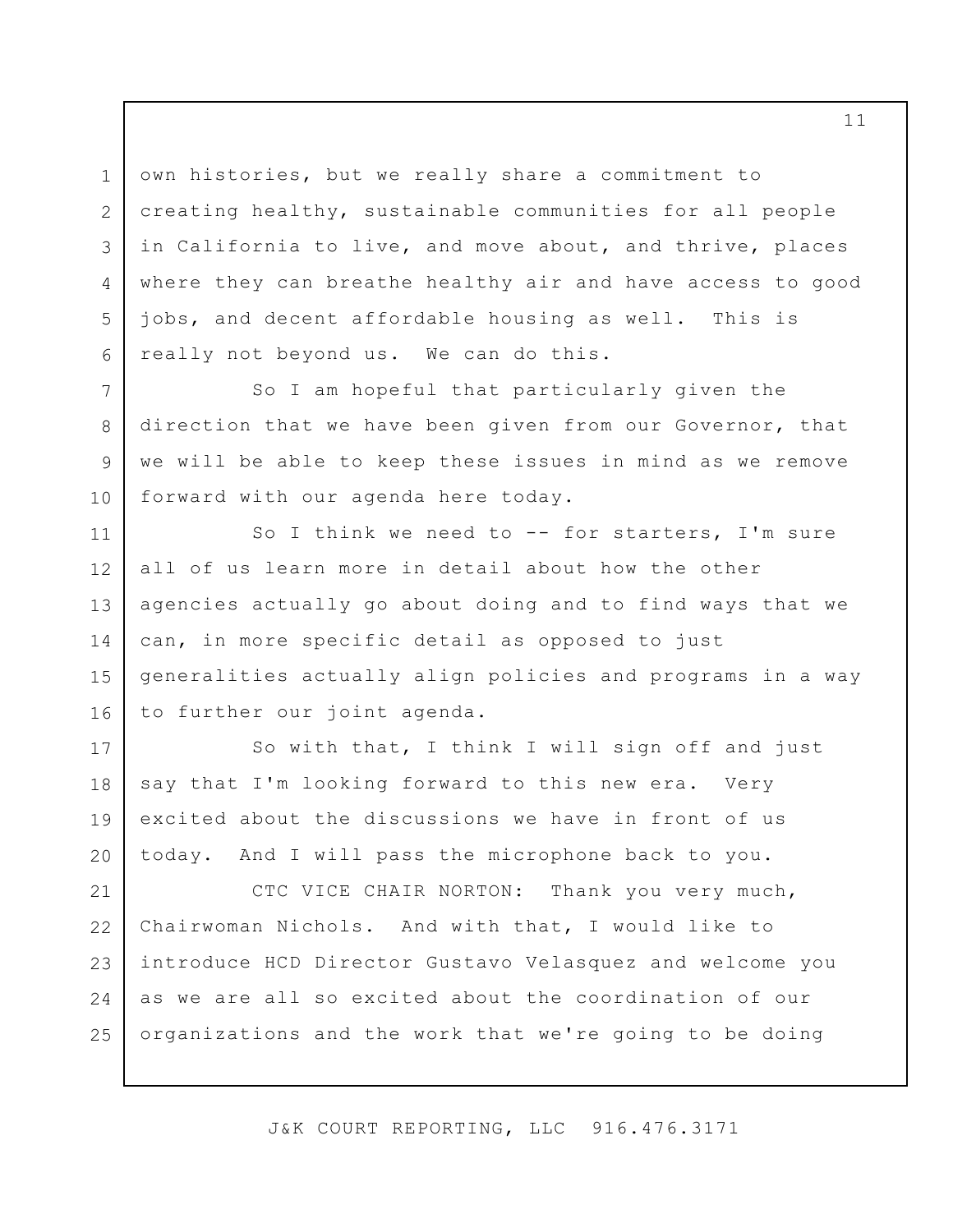own histories, but we really share a commitment to creating healthy, sustainable communities for all people in California to live, and move about, and thrive, places where they can breathe healthy air and have access to good jobs, and decent affordable housing as well. This is really not beyond us. We can do this.

So I am hopeful that particularly given the direction that we have been given from our Governor, that we will be able to keep these issues in mind as we remove forward with our agenda here today.

So I think we need to -- for starters, I'm sure all of us learn more in detail about how the other agencies actually go about doing and to find ways that we can, in more specific detail as opposed to just generalities actually align policies and programs in a way to further our joint agenda.

So with that, I think I will sign off and just say that I'm looking forward to this new era. Very excited about the discussions we have in front of us today. And I will pass the microphone back to you.

CTC VICE CHAIR NORTON: Thank you very much, Chairwoman Nichols. And with that, I would like to introduce HCD Director Gustavo Velasquez and welcome you as we are all so excited about the coordination of our organizations and the work that we're going to be doing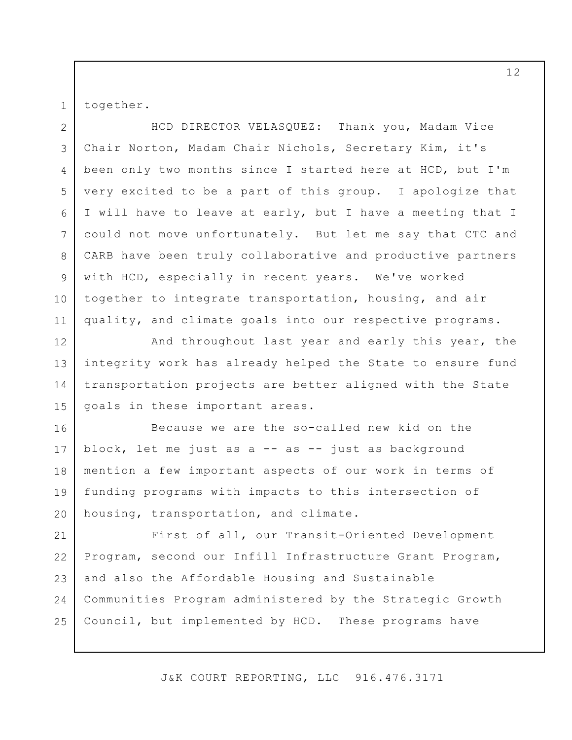together.

HCD DIRECTOR VELASQUEZ: Thank you, Madam Vice Chair Norton, Madam Chair Nichols, Secretary Kim, it's been only two months since I started here at HCD, but I'm very excited to be a part of this group. I apologize that I will have to leave at early, but I have a meeting that I could not move unfortunately. But let me say that CTC and CARB have been truly collaborative and productive partners with HCD, especially in recent years. We've worked together to integrate transportation, housing, and air quality, and climate goals into our respective programs.

And throughout last year and early this year, the integrity work has already helped the State to ensure fund transportation projects are better aligned with the State goals in these important areas.

Because we are the so-called new kid on the block, let me just as a -- as -- just as background mention a few important aspects of our work in terms of funding programs with impacts to this intersection of housing, transportation, and climate.

First of all, our Transit-Oriented Development Program, second our Infill Infrastructure Grant Program, and also the Affordable Housing and Sustainable Communities Program administered by the Strategic Growth Council, but implemented by HCD. These programs have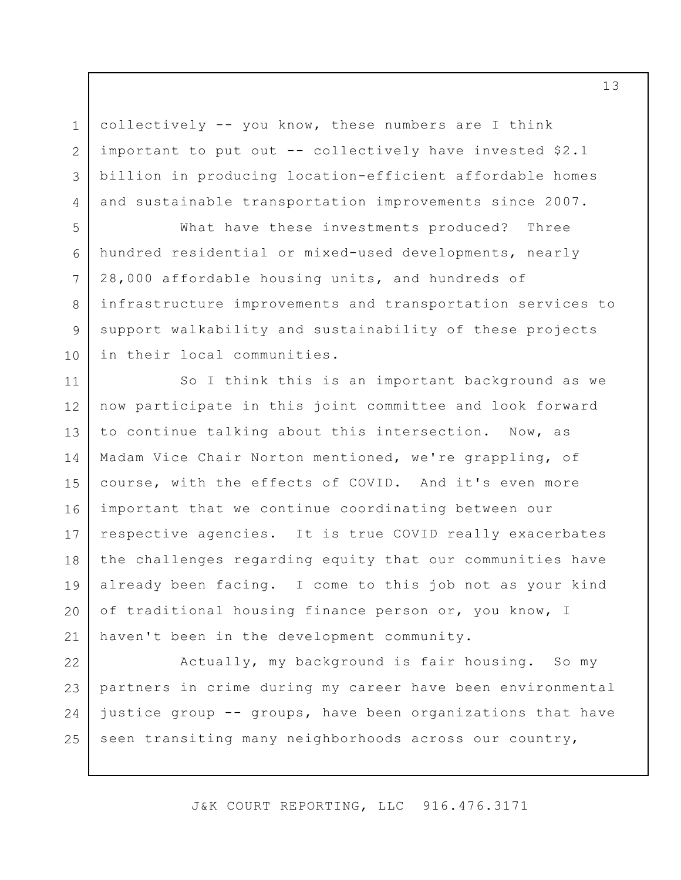collectively -- you know, these numbers are I think important to put out -- collectively have invested $2.1 billion in producing location-efficient affordable homes and sustainable transportation improvements since 2007.

What have these investments produced? Three hundred residential or mixed-used developments, nearly 28,000 affordable housing units, and hundreds of infrastructure improvements and transportation services to support walkability and sustainability of these projects in their local communities.

So I think this is an important background as we now participate in this joint committee and look forward to continue talking about this intersection. Now, as Madam Vice Chair Norton mentioned, we're grappling, of course, with the effects of COVID. And it's even more important that we continue coordinating between our respective agencies. It is true COVID really exacerbates the challenges regarding equity that our communities have already been facing. I come to this job not as your kind of traditional housing finance person or, you know, I haven't been in the development community.

Actually, my background is fair housing. So my partners in crime during my career have been environmental justice group -- groups, have been organizations that have seen transiting many neighborhoods across our country,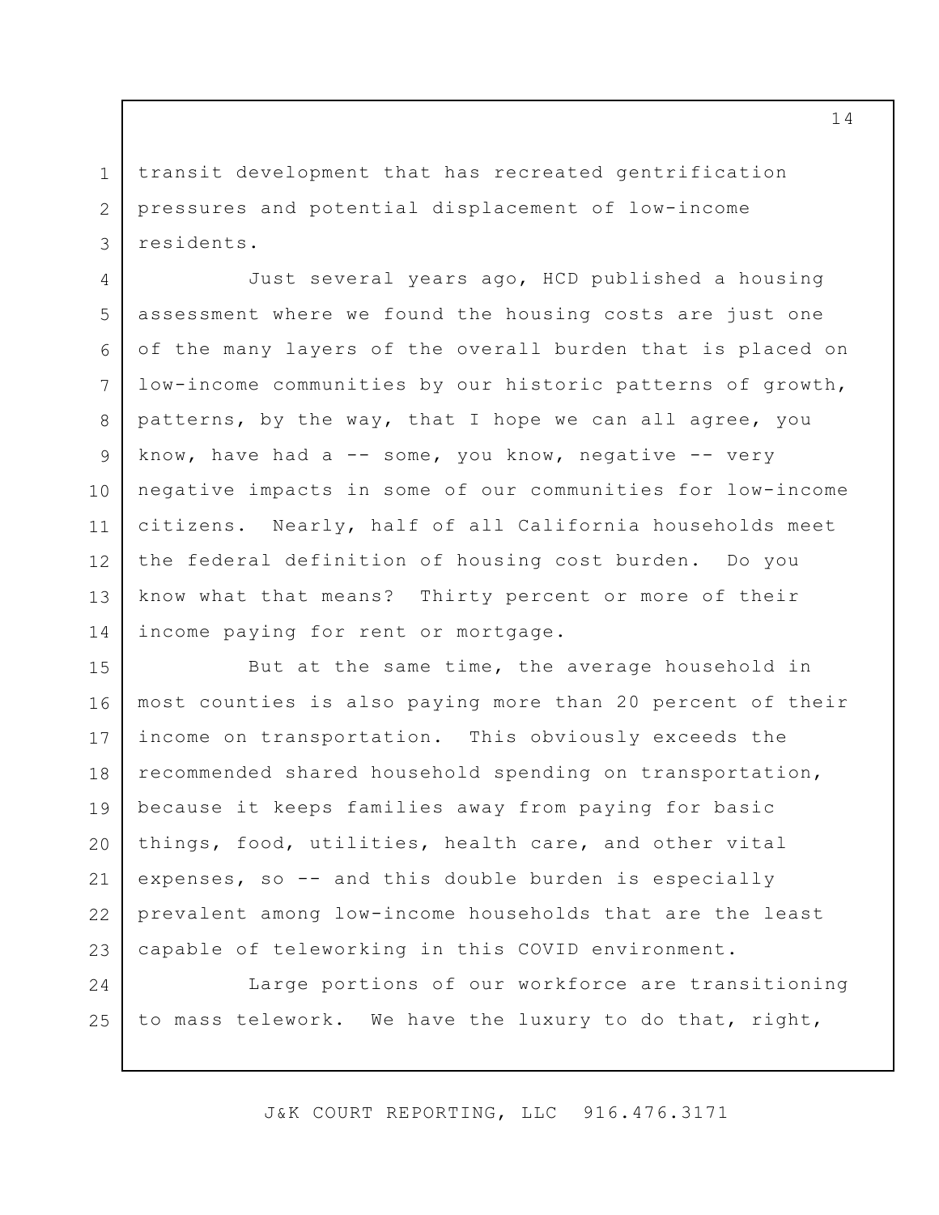transit development that has recreated gentrification pressures and potential displacement of low-income residents.

Just several years ago, HCD published a housing assessment where we found the housing costs are just one of the many layers of the overall burden that is placed on low-income communities by our historic patterns of growth, patterns, by the way, that I hope we can all agree, you know, have had a -- some, you know, negative -- very negative impacts in some of our communities for low-income citizens. Nearly, half of all California households meet the federal definition of housing cost burden. Do you know what that means? Thirty percent or more of their income paying for rent or mortgage.

But at the same time, the average household in most counties is also paying more than 20 percent of their income on transportation. This obviously exceeds the recommended shared household spending on transportation, because it keeps families away from paying for basic things, food, utilities, health care, and other vital expenses, so -- and this double burden is especially prevalent among low-income households that are the least capable of teleworking in this COVID environment.

Large portions of our workforce are transitioning to mass telework. We have the luxury to do that, right,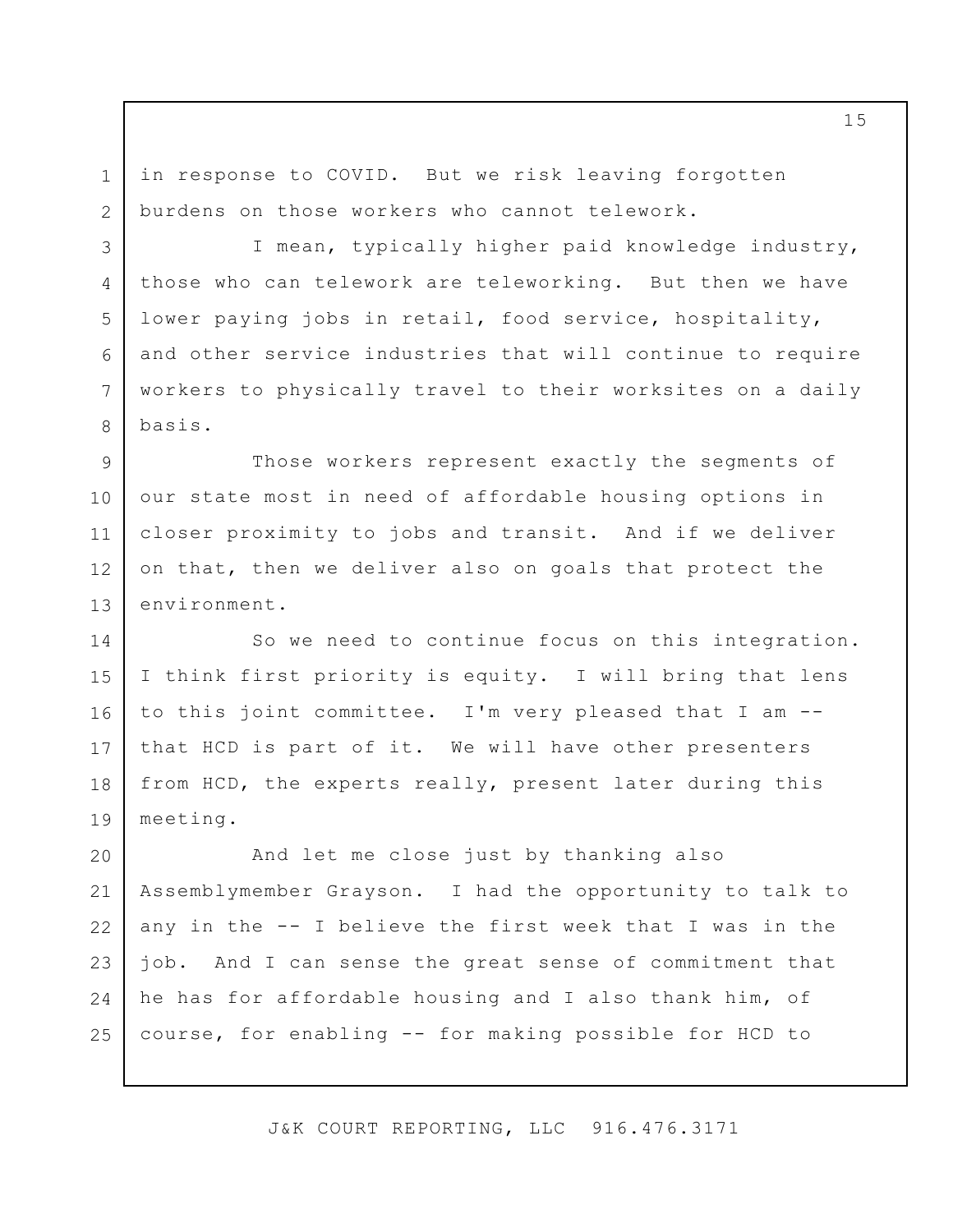in response to COVID. But we risk leaving forgotten burdens on those workers who cannot telework.

I mean, typically higher paid knowledge industry, those who can telework are teleworking. But then we have lower paying jobs in retail, food service, hospitality, and other service industries that will continue to require workers to physically travel to their worksites on a daily basis.

Those workers represent exactly the segments of our state most in need of affordable housing options in closer proximity to jobs and transit. And if we deliver on that, then we deliver also on goals that protect the environment.

So we need to continue focus on this integration. I think first priority is equity. I will bring that lens to this joint committee. I'm very pleased that I am -- that HCD is part of it. We will have other presenters from HCD, the experts really, present later during this meeting.

And let me close just by thanking also Assemblymember Grayson. I had the opportunity to talk to any in the -- I believe the first week that I was in the job. And I can sense the great sense of commitment that he has for affordable housing and I also thank him, of course, for enabling -- for making possible for HCD to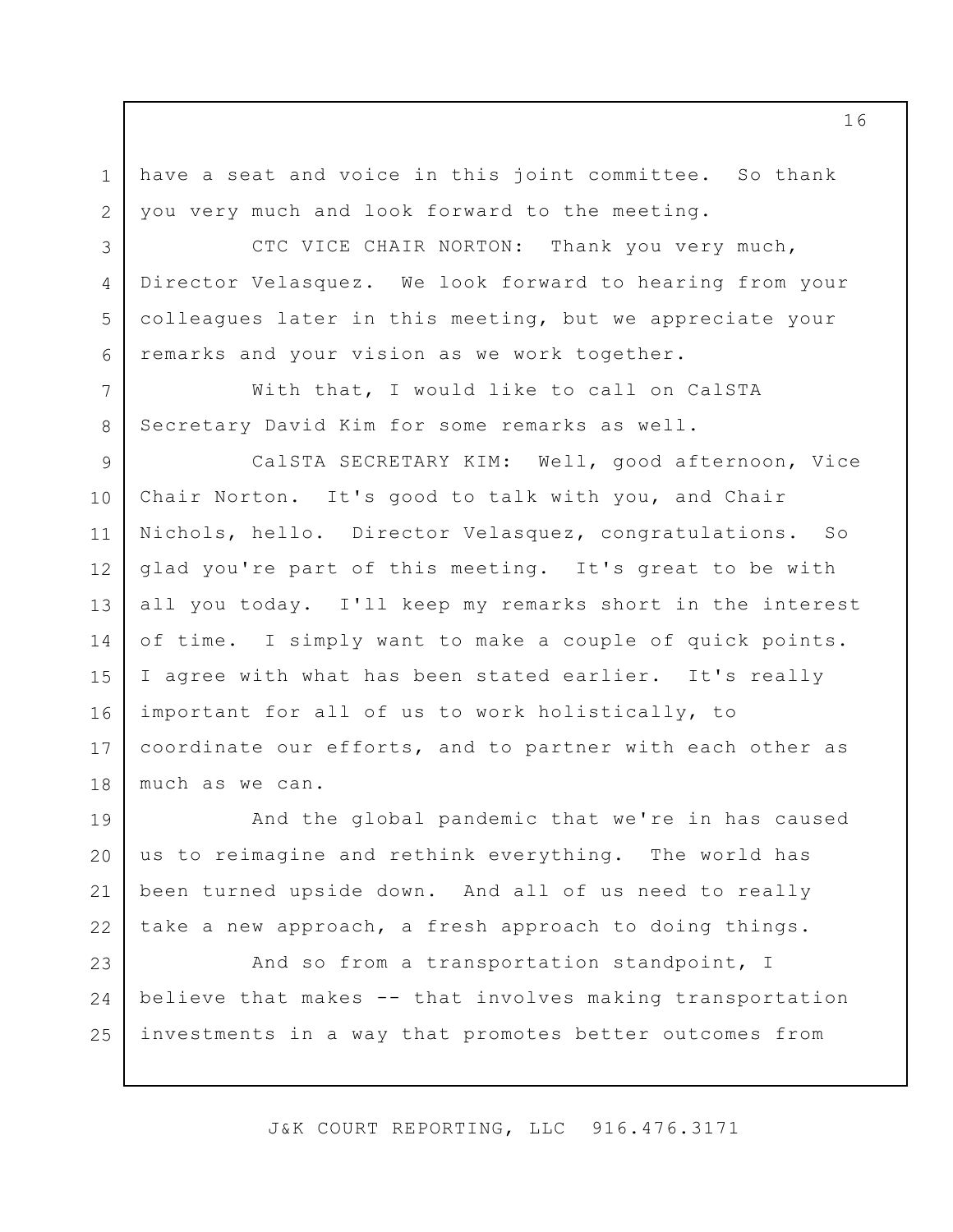have a seat and voice in this joint committee. So thank you very much and look forward to the meeting.

CTC VICE CHAIR NORTON: Thank you very much, Director Velasquez. We look forward to hearing from your colleagues later in this meeting, but we appreciate your remarks and your vision as we work together.

With that, I would like to call on CalSTA Secretary David Kim for some remarks as well.

CalSTA SECRETARY KIM: Well, good afternoon, Vice Chair Norton. It's good to talk with you, and Chair Nichols, hello. Director Velasquez, congratulations. So glad you're part of this meeting. It's great to be with all you today. I'll keep my remarks short in the interest of time. I simply want to make a couple of quick points. I agree with what has been stated earlier. It's really important for all of us to work holistically, to coordinate our efforts, and to partner with each other as much as we can.

And the global pandemic that we're in has caused us to reimagine and rethink everything. The world has been turned upside down. And all of us need to really take a new approach, a fresh approach to doing things.

And so from a transportation standpoint, I believe that makes -- that involves making transportation investments in a way that promotes better outcomes from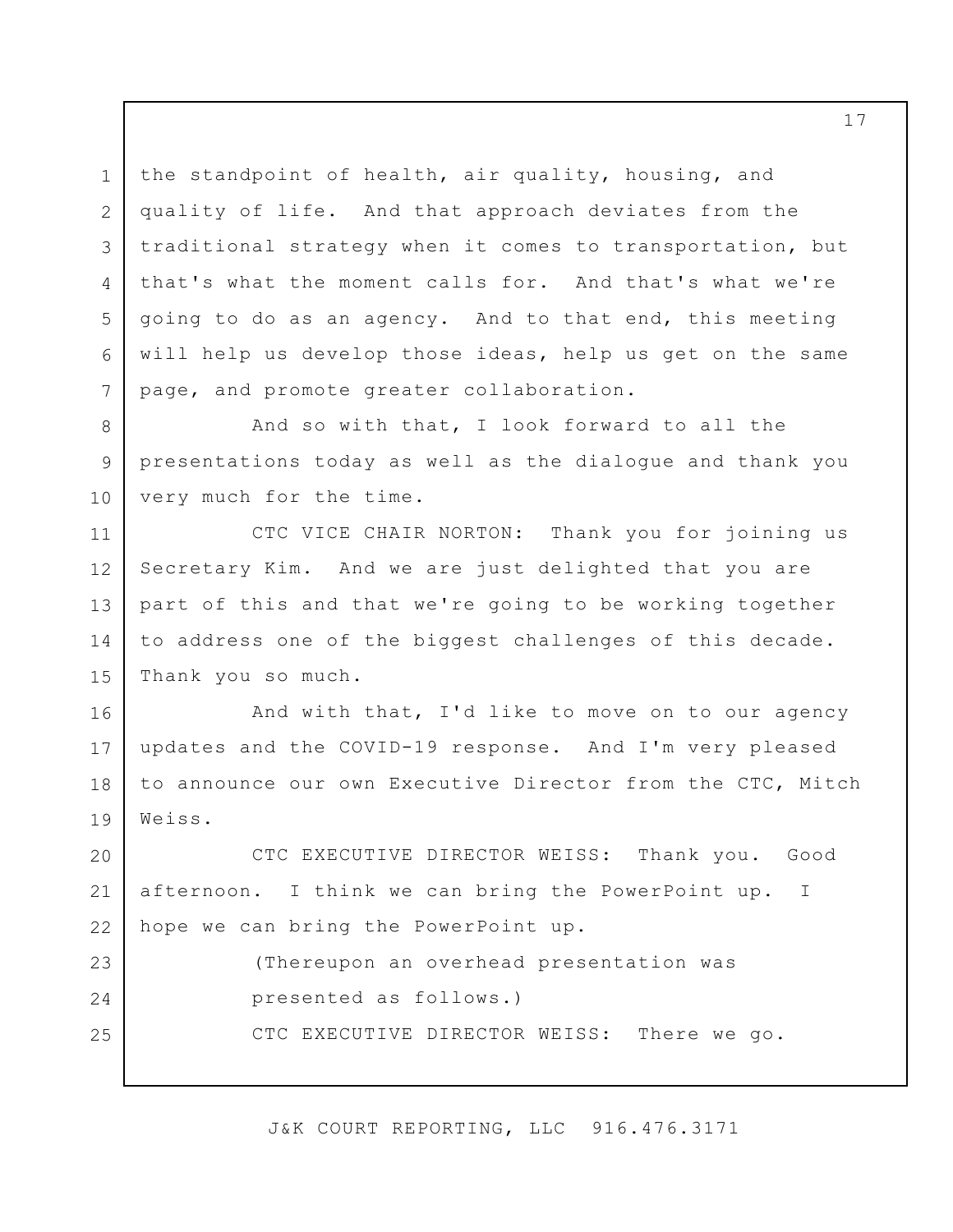the standpoint of health, air quality, housing, and quality of life. And that approach deviates from the traditional strategy when it comes to transportation, but that's what the moment calls for. And that's what we're going to do as an agency. And to that end, this meeting will help us develop those ideas, help us get on the same page, and promote greater collaboration.

And so with that, I look forward to all the presentations today as well as the dialogue and thank you very much for the time.

CTC VICE CHAIR NORTON: Thank you for joining us Secretary Kim. And we are just delighted that you are part of this and that we're going to be working together to address one of the biggest challenges of this decade. Thank you so much.

And with that, I'd like to move on to our agency updates and the COVID-19 response. And I'm very pleased to announce our own Executive Director from the CTC, Mitch Weiss.

CTC EXECUTIVE DIRECTOR WEISS: Thank you. Good afternoon. I think we can bring the PowerPoint up. I hope we can bring the PowerPoint up.

(Thereupon an overhead presentation was presented as follows.)

CTC EXECUTIVE DIRECTOR WEISS: There we go.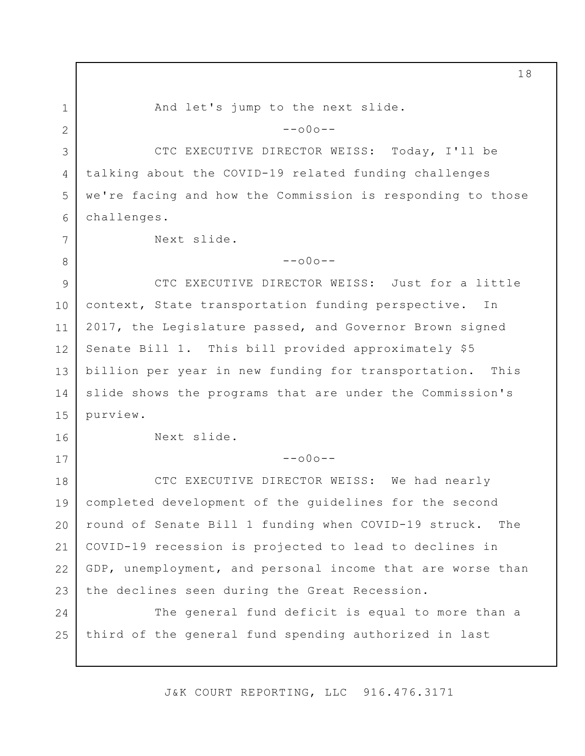And let's jump to the next slide.

--o0o--

CTC EXECUTIVE DIRECTOR WEISS: Today, I'll be talking about the COVID-19 related funding challenges we're facing and how the Commission is responding to those challenges.

Next slide.

--o0o--

CTC EXECUTIVE DIRECTOR WEISS: Just for a little context, State transportation funding perspective. In 2017, the Legislature passed, and Governor Brown signed Senate Bill 1. This bill provided approximately $5 billion per year in new funding for transportation. This slide shows the programs that are under the Commission's purview.

Next slide.

--o0o--

CTC EXECUTIVE DIRECTOR WEISS: We had nearly completed development of the guidelines for the second round of Senate Bill 1 funding when COVID-19 struck. The COVID-19 recession is projected to lead to declines in GDP, unemployment, and personal income that are worse than the declines seen during the Great Recession.

The general fund deficit is equal to more than a third of the general fund spending authorized in last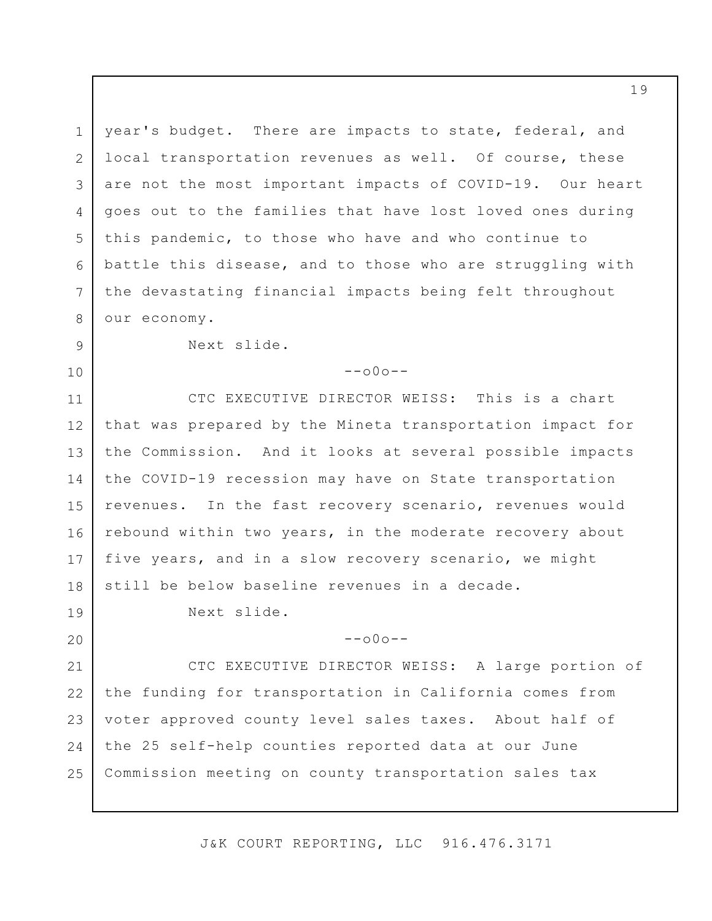year's budget. There are impacts to state, federal, and local transportation revenues as well. Of course, these are not the most important impacts of COVID-19. Our heart goes out to the families that have lost loved ones during this pandemic, to those who have and who continue to battle this disease, and to those who are struggling with the devastating financial impacts being felt throughout our economy.

Next slide.

--o0o--

CTC EXECUTIVE DIRECTOR WEISS: This is a chart that was prepared by the Mineta transportation impact for the Commission. And it looks at several possible impacts the COVID-19 recession may have on State transportation revenues. In the fast recovery scenario, revenues would rebound within two years, in the moderate recovery about five years, and in a slow recovery scenario, we might still be below baseline revenues in a decade.

Next slide.

--o0o--

CTC EXECUTIVE DIRECTOR WEISS: A large portion of the funding for transportation in California comes from voter approved county level sales taxes. About half of the 25 self-help counties reported data at our June Commission meeting on county transportation sales tax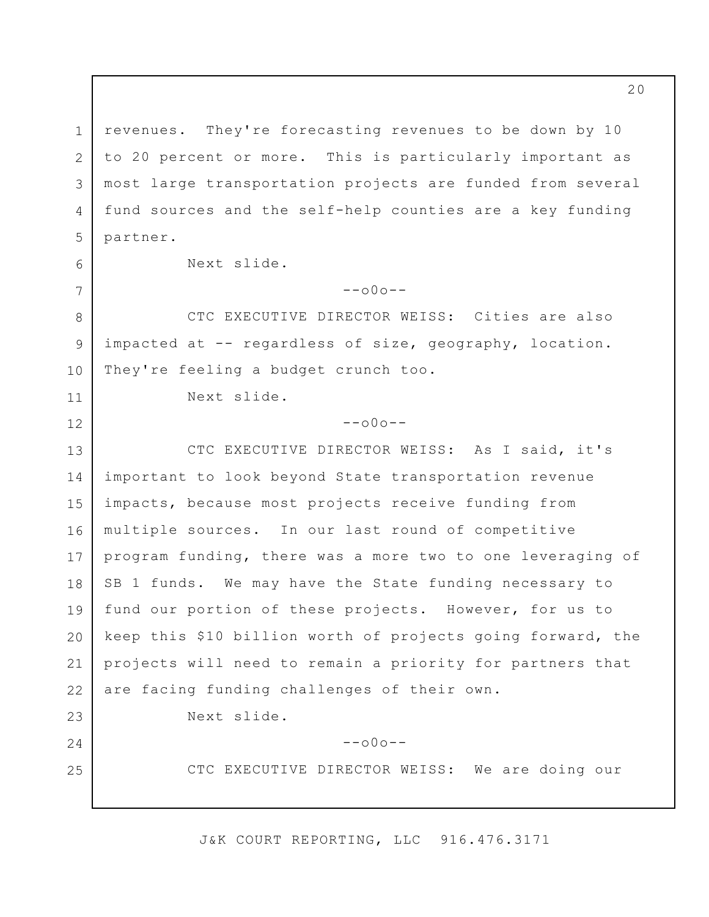revenues. They're forecasting revenues to be down by 10 to 20 percent or more. This is particularly important as most large transportation projects are funded from several fund sources and the self-help counties are a key funding partner.

Next slide.

--o0o--

CTC EXECUTIVE DIRECTOR WEISS: Cities are also impacted at -- regardless of size, geography, location. They're feeling a budget crunch too.

Next slide.

--o0o--

CTC EXECUTIVE DIRECTOR WEISS: As I said, it's important to look beyond State transportation revenue impacts, because most projects receive funding from multiple sources. In our last round of competitive program funding, there was a more two to one leveraging of SB 1 funds. We may have the State funding necessary to fund our portion of these projects. However, for us to keep this $10 billion worth of projects going forward, the projects will need to remain a priority for partners that are facing funding challenges of their own.

Next slide.

--o0o--

CTC EXECUTIVE DIRECTOR WEISS: We are doing our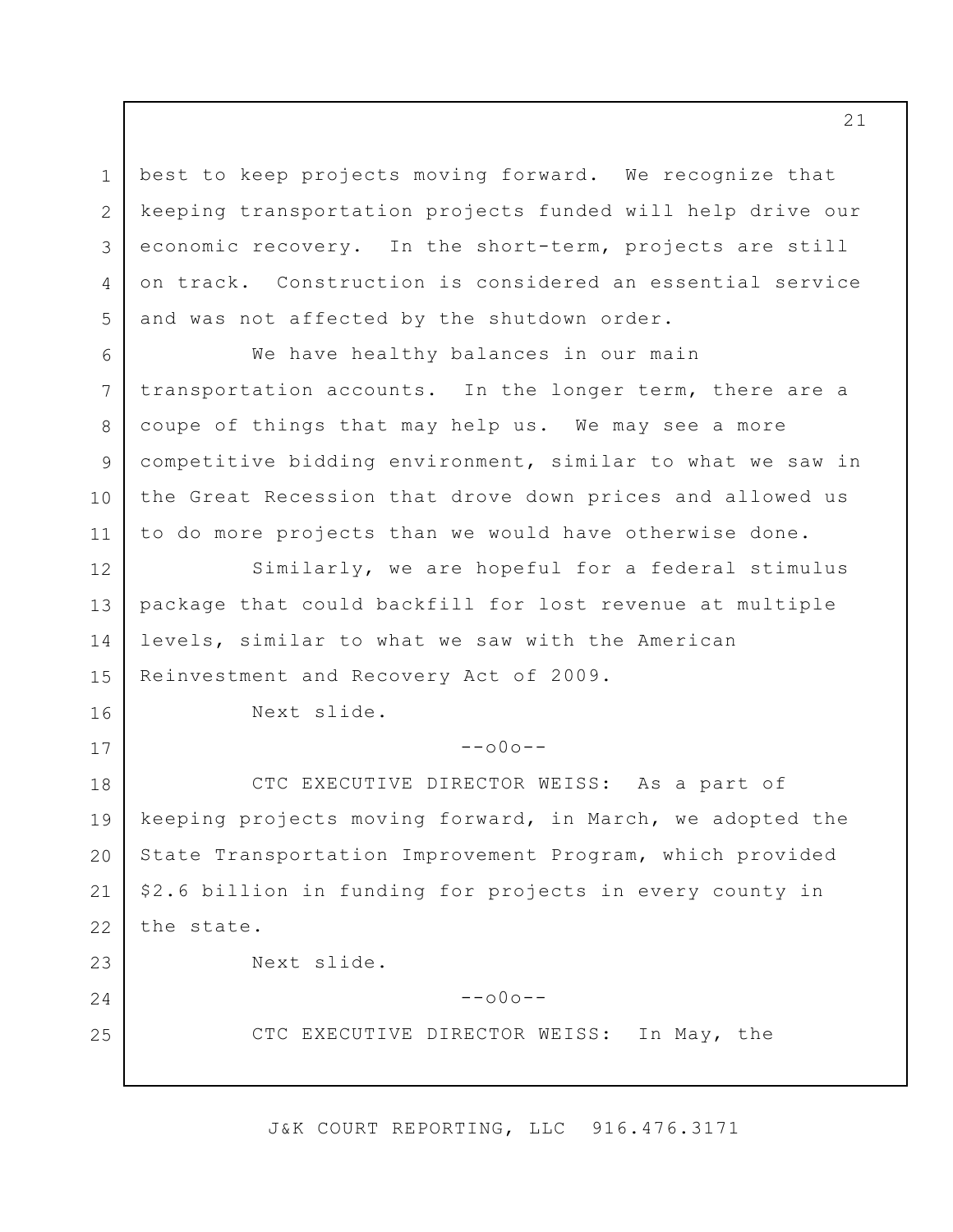best to keep projects moving forward. We recognize that keeping transportation projects funded will help drive our economic recovery. In the short-term, projects are still on track. Construction is considered an essential service and was not affected by the shutdown order.

We have healthy balances in our main transportation accounts. In the longer term, there are a coupe of things that may help us. We may see a more competitive bidding environment, similar to what we saw in the Great Recession that drove down prices and allowed us to do more projects than we would have otherwise done.

Similarly, we are hopeful for a federal stimulus package that could backfill for lost revenue at multiple levels, similar to what we saw with the American Reinvestment and Recovery Act of 2009.

Next slide.

--o0o--

CTC EXECUTIVE DIRECTOR WEISS: As a part of keeping projects moving forward, in March, we adopted the State Transportation Improvement Program, which provided $2.6 billion in funding for projects in every county in the state.

Next slide.

--o0o--

CTC EXECUTIVE DIRECTOR WEISS: In May, the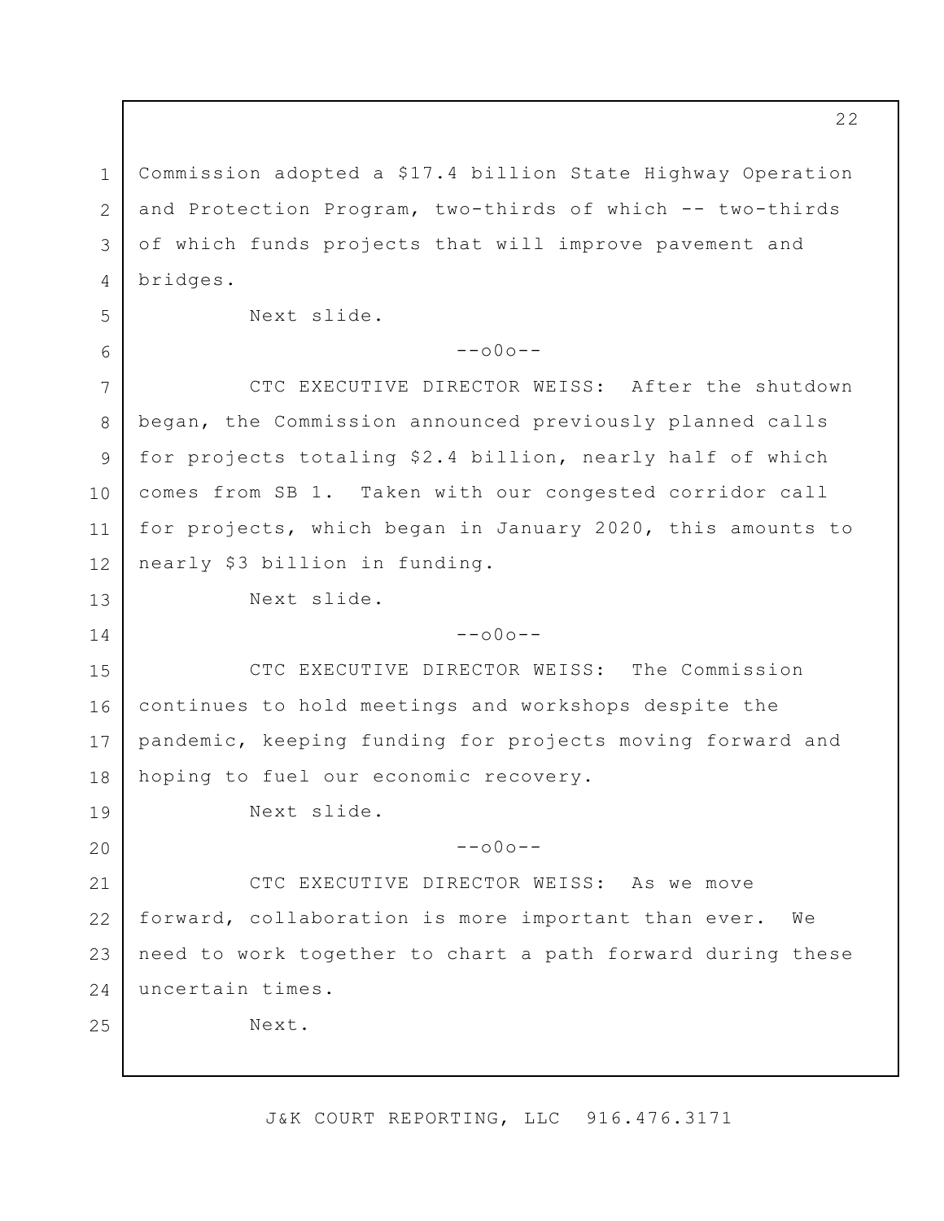Commission adopted a $17.4 billion State Highway Operation and Protection Program, two-thirds of which -- two-thirds of which funds projects that will improve pavement and bridges.

Next slide.

--o0o--

CTC EXECUTIVE DIRECTOR WEISS: After the shutdown began, the Commission announced previously planned calls for projects totaling $2.4 billion, nearly half of which comes from SB 1. Taken with our congested corridor call for projects, which began in January 2020, this amounts to nearly $3 billion in funding.

Next slide.

--o0o--

CTC EXECUTIVE DIRECTOR WEISS: The Commission continues to hold meetings and workshops despite the pandemic, keeping funding for projects moving forward and hoping to fuel our economic recovery.

Next slide.

--o0o--

CTC EXECUTIVE DIRECTOR WEISS: As we move forward, collaboration is more important than ever. We need to work together to chart a path forward during these uncertain times.

Next.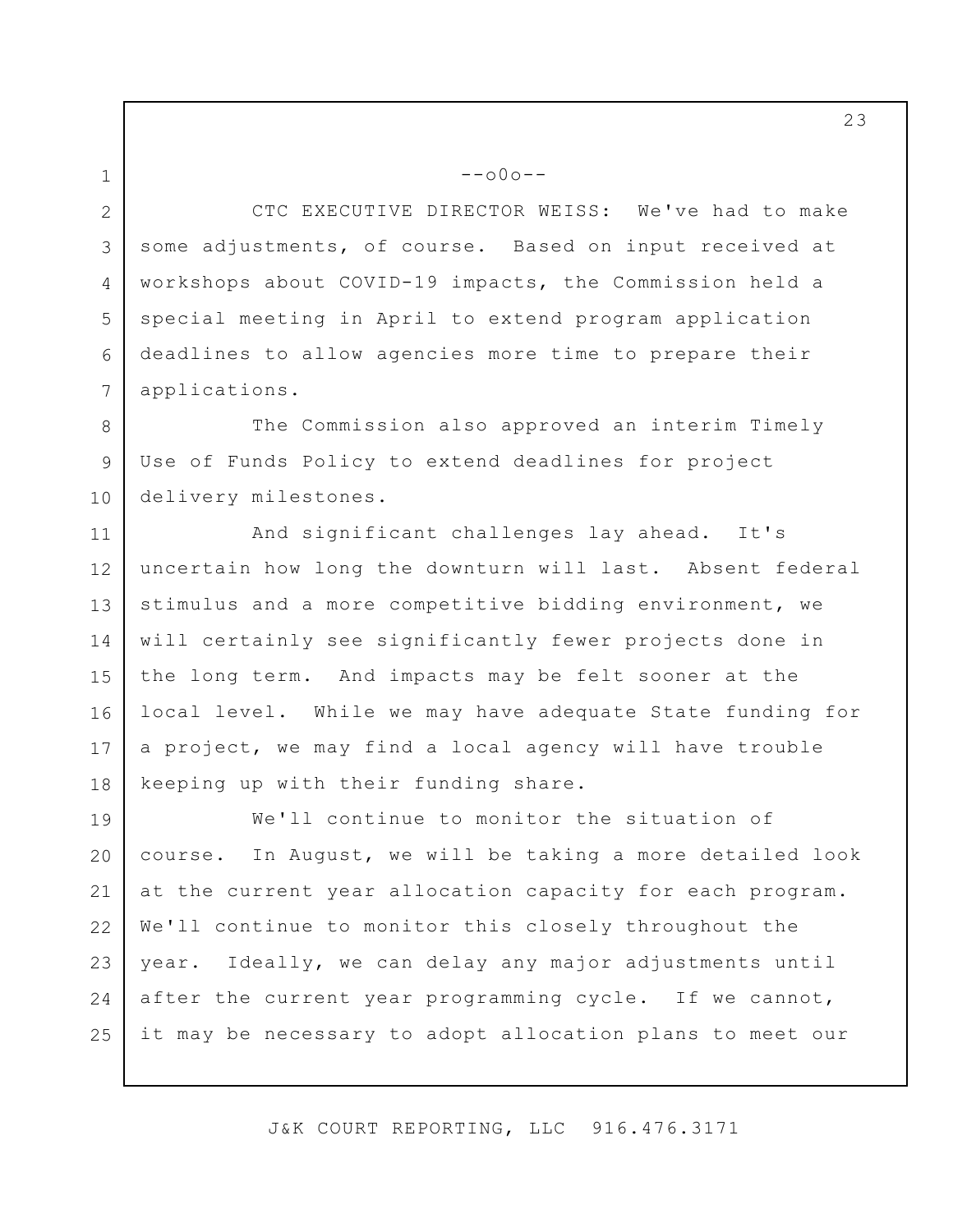--o0o--

CTC EXECUTIVE DIRECTOR WEISS: We've had to make some adjustments, of course. Based on input received at workshops about COVID-19 impacts, the Commission held a special meeting in April to extend program application deadlines to allow agencies more time to prepare their applications.

The Commission also approved an interim Timely Use of Funds Policy to extend deadlines for project delivery milestones.

And significant challenges lay ahead. It's uncertain how long the downturn will last. Absent federal stimulus and a more competitive bidding environment, we will certainly see significantly fewer projects done in the long term. And impacts may be felt sooner at the local level. While we may have adequate State funding for a project, we may find a local agency will have trouble keeping up with their funding share.

We'll continue to monitor the situation of course. In August, we will be taking a more detailed look at the current year allocation capacity for each program. We'll continue to monitor this closely throughout the year. Ideally, we can delay any major adjustments until after the current year programming cycle. If we cannot, it may be necessary to adopt allocation plans to meet our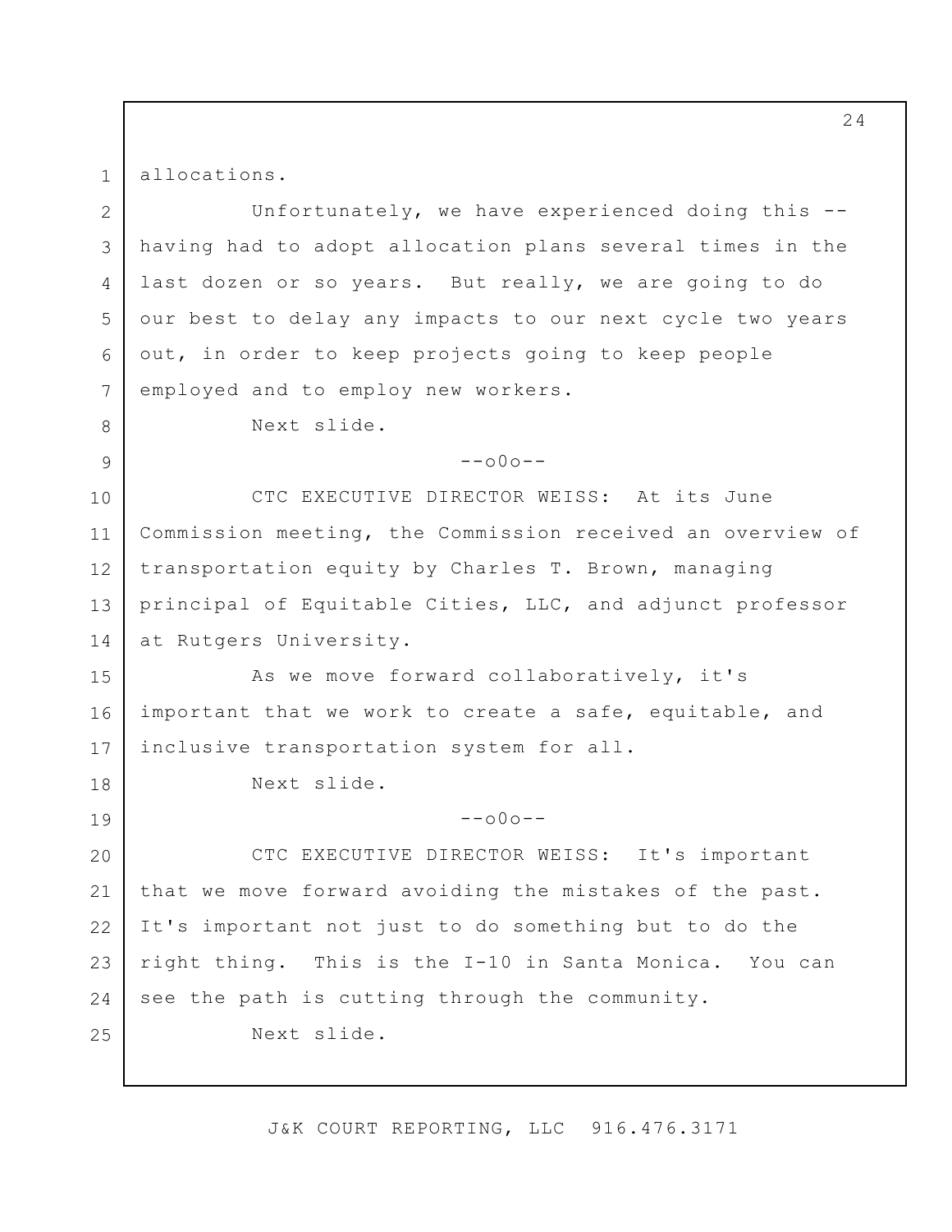allocations.

Unfortunately, we have experienced doing this -- having had to adopt allocation plans several times in the last dozen or so years. But really, we are going to do our best to delay any impacts to our next cycle two years out, in order to keep projects going to keep people employed and to employ new workers.

Next slide.

--o0o--

CTC EXECUTIVE DIRECTOR WEISS: At its June Commission meeting, the Commission received an overview of transportation equity by Charles T. Brown, managing principal of Equitable Cities, LLC, and adjunct professor at Rutgers University.

As we move forward collaboratively, it's important that we work to create a safe, equitable, and inclusive transportation system for all.

Next slide.

--o0o--

CTC EXECUTIVE DIRECTOR WEISS: It's important that we move forward avoiding the mistakes of the past. It's important not just to do something but to do the right thing. This is the I-10 in Santa Monica. You can see the path is cutting through the community.

Next slide.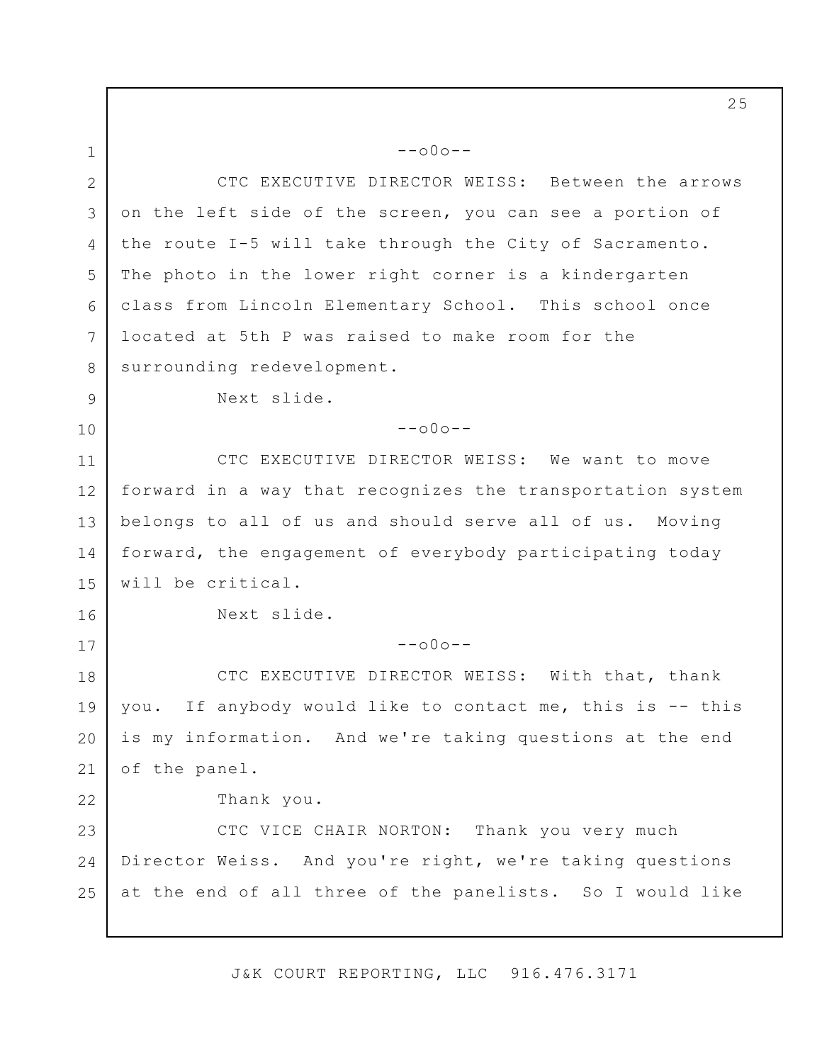--o0o--

CTC EXECUTIVE DIRECTOR WEISS: Between the arrows on the left side of the screen, you can see a portion of the route I-5 will take through the City of Sacramento. The photo in the lower right corner is a kindergarten class from Lincoln Elementary School. This school once located at 5th P was raised to make room for the surrounding redevelopment.

Next slide.

--o0o--

CTC EXECUTIVE DIRECTOR WEISS: We want to move forward in a way that recognizes the transportation system belongs to all of us and should serve all of us. Moving forward, the engagement of everybody participating today will be critical.

Next slide.

--o0o--

CTC EXECUTIVE DIRECTOR WEISS: With that, thank you. If anybody would like to contact me, this is -- this is my information. And we're taking questions at the end of the panel.

Thank you.

CTC VICE CHAIR NORTON: Thank you very much Director Weiss. And you're right, we're taking questions at the end of all three of the panelists. So I would like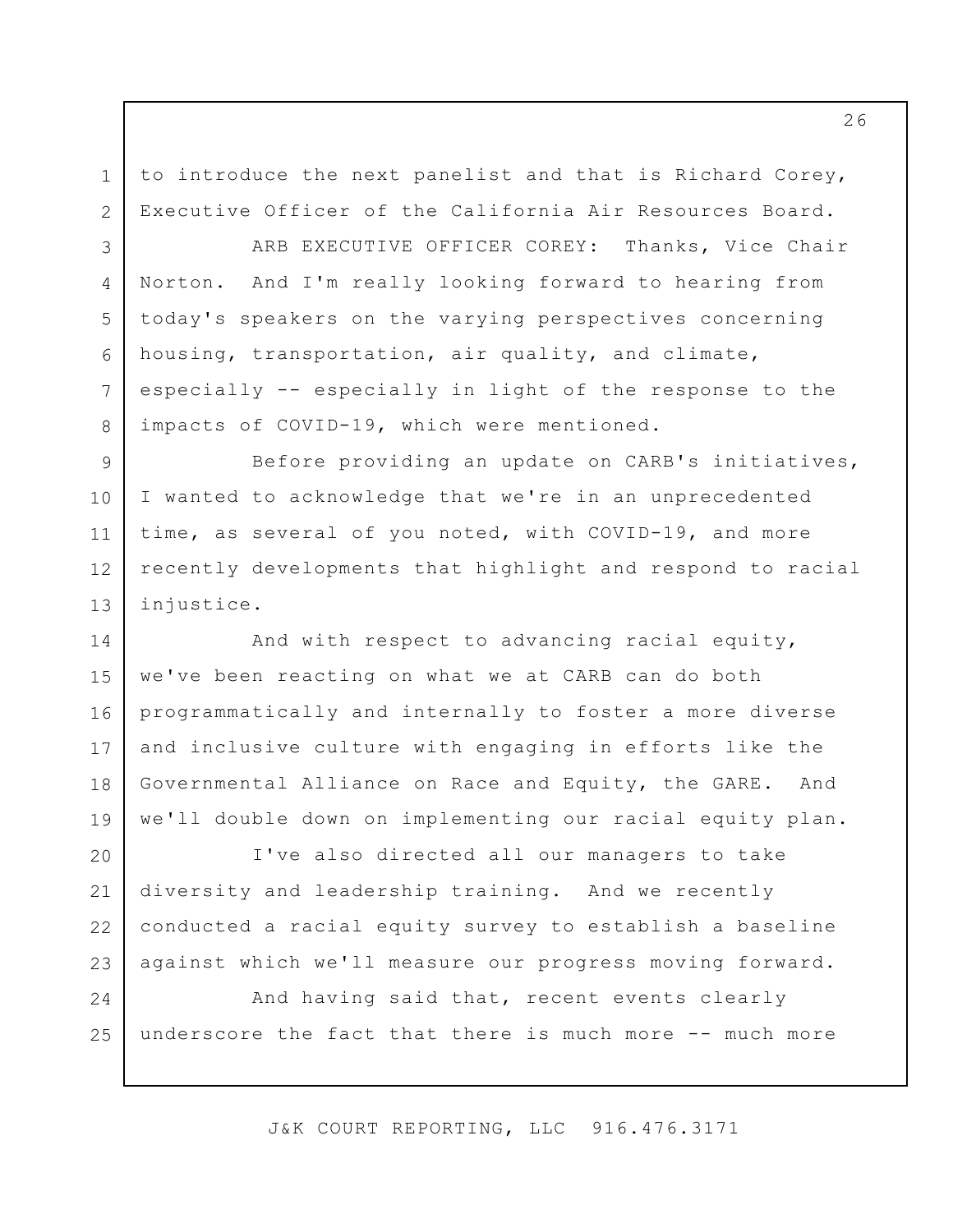to introduce the next panelist and that is Richard Corey, Executive Officer of the California Air Resources Board.

ARB EXECUTIVE OFFICER COREY: Thanks, Vice Chair Norton. And I'm really looking forward to hearing from today's speakers on the varying perspectives concerning housing, transportation, air quality, and climate, especially -- especially in light of the response to the impacts of COVID-19, which were mentioned.

Before providing an update on CARB's initiatives, I wanted to acknowledge that we're in an unprecedented time, as several of you noted, with COVID-19, and more recently developments that highlight and respond to racial injustice.

And with respect to advancing racial equity, we've been reacting on what we at CARB can do both programmatically and internally to foster a more diverse and inclusive culture with engaging in efforts like the Governmental Alliance on Race and Equity, the GARE. And we'll double down on implementing our racial equity plan.

I've also directed all our managers to take diversity and leadership training. And we recently conducted a racial equity survey to establish a baseline against which we'll measure our progress moving forward.

And having said that, recent events clearly underscore the fact that there is much more -- much more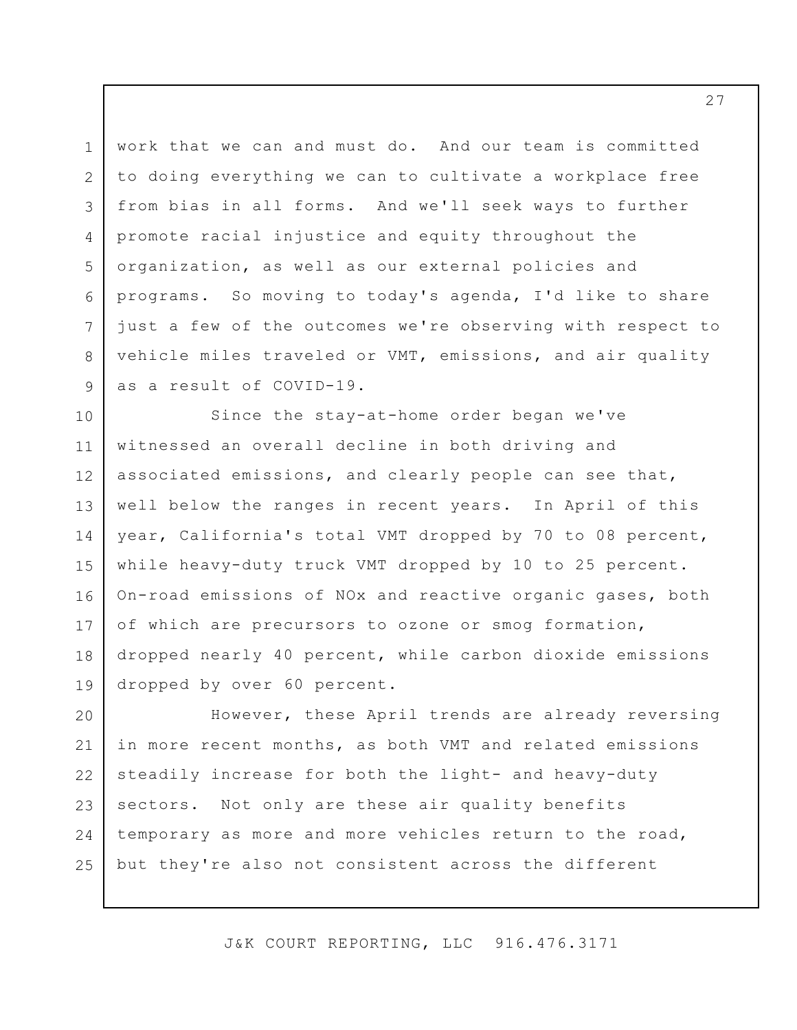work that we can and must do. And our team is committed to doing everything we can to cultivate a workplace free from bias in all forms. And we'll seek ways to further promote racial injustice and equity throughout the organization, as well as our external policies and programs. So moving to today's agenda, I'd like to share just a few of the outcomes we're observing with respect to vehicle miles traveled or VMT, emissions, and air quality as a result of COVID-19.

Since the stay-at-home order began we've witnessed an overall decline in both driving and associated emissions, and clearly people can see that, well below the ranges in recent years. In April of this year, California's total VMT dropped by 70 to 08 percent, while heavy-duty truck VMT dropped by 10 to 25 percent. On-road emissions of NOx and reactive organic gases, both of which are precursors to ozone or smog formation, dropped nearly 40 percent, while carbon dioxide emissions dropped by over 60 percent.

However, these April trends are already reversing in more recent months, as both VMT and related emissions steadily increase for both the light- and heavy-duty sectors. Not only are these air quality benefits temporary as more and more vehicles return to the road, but they're also not consistent across the different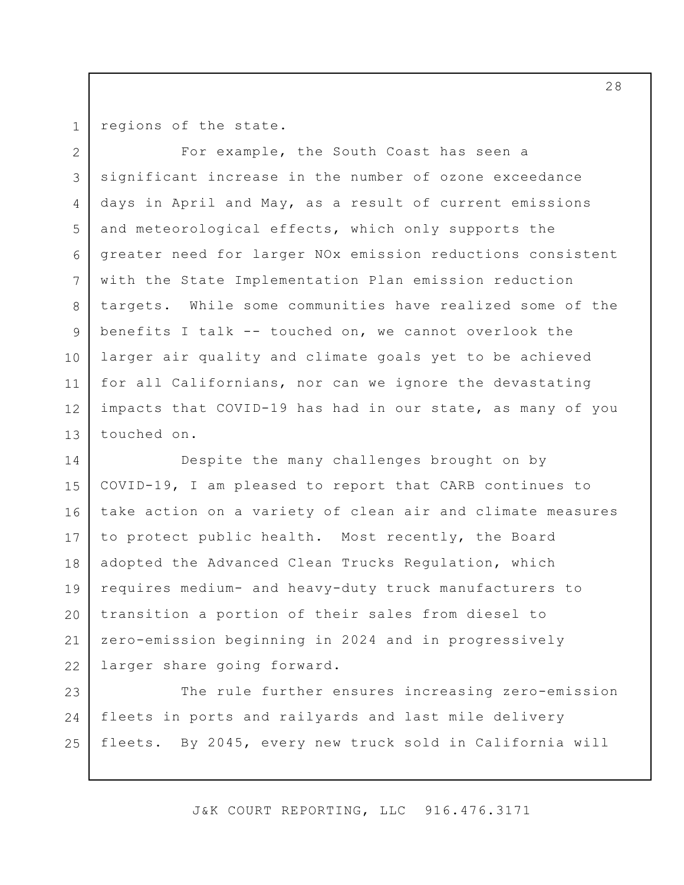regions of the state.

For example, the South Coast has seen a significant increase in the number of ozone exceedance days in April and May, as a result of current emissions and meteorological effects, which only supports the greater need for larger NOx emission reductions consistent with the State Implementation Plan emission reduction targets. While some communities have realized some of the benefits I talk -- touched on, we cannot overlook the larger air quality and climate goals yet to be achieved for all Californians, nor can we ignore the devastating impacts that COVID-19 has had in our state, as many of you touched on.

Despite the many challenges brought on by COVID-19, I am pleased to report that CARB continues to take action on a variety of clean air and climate measures to protect public health. Most recently, the Board adopted the Advanced Clean Trucks Regulation, which requires medium- and heavy-duty truck manufacturers to transition a portion of their sales from diesel to zero-emission beginning in 2024 and in progressively larger share going forward.

The rule further ensures increasing zero-emission fleets in ports and railyards and last mile delivery fleets. By 2045, every new truck sold in California will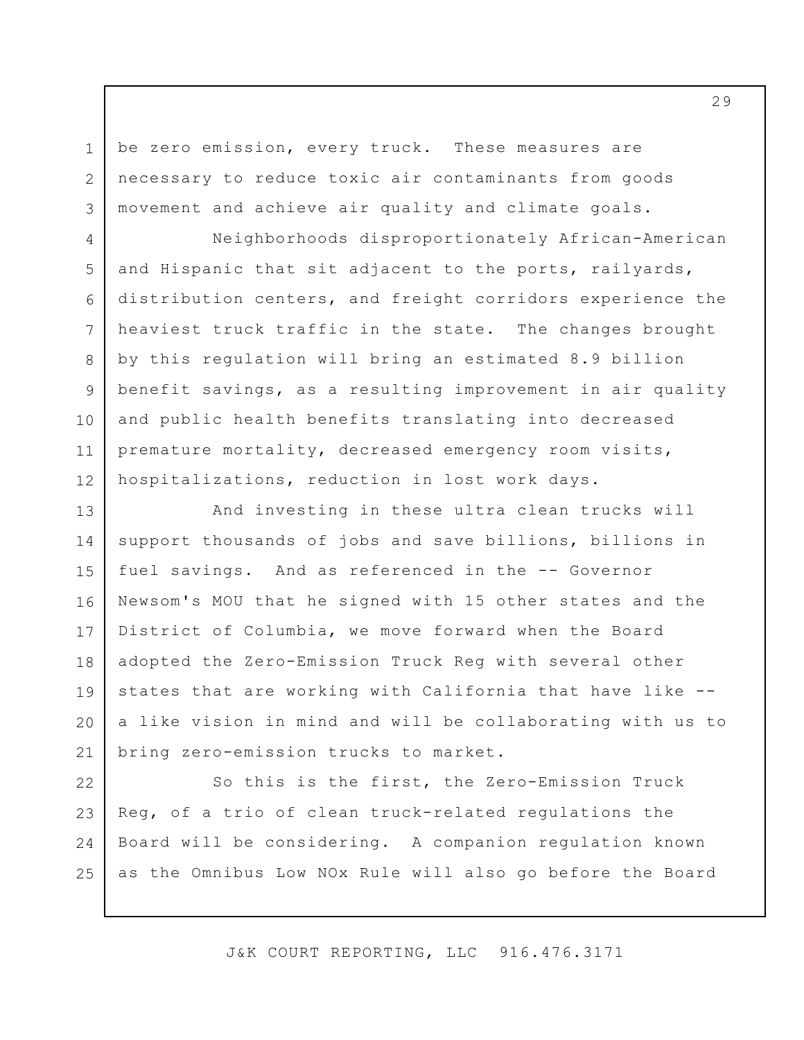be zero emission, every truck. These measures are necessary to reduce toxic air contaminants from goods movement and achieve air quality and climate goals.

Neighborhoods disproportionately African-American and Hispanic that sit adjacent to the ports, railyards, distribution centers, and freight corridors experience the heaviest truck traffic in the state. The changes brought by this regulation will bring an estimated 8.9 billion benefit savings, as a resulting improvement in air quality and public health benefits translating into decreased premature mortality, decreased emergency room visits, hospitalizations, reduction in lost work days.

And investing in these ultra clean trucks will support thousands of jobs and save billions, billions in fuel savings. And as referenced in the -- Governor Newsom's MOU that he signed with 15 other states and the District of Columbia, we move forward when the Board adopted the Zero-Emission Truck Reg with several other states that are working with California that have like -- a like vision in mind and will be collaborating with us to bring zero-emission trucks to market.

So this is the first, the Zero-Emission Truck Reg, of a trio of clean truck-related regulations the Board will be considering. A companion regulation known as the Omnibus Low NOx Rule will also go before the Board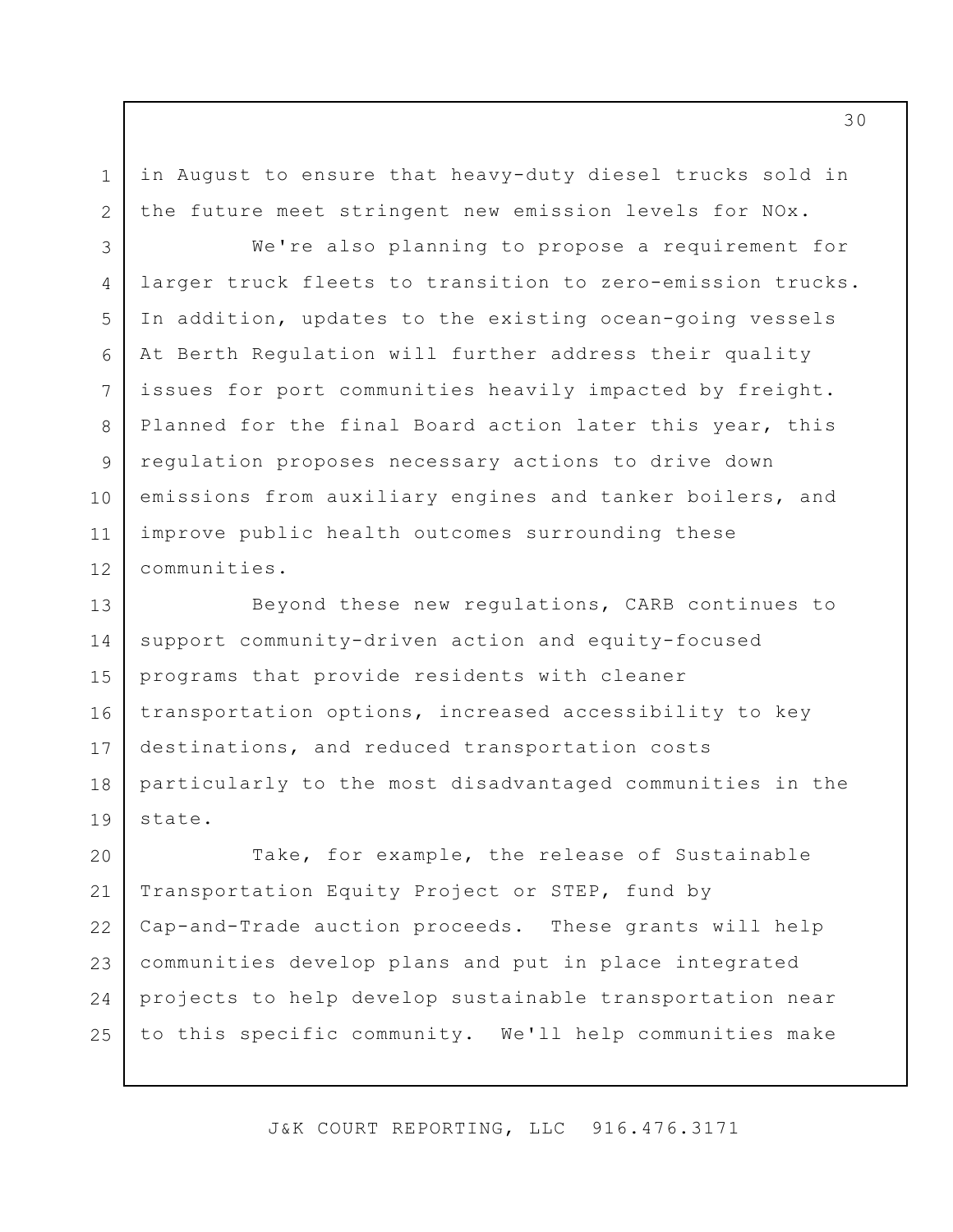in August to ensure that heavy-duty diesel trucks sold in the future meet stringent new emission levels for NOx.

We're also planning to propose a requirement for larger truck fleets to transition to zero-emission trucks. In addition, updates to the existing ocean-going vessels At Berth Regulation will further address their quality issues for port communities heavily impacted by freight. Planned for the final Board action later this year, this regulation proposes necessary actions to drive down emissions from auxiliary engines and tanker boilers, and improve public health outcomes surrounding these communities.

Beyond these new regulations, CARB continues to support community-driven action and equity-focused programs that provide residents with cleaner transportation options, increased accessibility to key destinations, and reduced transportation costs particularly to the most disadvantaged communities in the state.

Take, for example, the release of Sustainable Transportation Equity Project or STEP, fund by Cap-and-Trade auction proceeds. These grants will help communities develop plans and put in place integrated projects to help develop sustainable transportation near to this specific community. We'll help communities make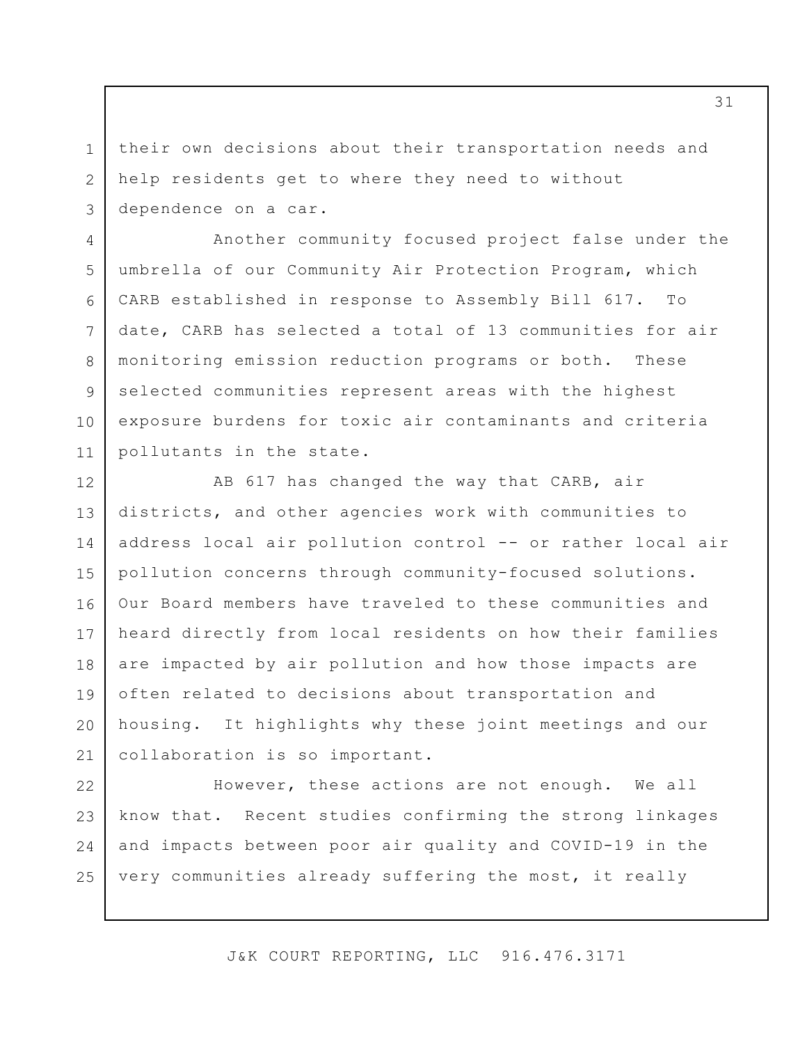their own decisions about their transportation needs and help residents get to where they need to without dependence on a car.

Another community focused project false under the umbrella of our Community Air Protection Program, which CARB established in response to Assembly Bill 617. To date, CARB has selected a total of 13 communities for air monitoring emission reduction programs or both. These selected communities represent areas with the highest exposure burdens for toxic air contaminants and criteria pollutants in the state.

AB 617 has changed the way that CARB, air districts, and other agencies work with communities to address local air pollution control -- or rather local air pollution concerns through community-focused solutions. Our Board members have traveled to these communities and heard directly from local residents on how their families are impacted by air pollution and how those impacts are often related to decisions about transportation and housing. It highlights why these joint meetings and our collaboration is so important.

However, these actions are not enough. We all know that. Recent studies confirming the strong linkages and impacts between poor air quality and COVID-19 in the very communities already suffering the most, it really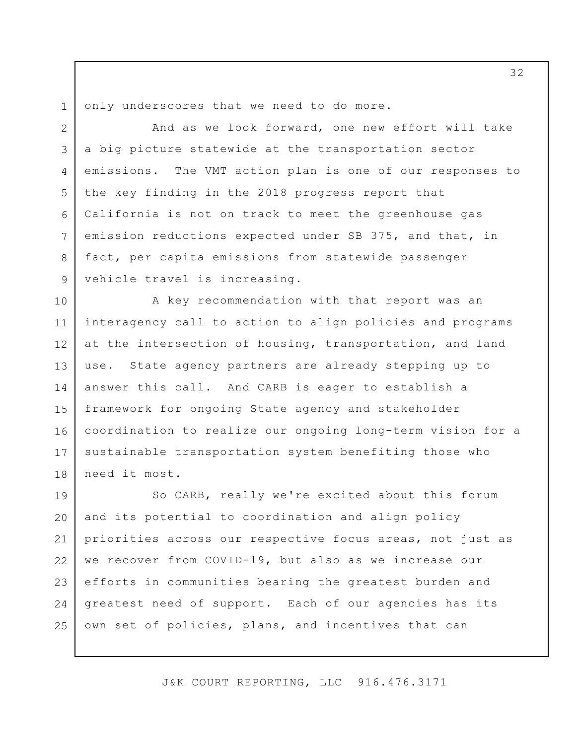only underscores that we need to do more.

And as we look forward, one new effort will take a big picture statewide at the transportation sector emissions. The VMT action plan is one of our responses to the key finding in the 2018 progress report that California is not on track to meet the greenhouse gas emission reductions expected under SB 375, and that, in fact, per capita emissions from statewide passenger vehicle travel is increasing.

A key recommendation with that report was an interagency call to action to align policies and programs at the intersection of housing, transportation, and land use. State agency partners are already stepping up to answer this call. And CARB is eager to establish a framework for ongoing State agency and stakeholder coordination to realize our ongoing long-term vision for a sustainable transportation system benefiting those who need it most.

So CARB, really we're excited about this forum and its potential to coordination and align policy priorities across our respective focus areas, not just as we recover from COVID-19, but also as we increase our efforts in communities bearing the greatest burden and greatest need of support. Each of our agencies has its own set of policies, plans, and incentives that can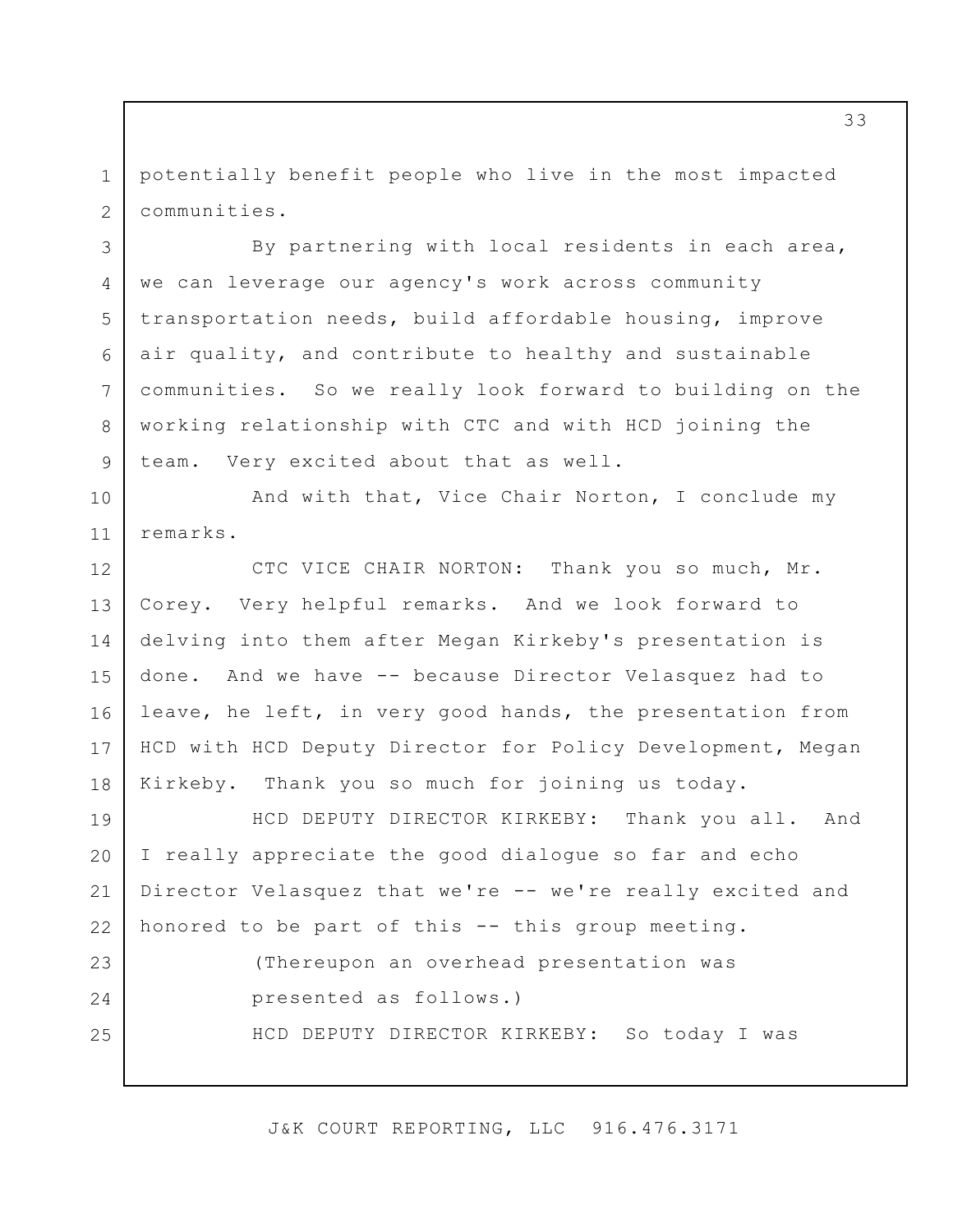potentially benefit people who live in the most impacted communities.

By partnering with local residents in each area, we can leverage our agency's work across community transportation needs, build affordable housing, improve air quality, and contribute to healthy and sustainable communities. So we really look forward to building on the working relationship with CTC and with HCD joining the team. Very excited about that as well.

And with that, Vice Chair Norton, I conclude my remarks.

CTC VICE CHAIR NORTON: Thank you so much, Mr. Corey. Very helpful remarks. And we look forward to delving into them after Megan Kirkeby's presentation is done. And we have -- because Director Velasquez had to leave, he left, in very good hands, the presentation from HCD with HCD Deputy Director for Policy Development, Megan Kirkeby. Thank you so much for joining us today.

HCD DEPUTY DIRECTOR KIRKEBY: Thank you all. And I really appreciate the good dialogue so far and echo Director Velasquez that we're -- we're really excited and honored to be part of this -- this group meeting.

(Thereupon an overhead presentation was presented as follows.)

HCD DEPUTY DIRECTOR KIRKEBY: So today I was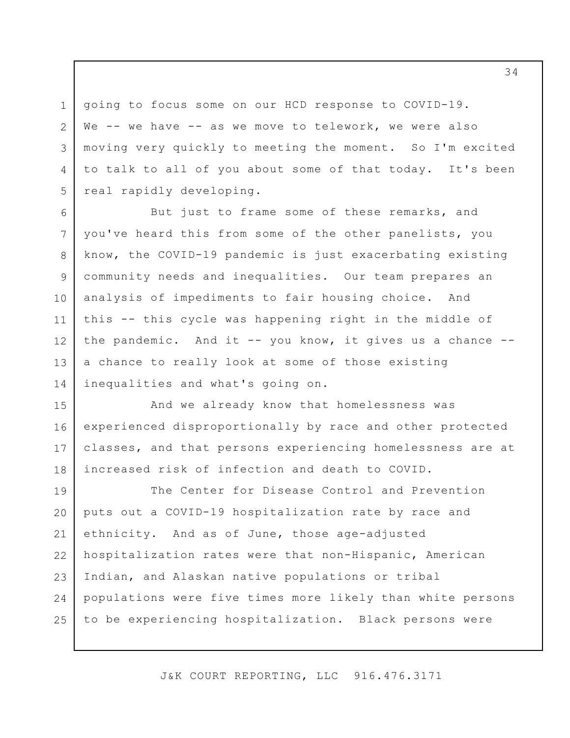going to focus some on our HCD response to COVID-19. We -- we have -- as we move to telework, we were also moving very quickly to meeting the moment. So I'm excited to talk to all of you about some of that today. It's been real rapidly developing.

But just to frame some of these remarks, and you've heard this from some of the other panelists, you know, the COVID-19 pandemic is just exacerbating existing community needs and inequalities. Our team prepares an analysis of impediments to fair housing choice. And this -- this cycle was happening right in the middle of the pandemic. And it -- you know, it gives us a chance -- a chance to really look at some of those existing inequalities and what's going on.

And we already know that homelessness was experienced disproportionally by race and other protected classes, and that persons experiencing homelessness are at increased risk of infection and death to COVID.

The Center for Disease Control and Prevention puts out a COVID-19 hospitalization rate by race and ethnicity. And as of June, those age-adjusted hospitalization rates were that non-Hispanic, American Indian, and Alaskan native populations or tribal populations were five times more likely than white persons to be experiencing hospitalization. Black persons were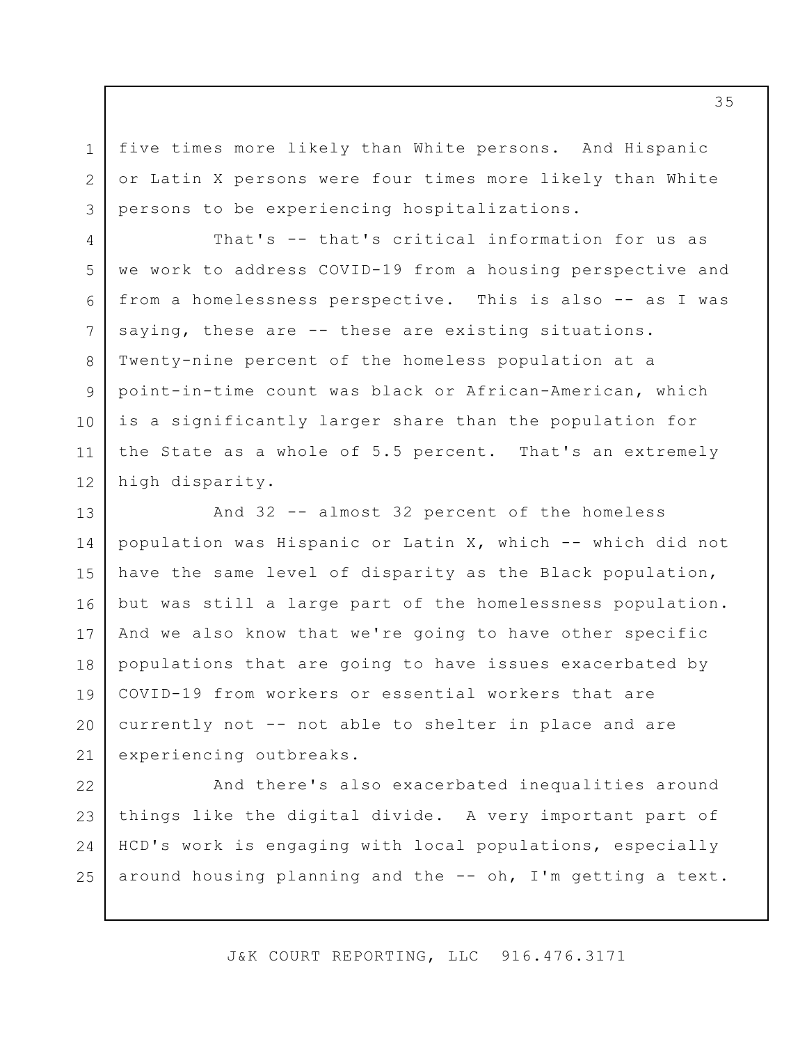five times more likely than White persons. And Hispanic or Latin X persons were four times more likely than White persons to be experiencing hospitalizations.

That's -- that's critical information for us as we work to address COVID-19 from a housing perspective and from a homelessness perspective. This is also -- as I was saying, these are -- these are existing situations. Twenty-nine percent of the homeless population at a point-in-time count was black or African-American, which is a significantly larger share than the population for the State as a whole of 5.5 percent. That's an extremely high disparity.

And 32 -- almost 32 percent of the homeless population was Hispanic or Latin X, which -- which did not have the same level of disparity as the Black population, but was still a large part of the homelessness population. And we also know that we're going to have other specific populations that are going to have issues exacerbated by COVID-19 from workers or essential workers that are currently not -- not able to shelter in place and are experiencing outbreaks.

And there's also exacerbated inequalities around things like the digital divide. A very important part of HCD's work is engaging with local populations, especially around housing planning and the -- oh, I'm getting a text.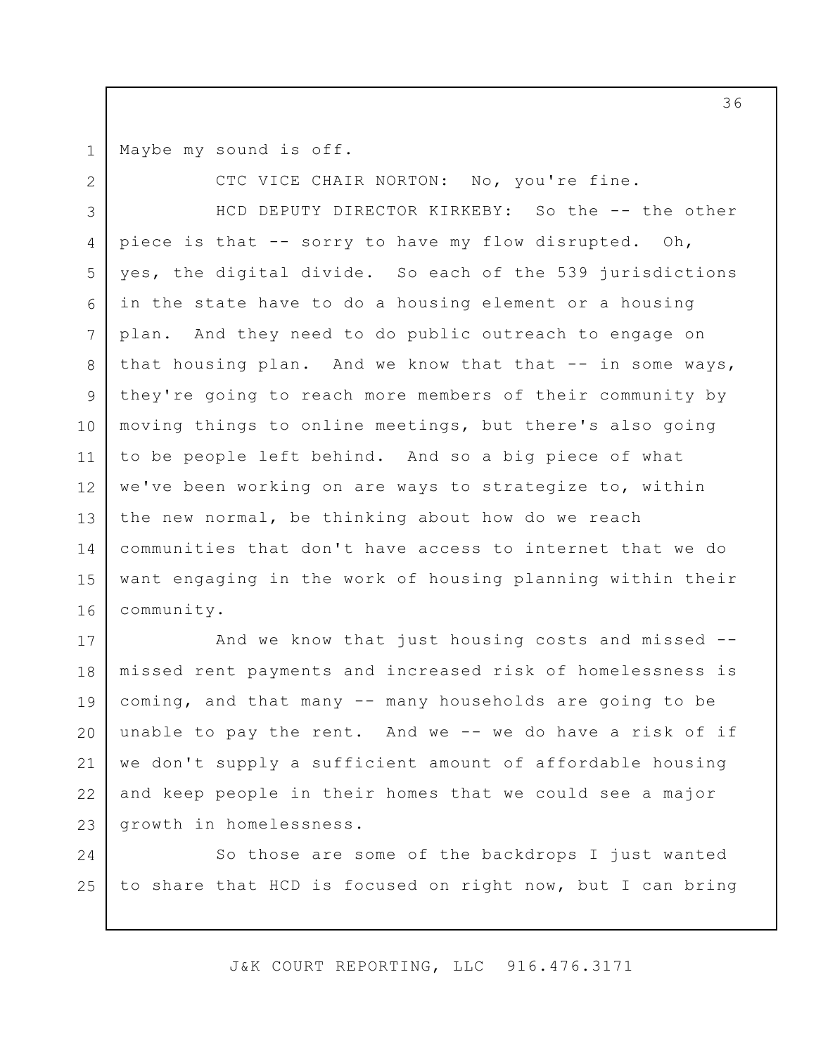Maybe my sound is off.

CTC VICE CHAIR NORTON: No, you're fine.

HCD DEPUTY DIRECTOR KIRKEBY: So the -- the other piece is that -- sorry to have my flow disrupted. Oh, yes, the digital divide. So each of the 539 jurisdictions in the state have to do a housing element or a housing plan. And they need to do public outreach to engage on that housing plan. And we know that that -- in some ways, they're going to reach more members of their community by moving things to online meetings, but there's also going to be people left behind. And so a big piece of what we've been working on are ways to strategize to, within the new normal, be thinking about how do we reach communities that don't have access to internet that we do want engaging in the work of housing planning within their community.

And we know that just housing costs and missed -- missed rent payments and increased risk of homelessness is coming, and that many -- many households are going to be unable to pay the rent. And we -- we do have a risk of if we don't supply a sufficient amount of affordable housing and keep people in their homes that we could see a major growth in homelessness.

So those are some of the backdrops I just wanted to share that HCD is focused on right now, but I can bring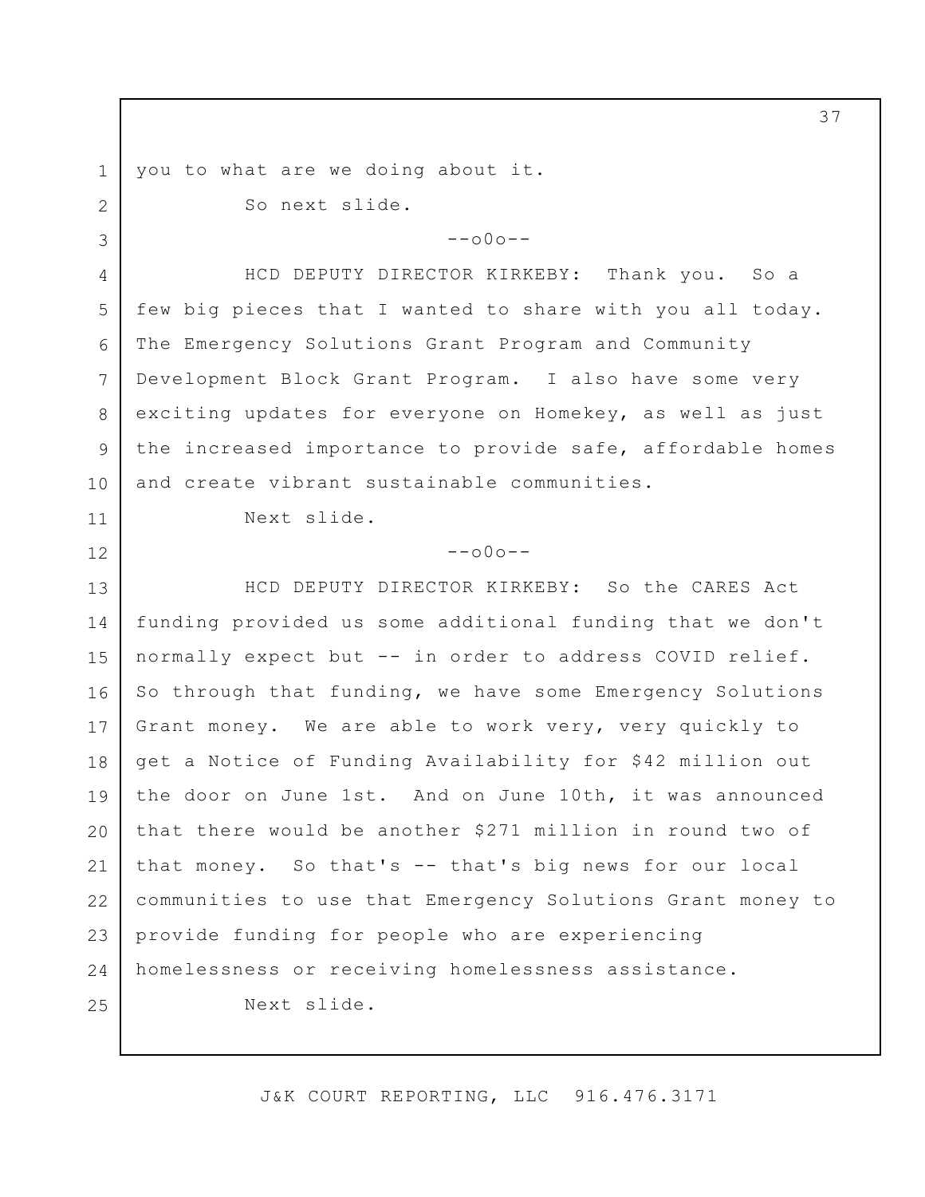you to what are we doing about it.

So next slide.

--o0o--

HCD DEPUTY DIRECTOR KIRKEBY: Thank you. So a few big pieces that I wanted to share with you all today. The Emergency Solutions Grant Program and Community Development Block Grant Program. I also have some very exciting updates for everyone on Homekey, as well as just the increased importance to provide safe, affordable homes and create vibrant sustainable communities.

Next slide.

--o0o--

HCD DEPUTY DIRECTOR KIRKEBY: So the CARES Act funding provided us some additional funding that we don't normally expect but -- in order to address COVID relief. So through that funding, we have some Emergency Solutions Grant money. We are able to work very, very quickly to get a Notice of Funding Availability for $42 million out the door on June 1st. And on June 10th, it was announced that there would be another $271 million in round two of that money. So that's -- that's big news for our local communities to use that Emergency Solutions Grant money to provide funding for people who are experiencing homelessness or receiving homelessness assistance.

Next slide.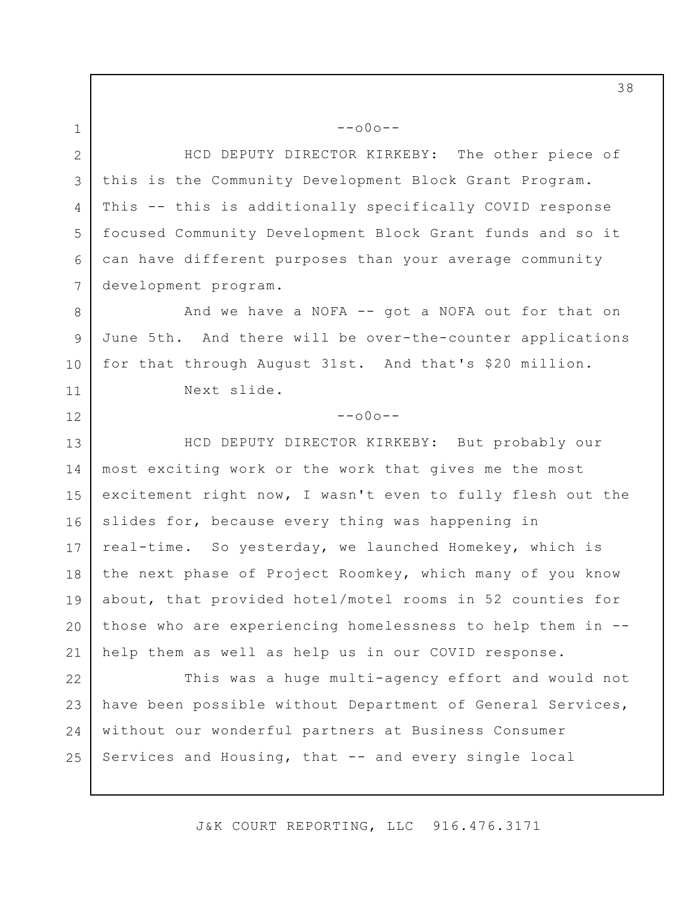--o0o--

HCD DEPUTY DIRECTOR KIRKEBY: The other piece of this is the Community Development Block Grant Program. This -- this is additionally specifically COVID response focused Community Development Block Grant funds and so it can have different purposes than your average community development program.

And we have a NOFA -- got a NOFA out for that on June 5th. And there will be over-the-counter applications for that through August 31st. And that's $20 million.

Next slide.

--o0o--

HCD DEPUTY DIRECTOR KIRKEBY: But probably our most exciting work or the work that gives me the most excitement right now, I wasn't even to fully flesh out the slides for, because every thing was happening in real-time. So yesterday, we launched Homekey, which is the next phase of Project Roomkey, which many of you know about, that provided hotel/motel rooms in 52 counties for those who are experiencing homelessness to help them in -- help them as well as help us in our COVID response.

This was a huge multi-agency effort and would not have been possible without Department of General Services, without our wonderful partners at Business Consumer Services and Housing, that -- and every single local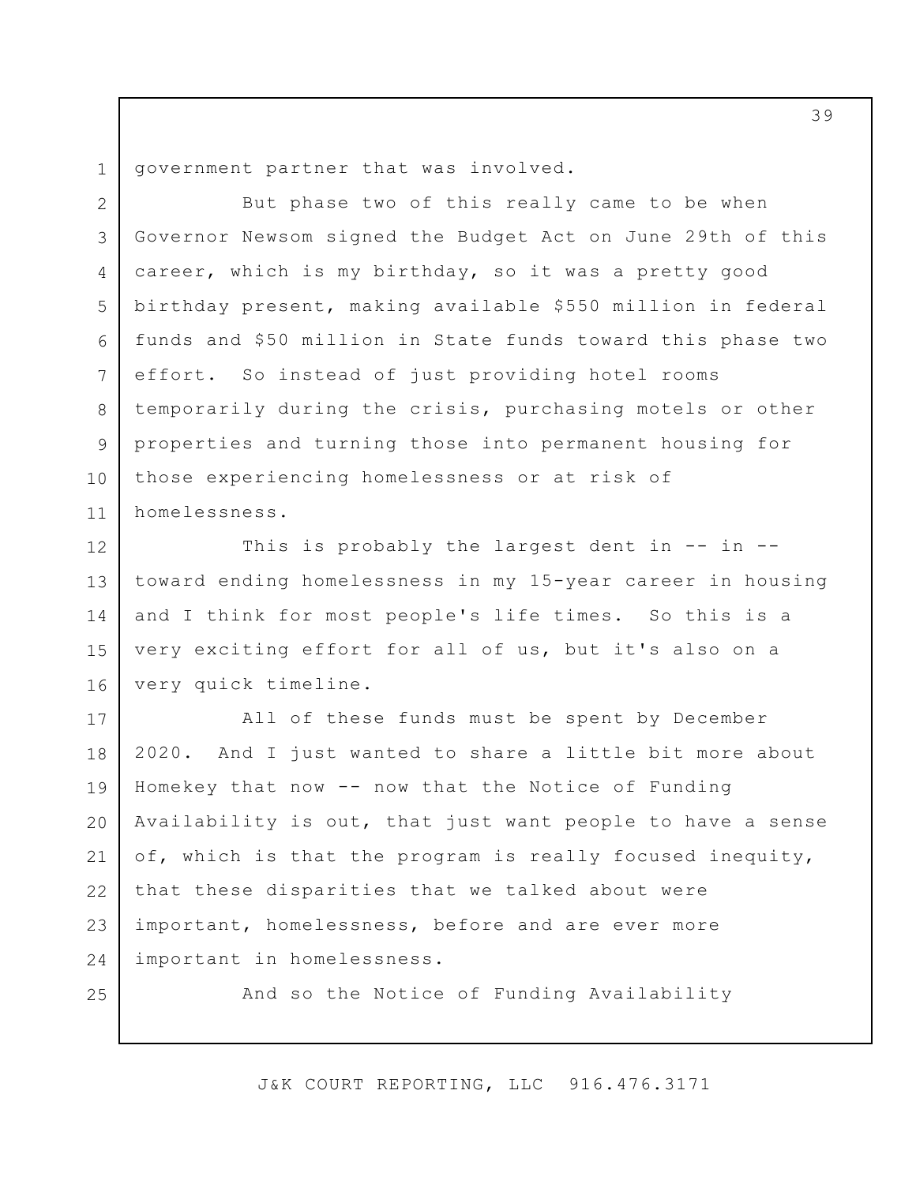government partner that was involved.

But phase two of this really came to be when Governor Newsom signed the Budget Act on June 29th of this career, which is my birthday, so it was a pretty good birthday present, making available $550 million in federal funds and $50 million in State funds toward this phase two effort. So instead of just providing hotel rooms temporarily during the crisis, purchasing motels or other properties and turning those into permanent housing for those experiencing homelessness or at risk of homelessness.

This is probably the largest dent in -- in -- toward ending homelessness in my 15-year career in housing and I think for most people's life times. So this is a very exciting effort for all of us, but it's also on a very quick timeline.

All of these funds must be spent by December 2020. And I just wanted to share a little bit more about Homekey that now -- now that the Notice of Funding Availability is out, that just want people to have a sense of, which is that the program is really focused inequity, that these disparities that we talked about were important, homelessness, before and are ever more important in homelessness.

And so the Notice of Funding Availability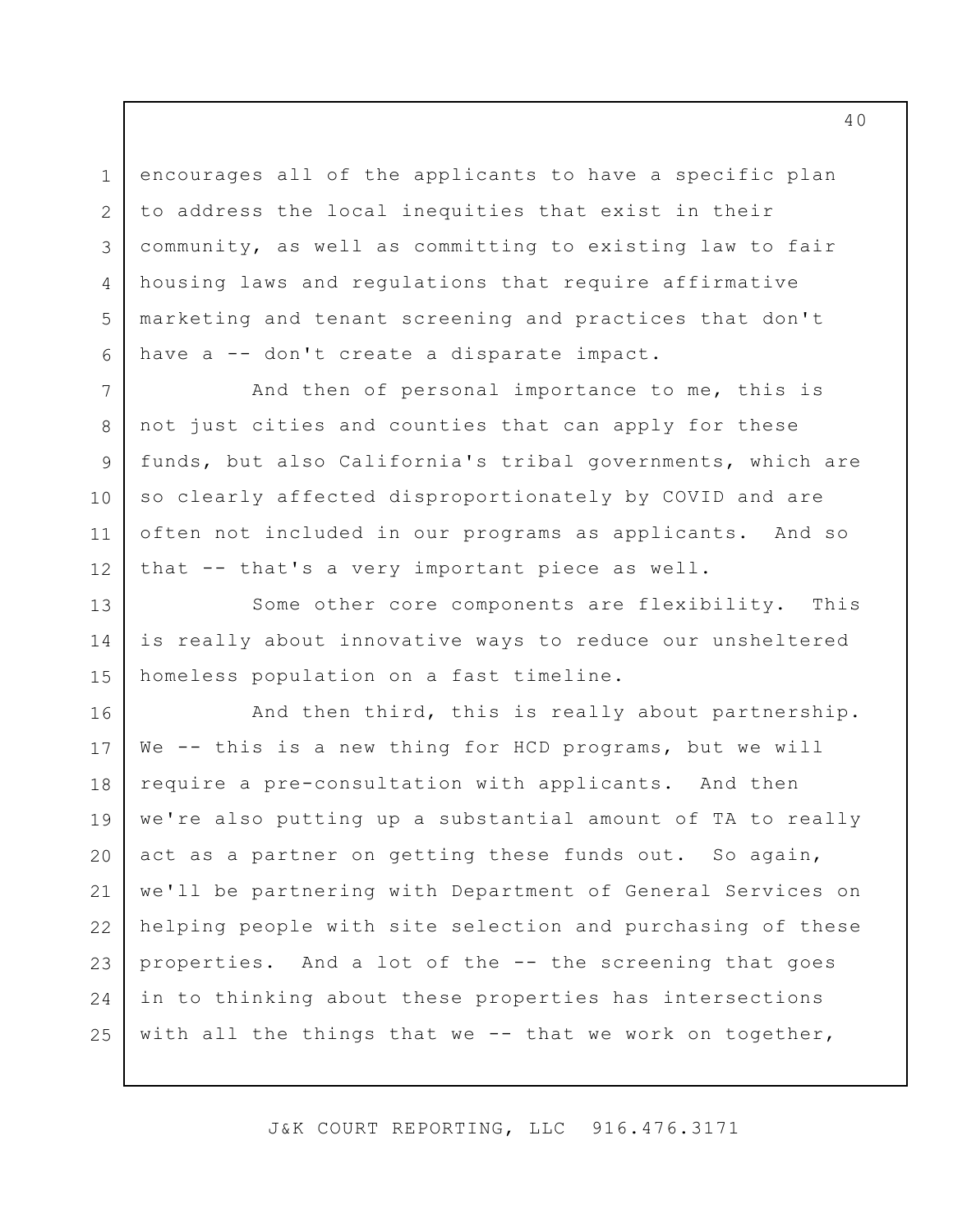encourages all of the applicants to have a specific plan to address the local inequities that exist in their community, as well as committing to existing law to fair housing laws and regulations that require affirmative marketing and tenant screening and practices that don't have a -- don't create a disparate impact.

And then of personal importance to me, this is not just cities and counties that can apply for these funds, but also California's tribal governments, which are so clearly affected disproportionately by COVID and are often not included in our programs as applicants. And so that -- that's a very important piece as well.

Some other core components are flexibility. This is really about innovative ways to reduce our unsheltered homeless population on a fast timeline.

And then third, this is really about partnership. We -- this is a new thing for HCD programs, but we will require a pre-consultation with applicants. And then we're also putting up a substantial amount of TA to really act as a partner on getting these funds out. So again, we'll be partnering with Department of General Services on helping people with site selection and purchasing of these properties. And a lot of the -- the screening that goes in to thinking about these properties has intersections with all the things that we -- that we work on together,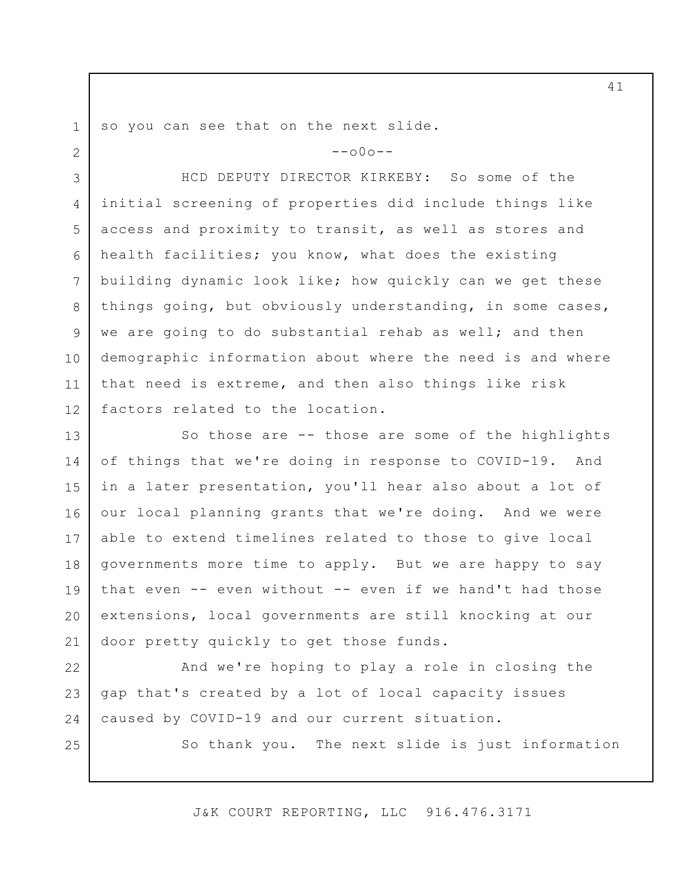so you can see that on the next slide.

--o0o--

HCD DEPUTY DIRECTOR KIRKEBY: So some of the initial screening of properties did include things like access and proximity to transit, as well as stores and health facilities; you know, what does the existing building dynamic look like; how quickly can we get these things going, but obviously understanding, in some cases, we are going to do substantial rehab as well; and then demographic information about where the need is and where that need is extreme, and then also things like risk factors related to the location.

So those are -- those are some of the highlights of things that we're doing in response to COVID-19. And in a later presentation, you'll hear also about a lot of our local planning grants that we're doing. And we were able to extend timelines related to those to give local governments more time to apply. But we are happy to say that even -- even without -- even if we hand't had those extensions, local governments are still knocking at our door pretty quickly to get those funds.

And we're hoping to play a role in closing the gap that's created by a lot of local capacity issues caused by COVID-19 and our current situation.

So thank you. The next slide is just information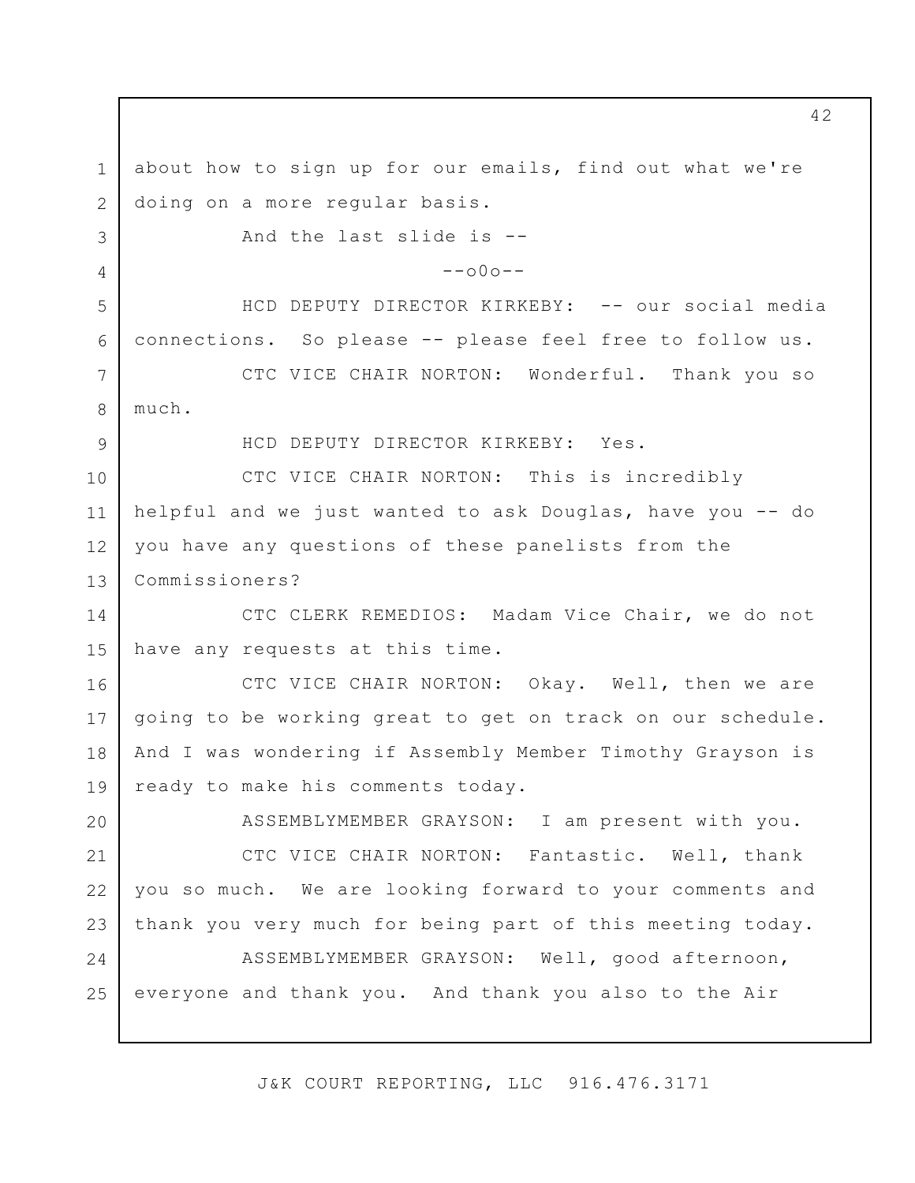about how to sign up for our emails, find out what we're doing on a more regular basis.

And the last slide is --

--o0o--

HCD DEPUTY DIRECTOR KIRKEBY: -- our social media connections. So please -- please feel free to follow us.

CTC VICE CHAIR NORTON: Wonderful. Thank you so much.

HCD DEPUTY DIRECTOR KIRKEBY: Yes.

CTC VICE CHAIR NORTON: This is incredibly helpful and we just wanted to ask Douglas, have you -- do you have any questions of these panelists from the Commissioners?

CTC CLERK REMEDIOS: Madam Vice Chair, we do not have any requests at this time.

CTC VICE CHAIR NORTON: Okay. Well, then we are going to be working great to get on track on our schedule. And I was wondering if Assembly Member Timothy Grayson is ready to make his comments today.

ASSEMBLYMEMBER GRAYSON: I am present with you.

CTC VICE CHAIR NORTON: Fantastic. Well, thank you so much. We are looking forward to your comments and thank you very much for being part of this meeting today.

ASSEMBLYMEMBER GRAYSON: Well, good afternoon, everyone and thank you. And thank you also to the Air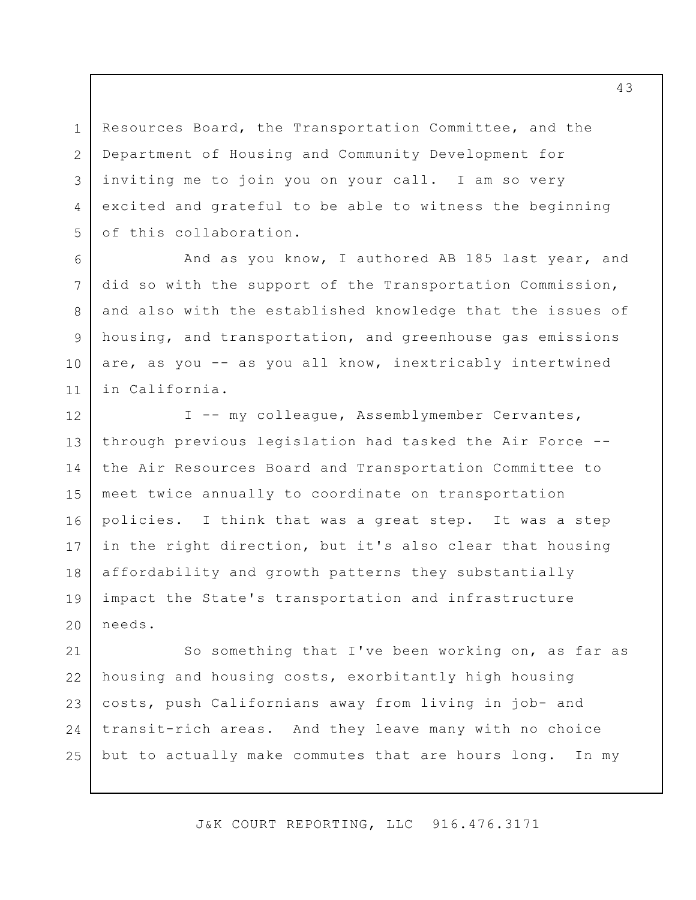Resources Board, the Transportation Committee, and the Department of Housing and Community Development for inviting me to join you on your call. I am so very excited and grateful to be able to witness the beginning of this collaboration.

And as you know, I authored AB 185 last year, and did so with the support of the Transportation Commission, and also with the established knowledge that the issues of housing, and transportation, and greenhouse gas emissions are, as you -- as you all know, inextricably intertwined in California.

I -- my colleague, Assemblymember Cervantes, through previous legislation had tasked the Air Force -- the Air Resources Board and Transportation Committee to meet twice annually to coordinate on transportation policies. I think that was a great step. It was a step in the right direction, but it's also clear that housing affordability and growth patterns they substantially impact the State's transportation and infrastructure needs.

So something that I've been working on, as far as housing and housing costs, exorbitantly high housing costs, push Californians away from living in job- and transit-rich areas. And they leave many with no choice but to actually make commutes that are hours long. In my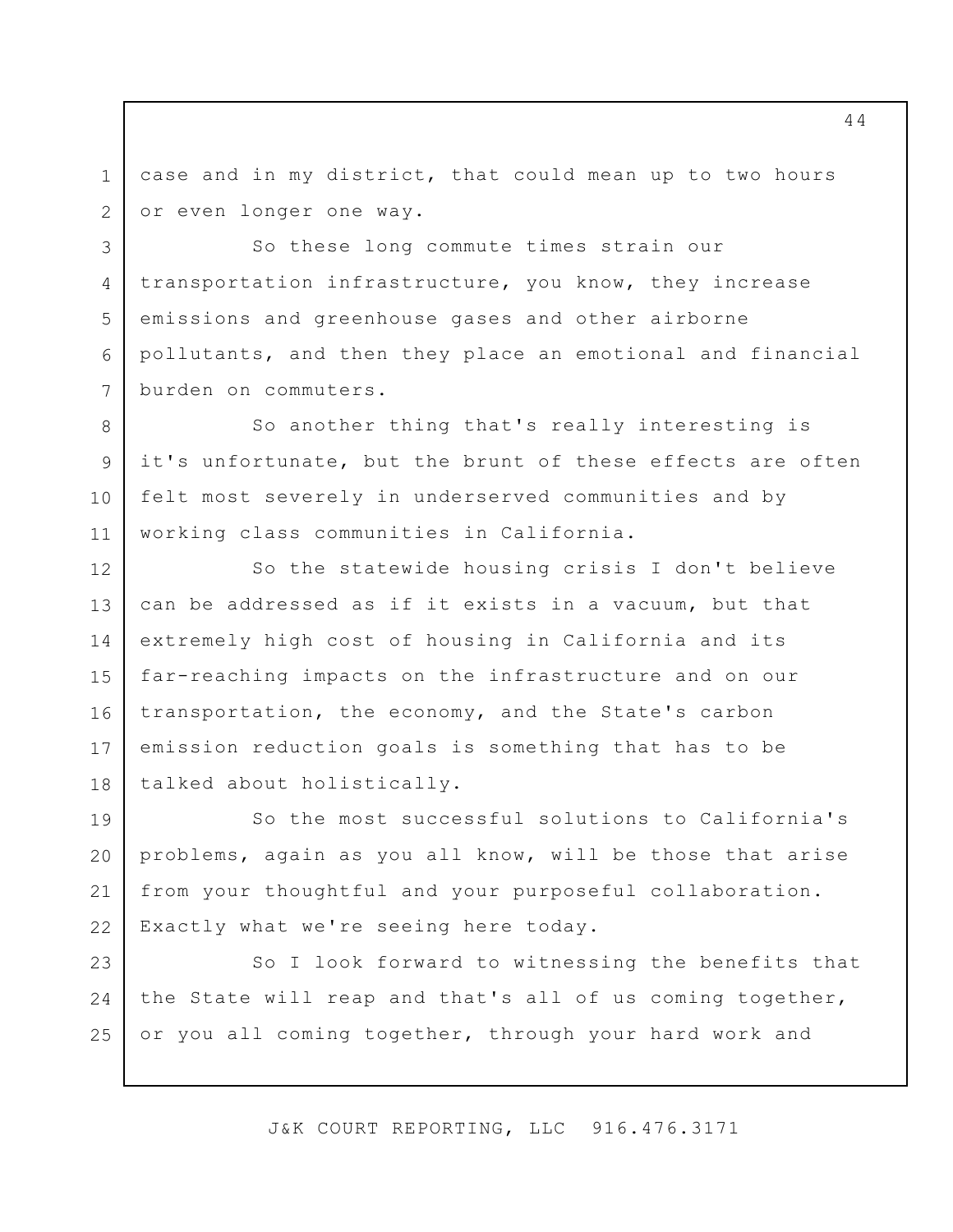case and in my district, that could mean up to two hours or even longer one way.

So these long commute times strain our transportation infrastructure, you know, they increase emissions and greenhouse gases and other airborne pollutants, and then they place an emotional and financial burden on commuters.

So another thing that's really interesting is it's unfortunate, but the brunt of these effects are often felt most severely in underserved communities and by working class communities in California.

So the statewide housing crisis I don't believe can be addressed as if it exists in a vacuum, but that extremely high cost of housing in California and its far-reaching impacts on the infrastructure and on our transportation, the economy, and the State's carbon emission reduction goals is something that has to be talked about holistically.

So the most successful solutions to California's problems, again as you all know, will be those that arise from your thoughtful and your purposeful collaboration. Exactly what we're seeing here today.

So I look forward to witnessing the benefits that the State will reap and that's all of us coming together, or you all coming together, through your hard work and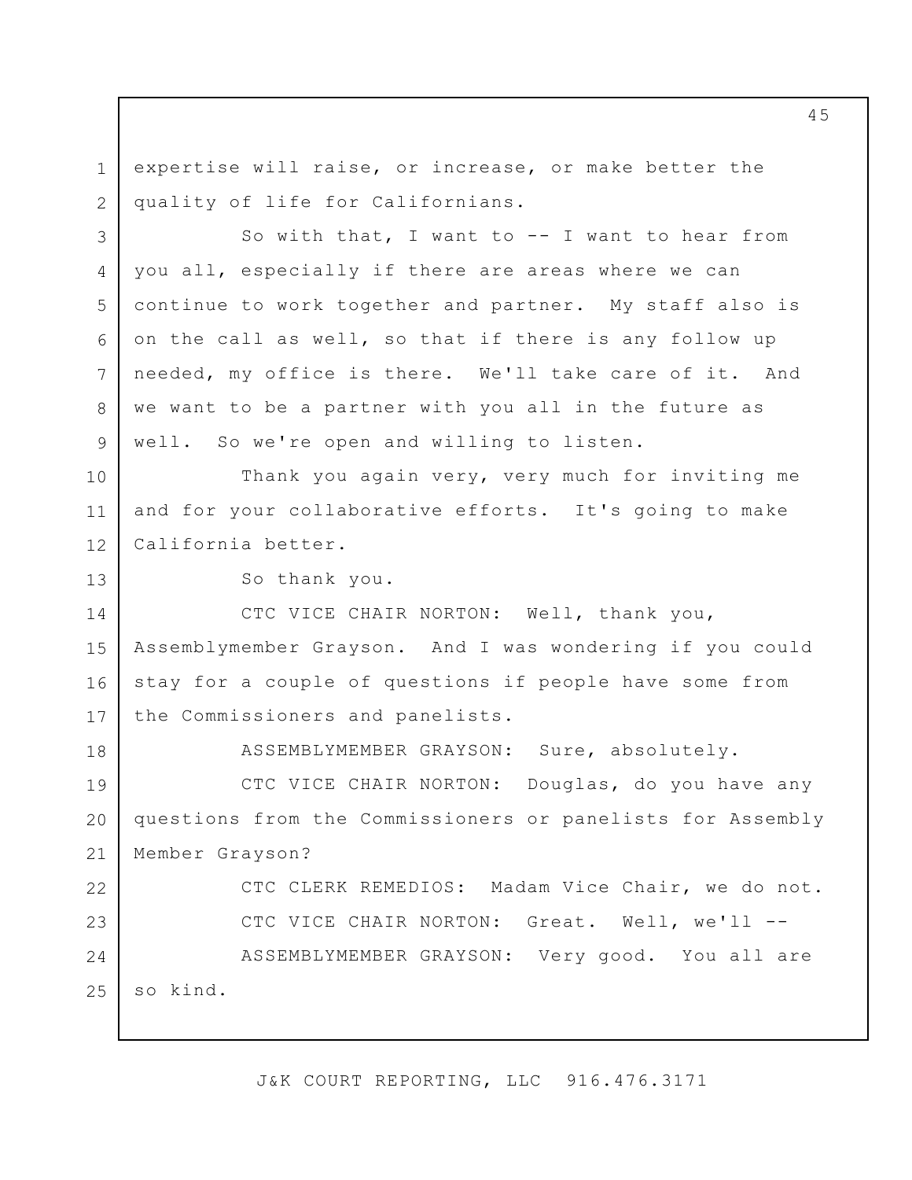expertise will raise, or increase, or make better the quality of life for Californians.

So with that, I want to -- I want to hear from you all, especially if there are areas where we can continue to work together and partner. My staff also is on the call as well, so that if there is any follow up needed, my office is there. We'll take care of it. And we want to be a partner with you all in the future as well. So we're open and willing to listen.

Thank you again very, very much for inviting me and for your collaborative efforts. It's going to make California better.

So thank you.

CTC VICE CHAIR NORTON: Well, thank you, Assemblymember Grayson. And I was wondering if you could stay for a couple of questions if people have some from the Commissioners and panelists.

ASSEMBLYMEMBER GRAYSON: Sure, absolutely.

CTC VICE CHAIR NORTON: Douglas, do you have any questions from the Commissioners or panelists for Assembly Member Grayson?

CTC CLERK REMEDIOS: Madam Vice Chair, we do not.

CTC VICE CHAIR NORTON: Great. Well, we'll --

ASSEMBLYMEMBER GRAYSON: Very good. You all are so kind.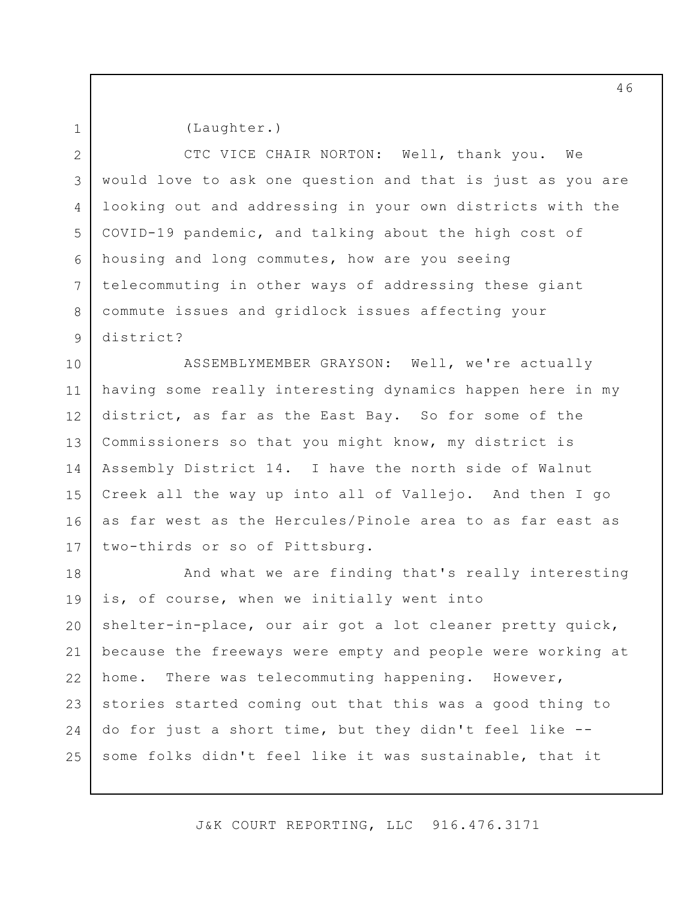(Laughter.)

CTC VICE CHAIR NORTON: Well, thank you. We would love to ask one question and that is just as you are looking out and addressing in your own districts with the COVID-19 pandemic, and talking about the high cost of housing and long commutes, how are you seeing telecommuting in other ways of addressing these giant commute issues and gridlock issues affecting your district?

ASSEMBLYMEMBER GRAYSON: Well, we're actually having some really interesting dynamics happen here in my district, as far as the East Bay. So for some of the Commissioners so that you might know, my district is Assembly District 14. I have the north side of Walnut Creek all the way up into all of Vallejo. And then I go as far west as the Hercules/Pinole area to as far east as two-thirds or so of Pittsburg.

And what we are finding that's really interesting is, of course, when we initially went into shelter-in-place, our air got a lot cleaner pretty quick, because the freeways were empty and people were working at home. There was telecommuting happening. However, stories started coming out that this was a good thing to do for just a short time, but they didn't feel like -- some folks didn't feel like it was sustainable, that it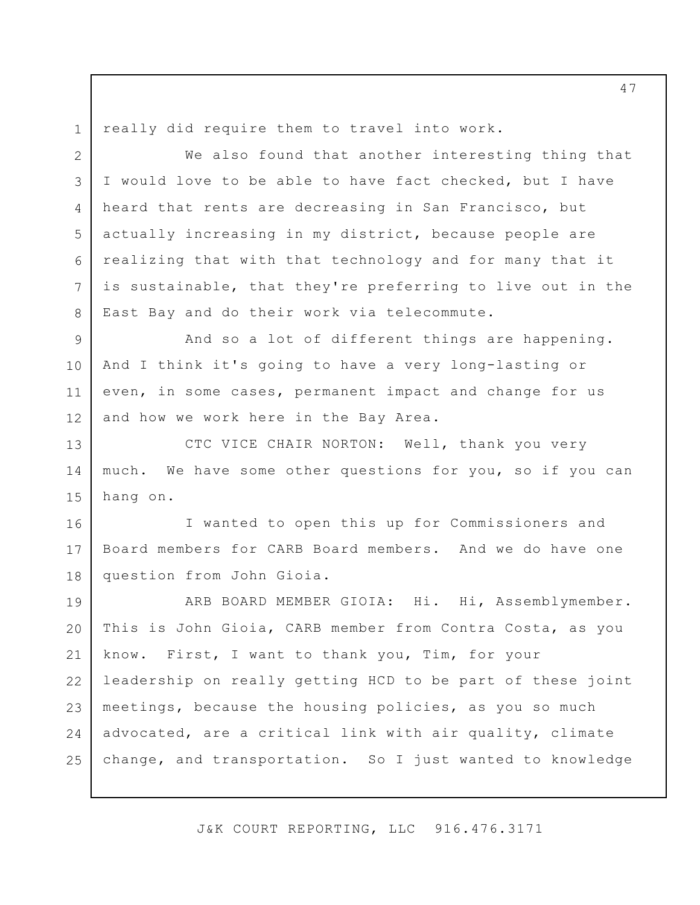really did require them to travel into work.

We also found that another interesting thing that I would love to be able to have fact checked, but I have heard that rents are decreasing in San Francisco, but actually increasing in my district, because people are realizing that with that technology and for many that it is sustainable, that they're preferring to live out in the East Bay and do their work via telecommute.

And so a lot of different things are happening. And I think it's going to have a very long-lasting or even, in some cases, permanent impact and change for us and how we work here in the Bay Area.

CTC VICE CHAIR NORTON: Well, thank you very much. We have some other questions for you, so if you can hang on.

I wanted to open this up for Commissioners and Board members for CARB Board members. And we do have one question from John Gioia.

ARB BOARD MEMBER GIOIA: Hi. Hi, Assemblymember. This is John Gioia, CARB member from Contra Costa, as you know. First, I want to thank you, Tim, for your leadership on really getting HCD to be part of these joint meetings, because the housing policies, as you so much advocated, are a critical link with air quality, climate change, and transportation. So I just wanted to knowledge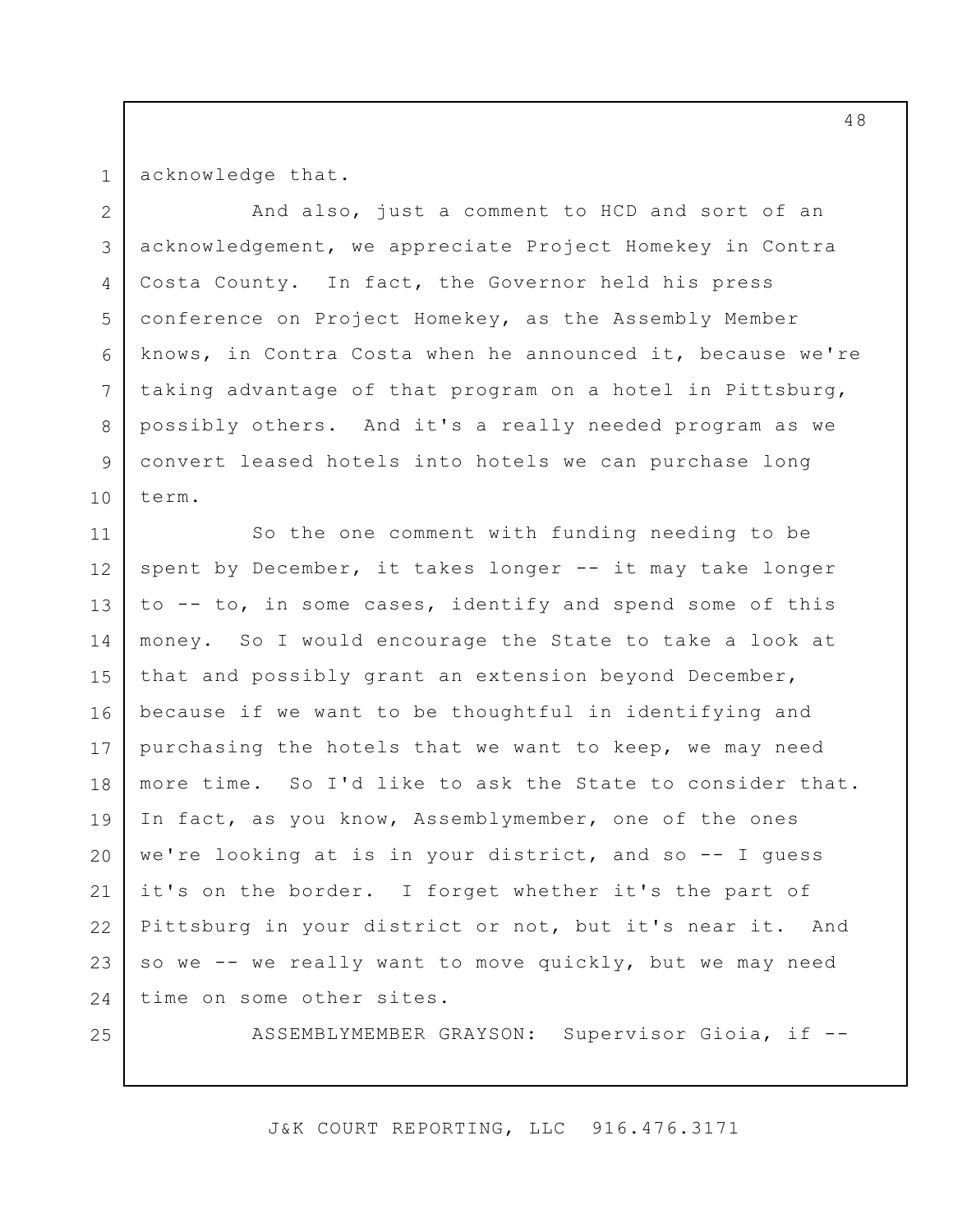acknowledge that.

And also, just a comment to HCD and sort of an acknowledgement, we appreciate Project Homekey in Contra Costa County. In fact, the Governor held his press conference on Project Homekey, as the Assembly Member knows, in Contra Costa when he announced it, because we're taking advantage of that program on a hotel in Pittsburg, possibly others. And it's a really needed program as we convert leased hotels into hotels we can purchase long term.

So the one comment with funding needing to be spent by December, it takes longer -- it may take longer to -- to, in some cases, identify and spend some of this money. So I would encourage the State to take a look at that and possibly grant an extension beyond December, because if we want to be thoughtful in identifying and purchasing the hotels that we want to keep, we may need more time. So I'd like to ask the State to consider that. In fact, as you know, Assemblymember, one of the ones we're looking at is in your district, and so -- I guess it's on the border. I forget whether it's the part of Pittsburg in your district or not, but it's near it. And so we -- we really want to move quickly, but we may need time on some other sites.

ASSEMBLYMEMBER GRAYSON: Supervisor Gioia, if --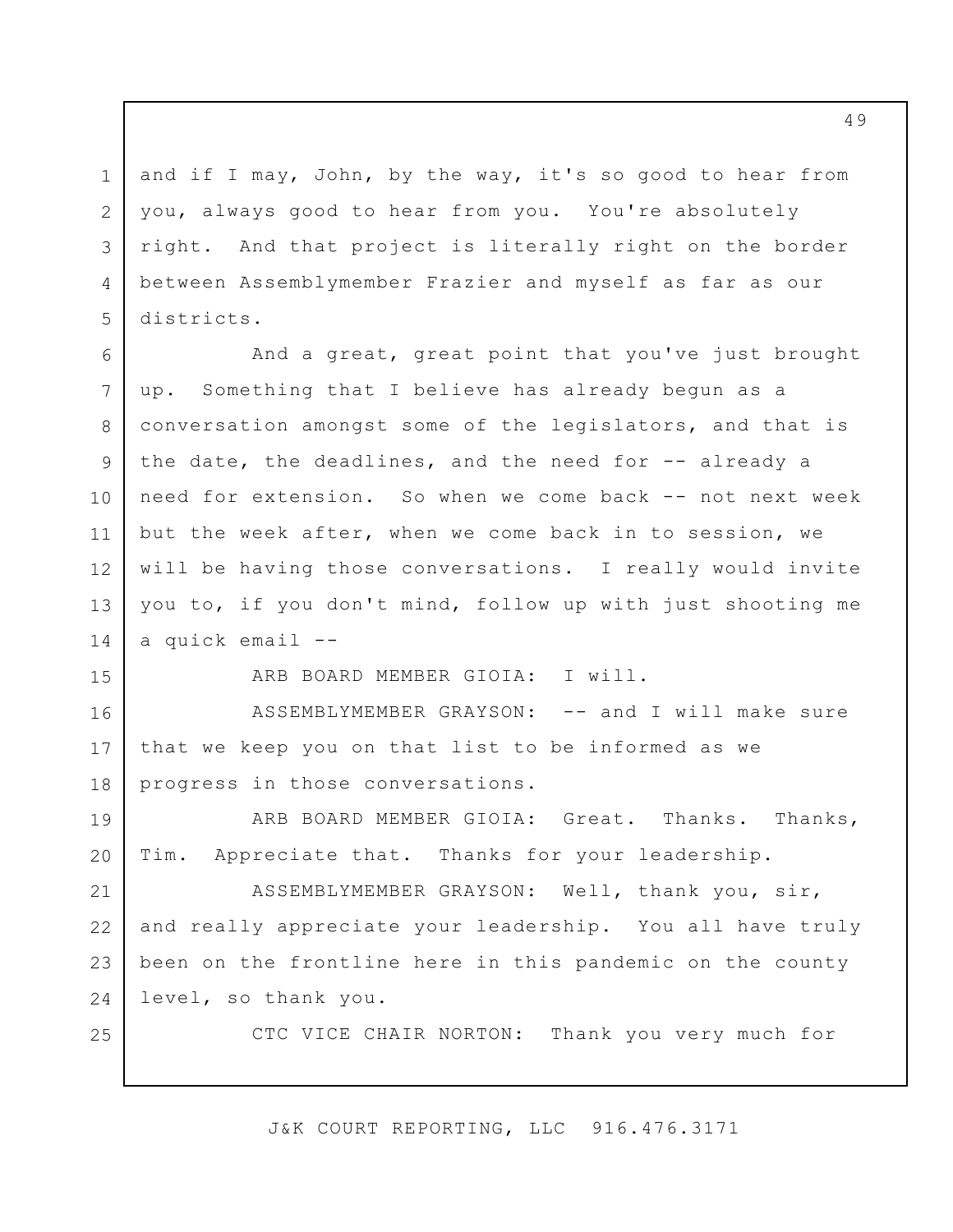and if I may, John, by the way, it's so good to hear from you, always good to hear from you. You're absolutely right. And that project is literally right on the border between Assemblymember Frazier and myself as far as our districts.

And a great, great point that you've just brought up. Something that I believe has already begun as a conversation amongst some of the legislators, and that is the date, the deadlines, and the need for -- already a need for extension. So when we come back -- not next week but the week after, when we come back in to session, we will be having those conversations. I really would invite you to, if you don't mind, follow up with just shooting me a quick email --

ARB BOARD MEMBER GIOIA: I will.

ASSEMBLYMEMBER GRAYSON: -- and I will make sure that we keep you on that list to be informed as we progress in those conversations.

ARB BOARD MEMBER GIOIA: Great. Thanks. Thanks, Tim. Appreciate that. Thanks for your leadership.

ASSEMBLYMEMBER GRAYSON: Well, thank you, sir, and really appreciate your leadership. You all have truly been on the frontline here in this pandemic on the county level, so thank you.

CTC VICE CHAIR NORTON: Thank you very much for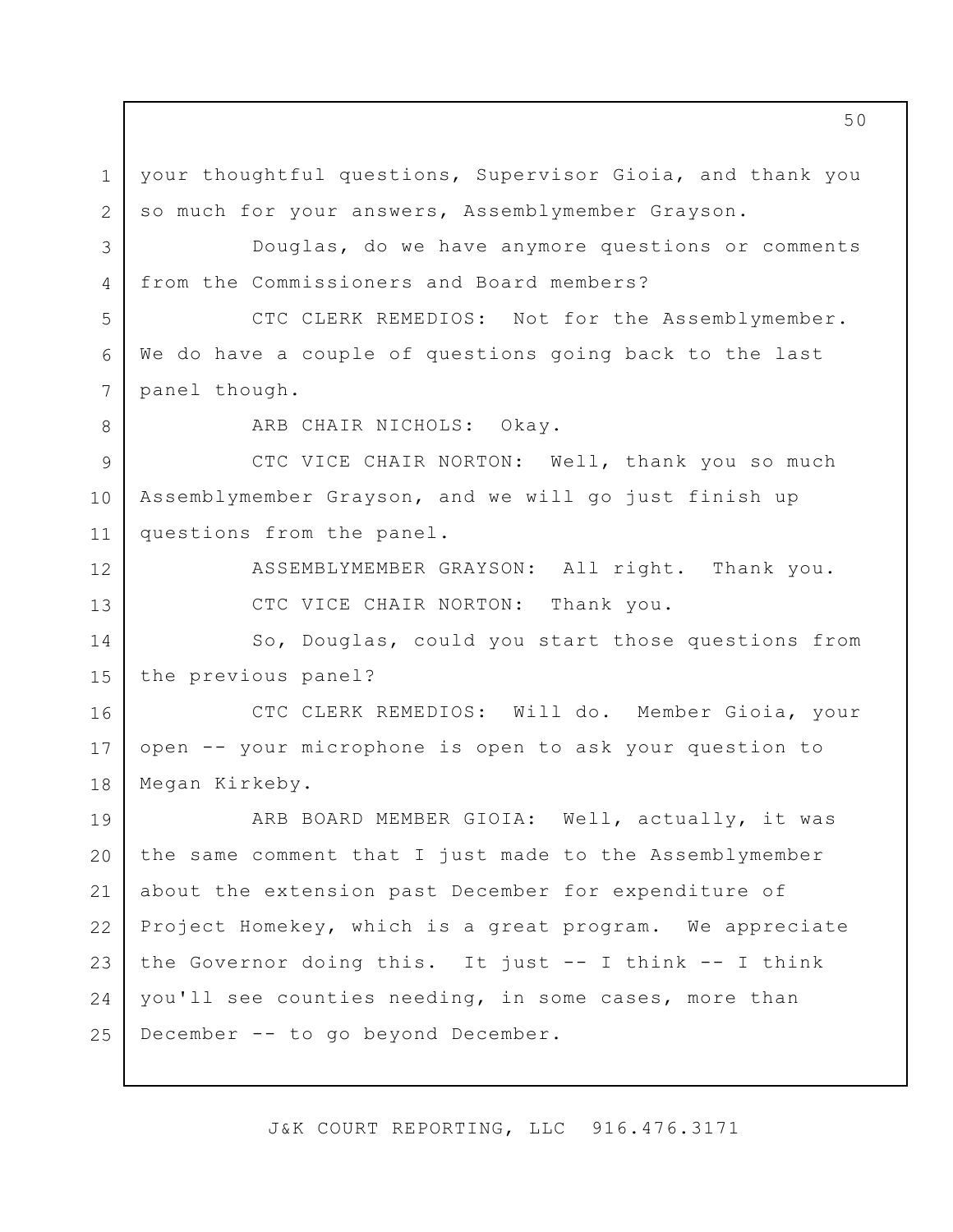your thoughtful questions, Supervisor Gioia, and thank you so much for your answers, Assemblymember Grayson.

Douglas, do we have anymore questions or comments from the Commissioners and Board members?

CTC CLERK REMEDIOS: Not for the Assemblymember. We do have a couple of questions going back to the last panel though.

ARB CHAIR NICHOLS: Okay.

CTC VICE CHAIR NORTON: Well, thank you so much Assemblymember Grayson, and we will go just finish up questions from the panel.

ASSEMBLYMEMBER GRAYSON: All right. Thank you.

CTC VICE CHAIR NORTON: Thank you.

So, Douglas, could you start those questions from the previous panel?

CTC CLERK REMEDIOS: Will do. Member Gioia, your open -- your microphone is open to ask your question to Megan Kirkeby.

ARB BOARD MEMBER GIOIA: Well, actually, it was the same comment that I just made to the Assemblymember about the extension past December for expenditure of Project Homekey, which is a great program. We appreciate the Governor doing this. It just -- I think -- I think you'll see counties needing, in some cases, more than December -- to go beyond December.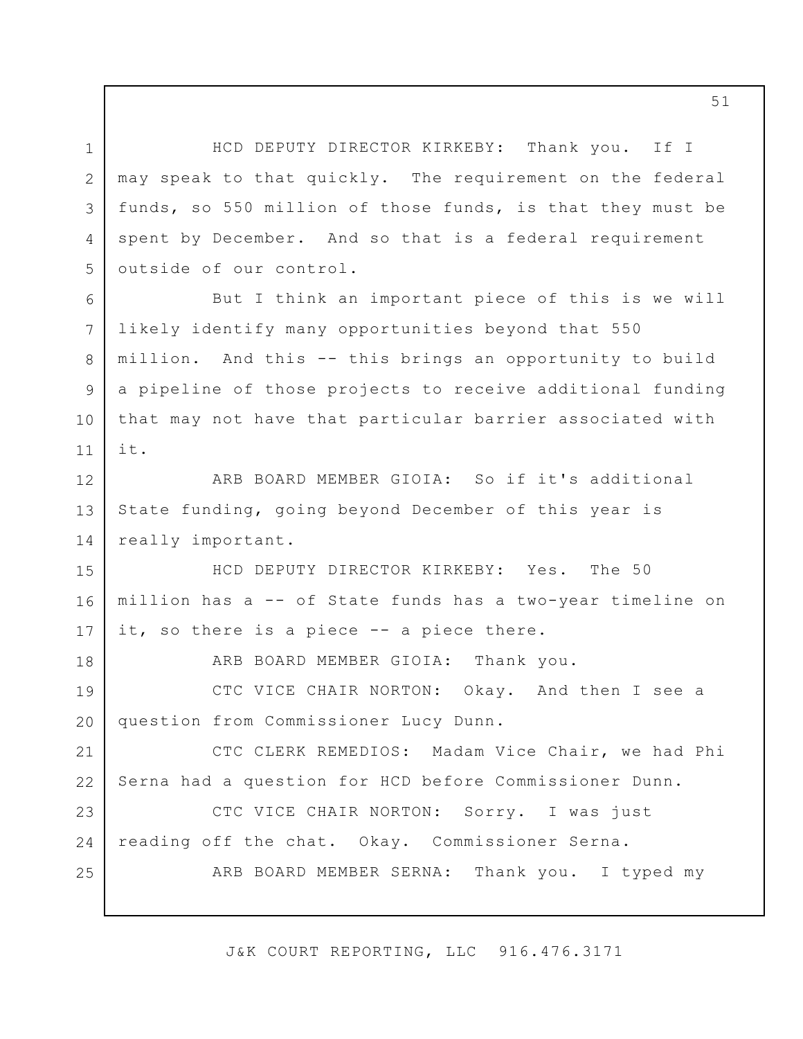HCD DEPUTY DIRECTOR KIRKEBY: Thank you. If I may speak to that quickly. The requirement on the federal funds, so 550 million of those funds, is that they must be spent by December. And so that is a federal requirement outside of our control.

But I think an important piece of this is we will likely identify many opportunities beyond that 550 million. And this -- this brings an opportunity to build a pipeline of those projects to receive additional funding that may not have that particular barrier associated with it.

ARB BOARD MEMBER GIOIA: So if it's additional State funding, going beyond December of this year is really important.

HCD DEPUTY DIRECTOR KIRKEBY: Yes. The 50 million has a -- of State funds has a two-year timeline on it, so there is a piece -- a piece there.

ARB BOARD MEMBER GIOIA: Thank you.

CTC VICE CHAIR NORTON: Okay. And then I see a question from Commissioner Lucy Dunn.

CTC CLERK REMEDIOS: Madam Vice Chair, we had Phi Serna had a question for HCD before Commissioner Dunn.

CTC VICE CHAIR NORTON: Sorry. I was just reading off the chat. Okay. Commissioner Serna.

ARB BOARD MEMBER SERNA: Thank you. I typed my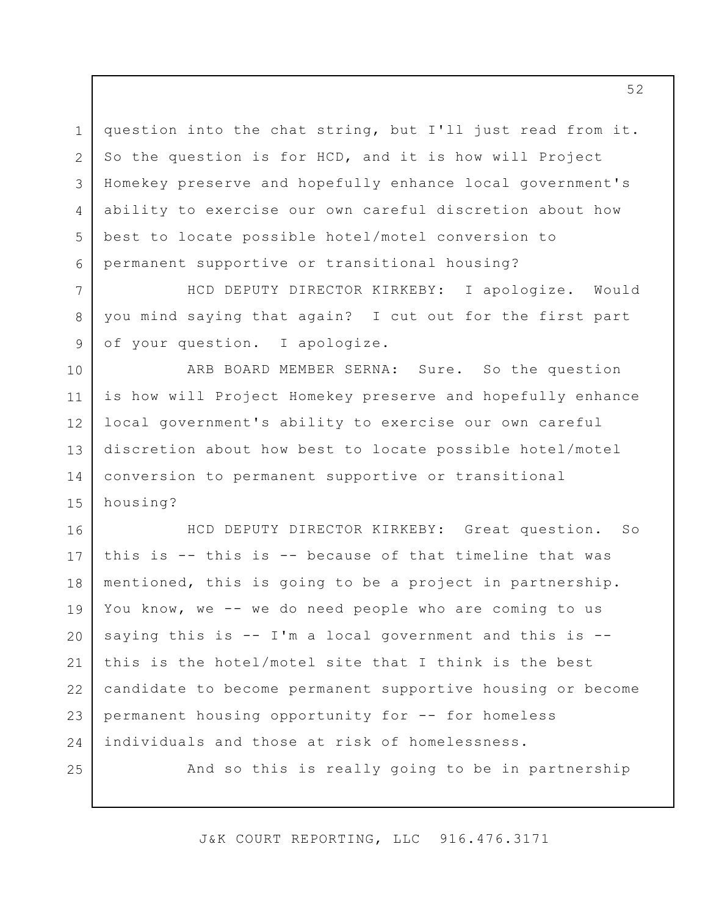question into the chat string, but I'll just read from it. So the question is for HCD, and it is how will Project Homekey preserve and hopefully enhance local government's ability to exercise our own careful discretion about how best to locate possible hotel/motel conversion to permanent supportive or transitional housing?

HCD DEPUTY DIRECTOR KIRKEBY: I apologize. Would you mind saying that again? I cut out for the first part of your question. I apologize.

ARB BOARD MEMBER SERNA: Sure. So the question is how will Project Homekey preserve and hopefully enhance local government's ability to exercise our own careful discretion about how best to locate possible hotel/motel conversion to permanent supportive or transitional housing?

HCD DEPUTY DIRECTOR KIRKEBY: Great question. So this is -- this is -- because of that timeline that was mentioned, this is going to be a project in partnership. You know, we -- we do need people who are coming to us saying this is -- I'm a local government and this is -- this is the hotel/motel site that I think is the best candidate to become permanent supportive housing or become permanent housing opportunity for -- for homeless individuals and those at risk of homelessness.

And so this is really going to be in partnership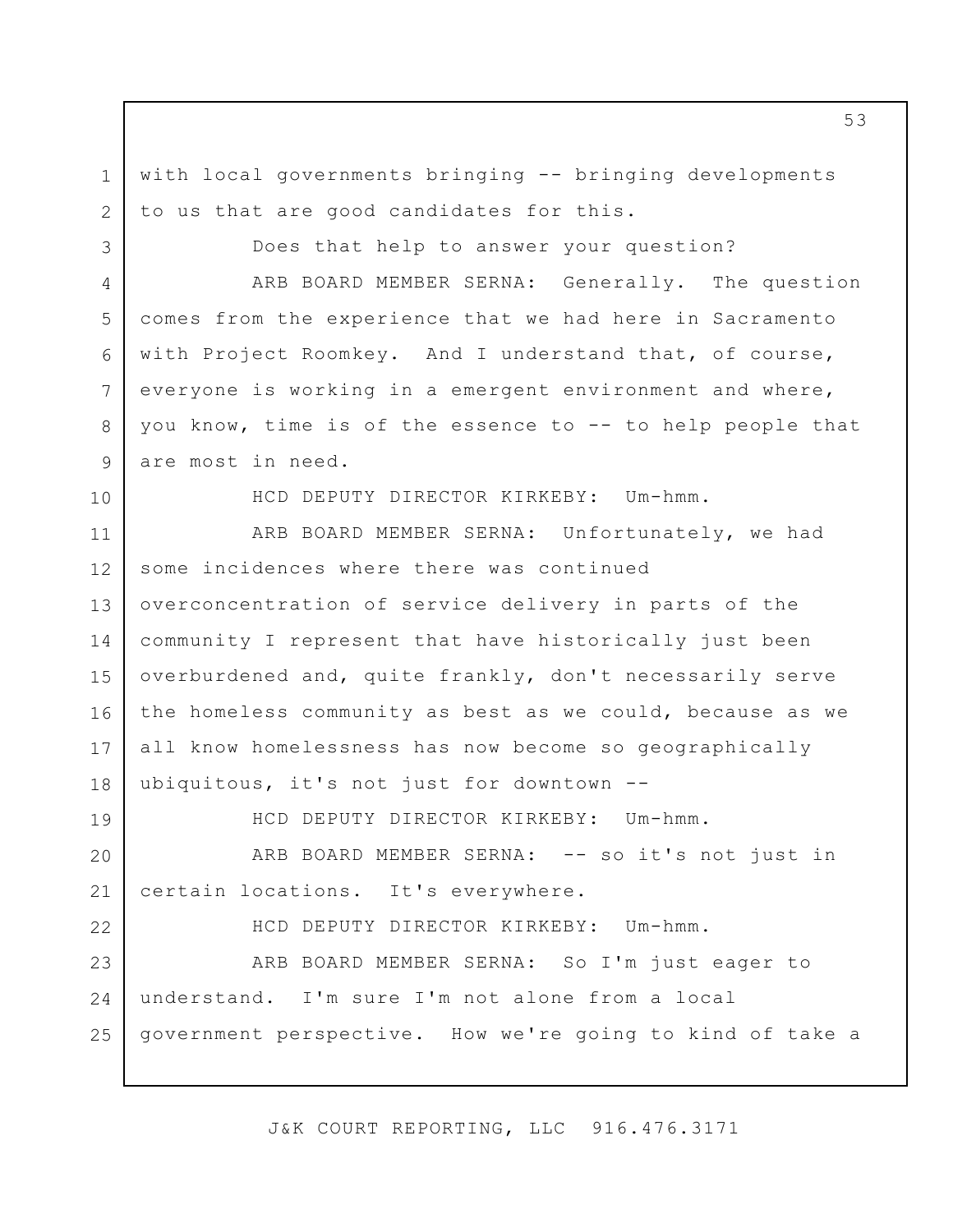with local governments bringing -- bringing developments to us that are good candidates for this.

Does that help to answer your question?

ARB BOARD MEMBER SERNA: Generally. The question comes from the experience that we had here in Sacramento with Project Roomkey. And I understand that, of course, everyone is working in a emergent environment and where, you know, time is of the essence to -- to help people that are most in need.

HCD DEPUTY DIRECTOR KIRKEBY: Um-hmm.

ARB BOARD MEMBER SERNA: Unfortunately, we had some incidences where there was continued overconcentration of service delivery in parts of the community I represent that have historically just been overburdened and, quite frankly, don't necessarily serve the homeless community as best as we could, because as we all know homelessness has now become so geographically ubiquitous, it's not just for downtown --

HCD DEPUTY DIRECTOR KIRKEBY: Um-hmm.

ARB BOARD MEMBER SERNA: -- so it's not just in certain locations. It's everywhere.

HCD DEPUTY DIRECTOR KIRKEBY: Um-hmm.

ARB BOARD MEMBER SERNA: So I'm just eager to understand. I'm sure I'm not alone from a local government perspective. How we're going to kind of take a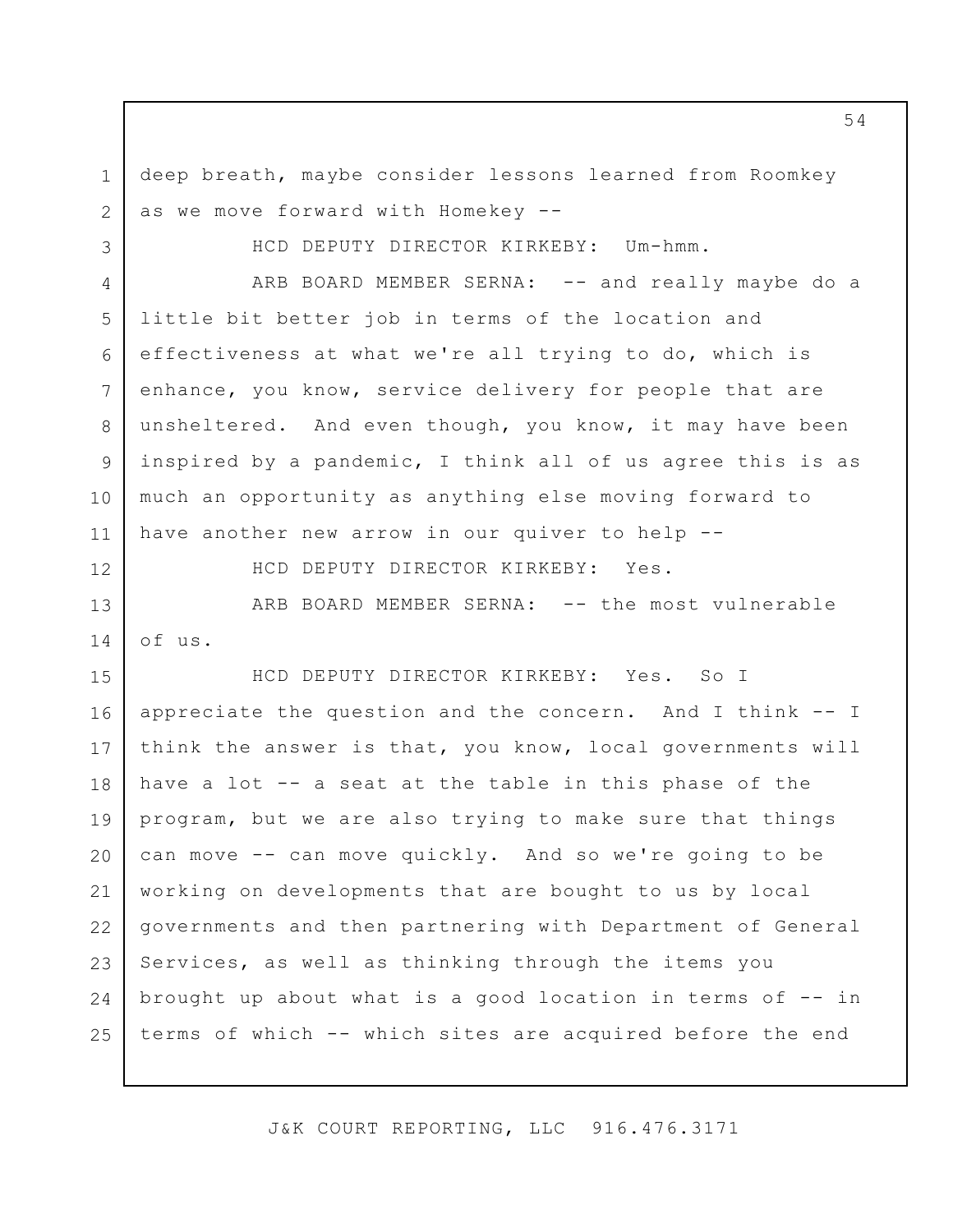deep breath, maybe consider lessons learned from Roomkey as we move forward with Homekey --

HCD DEPUTY DIRECTOR KIRKEBY: Um-hmm.

ARB BOARD MEMBER SERNA: -- and really maybe do a little bit better job in terms of the location and effectiveness at what we're all trying to do, which is enhance, you know, service delivery for people that are unsheltered. And even though, you know, it may have been inspired by a pandemic, I think all of us agree this is as much an opportunity as anything else moving forward to have another new arrow in our quiver to help --

HCD DEPUTY DIRECTOR KIRKEBY: Yes.

ARB BOARD MEMBER SERNA: -- the most vulnerable of us.

HCD DEPUTY DIRECTOR KIRKEBY: Yes. So I appreciate the question and the concern. And I think -- I think the answer is that, you know, local governments will have a lot -- a seat at the table in this phase of the program, but we are also trying to make sure that things can move -- can move quickly. And so we're going to be working on developments that are bought to us by local governments and then partnering with Department of General Services, as well as thinking through the items you brought up about what is a good location in terms of -- in terms of which -- which sites are acquired before the end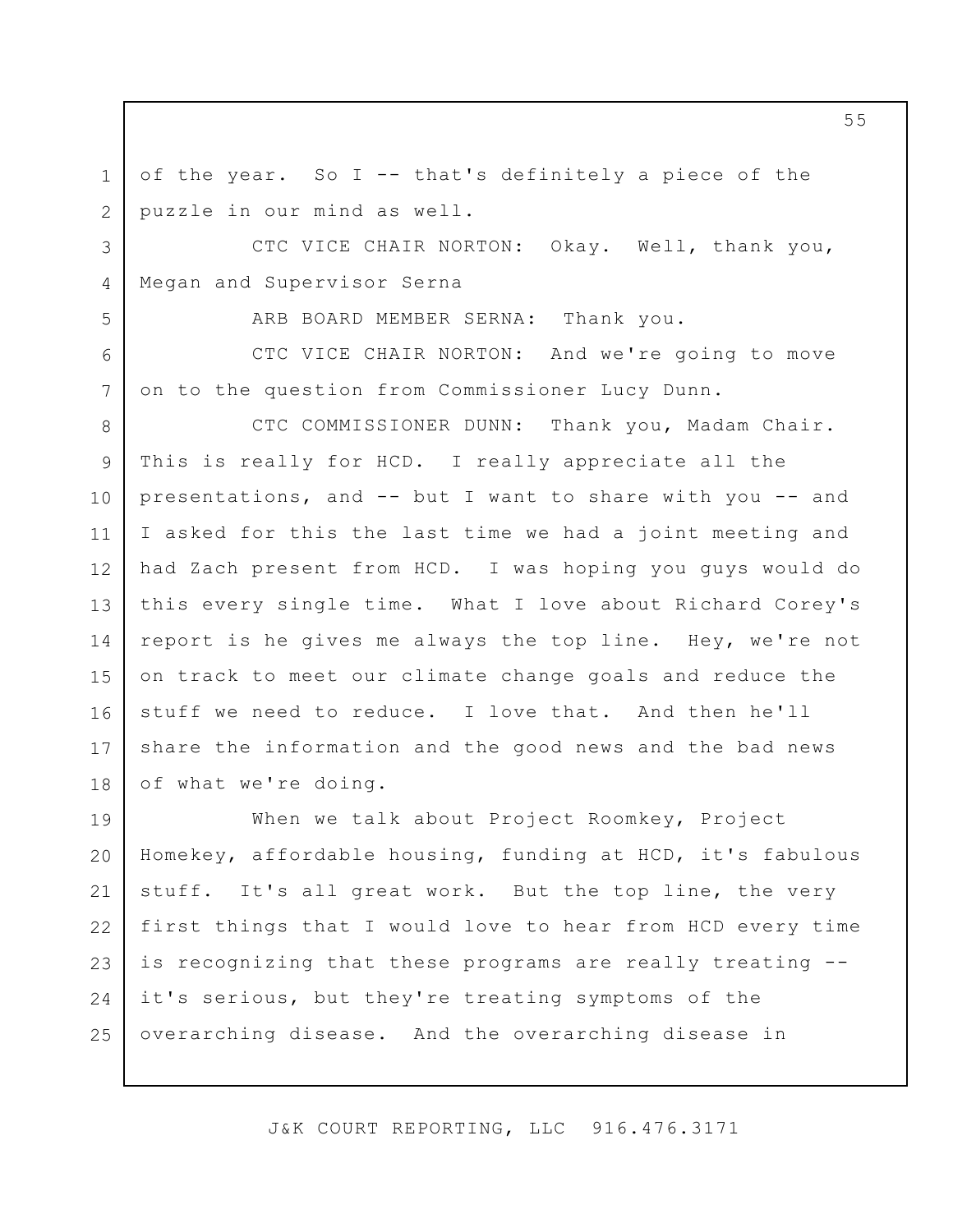of the year. So I -- that's definitely a piece of the puzzle in our mind as well.

CTC VICE CHAIR NORTON: Okay. Well, thank you, Megan and Supervisor Serna

ARB BOARD MEMBER SERNA: Thank you.

CTC VICE CHAIR NORTON: And we're going to move on to the question from Commissioner Lucy Dunn.

CTC COMMISSIONER DUNN: Thank you, Madam Chair. This is really for HCD. I really appreciate all the presentations, and -- but I want to share with you -- and I asked for this the last time we had a joint meeting and had Zach present from HCD. I was hoping you guys would do this every single time. What I love about Richard Corey's report is he gives me always the top line. Hey, we're not on track to meet our climate change goals and reduce the stuff we need to reduce. I love that. And then he'll share the information and the good news and the bad news of what we're doing.

When we talk about Project Roomkey, Project Homekey, affordable housing, funding at HCD, it's fabulous stuff. It's all great work. But the top line, the very first things that I would love to hear from HCD every time is recognizing that these programs are really treating -- it's serious, but they're treating symptoms of the overarching disease. And the overarching disease in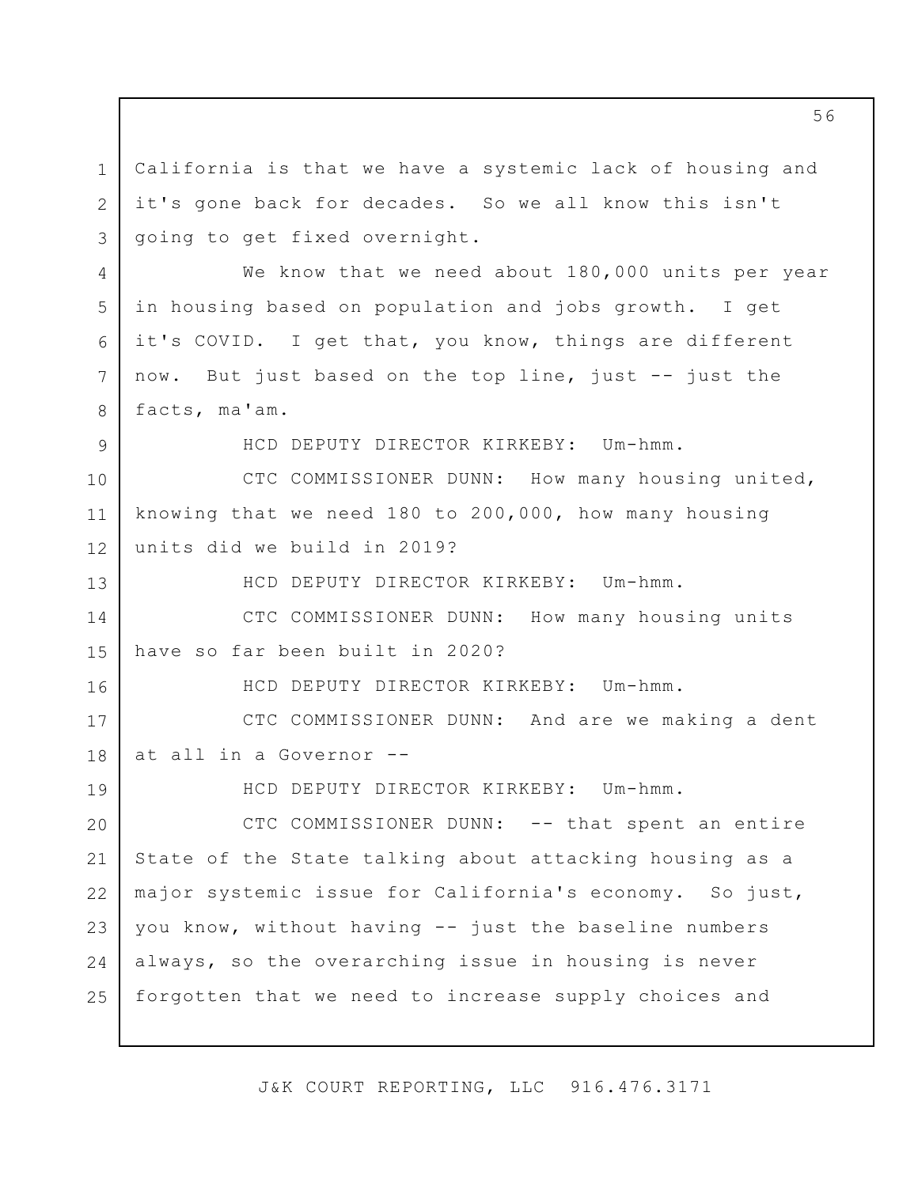California is that we have a systemic lack of housing and it's gone back for decades. So we all know this isn't going to get fixed overnight.

We know that we need about 180,000 units per year in housing based on population and jobs growth. I get it's COVID. I get that, you know, things are different now. But just based on the top line, just -- just the facts, ma'am.

HCD DEPUTY DIRECTOR KIRKEBY: Um-hmm.

CTC COMMISSIONER DUNN: How many housing united, knowing that we need 180 to 200,000, how many housing units did we build in 2019?

HCD DEPUTY DIRECTOR KIRKEBY: Um-hmm.

CTC COMMISSIONER DUNN: How many housing units have so far been built in 2020?

HCD DEPUTY DIRECTOR KIRKEBY: Um-hmm.

CTC COMMISSIONER DUNN: And are we making a dent at all in a Governor --

HCD DEPUTY DIRECTOR KIRKEBY: Um-hmm.

CTC COMMISSIONER DUNN: -- that spent an entire State of the State talking about attacking housing as a major systemic issue for California's economy. So just, you know, without having -- just the baseline numbers always, so the overarching issue in housing is never forgotten that we need to increase supply choices and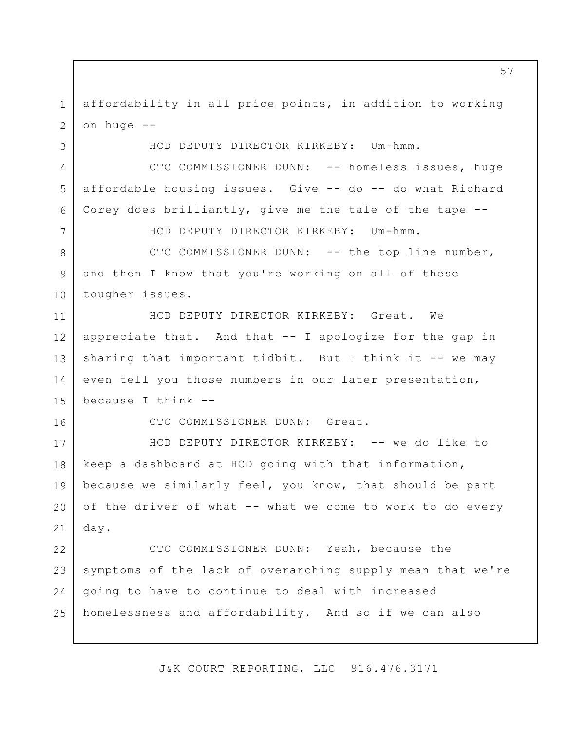affordability in all price points, in addition to working on huge --

HCD DEPUTY DIRECTOR KIRKEBY: Um-hmm.

CTC COMMISSIONER DUNN: -- homeless issues, huge affordable housing issues. Give -- do -- do what Richard Corey does brilliantly, give me the tale of the tape --

HCD DEPUTY DIRECTOR KIRKEBY: Um-hmm.

CTC COMMISSIONER DUNN: -- the top line number, and then I know that you're working on all of these tougher issues.

HCD DEPUTY DIRECTOR KIRKEBY: Great. We appreciate that. And that -- I apologize for the gap in sharing that important tidbit. But I think it -- we may even tell you those numbers in our later presentation, because I think --

CTC COMMISSIONER DUNN: Great.

HCD DEPUTY DIRECTOR KIRKEBY: -- we do like to keep a dashboard at HCD going with that information, because we similarly feel, you know, that should be part of the driver of what -- what we come to work to do every day.

CTC COMMISSIONER DUNN: Yeah, because the symptoms of the lack of overarching supply mean that we're going to have to continue to deal with increased homelessness and affordability. And so if we can also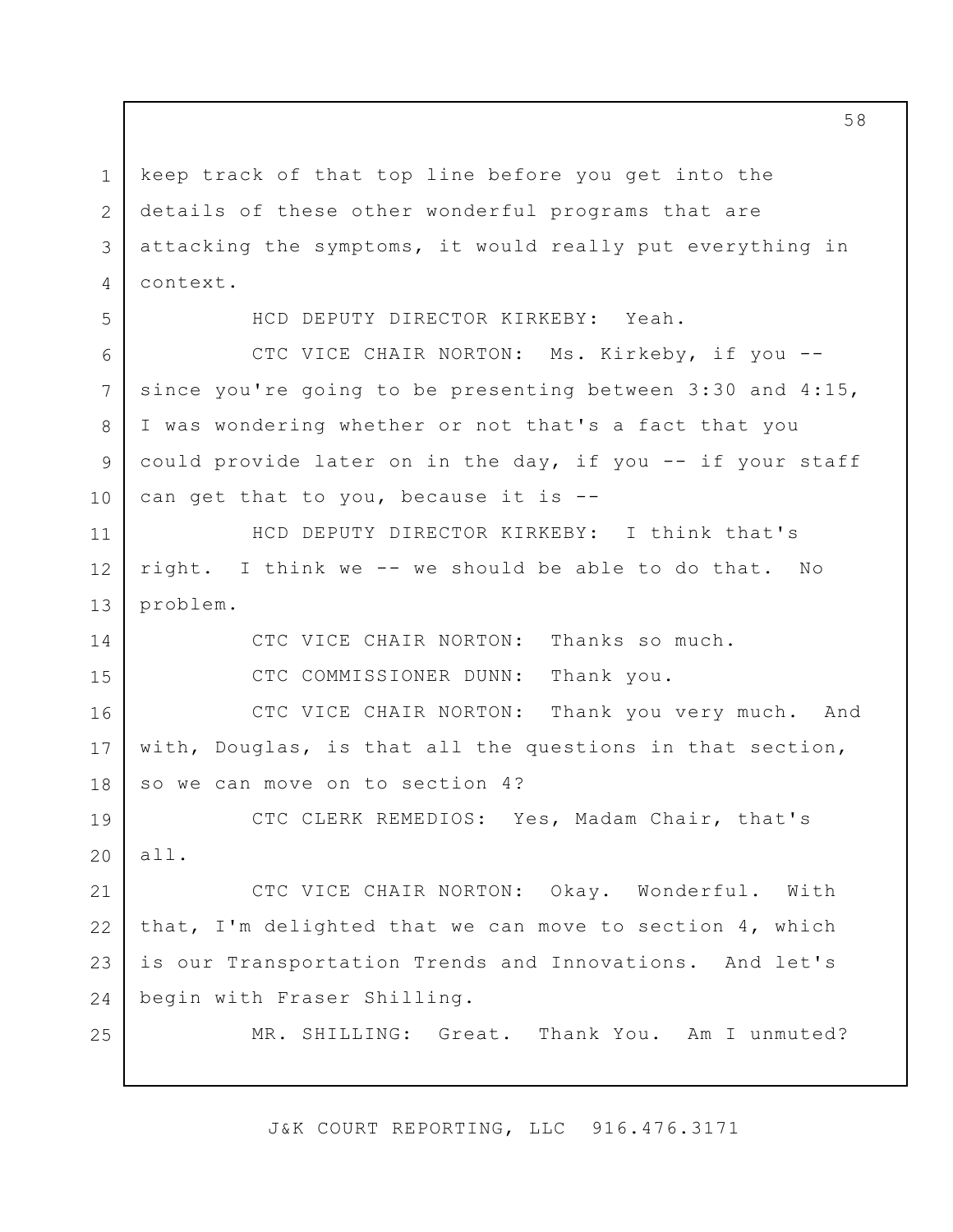keep track of that top line before you get into the details of these other wonderful programs that are attacking the symptoms, it would really put everything in context.

HCD DEPUTY DIRECTOR KIRKEBY: Yeah.

CTC VICE CHAIR NORTON: Ms. Kirkeby, if you -- since you're going to be presenting between 3:30 and 4:15, I was wondering whether or not that's a fact that you could provide later on in the day, if you -- if your staff can get that to you, because it is --

HCD DEPUTY DIRECTOR KIRKEBY: I think that's right. I think we -- we should be able to do that. No problem.

CTC VICE CHAIR NORTON: Thanks so much.

CTC COMMISSIONER DUNN: Thank you.

CTC VICE CHAIR NORTON: Thank you very much. And with, Douglas, is that all the questions in that section, so we can move on to section 4?

CTC CLERK REMEDIOS: Yes, Madam Chair, that's all.

CTC VICE CHAIR NORTON: Okay. Wonderful. With that, I'm delighted that we can move to section 4, which is our Transportation Trends and Innovations. And let's begin with Fraser Shilling.

MR. SHILLING: Great. Thank You. Am I unmuted?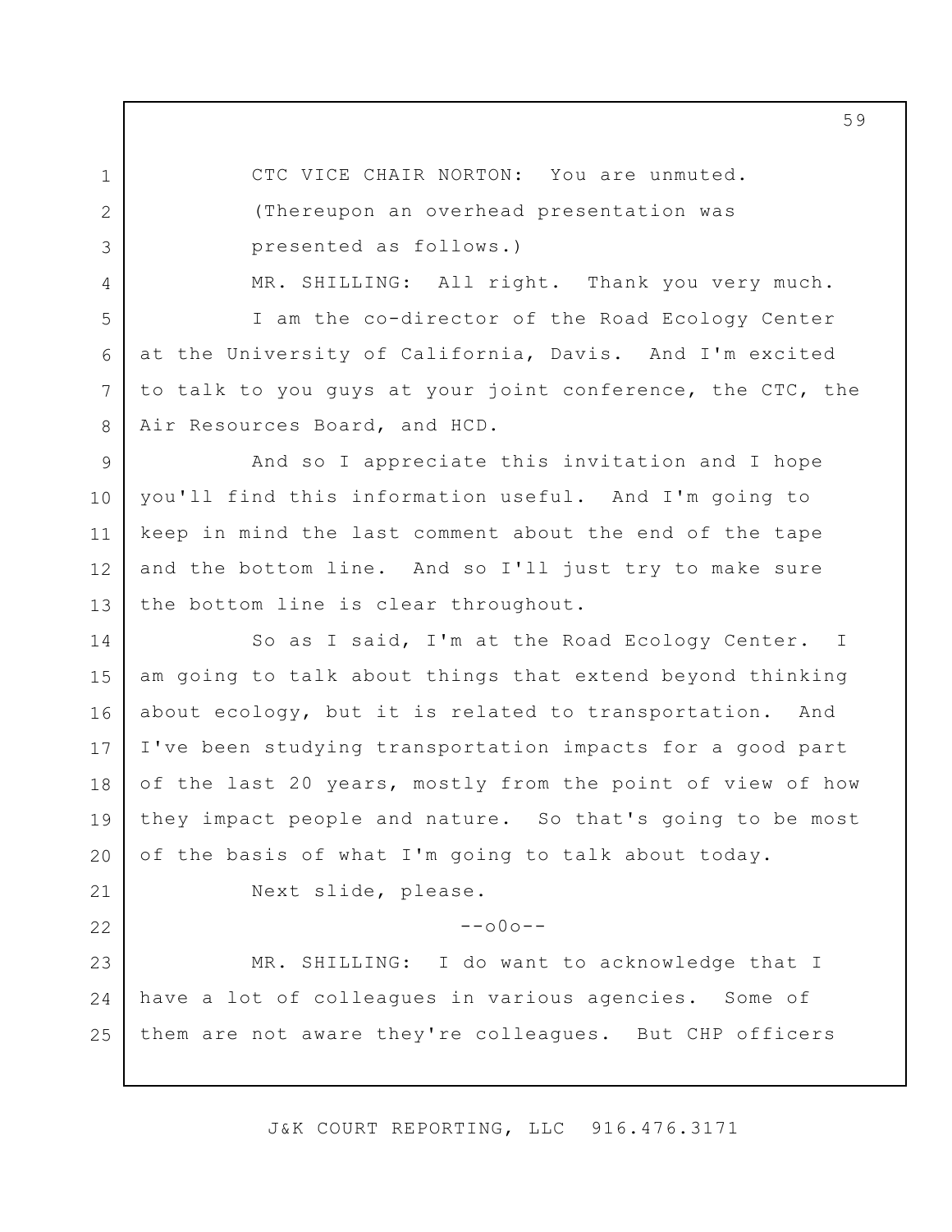CTC VICE CHAIR NORTON: You are unmuted.

(Thereupon an overhead presentation was presented as follows.)

MR. SHILLING: All right. Thank you very much.

I am the co-director of the Road Ecology Center at the University of California, Davis. And I'm excited to talk to you guys at your joint conference, the CTC, the Air Resources Board, and HCD.

And so I appreciate this invitation and I hope you'll find this information useful. And I'm going to keep in mind the last comment about the end of the tape and the bottom line. And so I'll just try to make sure the bottom line is clear throughout.

So as I said, I'm at the Road Ecology Center. I am going to talk about things that extend beyond thinking about ecology, but it is related to transportation. And I've been studying transportation impacts for a good part of the last 20 years, mostly from the point of view of how they impact people and nature. So that's going to be most of the basis of what I'm going to talk about today.

Next slide, please.

--o0o--

MR. SHILLING: I do want to acknowledge that I have a lot of colleagues in various agencies. Some of them are not aware they're colleagues. But CHP officers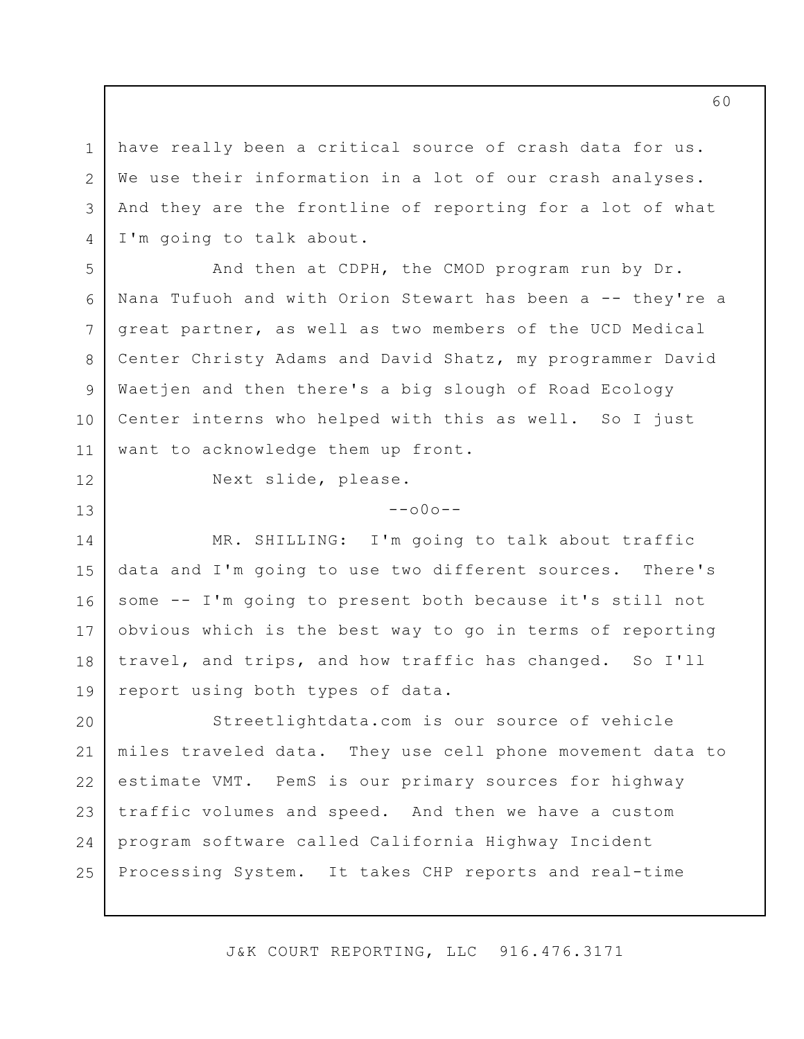have really been a critical source of crash data for us. We use their information in a lot of our crash analyses. And they are the frontline of reporting for a lot of what I'm going to talk about.

And then at CDPH, the CMOD program run by Dr. Nana Tufuoh and with Orion Stewart has been a -- they're a great partner, as well as two members of the UCD Medical Center Christy Adams and David Shatz, my programmer David Waetjen and then there's a big slough of Road Ecology Center interns who helped with this as well. So I just want to acknowledge them up front.

Next slide, please.

--o0o--

MR. SHILLING: I'm going to talk about traffic data and I'm going to use two different sources. There's some -- I'm going to present both because it's still not obvious which is the best way to go in terms of reporting travel, and trips, and how traffic has changed. So I'll report using both types of data.

Streetlightdata.com is our source of vehicle miles traveled data. They use cell phone movement data to estimate VMT. PemS is our primary sources for highway traffic volumes and speed. And then we have a custom program software called California Highway Incident Processing System. It takes CHP reports and real-time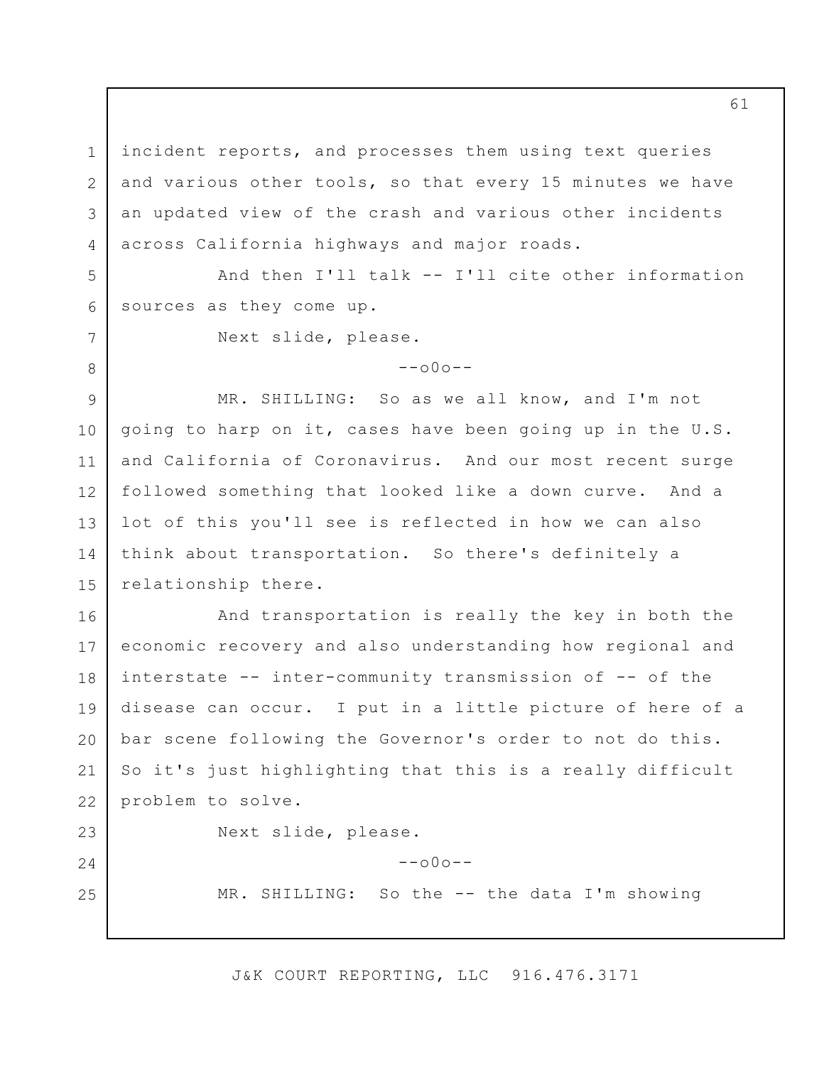incident reports, and processes them using text queries and various other tools, so that every 15 minutes we have an updated view of the crash and various other incidents across California highways and major roads.

And then I'll talk -- I'll cite other information sources as they come up.

Next slide, please.

--o0o--

MR. SHILLING: So as we all know, and I'm not going to harp on it, cases have been going up in the U.S. and California of Coronavirus. And our most recent surge followed something that looked like a down curve. And a lot of this you'll see is reflected in how we can also think about transportation. So there's definitely a relationship there.

And transportation is really the key in both the economic recovery and also understanding how regional and interstate -- inter-community transmission of -- of the disease can occur. I put in a little picture of here of a bar scene following the Governor's order to not do this. So it's just highlighting that this is a really difficult problem to solve.

Next slide, please.

--o0o--

MR. SHILLING: So the -- the data I'm showing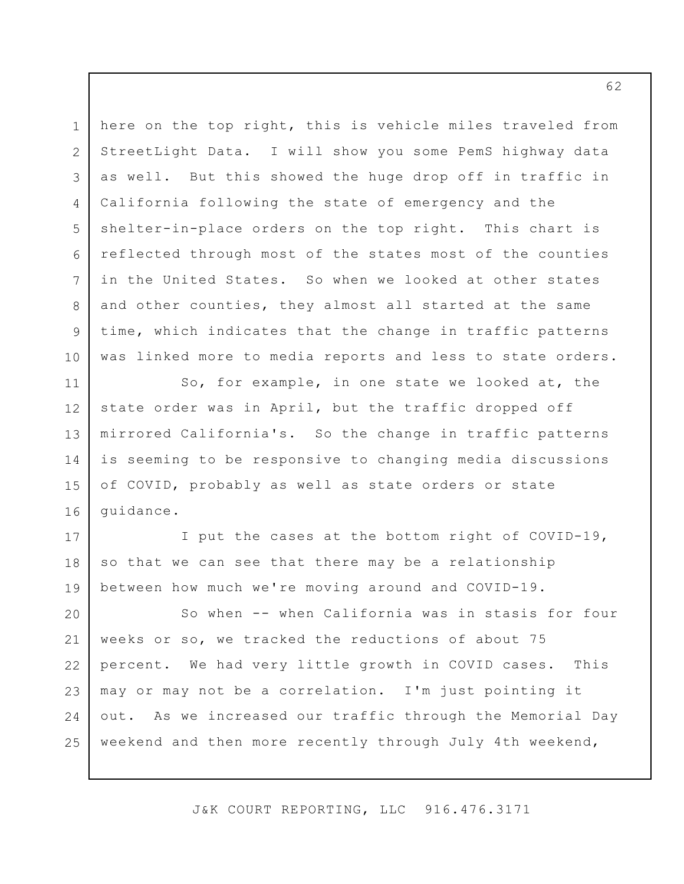here on the top right, this is vehicle miles traveled from StreetLight Data. I will show you some PemS highway data as well. But this showed the huge drop off in traffic in California following the state of emergency and the shelter-in-place orders on the top right. This chart is reflected through most of the states most of the counties in the United States. So when we looked at other states and other counties, they almost all started at the same time, which indicates that the change in traffic patterns was linked more to media reports and less to state orders.

So, for example, in one state we looked at, the state order was in April, but the traffic dropped off mirrored California's. So the change in traffic patterns is seeming to be responsive to changing media discussions of COVID, probably as well as state orders or state guidance.

I put the cases at the bottom right of COVID-19, so that we can see that there may be a relationship between how much we're moving around and COVID-19.

So when -- when California was in stasis for four weeks or so, we tracked the reductions of about 75 percent. We had very little growth in COVID cases. This may or may not be a correlation. I'm just pointing it out. As we increased our traffic through the Memorial Day weekend and then more recently through July 4th weekend,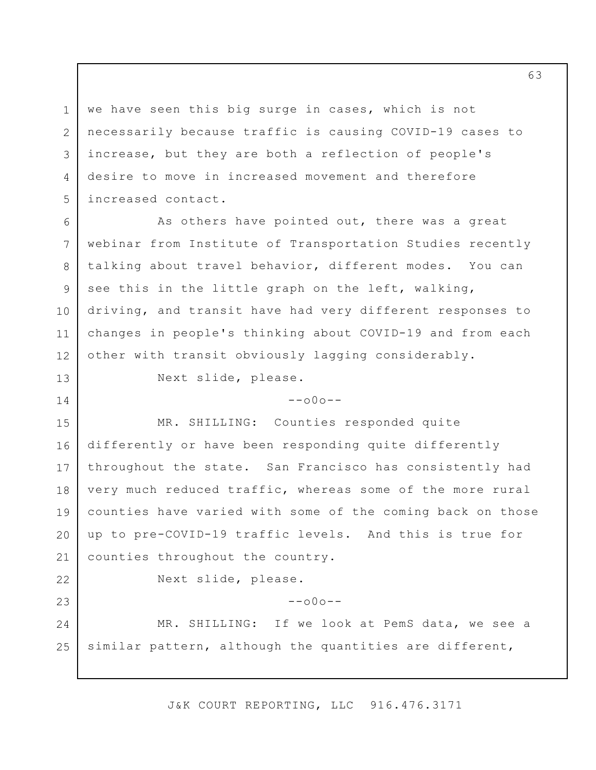we have seen this big surge in cases, which is not necessarily because traffic is causing COVID-19 cases to increase, but they are both a reflection of people's desire to move in increased movement and therefore increased contact.

As others have pointed out, there was a great webinar from Institute of Transportation Studies recently talking about travel behavior, different modes. You can see this in the little graph on the left, walking, driving, and transit have had very different responses to changes in people's thinking about COVID-19 and from each other with transit obviously lagging considerably.

Next slide, please.

--o0o--

MR. SHILLING: Counties responded quite differently or have been responding quite differently throughout the state. San Francisco has consistently had very much reduced traffic, whereas some of the more rural counties have varied with some of the coming back on those up to pre-COVID-19 traffic levels. And this is true for counties throughout the country.

Next slide, please.

--o0o--

MR. SHILLING: If we look at PemS data, we see a similar pattern, although the quantities are different,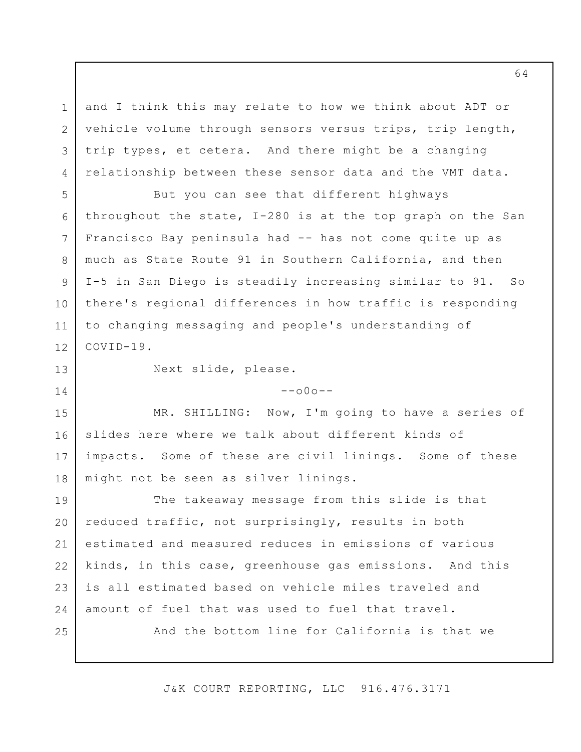and I think this may relate to how we think about ADT or vehicle volume through sensors versus trips, trip length, trip types, et cetera. And there might be a changing relationship between these sensor data and the VMT data.

But you can see that different highways throughout the state, I-280 is at the top graph on the San Francisco Bay peninsula had -- has not come quite up as much as State Route 91 in Southern California, and then I-5 in San Diego is steadily increasing similar to 91. So there's regional differences in how traffic is responding to changing messaging and people's understanding of COVID-19.

Next slide, please.

--o0o--

MR. SHILLING: Now, I'm going to have a series of slides here where we talk about different kinds of impacts. Some of these are civil linings. Some of these might not be seen as silver linings.

The takeaway message from this slide is that reduced traffic, not surprisingly, results in both estimated and measured reduces in emissions of various kinds, in this case, greenhouse gas emissions. And this is all estimated based on vehicle miles traveled and amount of fuel that was used to fuel that travel.

And the bottom line for California is that we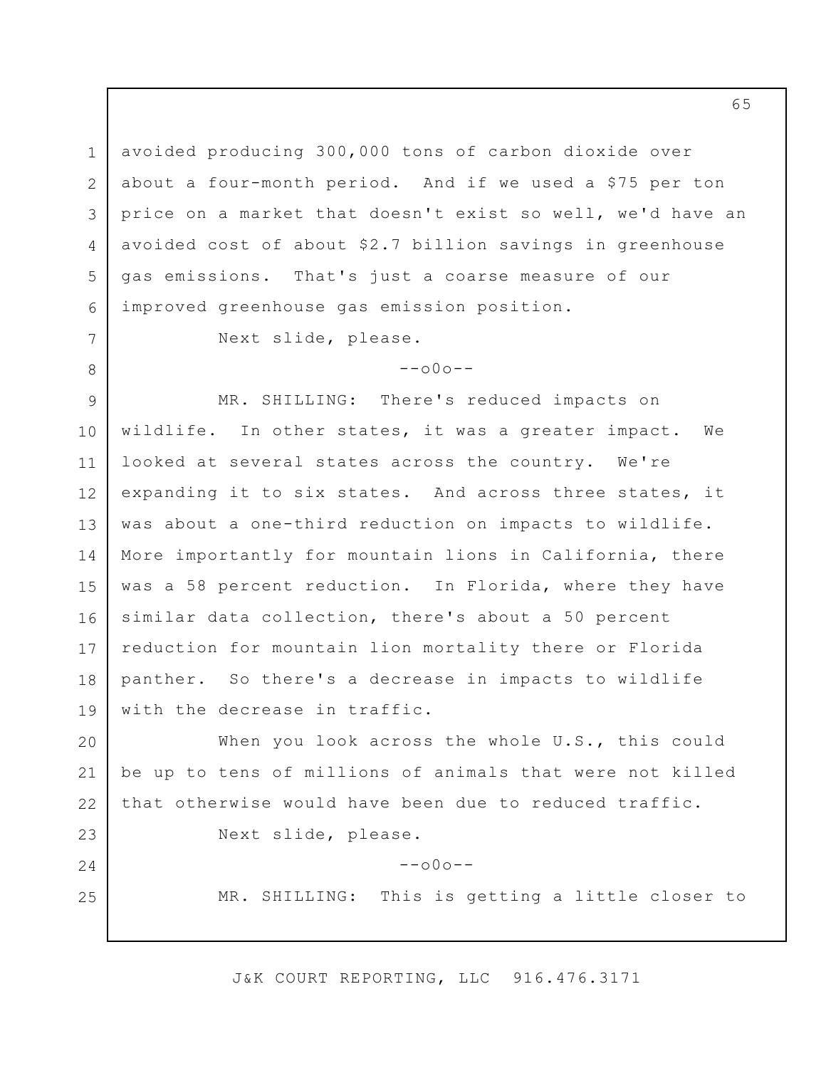avoided producing 300,000 tons of carbon dioxide over about a four-month period. And if we used a $75 per ton price on a market that doesn't exist so well, we'd have an avoided cost of about $2.7 billion savings in greenhouse gas emissions. That's just a coarse measure of our improved greenhouse gas emission position.

Next slide, please.

--o0o--

MR. SHILLING: There's reduced impacts on wildlife. In other states, it was a greater impact. We looked at several states across the country. We're expanding it to six states. And across three states, it was about a one-third reduction on impacts to wildlife. More importantly for mountain lions in California, there was a 58 percent reduction. In Florida, where they have similar data collection, there's about a 50 percent reduction for mountain lion mortality there or Florida panther. So there's a decrease in impacts to wildlife with the decrease in traffic.

When you look across the whole U.S., this could be up to tens of millions of animals that were not killed that otherwise would have been due to reduced traffic.

Next slide, please.

--o0o--

MR. SHILLING: This is getting a little closer to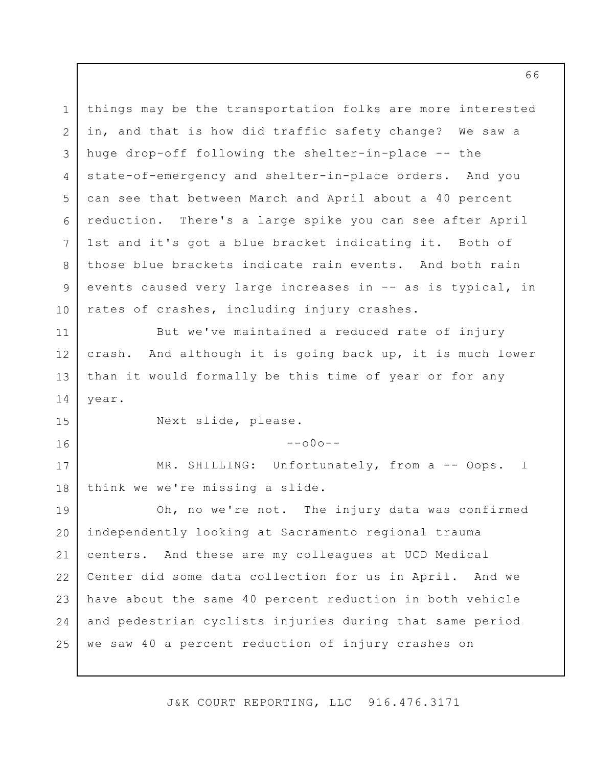things may be the transportation folks are more interested in, and that is how did traffic safety change? We saw a huge drop-off following the shelter-in-place -- the state-of-emergency and shelter-in-place orders. And you can see that between March and April about a 40 percent reduction. There's a large spike you can see after April 1st and it's got a blue bracket indicating it. Both of those blue brackets indicate rain events. And both rain events caused very large increases in -- as is typical, in rates of crashes, including injury crashes.

But we've maintained a reduced rate of injury crash. And although it is going back up, it is much lower than it would formally be this time of year or for any year.

Next slide, please.

--o0o--

MR. SHILLING: Unfortunately, from a -- Oops. I think we we're missing a slide.

Oh, no we're not. The injury data was confirmed independently looking at Sacramento regional trauma centers. And these are my colleagues at UCD Medical Center did some data collection for us in April. And we have about the same 40 percent reduction in both vehicle and pedestrian cyclists injuries during that same period we saw 40 a percent reduction of injury crashes on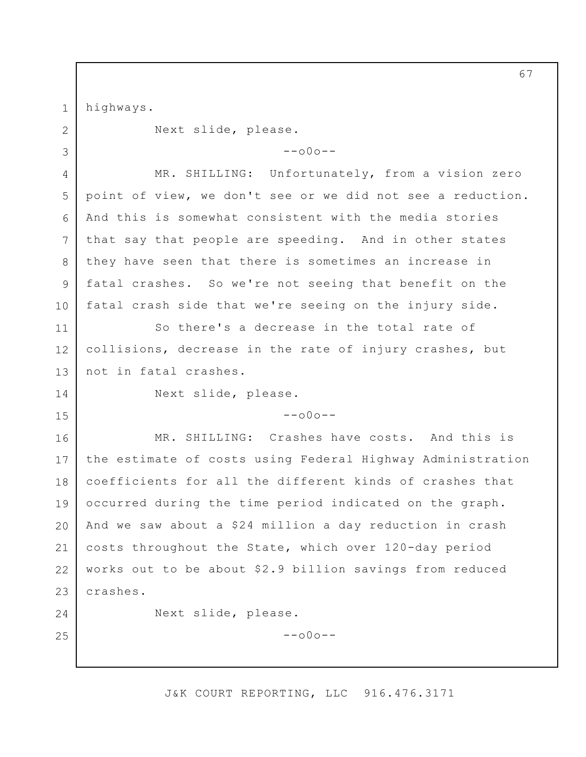highways.

Next slide, please.

--o0o--

MR. SHILLING: Unfortunately, from a vision zero point of view, we don't see or we did not see a reduction. And this is somewhat consistent with the media stories that say that people are speeding. And in other states they have seen that there is sometimes an increase in fatal crashes. So we're not seeing that benefit on the fatal crash side that we're seeing on the injury side.

So there's a decrease in the total rate of collisions, decrease in the rate of injury crashes, but not in fatal crashes.

Next slide, please.

--o0o--

MR. SHILLING: Crashes have costs. And this is the estimate of costs using Federal Highway Administration coefficients for all the different kinds of crashes that occurred during the time period indicated on the graph. And we saw about a $24 million a day reduction in crash costs throughout the State, which over 120-day period works out to be about $2.9 billion savings from reduced crashes.

Next slide, please.

--o0o--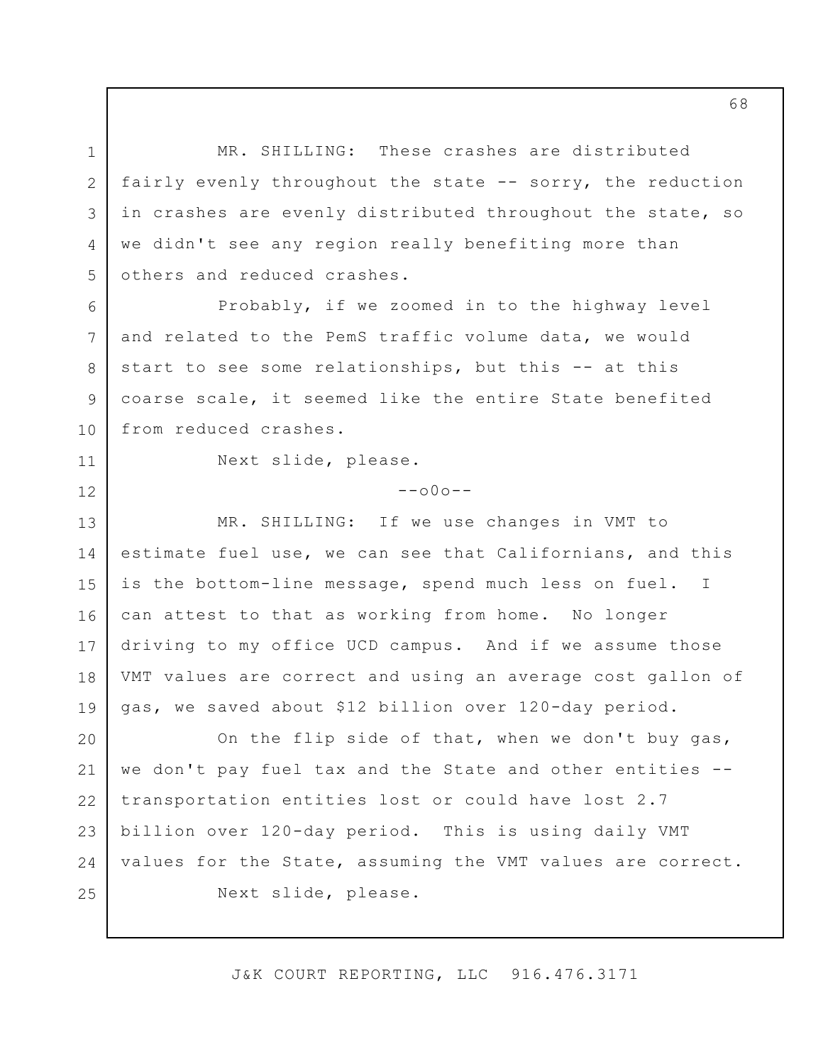MR. SHILLING: These crashes are distributed fairly evenly throughout the state -- sorry, the reduction in crashes are evenly distributed throughout the state, so we didn't see any region really benefiting more than others and reduced crashes.

Probably, if we zoomed in to the highway level and related to the PemS traffic volume data, we would start to see some relationships, but this -- at this coarse scale, it seemed like the entire State benefited from reduced crashes.

Next slide, please.

--o0o--

MR. SHILLING: If we use changes in VMT to estimate fuel use, we can see that Californians, and this is the bottom-line message, spend much less on fuel. I can attest to that as working from home. No longer driving to my office UCD campus. And if we assume those VMT values are correct and using an average cost gallon of gas, we saved about $12 billion over 120-day period.

On the flip side of that, when we don't buy gas, we don't pay fuel tax and the State and other entities -- transportation entities lost or could have lost 2.7 billion over 120-day period. This is using daily VMT values for the State, assuming the VMT values are correct.

Next slide, please.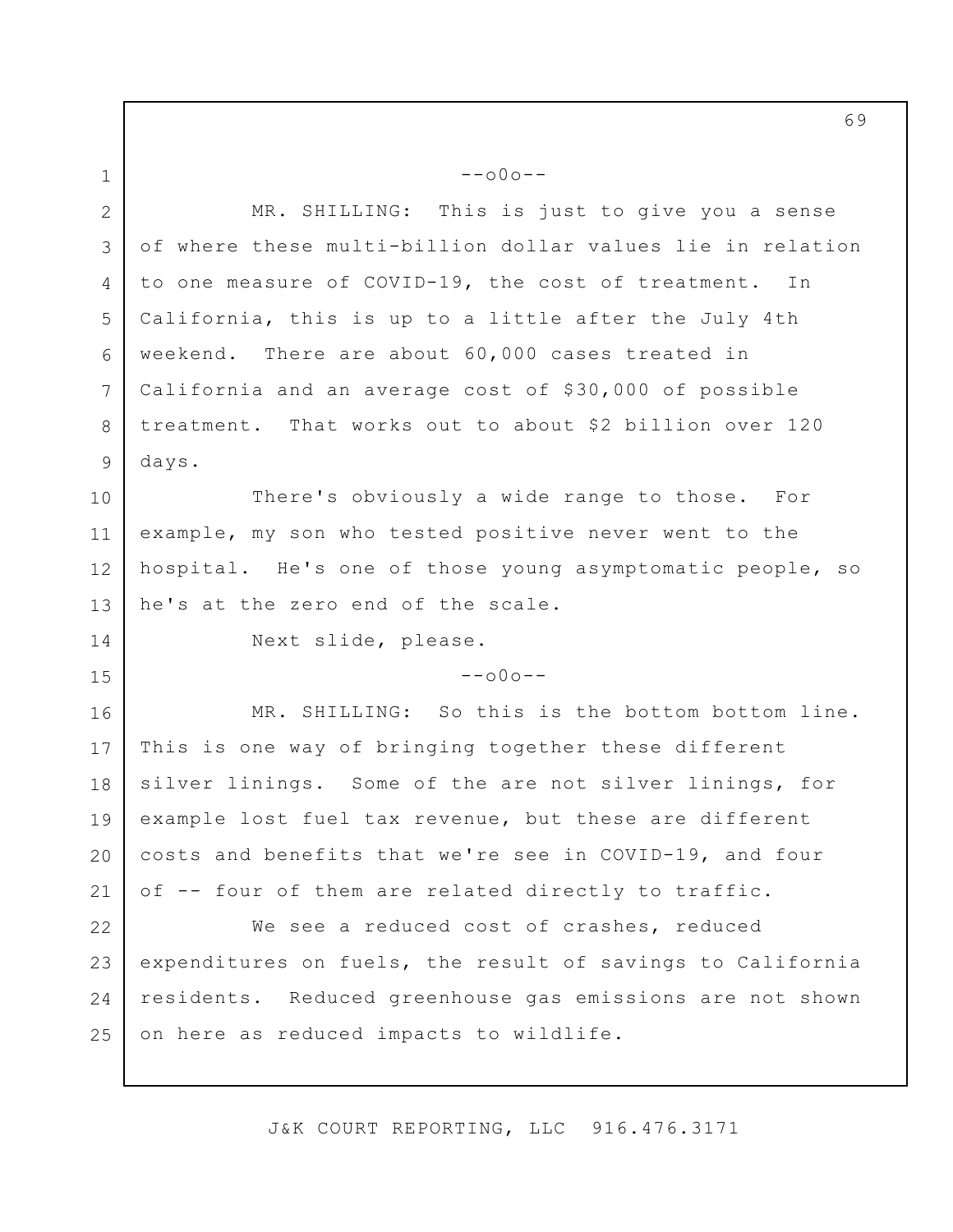--o0o--

MR. SHILLING: This is just to give you a sense of where these multi-billion dollar values lie in relation to one measure of COVID-19, the cost of treatment. In California, this is up to a little after the July 4th weekend. There are about 60,000 cases treated in California and an average cost of $30,000 of possible treatment. That works out to about $2 billion over 120 days.

There's obviously a wide range to those. For example, my son who tested positive never went to the hospital. He's one of those young asymptomatic people, so he's at the zero end of the scale.

Next slide, please.

--o0o--

MR. SHILLING: So this is the bottom bottom line. This is one way of bringing together these different silver linings. Some of the are not silver linings, for example lost fuel tax revenue, but these are different costs and benefits that we're see in COVID-19, and four of -- four of them are related directly to traffic.

We see a reduced cost of crashes, reduced expenditures on fuels, the result of savings to California residents. Reduced greenhouse gas emissions are not shown on here as reduced impacts to wildlife.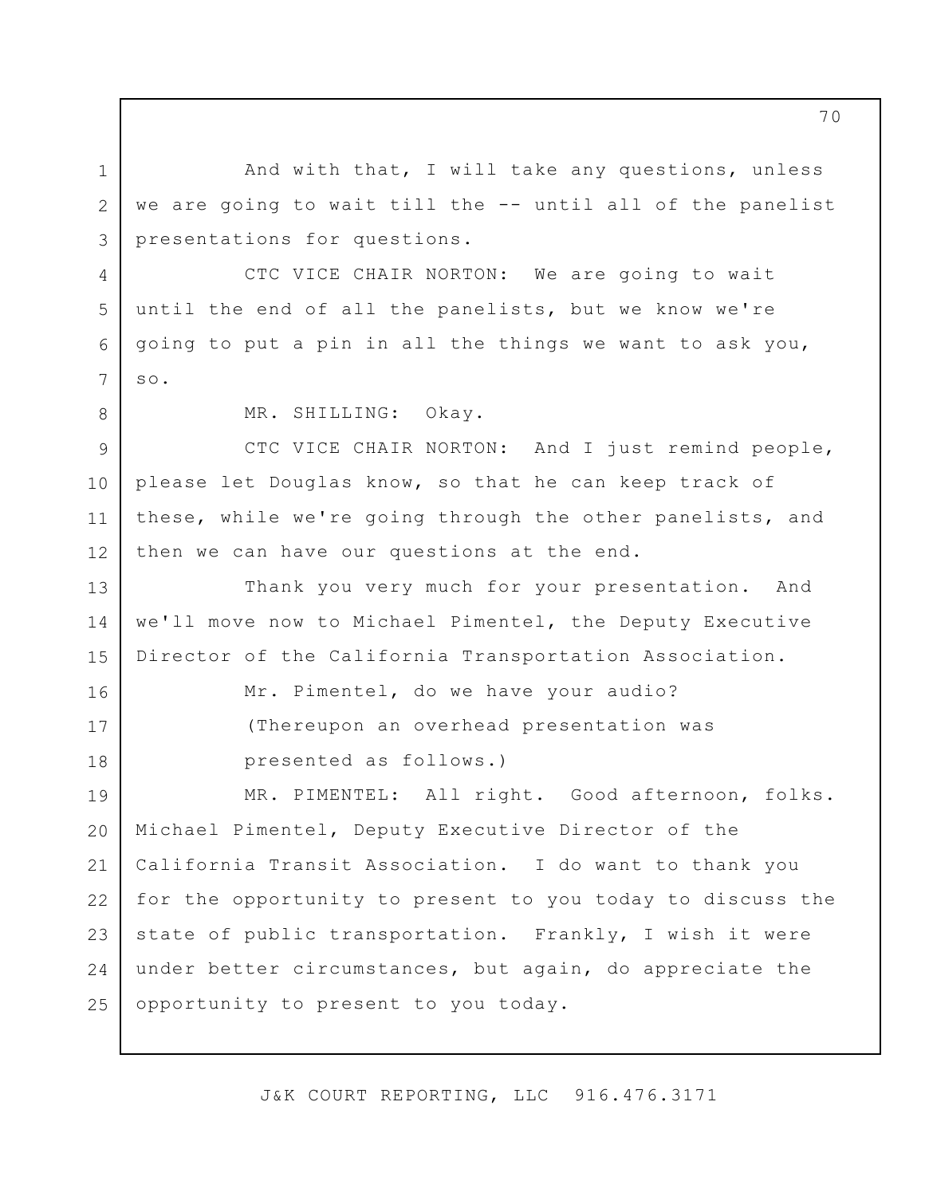And with that, I will take any questions, unless we are going to wait till the -- until all of the panelist presentations for questions.

CTC VICE CHAIR NORTON: We are going to wait until the end of all the panelists, but we know we're going to put a pin in all the things we want to ask you, so.

MR. SHILLING: Okay.

CTC VICE CHAIR NORTON: And I just remind people, please let Douglas know, so that he can keep track of these, while we're going through the other panelists, and then we can have our questions at the end.

Thank you very much for your presentation. And we'll move now to Michael Pimentel, the Deputy Executive Director of the California Transportation Association.

Mr. Pimentel, do we have your audio?

(Thereupon an overhead presentation was presented as follows.)

MR. PIMENTEL: All right. Good afternoon, folks. Michael Pimentel, Deputy Executive Director of the California Transit Association. I do want to thank you for the opportunity to present to you today to discuss the state of public transportation. Frankly, I wish it were under better circumstances, but again, do appreciate the opportunity to present to you today.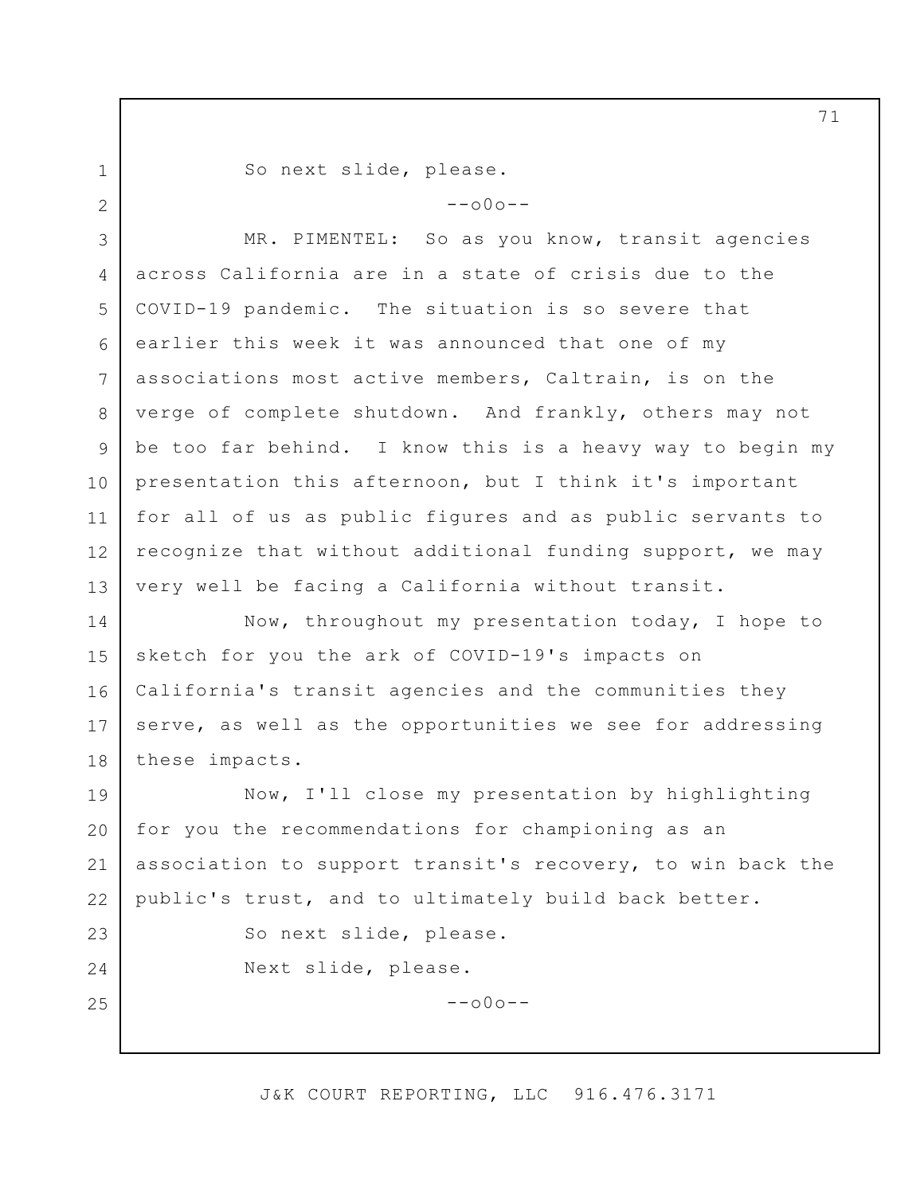So next slide, please.

--o0o--

MR. PIMENTEL: So as you know, transit agencies across California are in a state of crisis due to the COVID-19 pandemic. The situation is so severe that earlier this week it was announced that one of my associations most active members, Caltrain, is on the verge of complete shutdown. And frankly, others may not be too far behind. I know this is a heavy way to begin my presentation this afternoon, but I think it's important for all of us as public figures and as public servants to recognize that without additional funding support, we may very well be facing a California without transit.

Now, throughout my presentation today, I hope to sketch for you the ark of COVID-19's impacts on California's transit agencies and the communities they serve, as well as the opportunities we see for addressing these impacts.

Now, I'll close my presentation by highlighting for you the recommendations for championing as an association to support transit's recovery, to win back the public's trust, and to ultimately build back better.

So next slide, please.

Next slide, please.

--o0o--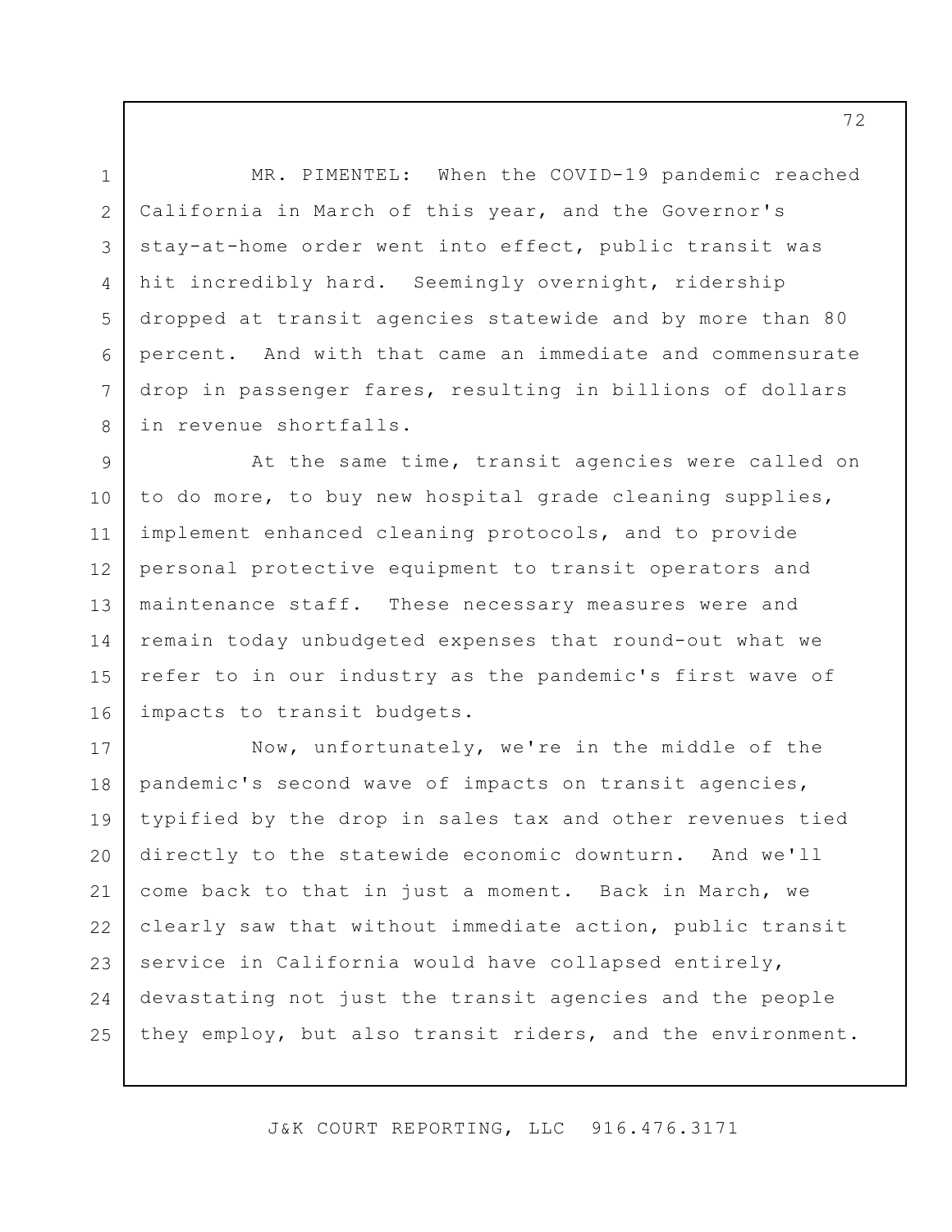MR. PIMENTEL: When the COVID-19 pandemic reached California in March of this year, and the Governor's stay-at-home order went into effect, public transit was hit incredibly hard. Seemingly overnight, ridership dropped at transit agencies statewide and by more than 80 percent. And with that came an immediate and commensurate drop in passenger fares, resulting in billions of dollars in revenue shortfalls.

At the same time, transit agencies were called on to do more, to buy new hospital grade cleaning supplies, implement enhanced cleaning protocols, and to provide personal protective equipment to transit operators and maintenance staff. These necessary measures were and remain today unbudgeted expenses that round-out what we refer to in our industry as the pandemic's first wave of impacts to transit budgets.

Now, unfortunately, we're in the middle of the pandemic's second wave of impacts on transit agencies, typified by the drop in sales tax and other revenues tied directly to the statewide economic downturn. And we'll come back to that in just a moment. Back in March, we clearly saw that without immediate action, public transit service in California would have collapsed entirely, devastating not just the transit agencies and the people they employ, but also transit riders, and the environment.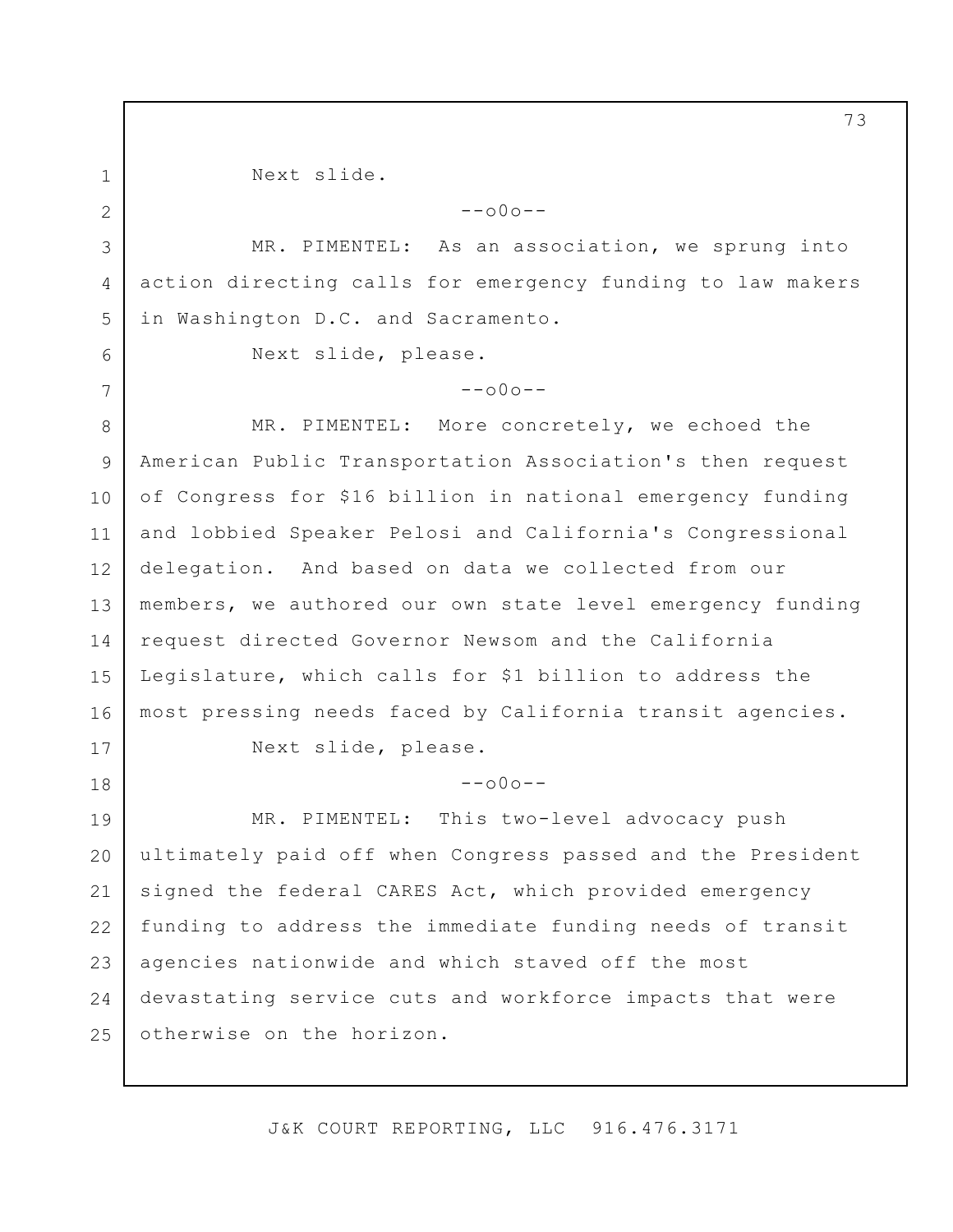Next slide.

--o0o--

MR. PIMENTEL: As an association, we sprung into action directing calls for emergency funding to law makers in Washington D.C. and Sacramento.

Next slide, please.

--o0o--

MR. PIMENTEL: More concretely, we echoed the American Public Transportation Association's then request of Congress for $16 billion in national emergency funding and lobbied Speaker Pelosi and California's Congressional delegation. And based on data we collected from our members, we authored our own state level emergency funding request directed Governor Newsom and the California Legislature, which calls for $1 billion to address the most pressing needs faced by California transit agencies.

Next slide, please.

--o0o--

MR. PIMENTEL: This two-level advocacy push ultimately paid off when Congress passed and the President signed the federal CARES Act, which provided emergency funding to address the immediate funding needs of transit agencies nationwide and which staved off the most devastating service cuts and workforce impacts that were otherwise on the horizon.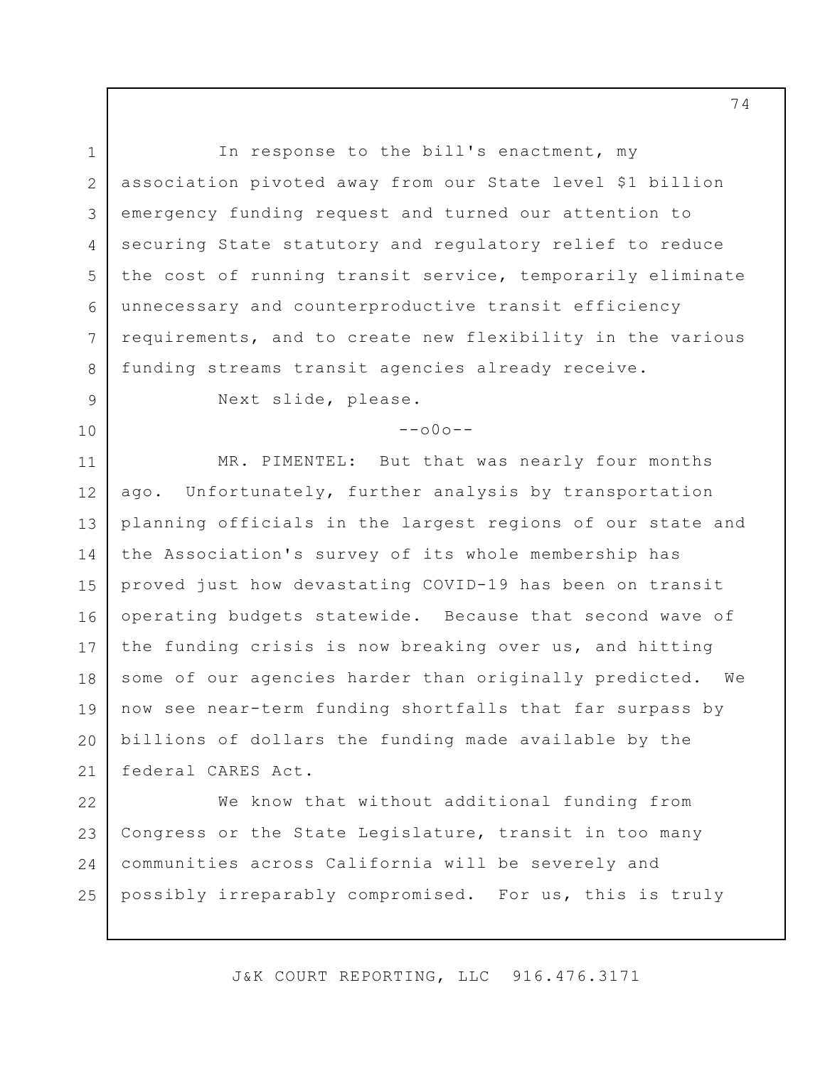In response to the bill's enactment, my association pivoted away from our State level $1 billion emergency funding request and turned our attention to securing State statutory and regulatory relief to reduce the cost of running transit service, temporarily eliminate unnecessary and counterproductive transit efficiency requirements, and to create new flexibility in the various funding streams transit agencies already receive.

Next slide, please.

--o0o--

MR. PIMENTEL: But that was nearly four months ago. Unfortunately, further analysis by transportation planning officials in the largest regions of our state and the Association's survey of its whole membership has proved just how devastating COVID-19 has been on transit operating budgets statewide. Because that second wave of the funding crisis is now breaking over us, and hitting some of our agencies harder than originally predicted. We now see near-term funding shortfalls that far surpass by billions of dollars the funding made available by the federal CARES Act.

We know that without additional funding from Congress or the State Legislature, transit in too many communities across California will be severely and possibly irreparably compromised. For us, this is truly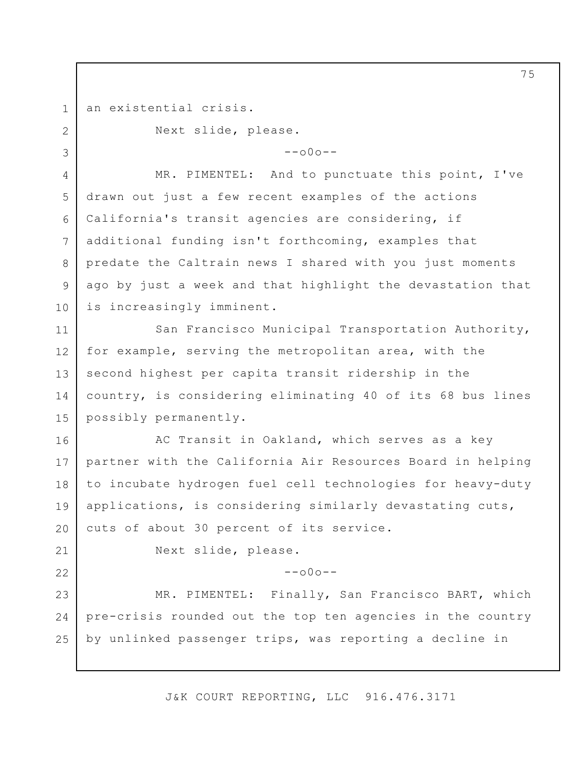an existential crisis.

Next slide, please.

--o0o--

MR. PIMENTEL: And to punctuate this point, I've drawn out just a few recent examples of the actions California's transit agencies are considering, if additional funding isn't forthcoming, examples that predate the Caltrain news I shared with you just moments ago by just a week and that highlight the devastation that is increasingly imminent.

San Francisco Municipal Transportation Authority, for example, serving the metropolitan area, with the second highest per capita transit ridership in the country, is considering eliminating 40 of its 68 bus lines possibly permanently.

AC Transit in Oakland, which serves as a key partner with the California Air Resources Board in helping to incubate hydrogen fuel cell technologies for heavy-duty applications, is considering similarly devastating cuts, cuts of about 30 percent of its service.

Next slide, please.

--o0o--

MR. PIMENTEL: Finally, San Francisco BART, which pre-crisis rounded out the top ten agencies in the country by unlinked passenger trips, was reporting a decline in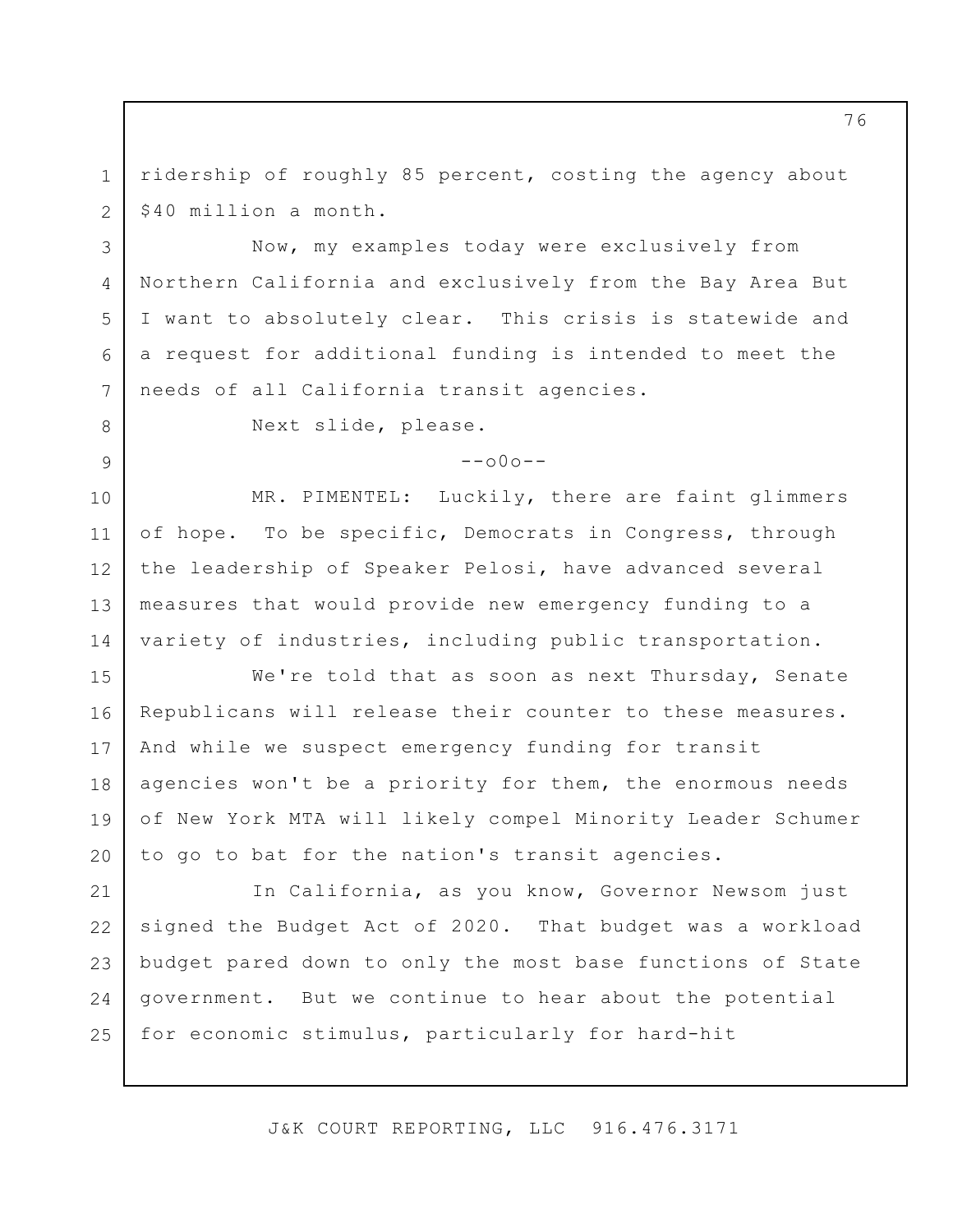ridership of roughly 85 percent, costing the agency about $40 million a month.

Now, my examples today were exclusively from Northern California and exclusively from the Bay Area But I want to absolutely clear. This crisis is statewide and a request for additional funding is intended to meet the needs of all California transit agencies.

Next slide, please.

--o0o--

MR. PIMENTEL: Luckily, there are faint glimmers of hope. To be specific, Democrats in Congress, through the leadership of Speaker Pelosi, have advanced several measures that would provide new emergency funding to a variety of industries, including public transportation.

We're told that as soon as next Thursday, Senate Republicans will release their counter to these measures. And while we suspect emergency funding for transit agencies won't be a priority for them, the enormous needs of New York MTA will likely compel Minority Leader Schumer to go to bat for the nation's transit agencies.

In California, as you know, Governor Newsom just signed the Budget Act of 2020. That budget was a workload budget pared down to only the most base functions of State government. But we continue to hear about the potential for economic stimulus, particularly for hard-hit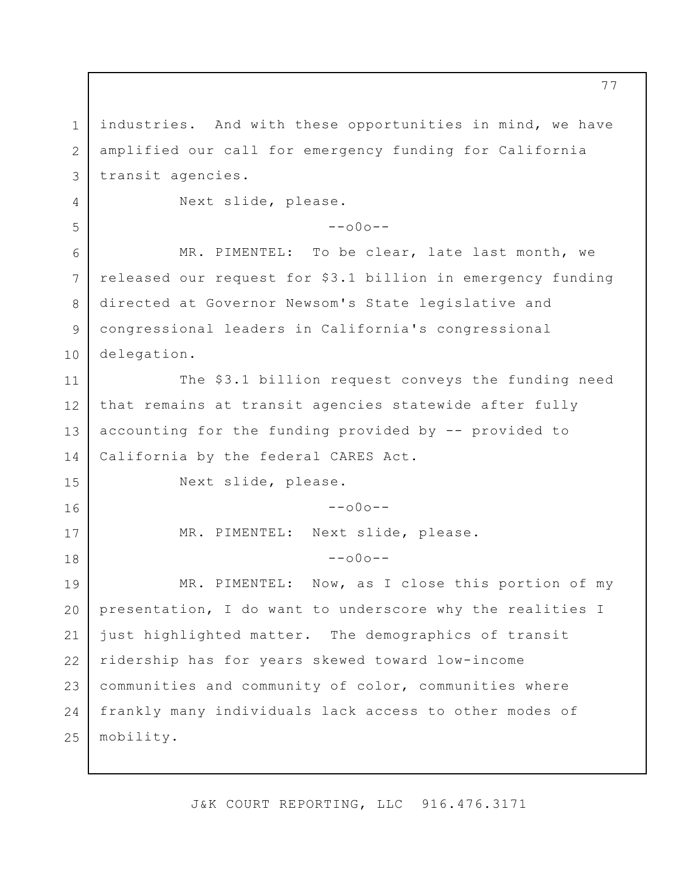industries. And with these opportunities in mind, we have amplified our call for emergency funding for California transit agencies.

Next slide, please.

--o0o--

MR. PIMENTEL: To be clear, late last month, we released our request for $3.1 billion in emergency funding directed at Governor Newsom's State legislative and congressional leaders in California's congressional delegation.

The $3.1 billion request conveys the funding need that remains at transit agencies statewide after fully accounting for the funding provided by -- provided to California by the federal CARES Act.

Next slide, please.

--o0o--

MR. PIMENTEL: Next slide, please.

--o0o--

MR. PIMENTEL: Now, as I close this portion of my presentation, I do want to underscore why the realities I just highlighted matter. The demographics of transit ridership has for years skewed toward low-income communities and community of color, communities where frankly many individuals lack access to other modes of mobility.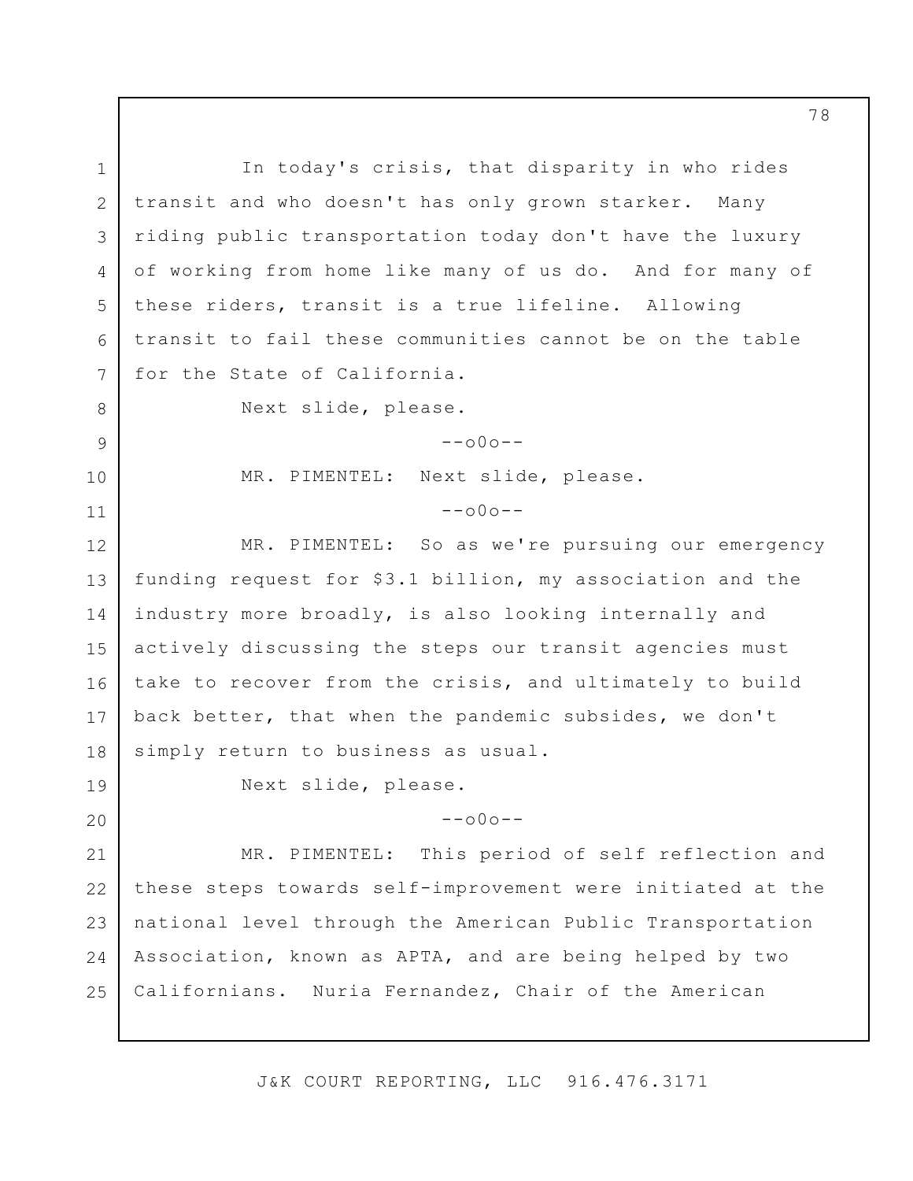In today's crisis, that disparity in who rides transit and who doesn't has only grown starker. Many riding public transportation today don't have the luxury of working from home like many of us do. And for many of these riders, transit is a true lifeline. Allowing transit to fail these communities cannot be on the table for the State of California.

Next slide, please.

--o0o--

MR. PIMENTEL: Next slide, please.

--o0o--

MR. PIMENTEL: So as we're pursuing our emergency funding request for $3.1 billion, my association and the industry more broadly, is also looking internally and actively discussing the steps our transit agencies must take to recover from the crisis, and ultimately to build back better, that when the pandemic subsides, we don't simply return to business as usual.

Next slide, please.

--o0o--

MR. PIMENTEL: This period of self reflection and these steps towards self-improvement were initiated at the national level through the American Public Transportation Association, known as APTA, and are being helped by two Californians. Nuria Fernandez, Chair of the American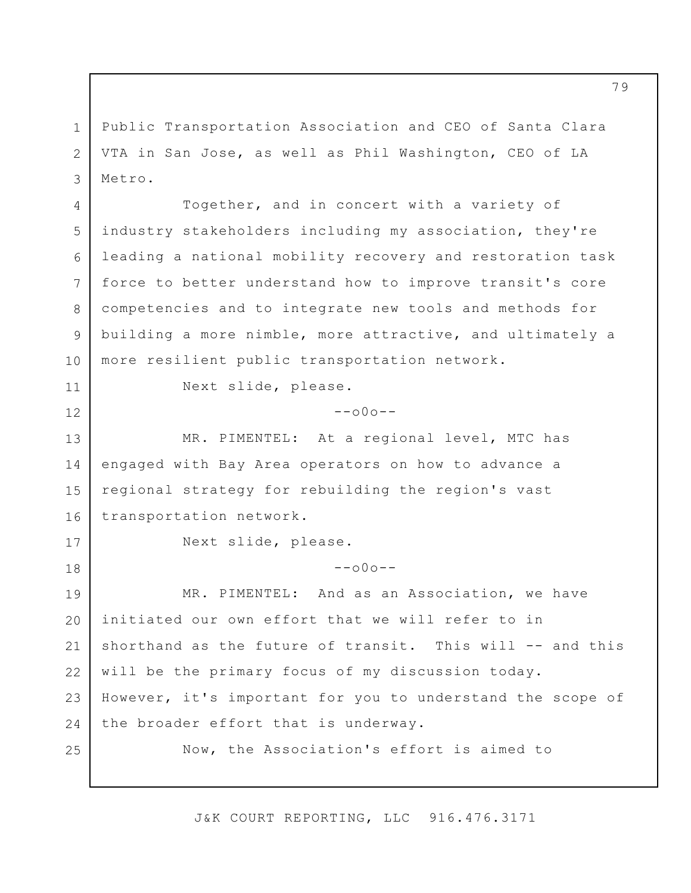Public Transportation Association and CEO of Santa Clara VTA in San Jose, as well as Phil Washington, CEO of LA Metro.

Together, and in concert with a variety of industry stakeholders including my association, they're leading a national mobility recovery and restoration task force to better understand how to improve transit's core competencies and to integrate new tools and methods for building a more nimble, more attractive, and ultimately a more resilient public transportation network.

Next slide, please.

--o0o--

MR. PIMENTEL: At a regional level, MTC has engaged with Bay Area operators on how to advance a regional strategy for rebuilding the region's vast transportation network.

Next slide, please.

--o0o--

MR. PIMENTEL: And as an Association, we have initiated our own effort that we will refer to in shorthand as the future of transit. This will -- and this will be the primary focus of my discussion today. However, it's important for you to understand the scope of the broader effort that is underway.

Now, the Association's effort is aimed to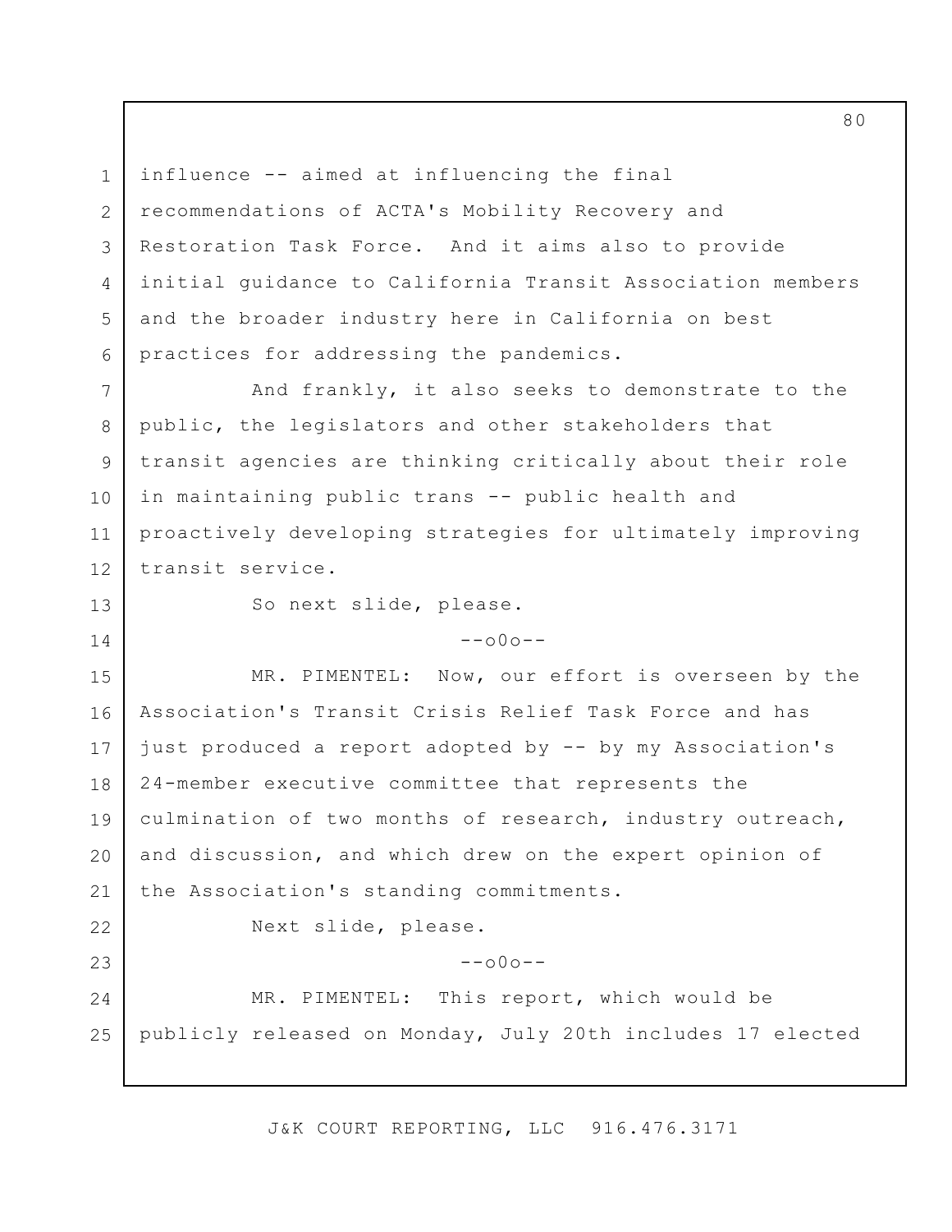influence -- aimed at influencing the final recommendations of ACTA's Mobility Recovery and Restoration Task Force. And it aims also to provide initial guidance to California Transit Association members and the broader industry here in California on best practices for addressing the pandemics.

And frankly, it also seeks to demonstrate to the public, the legislators and other stakeholders that transit agencies are thinking critically about their role in maintaining public trans -- public health and proactively developing strategies for ultimately improving transit service.

So next slide, please.

--o0o--

MR. PIMENTEL: Now, our effort is overseen by the Association's Transit Crisis Relief Task Force and has just produced a report adopted by -- by my Association's 24-member executive committee that represents the culmination of two months of research, industry outreach, and discussion, and which drew on the expert opinion of the Association's standing commitments.

Next slide, please.

--o0o--

MR. PIMENTEL: This report, which would be publicly released on Monday, July 20th includes 17 elected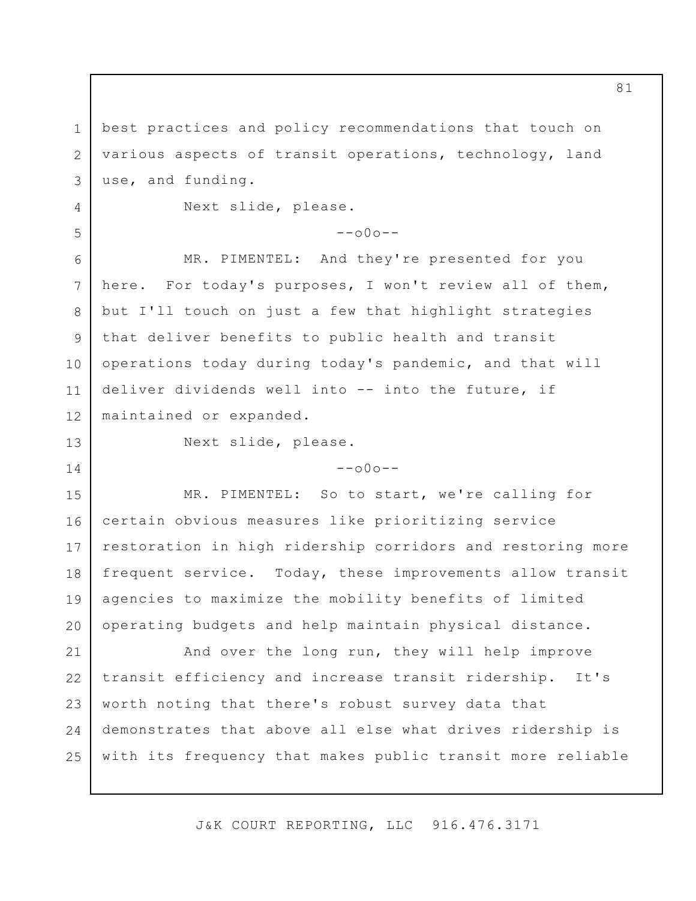best practices and policy recommendations that touch on various aspects of transit operations, technology, land use, and funding.

Next slide, please.

--o0o--

MR. PIMENTEL: And they're presented for you here. For today's purposes, I won't review all of them, but I'll touch on just a few that highlight strategies that deliver benefits to public health and transit operations today during today's pandemic, and that will deliver dividends well into -- into the future, if maintained or expanded.

Next slide, please.

--o0o--

MR. PIMENTEL: So to start, we're calling for certain obvious measures like prioritizing service restoration in high ridership corridors and restoring more frequent service. Today, these improvements allow transit agencies to maximize the mobility benefits of limited operating budgets and help maintain physical distance.

And over the long run, they will help improve transit efficiency and increase transit ridership. It's worth noting that there's robust survey data that demonstrates that above all else what drives ridership is with its frequency that makes public transit more reliable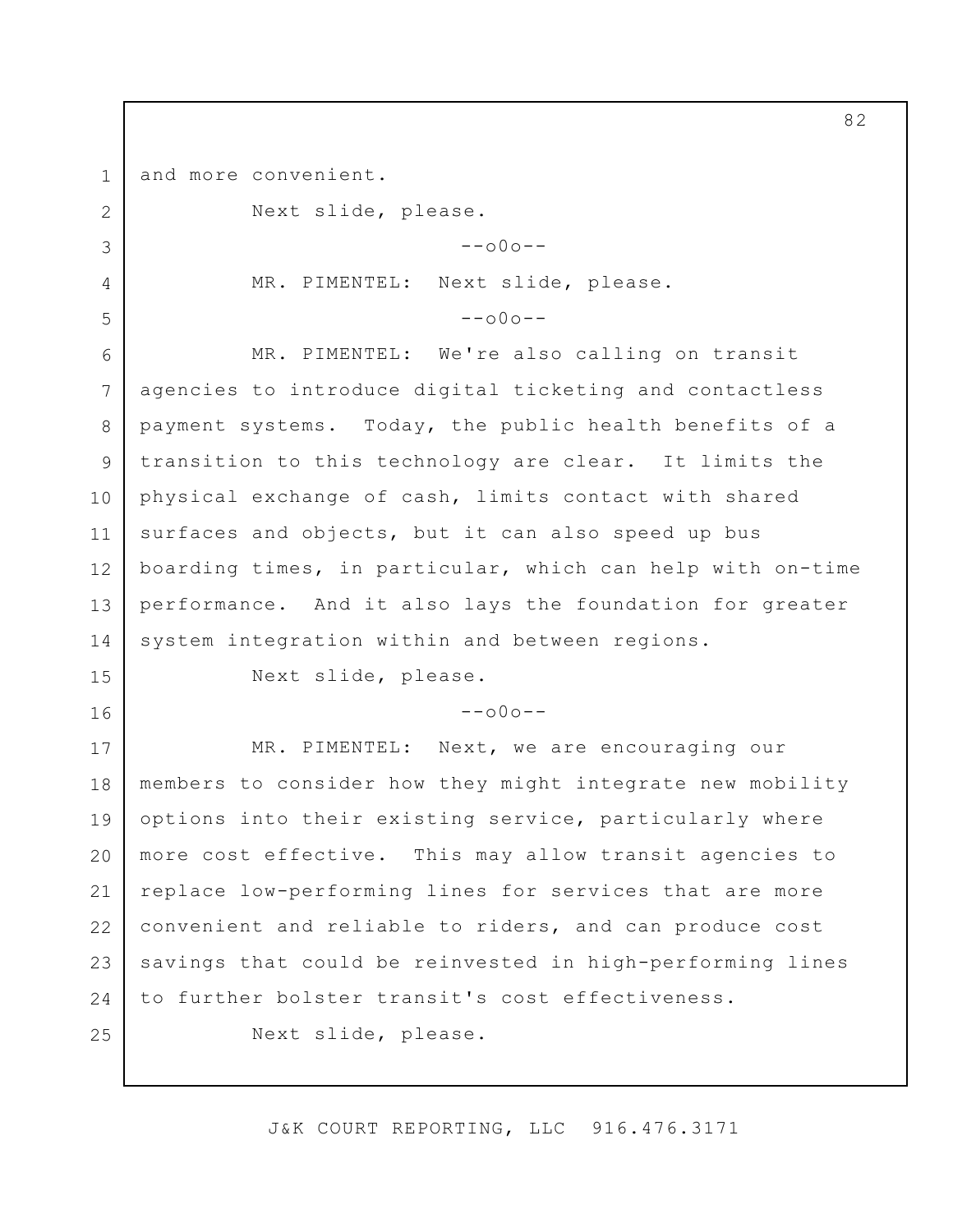and more convenient.

Next slide, please.

--o0o--

MR. PIMENTEL: Next slide, please.

--o0o--

MR. PIMENTEL: We're also calling on transit agencies to introduce digital ticketing and contactless payment systems. Today, the public health benefits of a transition to this technology are clear. It limits the physical exchange of cash, limits contact with shared surfaces and objects, but it can also speed up bus boarding times, in particular, which can help with on-time performance. And it also lays the foundation for greater system integration within and between regions.

Next slide, please.

--o0o--

MR. PIMENTEL: Next, we are encouraging our members to consider how they might integrate new mobility options into their existing service, particularly where more cost effective. This may allow transit agencies to replace low-performing lines for services that are more convenient and reliable to riders, and can produce cost savings that could be reinvested in high-performing lines to further bolster transit's cost effectiveness.

Next slide, please.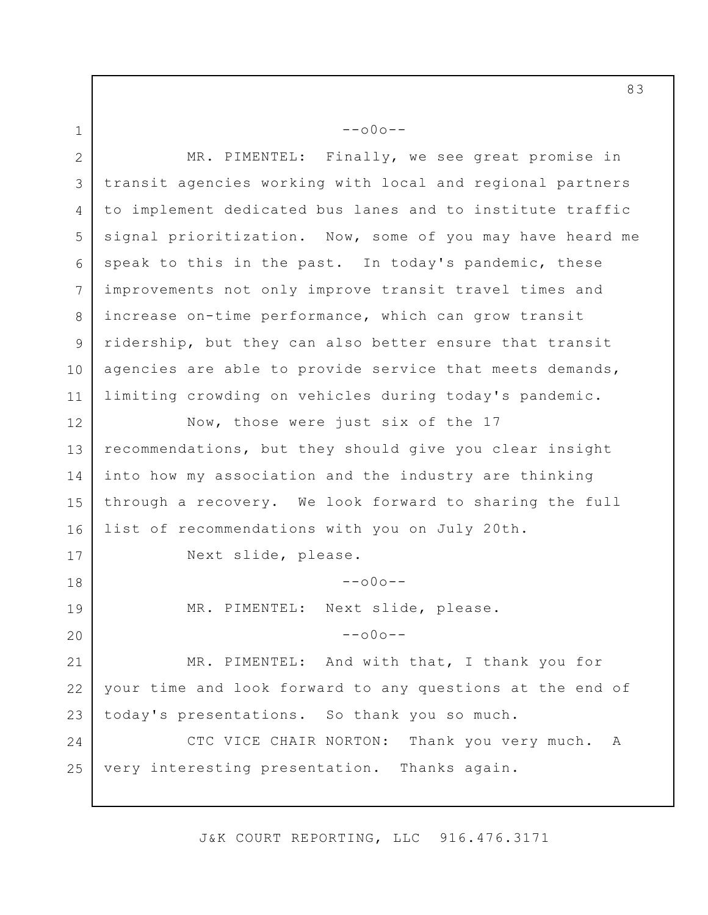--o0o--

MR. PIMENTEL: Finally, we see great promise in transit agencies working with local and regional partners to implement dedicated bus lanes and to institute traffic signal prioritization. Now, some of you may have heard me speak to this in the past. In today's pandemic, these improvements not only improve transit travel times and increase on-time performance, which can grow transit ridership, but they can also better ensure that transit agencies are able to provide service that meets demands, limiting crowding on vehicles during today's pandemic.

Now, those were just six of the 17 recommendations, but they should give you clear insight into how my association and the industry are thinking through a recovery. We look forward to sharing the full list of recommendations with you on July 20th.

Next slide, please.

--o0o--

MR. PIMENTEL: Next slide, please.

--o0o--

MR. PIMENTEL: And with that, I thank you for your time and look forward to any questions at the end of today's presentations. So thank you so much.

CTC VICE CHAIR NORTON: Thank you very much. A very interesting presentation. Thanks again.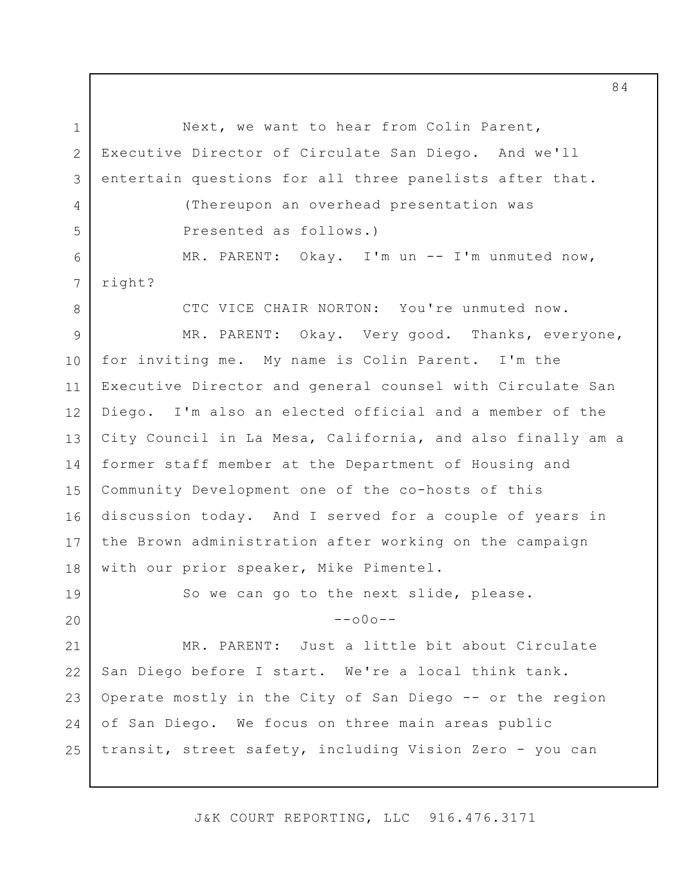Next, we want to hear from Colin Parent, Executive Director of Circulate San Diego. And we'll entertain questions for all three panelists after that.

(Thereupon an overhead presentation was Presented as follows.)

MR. PARENT: Okay. I'm un -- I'm unmuted now, right?

CTC VICE CHAIR NORTON: You're unmuted now.

MR. PARENT: Okay. Very good. Thanks, everyone, for inviting me. My name is Colin Parent. I'm the Executive Director and general counsel with Circulate San Diego. I'm also an elected official and a member of the City Council in La Mesa, California, and also finally am a former staff member at the Department of Housing and Community Development one of the co-hosts of this discussion today. And I served for a couple of years in the Brown administration after working on the campaign with our prior speaker, Mike Pimentel.

So we can go to the next slide, please.

--o0o--

MR. PARENT: Just a little bit about Circulate San Diego before I start. We're a local think tank. Operate mostly in the City of San Diego -- or the region of San Diego. We focus on three main areas public transit, street safety, including Vision Zero - you can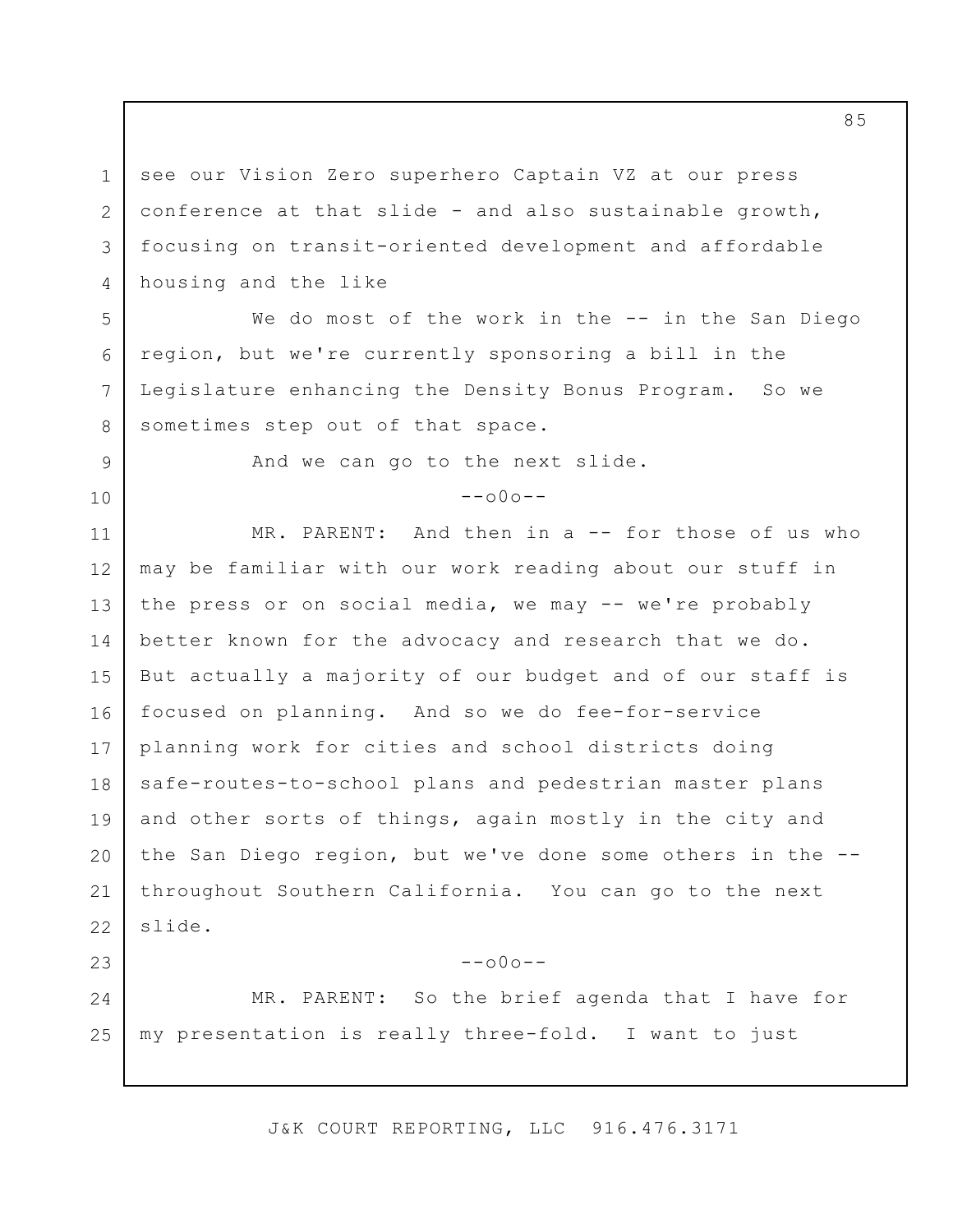see our Vision Zero superhero Captain VZ at our press conference at that slide - and also sustainable growth, focusing on transit-oriented development and affordable housing and the like

We do most of the work in the -- in the San Diego region, but we're currently sponsoring a bill in the Legislature enhancing the Density Bonus Program. So we sometimes step out of that space.

And we can go to the next slide.

--o0o--

MR. PARENT: And then in a -- for those of us who may be familiar with our work reading about our stuff in the press or on social media, we may -- we're probably better known for the advocacy and research that we do. But actually a majority of our budget and of our staff is focused on planning. And so we do fee-for-service planning work for cities and school districts doing safe-routes-to-school plans and pedestrian master plans and other sorts of things, again mostly in the city and the San Diego region, but we've done some others in the -- throughout Southern California. You can go to the next slide.

--o0o--

MR. PARENT: So the brief agenda that I have for my presentation is really three-fold. I want to just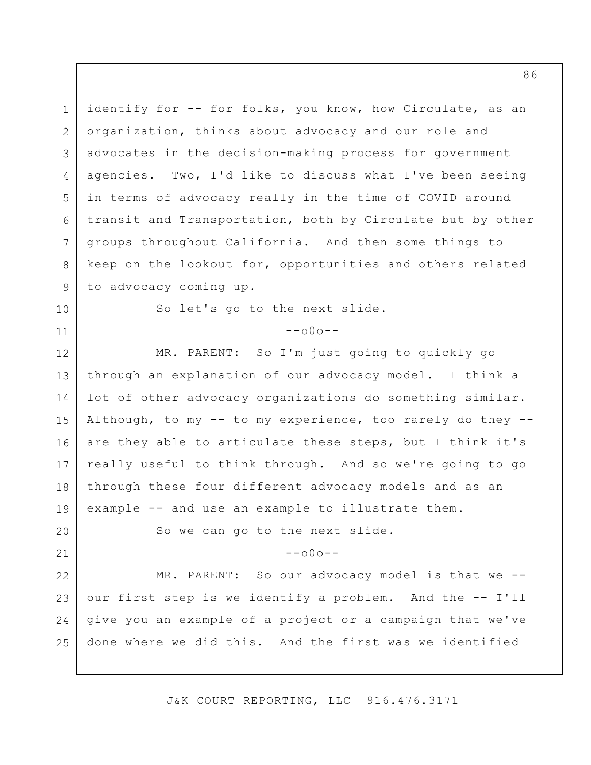identify for -- for folks, you know, how Circulate, as an organization, thinks about advocacy and our role and advocates in the decision-making process for government agencies. Two, I'd like to discuss what I've been seeing in terms of advocacy really in the time of COVID around transit and Transportation, both by Circulate but by other groups throughout California. And then some things to keep on the lookout for, opportunities and others related to advocacy coming up.

So let's go to the next slide.

--o0o--

MR. PARENT: So I'm just going to quickly go through an explanation of our advocacy model. I think a lot of other advocacy organizations do something similar. Although, to my -- to my experience, too rarely do they -- are they able to articulate these steps, but I think it's really useful to think through. And so we're going to go through these four different advocacy models and as an example -- and use an example to illustrate them.

So we can go to the next slide.

--o0o--

MR. PARENT: So our advocacy model is that we -- our first step is we identify a problem. And the -- I'll give you an example of a project or a campaign that we've done where we did this. And the first was we identified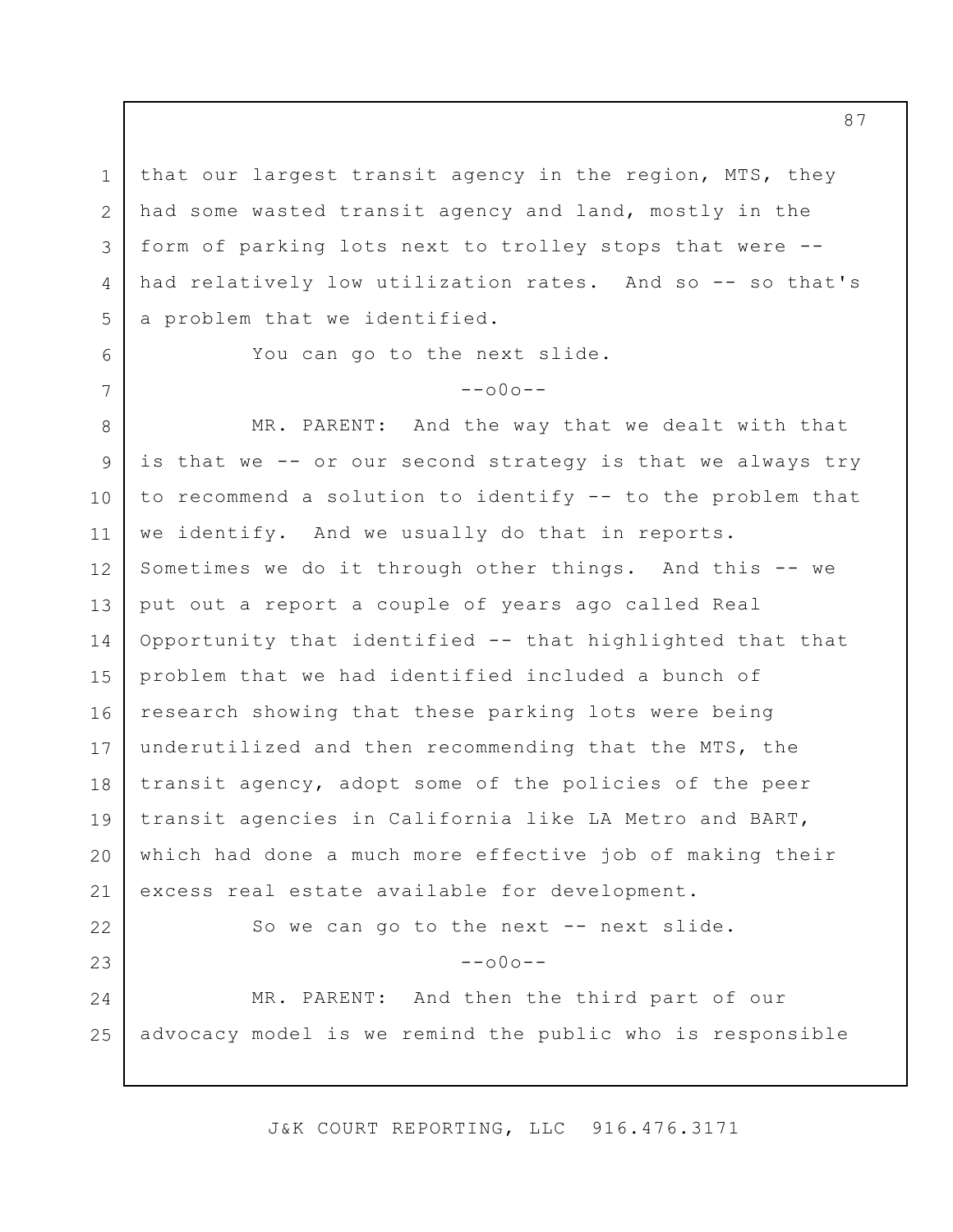that our largest transit agency in the region, MTS, they had some wasted transit agency and land, mostly in the form of parking lots next to trolley stops that were -- had relatively low utilization rates. And so -- so that's a problem that we identified.

You can go to the next slide.

--o0o--

MR. PARENT: And the way that we dealt with that is that we -- or our second strategy is that we always try to recommend a solution to identify -- to the problem that we identify. And we usually do that in reports. Sometimes we do it through other things. And this -- we put out a report a couple of years ago called Real Opportunity that identified -- that highlighted that that problem that we had identified included a bunch of research showing that these parking lots were being underutilized and then recommending that the MTS, the transit agency, adopt some of the policies of the peer transit agencies in California like LA Metro and BART, which had done a much more effective job of making their excess real estate available for development.

So we can go to the next -- next slide.

--o0o--

MR. PARENT: And then the third part of our advocacy model is we remind the public who is responsible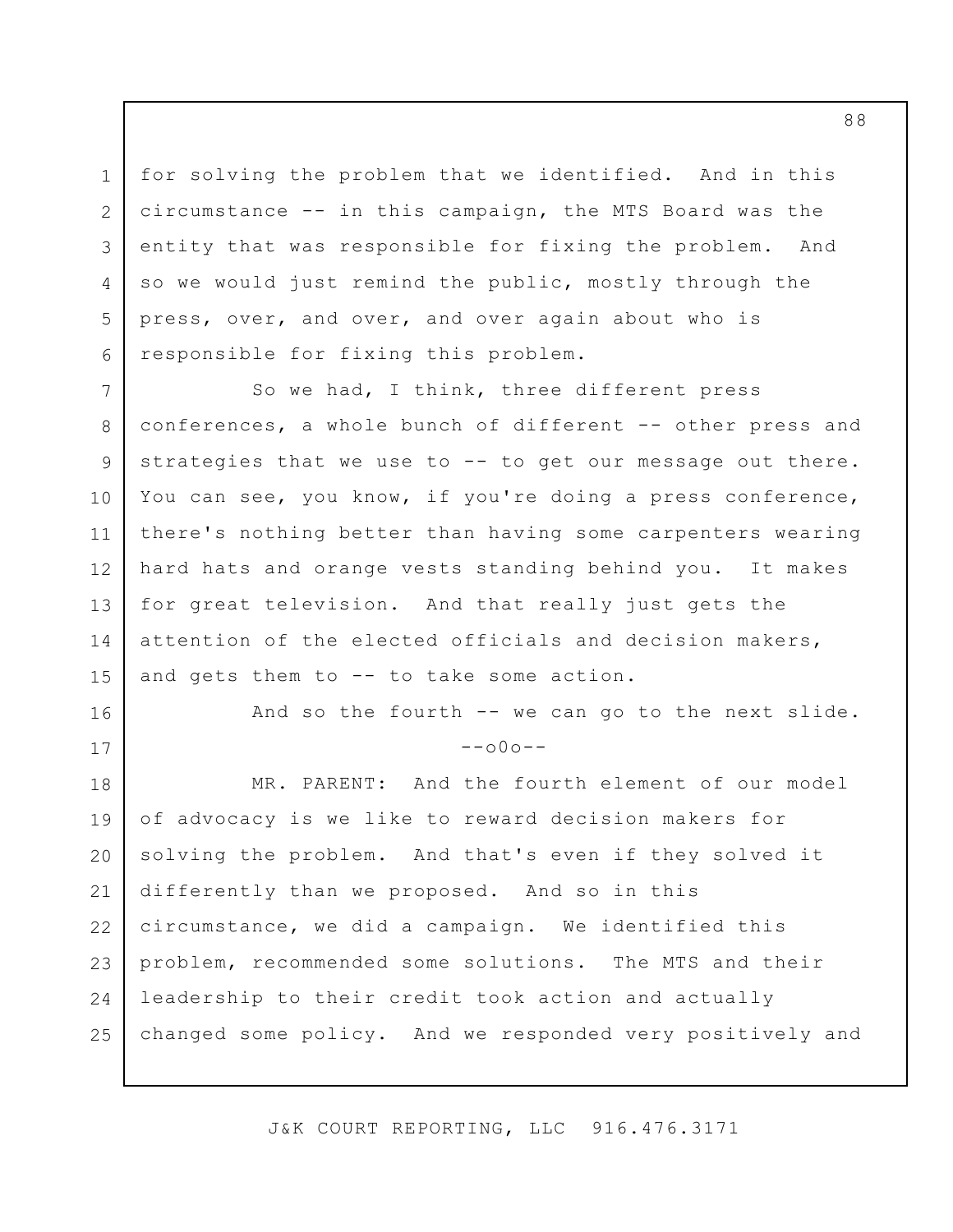for solving the problem that we identified. And in this circumstance -- in this campaign, the MTS Board was the entity that was responsible for fixing the problem. And so we would just remind the public, mostly through the press, over, and over, and over again about who is responsible for fixing this problem.

So we had, I think, three different press conferences, a whole bunch of different -- other press and strategies that we use to -- to get our message out there. You can see, you know, if you're doing a press conference, there's nothing better than having some carpenters wearing hard hats and orange vests standing behind you. It makes for great television. And that really just gets the attention of the elected officials and decision makers, and gets them to -- to take some action.

And so the fourth -- we can go to the next slide.

--o0o--

MR. PARENT: And the fourth element of our model of advocacy is we like to reward decision makers for solving the problem. And that's even if they solved it differently than we proposed. And so in this circumstance, we did a campaign. We identified this problem, recommended some solutions. The MTS and their leadership to their credit took action and actually changed some policy. And we responded very positively and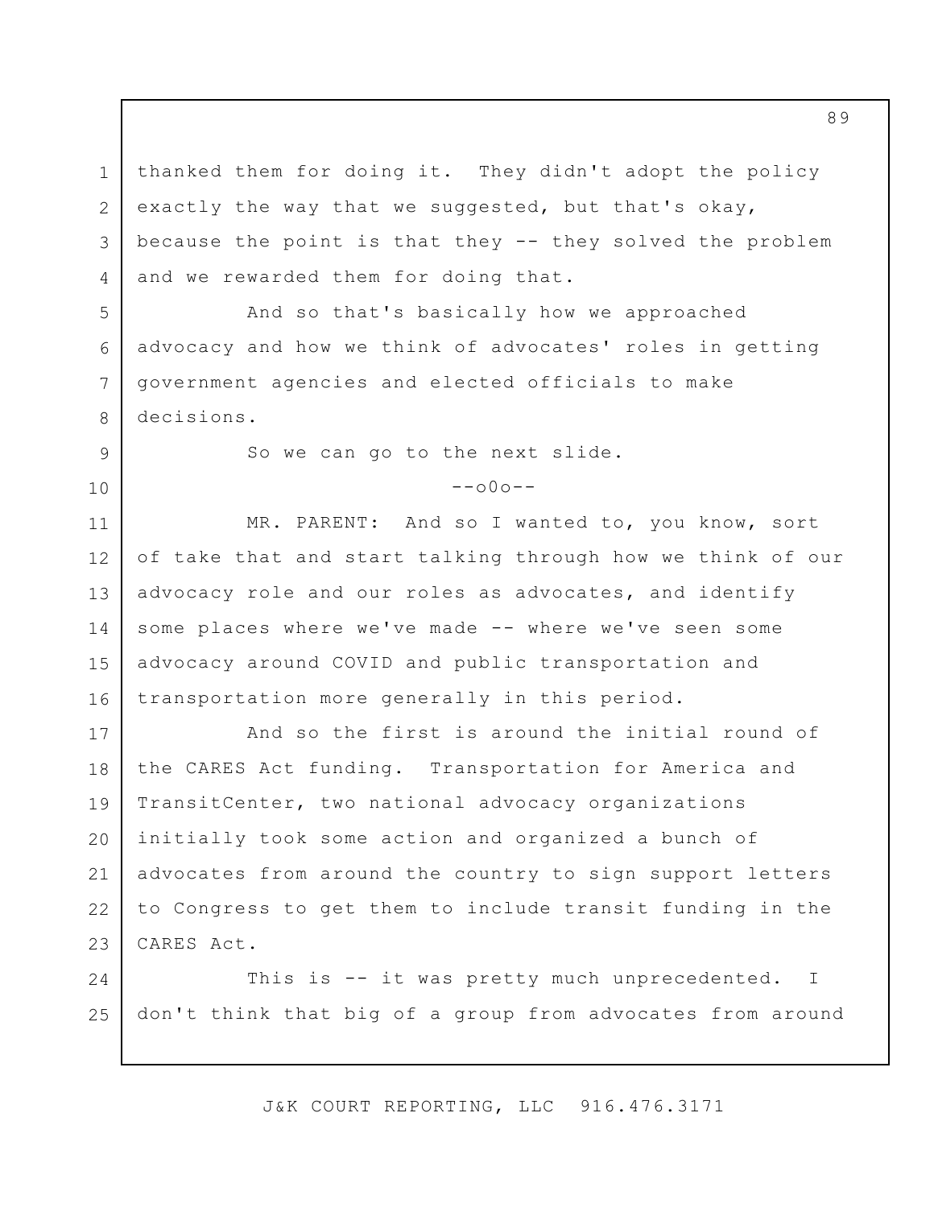thanked them for doing it. They didn't adopt the policy exactly the way that we suggested, but that's okay, because the point is that they -- they solved the problem and we rewarded them for doing that.

And so that's basically how we approached advocacy and how we think of advocates' roles in getting government agencies and elected officials to make decisions.

So we can go to the next slide.

--o0o--

MR. PARENT: And so I wanted to, you know, sort of take that and start talking through how we think of our advocacy role and our roles as advocates, and identify some places where we've made -- where we've seen some advocacy around COVID and public transportation and transportation more generally in this period.

And so the first is around the initial round of the CARES Act funding. Transportation for America and TransitCenter, two national advocacy organizations initially took some action and organized a bunch of advocates from around the country to sign support letters to Congress to get them to include transit funding in the CARES Act.

This is -- it was pretty much unprecedented. I don't think that big of a group from advocates from around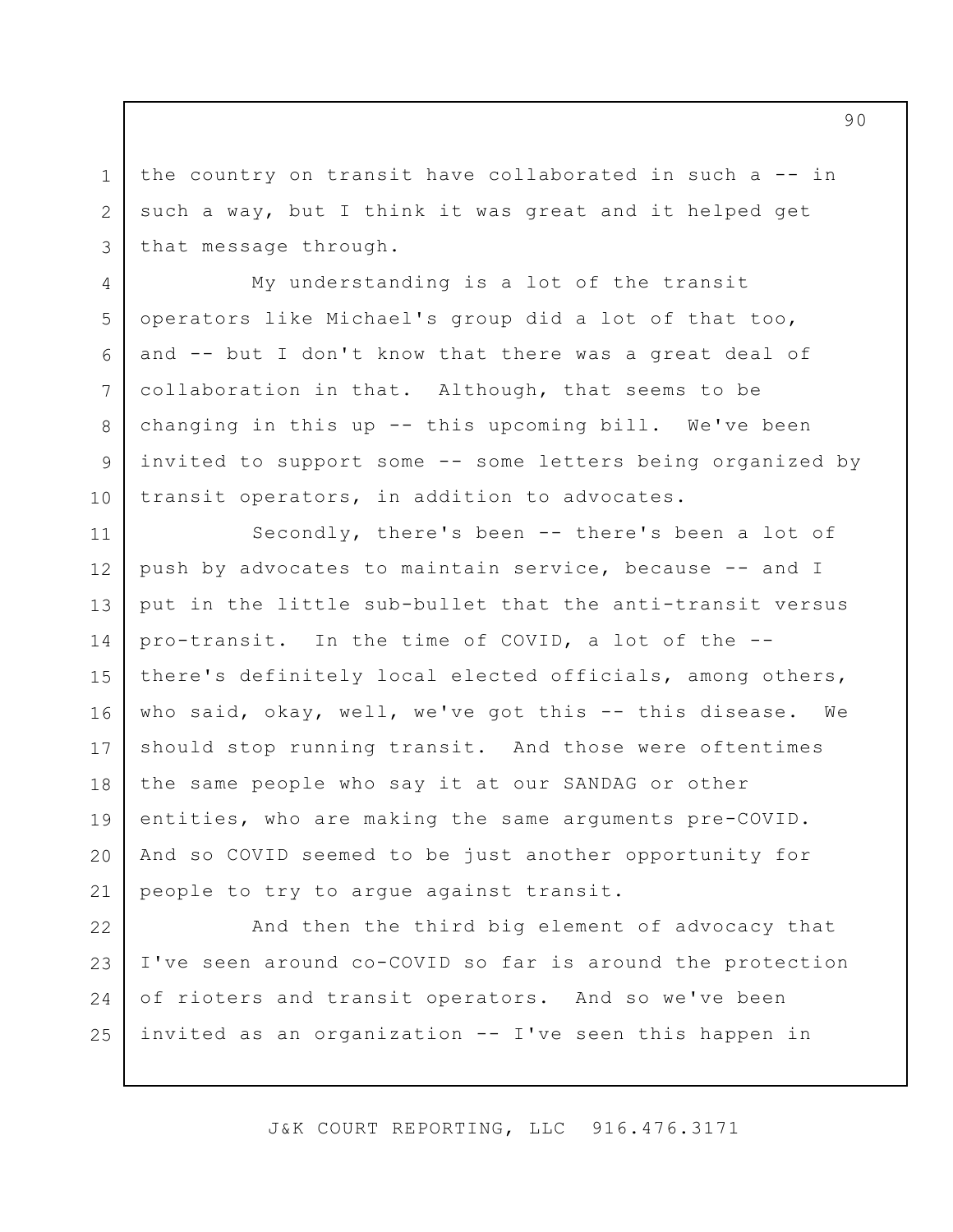the country on transit have collaborated in such a -- in such a way, but I think it was great and it helped get that message through.

My understanding is a lot of the transit operators like Michael's group did a lot of that too, and -- but I don't know that there was a great deal of collaboration in that. Although, that seems to be changing in this up -- this upcoming bill. We've been invited to support some -- some letters being organized by transit operators, in addition to advocates.

Secondly, there's been -- there's been a lot of push by advocates to maintain service, because -- and I put in the little sub-bullet that the anti-transit versus pro-transit. In the time of COVID, a lot of the -- there's definitely local elected officials, among others, who said, okay, well, we've got this -- this disease. We should stop running transit. And those were oftentimes the same people who say it at our SANDAG or other entities, who are making the same arguments pre-COVID. And so COVID seemed to be just another opportunity for people to try to argue against transit.

And then the third big element of advocacy that I've seen around co-COVID so far is around the protection of rioters and transit operators. And so we've been invited as an organization -- I've seen this happen in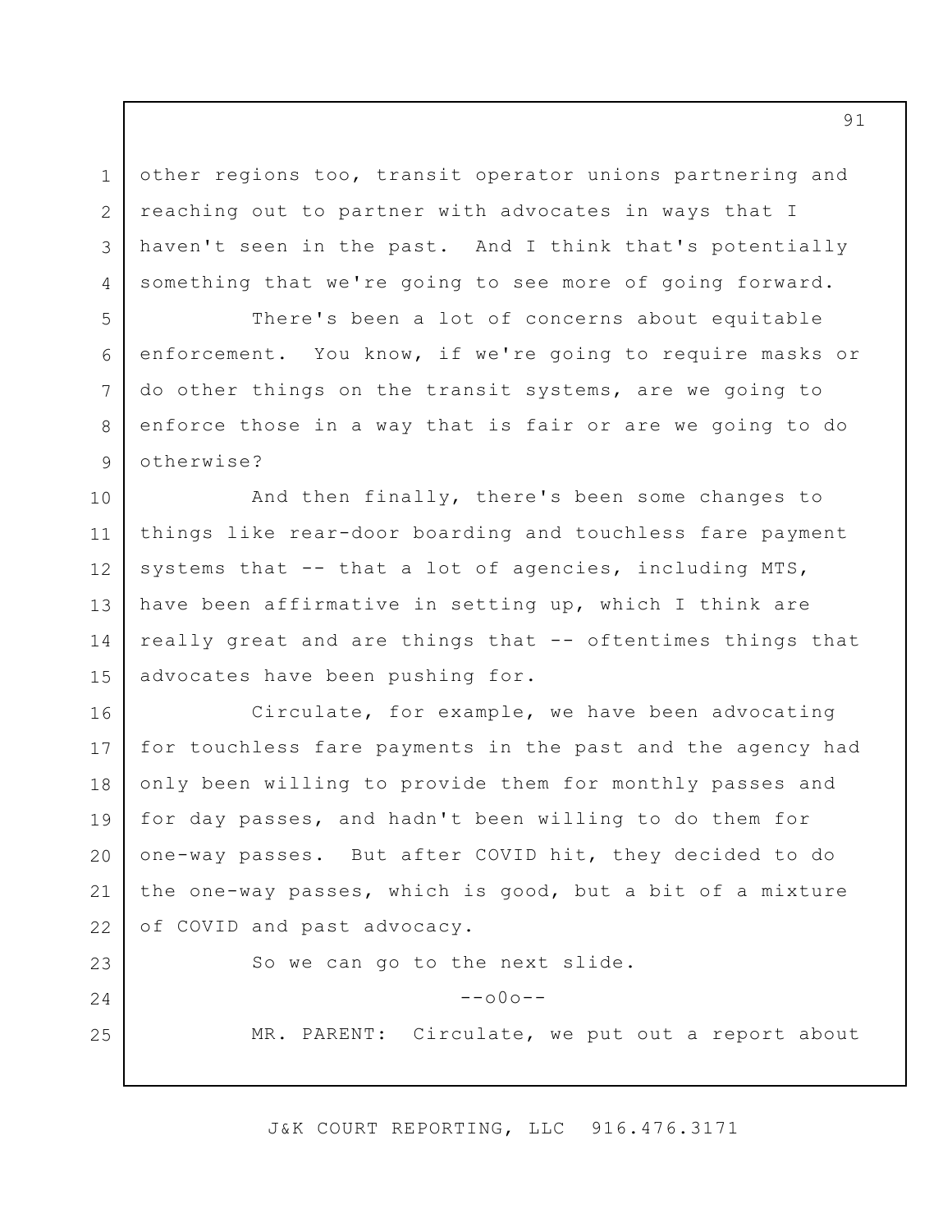other regions too, transit operator unions partnering and reaching out to partner with advocates in ways that I haven't seen in the past. And I think that's potentially something that we're going to see more of going forward.

There's been a lot of concerns about equitable enforcement. You know, if we're going to require masks or do other things on the transit systems, are we going to enforce those in a way that is fair or are we going to do otherwise?

And then finally, there's been some changes to things like rear-door boarding and touchless fare payment systems that -- that a lot of agencies, including MTS, have been affirmative in setting up, which I think are really great and are things that -- oftentimes things that advocates have been pushing for.

Circulate, for example, we have been advocating for touchless fare payments in the past and the agency had only been willing to provide them for monthly passes and for day passes, and hadn't been willing to do them for one-way passes. But after COVID hit, they decided to do the one-way passes, which is good, but a bit of a mixture of COVID and past advocacy.

So we can go to the next slide.

--o0o--

MR. PARENT: Circulate, we put out a report about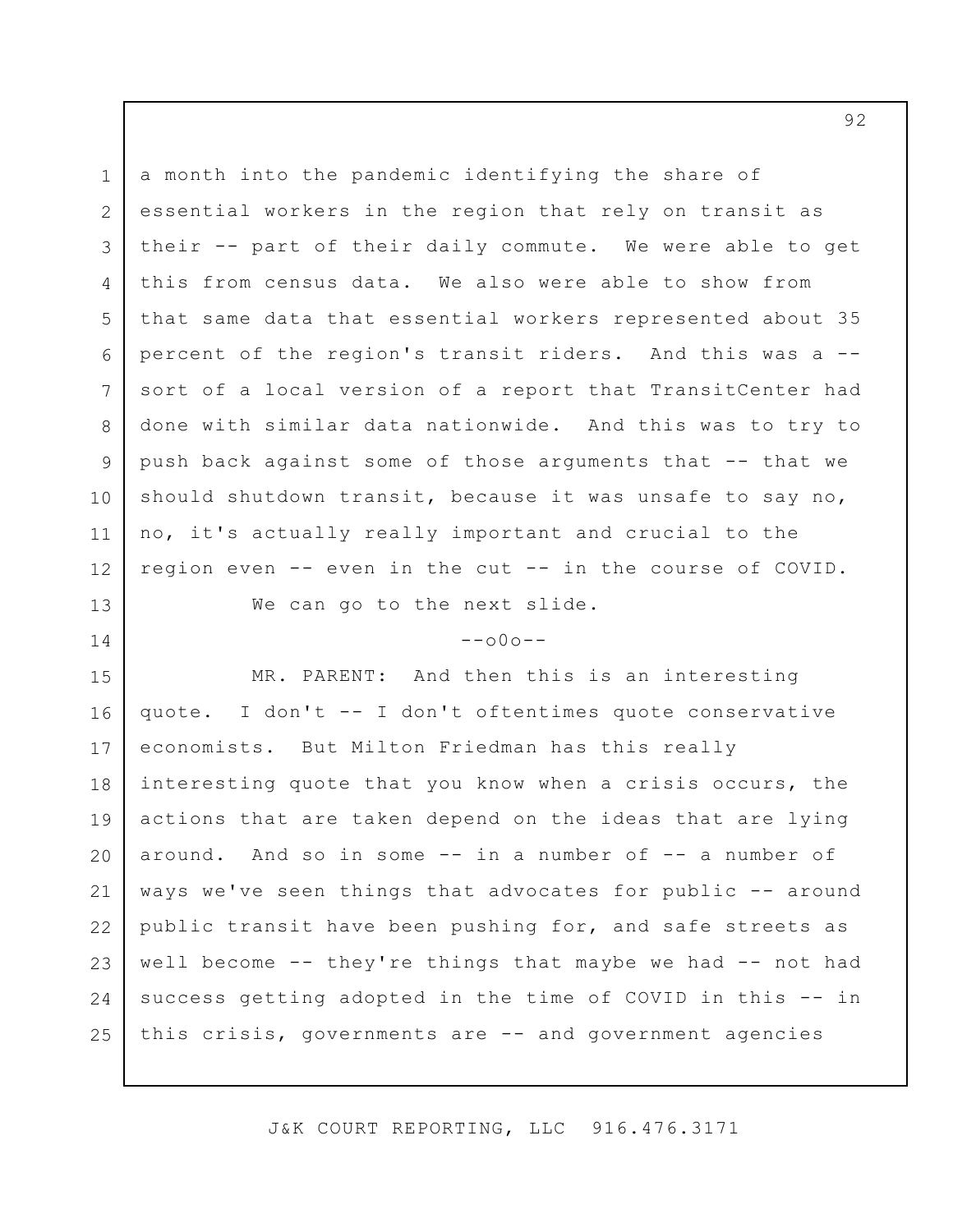a month into the pandemic identifying the share of essential workers in the region that rely on transit as their -- part of their daily commute. We were able to get this from census data. We also were able to show from that same data that essential workers represented about 35 percent of the region's transit riders. And this was a -- sort of a local version of a report that TransitCenter had done with similar data nationwide. And this was to try to push back against some of those arguments that -- that we should shutdown transit, because it was unsafe to say no, no, it's actually really important and crucial to the region even -- even in the cut -- in the course of COVID.

We can go to the next slide.

--o0o--

MR. PARENT: And then this is an interesting quote. I don't -- I don't oftentimes quote conservative economists. But Milton Friedman has this really interesting quote that you know when a crisis occurs, the actions that are taken depend on the ideas that are lying around. And so in some -- in a number of -- a number of ways we've seen things that advocates for public -- around public transit have been pushing for, and safe streets as well become -- they're things that maybe we had -- not had success getting adopted in the time of COVID in this -- in this crisis, governments are -- and government agencies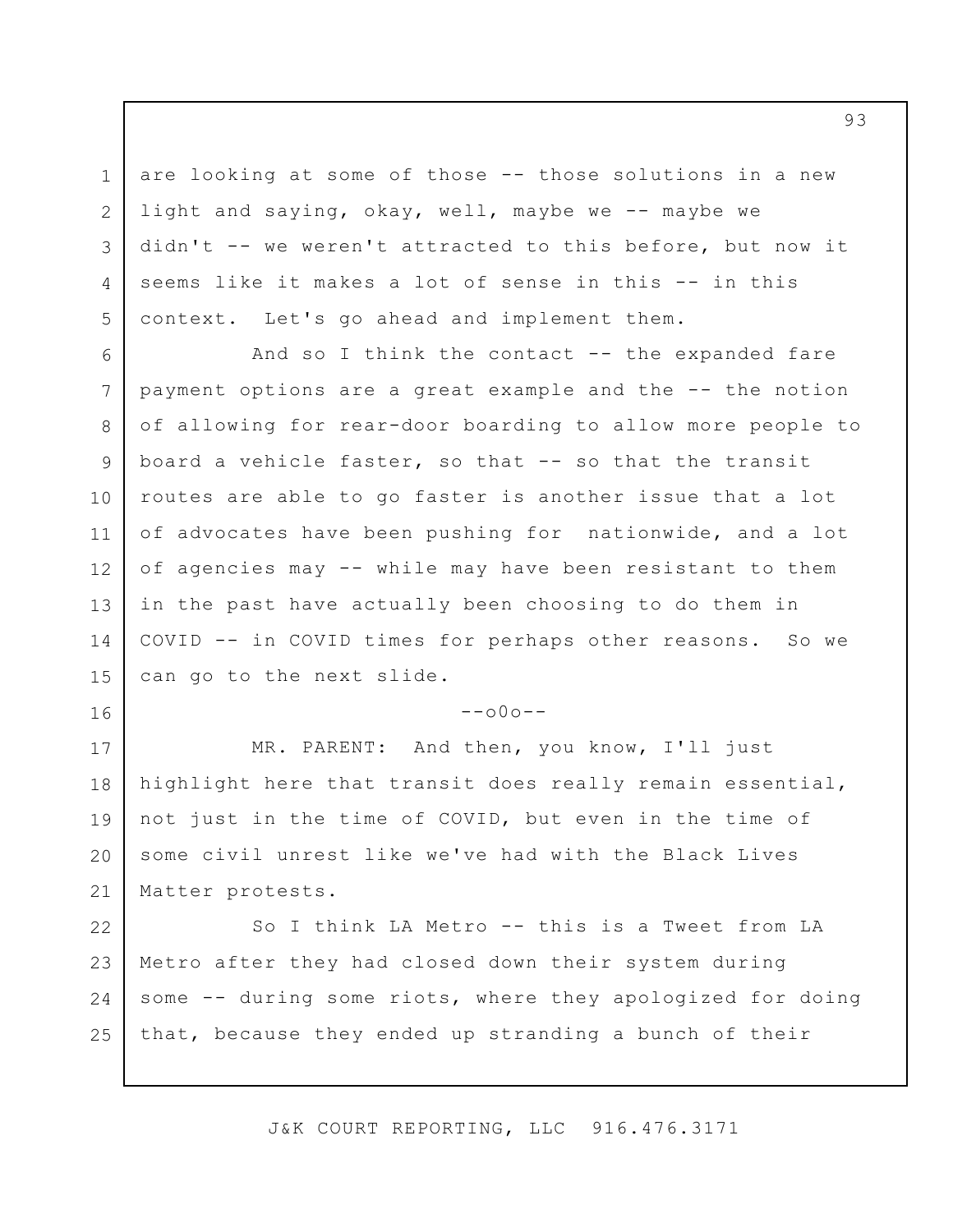are looking at some of those -- those solutions in a new light and saying, okay, well, maybe we -- maybe we didn't -- we weren't attracted to this before, but now it seems like it makes a lot of sense in this -- in this context. Let's go ahead and implement them.

And so I think the contact -- the expanded fare payment options are a great example and the -- the notion of allowing for rear-door boarding to allow more people to board a vehicle faster, so that -- so that the transit routes are able to go faster is another issue that a lot of advocates have been pushing for nationwide, and a lot of agencies may -- while may have been resistant to them in the past have actually been choosing to do them in COVID -- in COVID times for perhaps other reasons. So we can go to the next slide.

--o0o--

MR. PARENT: And then, you know, I'll just highlight here that transit does really remain essential, not just in the time of COVID, but even in the time of some civil unrest like we've had with the Black Lives Matter protests.

So I think LA Metro -- this is a Tweet from LA Metro after they had closed down their system during some -- during some riots, where they apologized for doing that, because they ended up stranding a bunch of their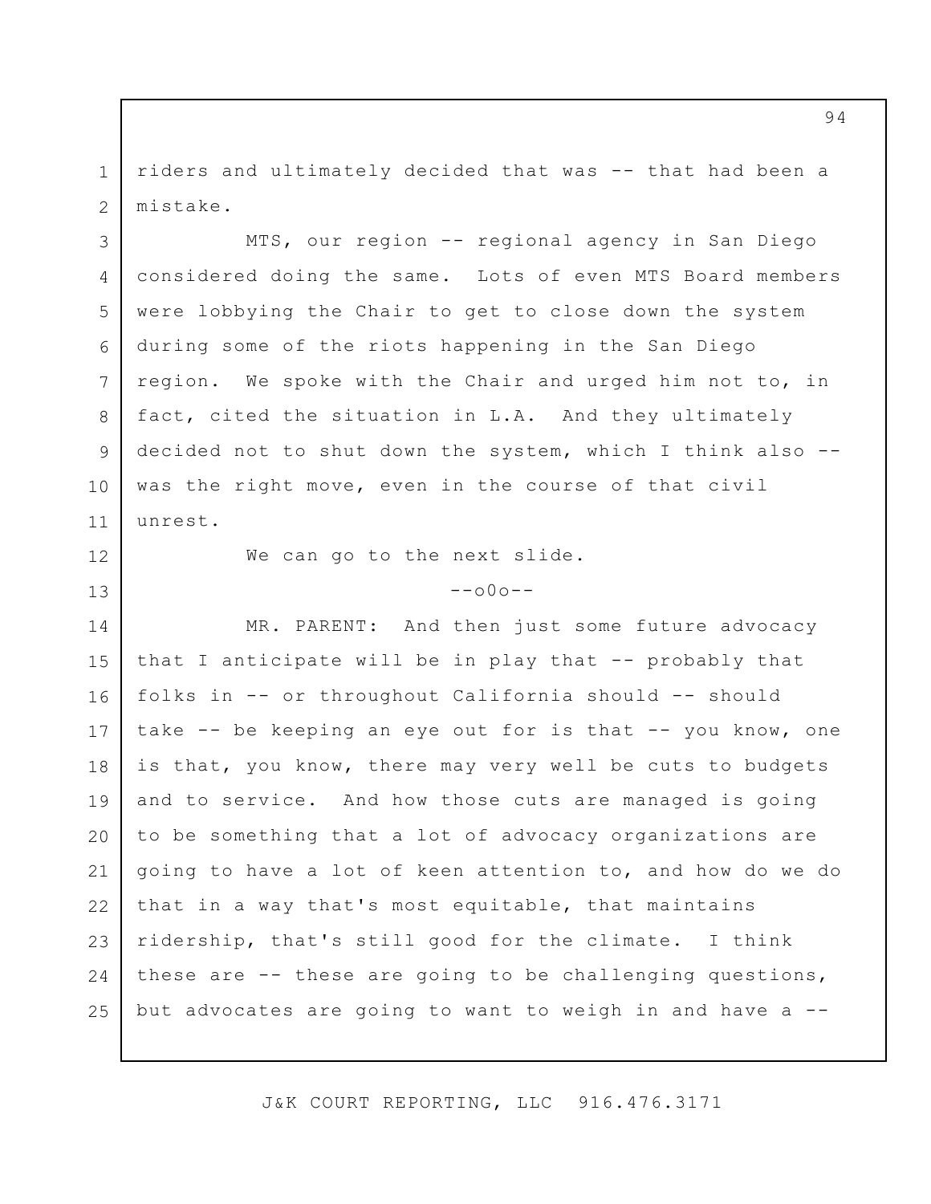riders and ultimately decided that was -- that had been a mistake.

MTS, our region -- regional agency in San Diego considered doing the same. Lots of even MTS Board members were lobbying the Chair to get to close down the system during some of the riots happening in the San Diego region. We spoke with the Chair and urged him not to, in fact, cited the situation in L.A. And they ultimately decided not to shut down the system, which I think also -- was the right move, even in the course of that civil unrest.

We can go to the next slide.

--o0o--

MR. PARENT: And then just some future advocacy that I anticipate will be in play that -- probably that folks in -- or throughout California should -- should take -- be keeping an eye out for is that -- you know, one is that, you know, there may very well be cuts to budgets and to service. And how those cuts are managed is going to be something that a lot of advocacy organizations are going to have a lot of keen attention to, and how do we do that in a way that's most equitable, that maintains ridership, that's still good for the climate. I think these are -- these are going to be challenging questions, but advocates are going to want to weigh in and have a --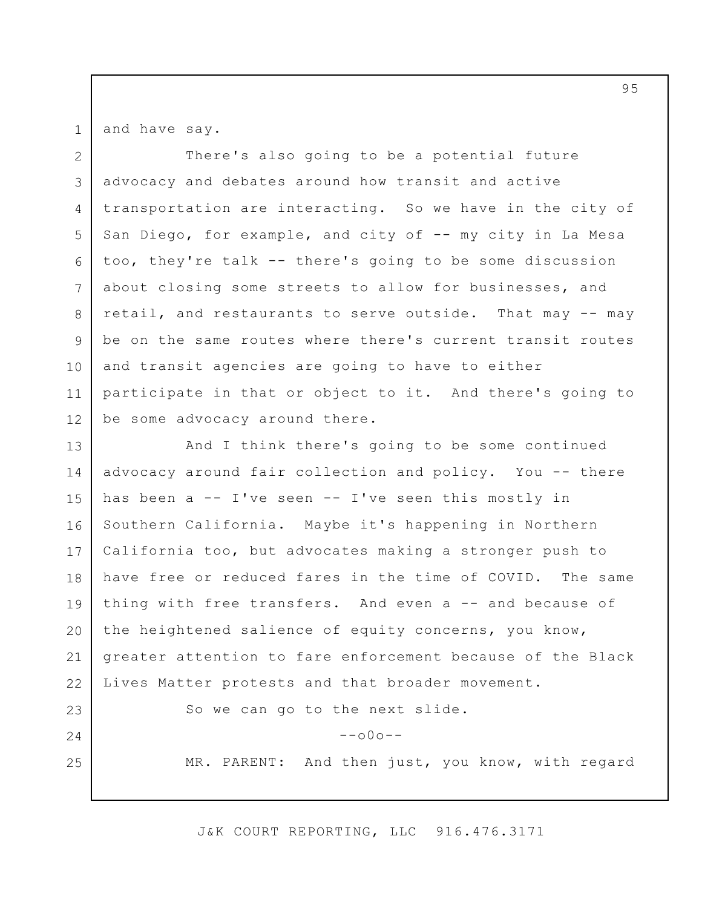and have say.

There's also going to be a potential future advocacy and debates around how transit and active transportation are interacting. So we have in the city of San Diego, for example, and city of -- my city in La Mesa too, they're talk -- there's going to be some discussion about closing some streets to allow for businesses, and retail, and restaurants to serve outside. That may -- may be on the same routes where there's current transit routes and transit agencies are going to have to either participate in that or object to it. And there's going to be some advocacy around there.

And I think there's going to be some continued advocacy around fair collection and policy. You -- there has been a -- I've seen -- I've seen this mostly in Southern California. Maybe it's happening in Northern California too, but advocates making a stronger push to have free or reduced fares in the time of COVID. The same thing with free transfers. And even a -- and because of the heightened salience of equity concerns, you know, greater attention to fare enforcement because of the Black Lives Matter protests and that broader movement.

So we can go to the next slide.

--o0o--

MR. PARENT: And then just, you know, with regard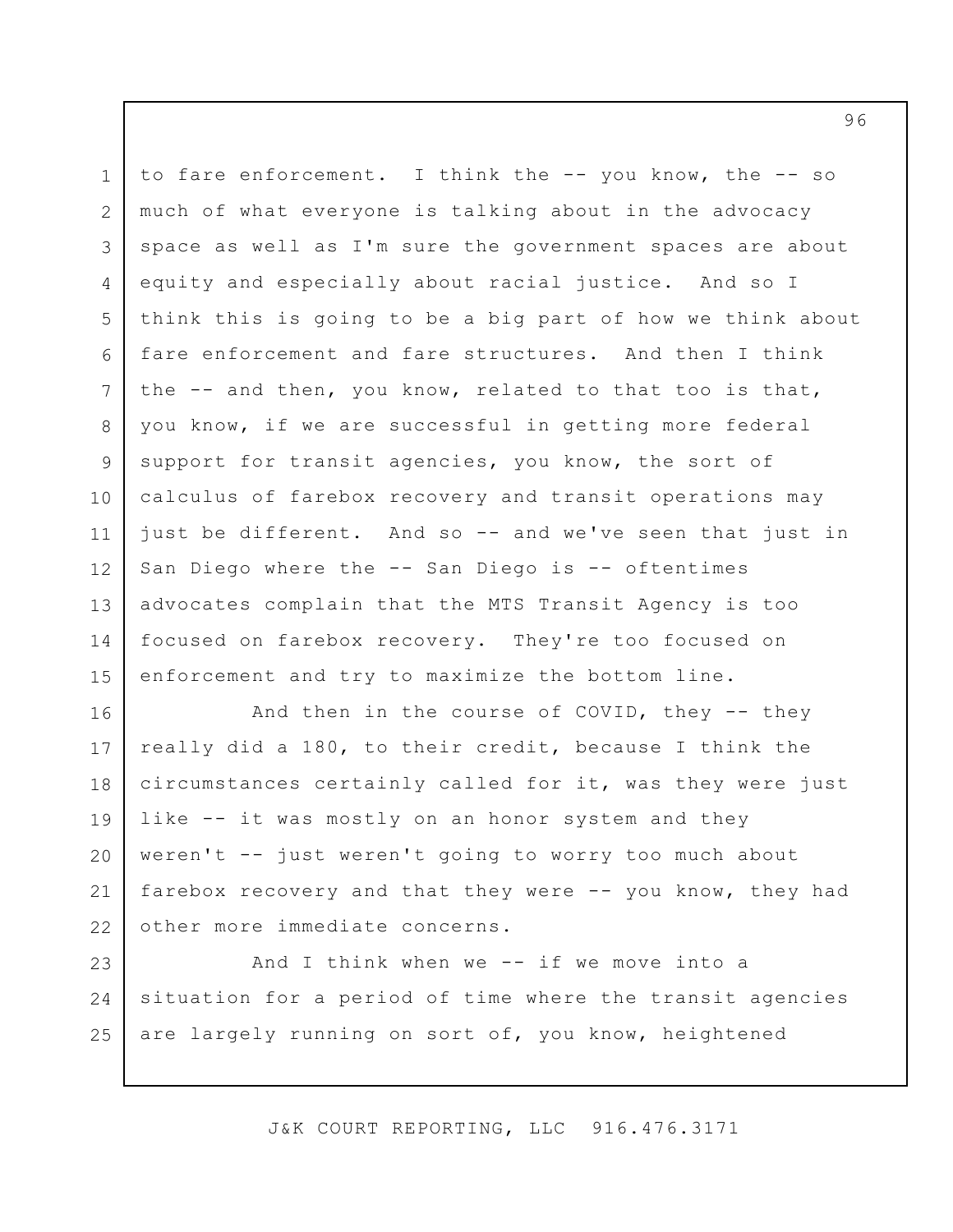to fare enforcement. I think the -- you know, the -- so much of what everyone is talking about in the advocacy space as well as I'm sure the government spaces are about equity and especially about racial justice. And so I think this is going to be a big part of how we think about fare enforcement and fare structures. And then I think the -- and then, you know, related to that too is that, you know, if we are successful in getting more federal support for transit agencies, you know, the sort of calculus of farebox recovery and transit operations may just be different. And so -- and we've seen that just in San Diego where the -- San Diego is -- oftentimes advocates complain that the MTS Transit Agency is too focused on farebox recovery. They're too focused on enforcement and try to maximize the bottom line.

And then in the course of COVID, they -- they really did a 180, to their credit, because I think the circumstances certainly called for it, was they were just like -- it was mostly on an honor system and they weren't -- just weren't going to worry too much about farebox recovery and that they were -- you know, they had other more immediate concerns.

And I think when we -- if we move into a situation for a period of time where the transit agencies are largely running on sort of, you know, heightened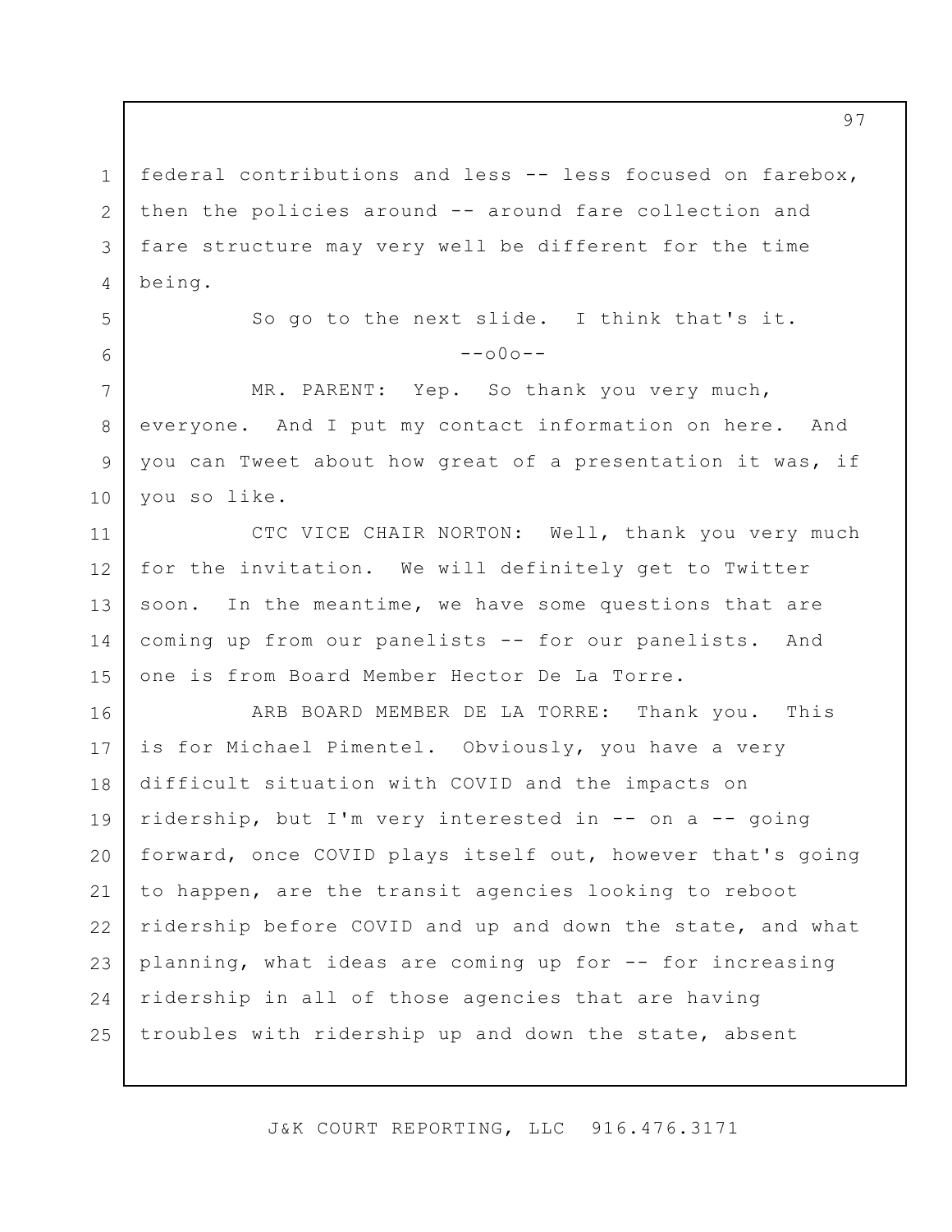federal contributions and less -- less focused on farebox, then the policies around -- around fare collection and fare structure may very well be different for the time being.

So go to the next slide. I think that's it.

--o0o--

MR. PARENT: Yep. So thank you very much, everyone. And I put my contact information on here. And you can Tweet about how great of a presentation it was, if you so like.

CTC VICE CHAIR NORTON: Well, thank you very much for the invitation. We will definitely get to Twitter soon. In the meantime, we have some questions that are coming up from our panelists -- for our panelists. And one is from Board Member Hector De La Torre.

ARB BOARD MEMBER DE LA TORRE: Thank you. This is for Michael Pimentel. Obviously, you have a very difficult situation with COVID and the impacts on ridership, but I'm very interested in -- on a -- going forward, once COVID plays itself out, however that's going to happen, are the transit agencies looking to reboot ridership before COVID and up and down the state, and what planning, what ideas are coming up for -- for increasing ridership in all of those agencies that are having troubles with ridership up and down the state, absent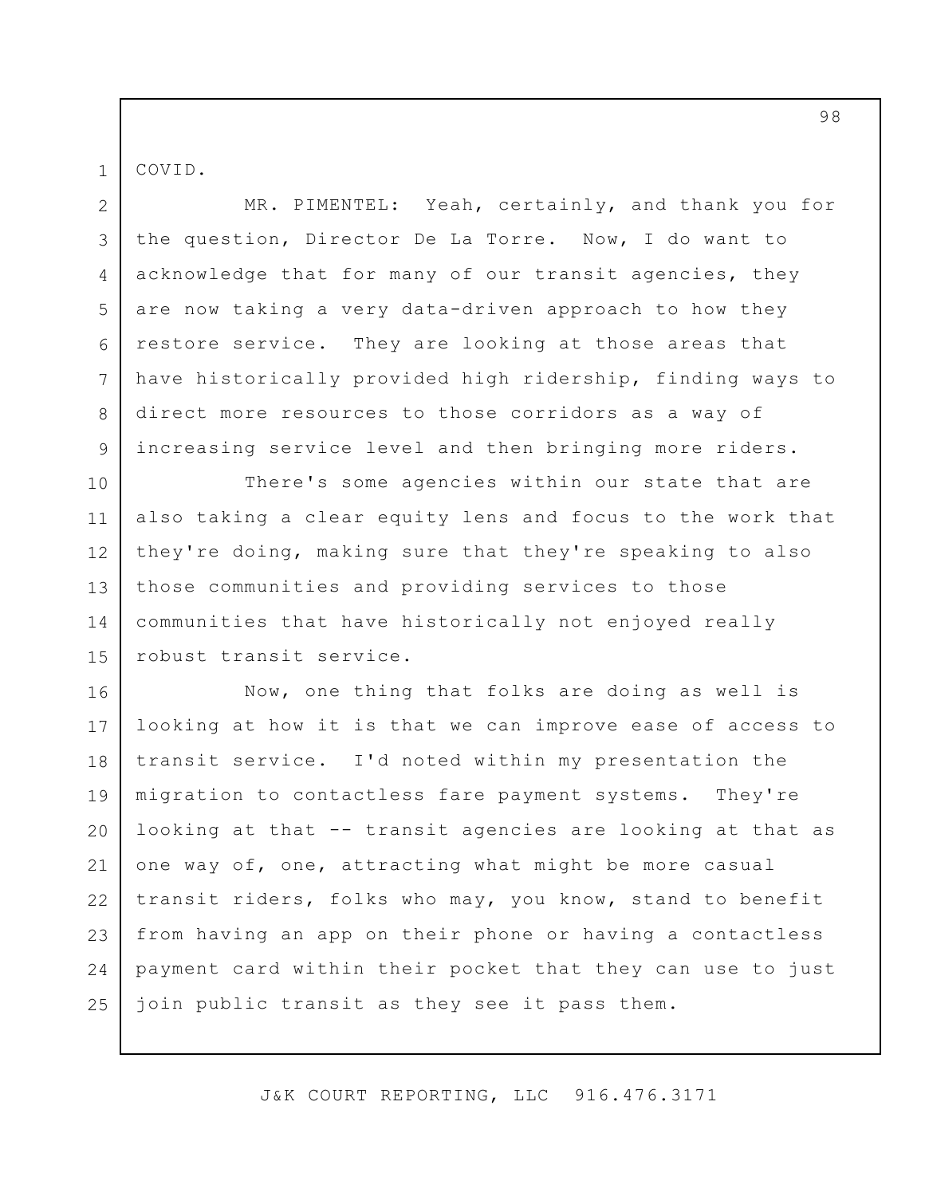COVID.

MR. PIMENTEL: Yeah, certainly, and thank you for the question, Director De La Torre. Now, I do want to acknowledge that for many of our transit agencies, they are now taking a very data-driven approach to how they restore service. They are looking at those areas that have historically provided high ridership, finding ways to direct more resources to those corridors as a way of increasing service level and then bringing more riders.

There's some agencies within our state that are also taking a clear equity lens and focus to the work that they're doing, making sure that they're speaking to also those communities and providing services to those communities that have historically not enjoyed really robust transit service.

Now, one thing that folks are doing as well is looking at how it is that we can improve ease of access to transit service. I'd noted within my presentation the migration to contactless fare payment systems. They're looking at that -- transit agencies are looking at that as one way of, one, attracting what might be more casual transit riders, folks who may, you know, stand to benefit from having an app on their phone or having a contactless payment card within their pocket that they can use to just join public transit as they see it pass them.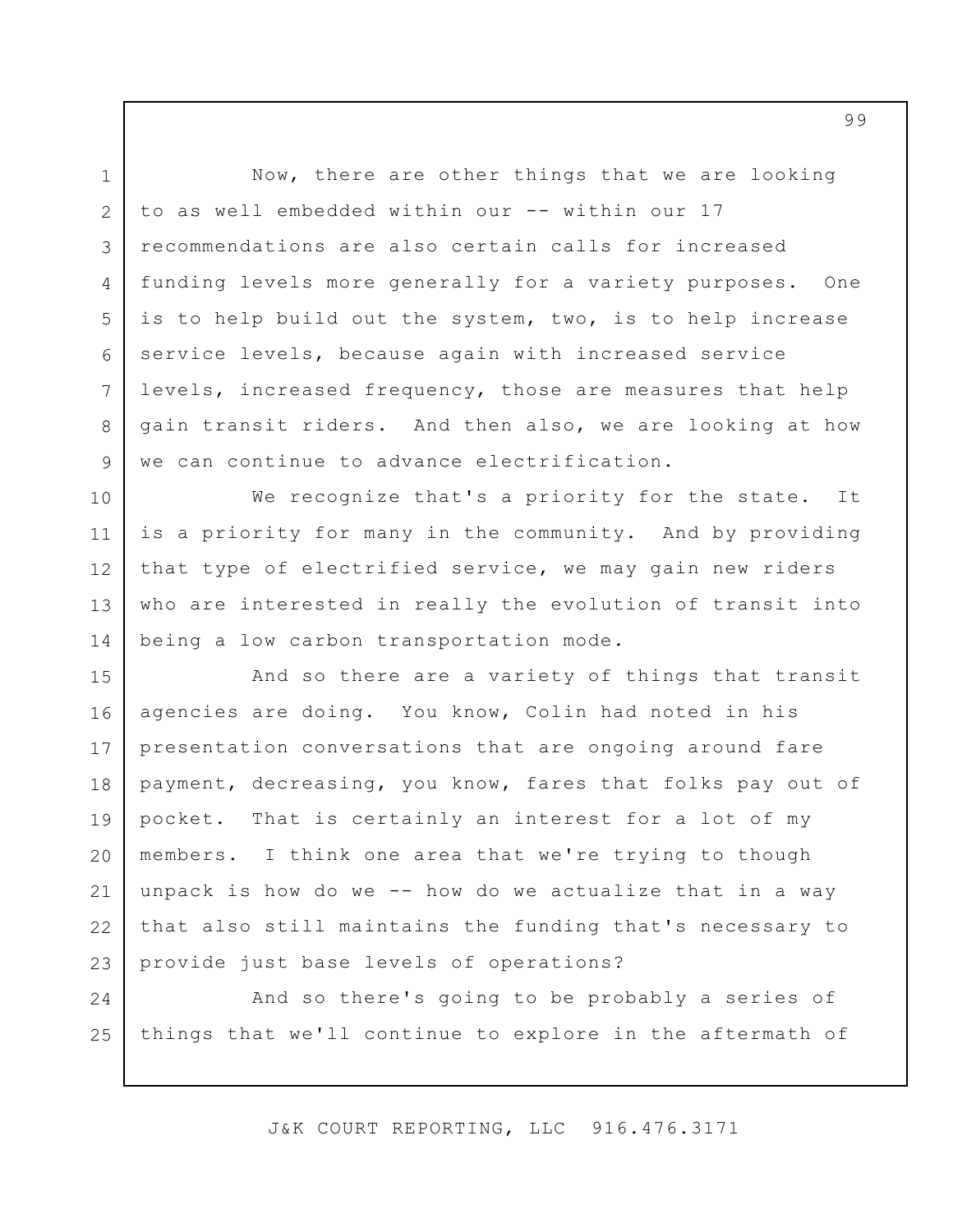Now, there are other things that we are looking to as well embedded within our -- within our 17 recommendations are also certain calls for increased funding levels more generally for a variety purposes. One is to help build out the system, two, is to help increase service levels, because again with increased service levels, increased frequency, those are measures that help gain transit riders. And then also, we are looking at how we can continue to advance electrification.

We recognize that's a priority for the state. It is a priority for many in the community. And by providing that type of electrified service, we may gain new riders who are interested in really the evolution of transit into being a low carbon transportation mode.

And so there are a variety of things that transit agencies are doing. You know, Colin had noted in his presentation conversations that are ongoing around fare payment, decreasing, you know, fares that folks pay out of pocket. That is certainly an interest for a lot of my members. I think one area that we're trying to though unpack is how do we -- how do we actualize that in a way that also still maintains the funding that's necessary to provide just base levels of operations?

And so there's going to be probably a series of things that we'll continue to explore in the aftermath of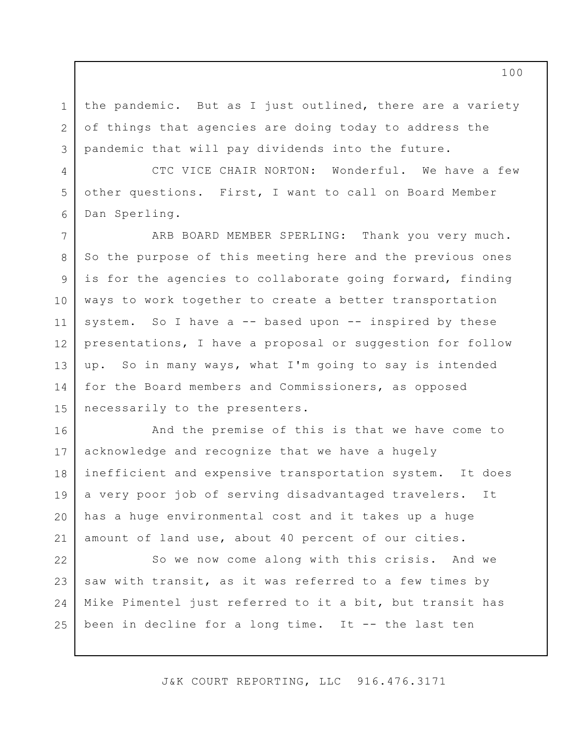the pandemic. But as I just outlined, there are a variety of things that agencies are doing today to address the pandemic that will pay dividends into the future.

CTC VICE CHAIR NORTON: Wonderful. We have a few other questions. First, I want to call on Board Member Dan Sperling.

ARB BOARD MEMBER SPERLING: Thank you very much. So the purpose of this meeting here and the previous ones is for the agencies to collaborate going forward, finding ways to work together to create a better transportation system. So I have a -- based upon -- inspired by these presentations, I have a proposal or suggestion for follow up. So in many ways, what I'm going to say is intended for the Board members and Commissioners, as opposed necessarily to the presenters.

And the premise of this is that we have come to acknowledge and recognize that we have a hugely inefficient and expensive transportation system. It does a very poor job of serving disadvantaged travelers. It has a huge environmental cost and it takes up a huge amount of land use, about 40 percent of our cities.

So we now come along with this crisis. And we saw with transit, as it was referred to a few times by Mike Pimentel just referred to it a bit, but transit has been in decline for a long time. It -- the last ten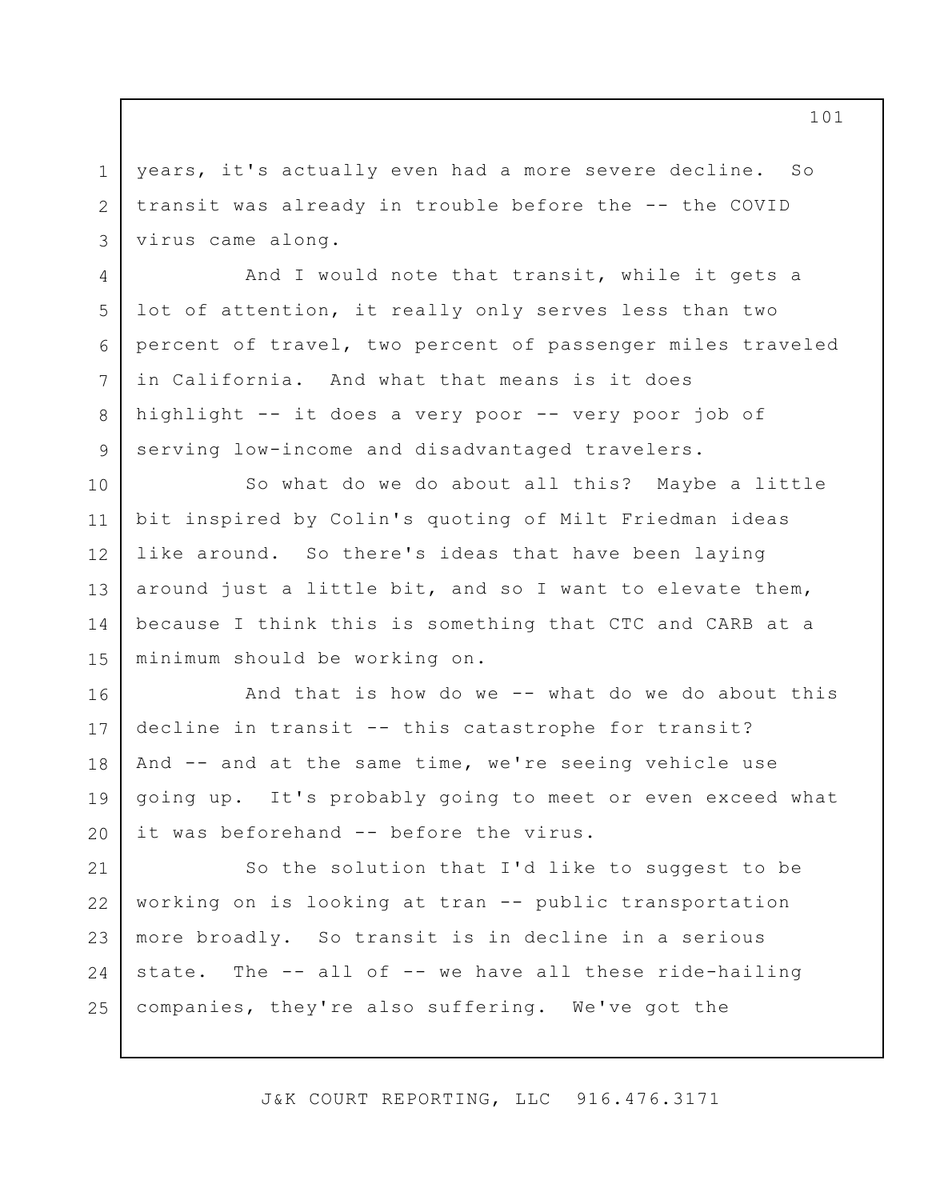years, it's actually even had a more severe decline. So transit was already in trouble before the -- the COVID virus came along.

And I would note that transit, while it gets a lot of attention, it really only serves less than two percent of travel, two percent of passenger miles traveled in California. And what that means is it does highlight -- it does a very poor -- very poor job of serving low-income and disadvantaged travelers.

So what do we do about all this? Maybe a little bit inspired by Colin's quoting of Milt Friedman ideas like around. So there's ideas that have been laying around just a little bit, and so I want to elevate them, because I think this is something that CTC and CARB at a minimum should be working on.

And that is how do we -- what do we do about this decline in transit -- this catastrophe for transit? And -- and at the same time, we're seeing vehicle use going up. It's probably going to meet or even exceed what it was beforehand -- before the virus.

So the solution that I'd like to suggest to be working on is looking at tran -- public transportation more broadly. So transit is in decline in a serious state. The -- all of -- we have all these ride-hailing companies, they're also suffering. We've got the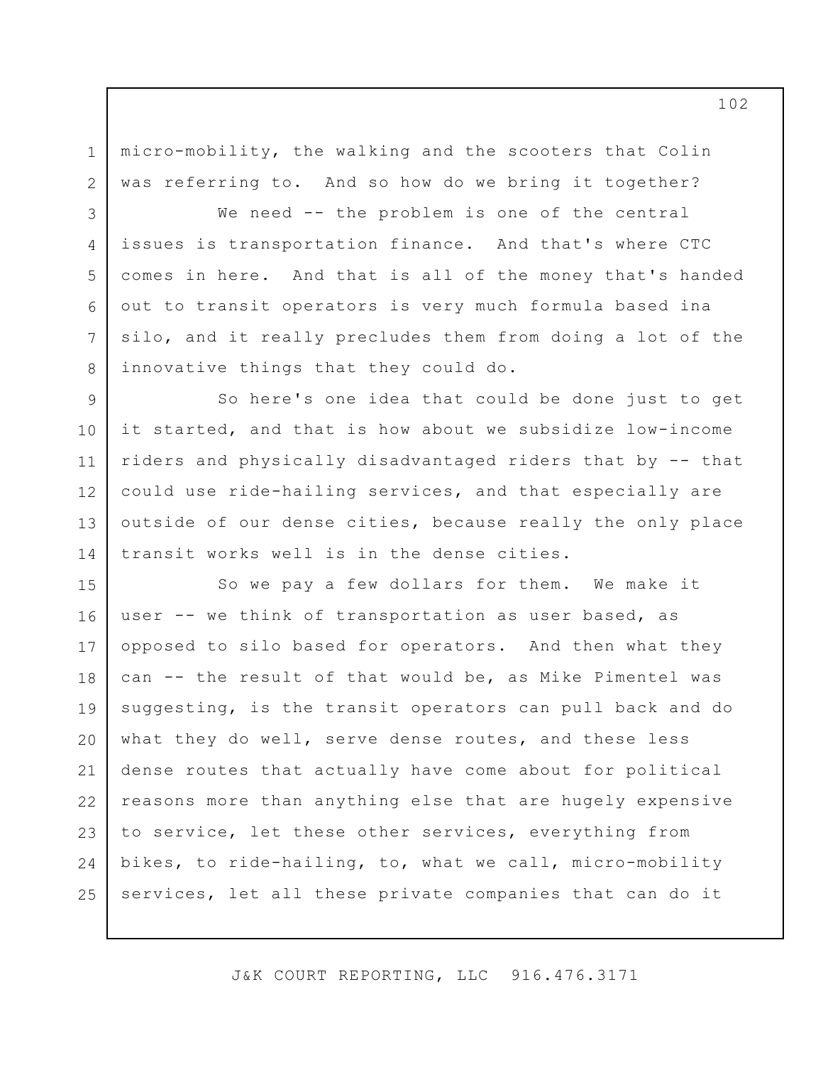micro-mobility, the walking and the scooters that Colin was referring to. And so how do we bring it together?

We need -- the problem is one of the central issues is transportation finance. And that's where CTC comes in here. And that is all of the money that's handed out to transit operators is very much formula based ina silo, and it really precludes them from doing a lot of the innovative things that they could do.

So here's one idea that could be done just to get it started, and that is how about we subsidize low-income riders and physically disadvantaged riders that by -- that could use ride-hailing services, and that especially are outside of our dense cities, because really the only place transit works well is in the dense cities.

So we pay a few dollars for them. We make it user -- we think of transportation as user based, as opposed to silo based for operators. And then what they can -- the result of that would be, as Mike Pimentel was suggesting, is the transit operators can pull back and do what they do well, serve dense routes, and these less dense routes that actually have come about for political reasons more than anything else that are hugely expensive to service, let these other services, everything from bikes, to ride-hailing, to, what we call, micro-mobility services, let all these private companies that can do it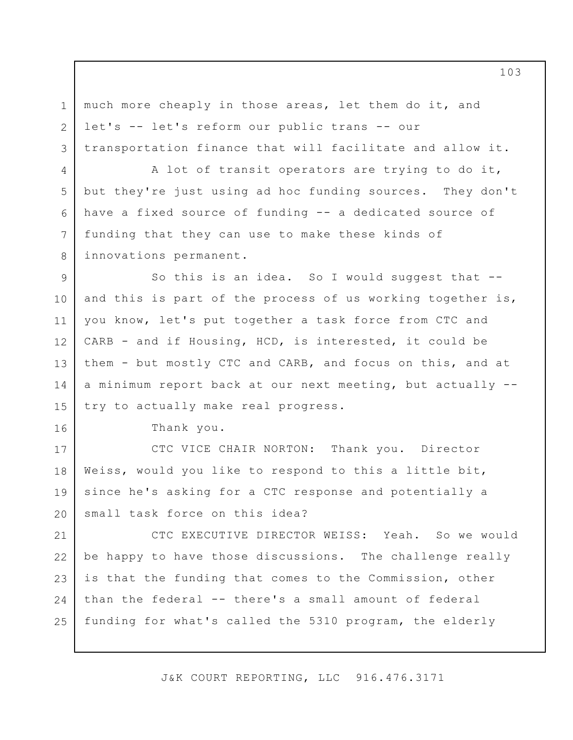much more cheaply in those areas, let them do it, and let's -- let's reform our public trans -- our transportation finance that will facilitate and allow it.

A lot of transit operators are trying to do it, but they're just using ad hoc funding sources. They don't have a fixed source of funding -- a dedicated source of funding that they can use to make these kinds of innovations permanent.

So this is an idea. So I would suggest that -- and this is part of the process of us working together is, you know, let's put together a task force from CTC and CARB - and if Housing, HCD, is interested, it could be them - but mostly CTC and CARB, and focus on this, and at a minimum report back at our next meeting, but actually -- try to actually make real progress.

Thank you.

CTC VICE CHAIR NORTON: Thank you. Director Weiss, would you like to respond to this a little bit, since he's asking for a CTC response and potentially a small task force on this idea?

CTC EXECUTIVE DIRECTOR WEISS: Yeah. So we would be happy to have those discussions. The challenge really is that the funding that comes to the Commission, other than the federal -- there's a small amount of federal funding for what's called the 5310 program, the elderly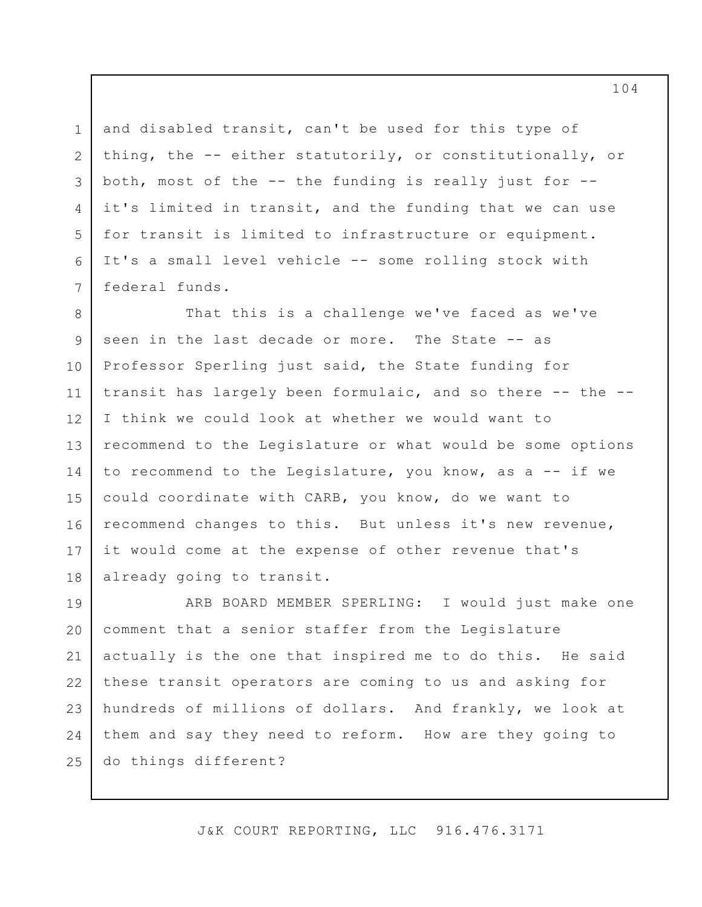and disabled transit, can't be used for this type of thing, the -- either statutorily, or constitutionally, or both, most of the -- the funding is really just for -- it's limited in transit, and the funding that we can use for transit is limited to infrastructure or equipment. It's a small level vehicle -- some rolling stock with federal funds.

That this is a challenge we've faced as we've seen in the last decade or more. The State -- as Professor Sperling just said, the State funding for transit has largely been formulaic, and so there -- the -- I think we could look at whether we would want to recommend to the Legislature or what would be some options to recommend to the Legislature, you know, as a -- if we could coordinate with CARB, you know, do we want to recommend changes to this. But unless it's new revenue, it would come at the expense of other revenue that's already going to transit.

ARB BOARD MEMBER SPERLING: I would just make one comment that a senior staffer from the Legislature actually is the one that inspired me to do this. He said these transit operators are coming to us and asking for hundreds of millions of dollars. And frankly, we look at them and say they need to reform. How are they going to do things different?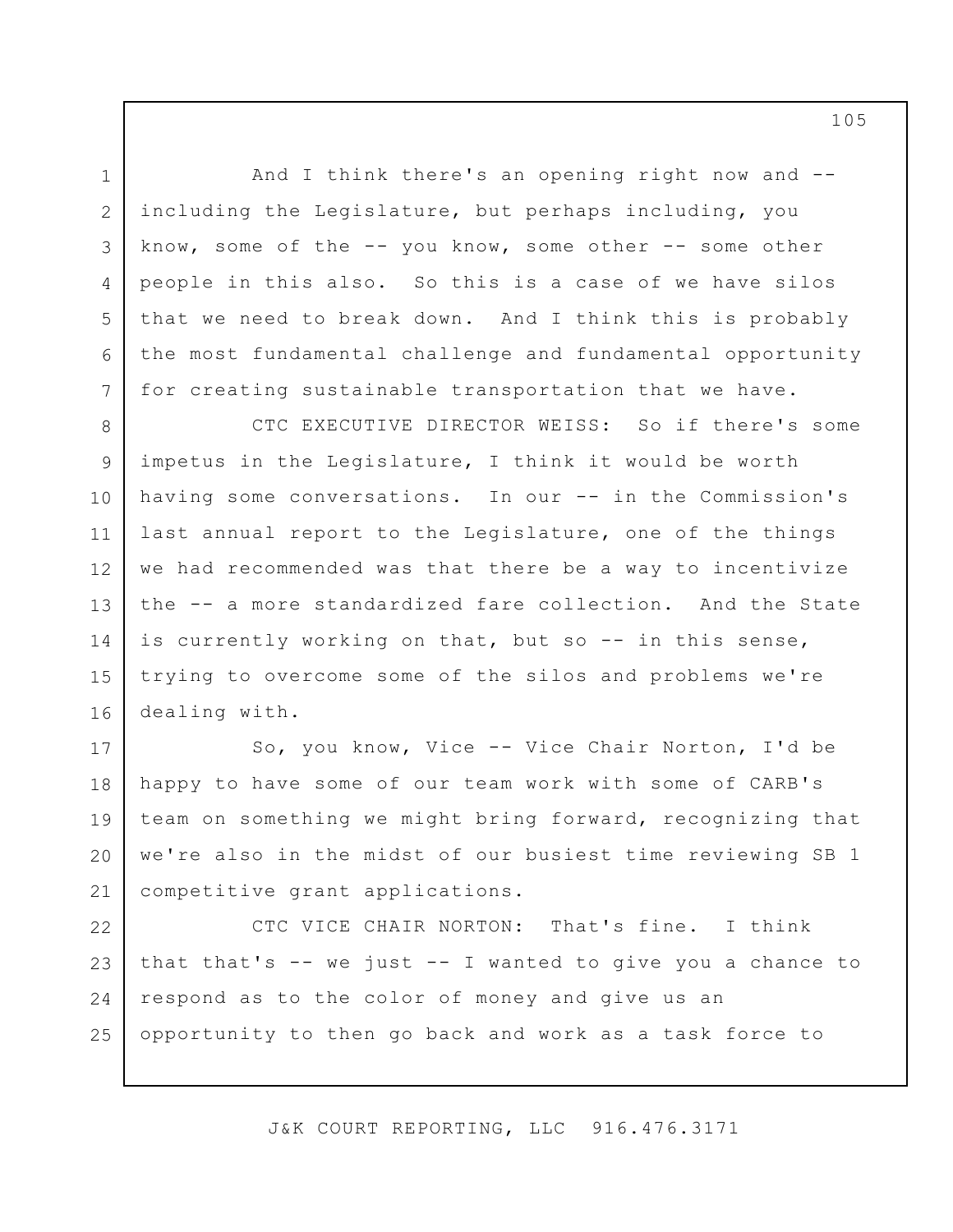And I think there's an opening right now and -- including the Legislature, but perhaps including, you know, some of the -- you know, some other -- some other people in this also. So this is a case of we have silos that we need to break down. And I think this is probably the most fundamental challenge and fundamental opportunity for creating sustainable transportation that we have.

CTC EXECUTIVE DIRECTOR WEISS: So if there's some impetus in the Legislature, I think it would be worth having some conversations. In our -- in the Commission's last annual report to the Legislature, one of the things we had recommended was that there be a way to incentivize the -- a more standardized fare collection. And the State is currently working on that, but so -- in this sense, trying to overcome some of the silos and problems we're dealing with.

So, you know, Vice -- Vice Chair Norton, I'd be happy to have some of our team work with some of CARB's team on something we might bring forward, recognizing that we're also in the midst of our busiest time reviewing SB 1 competitive grant applications.

CTC VICE CHAIR NORTON: That's fine. I think that that's -- we just -- I wanted to give you a chance to respond as to the color of money and give us an opportunity to then go back and work as a task force to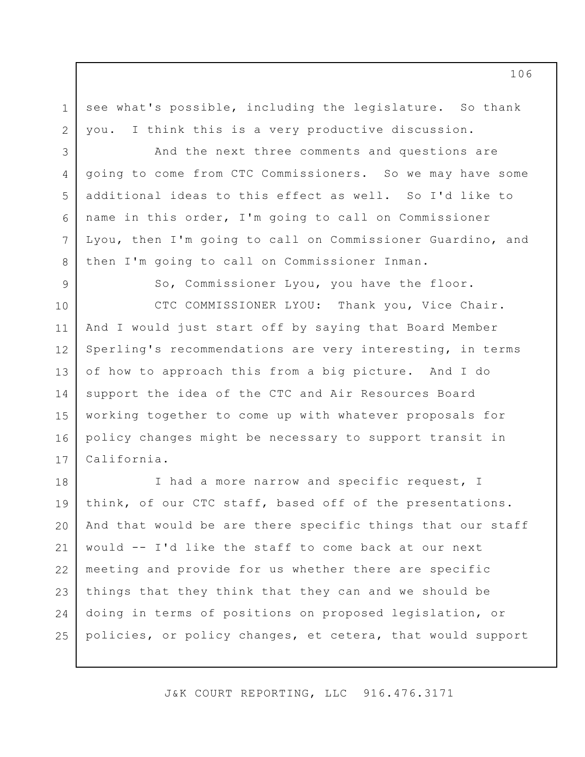see what's possible, including the legislature. So thank you. I think this is a very productive discussion.

And the next three comments and questions are going to come from CTC Commissioners. So we may have some additional ideas to this effect as well. So I'd like to name in this order, I'm going to call on Commissioner Lyou, then I'm going to call on Commissioner Guardino, and then I'm going to call on Commissioner Inman.

So, Commissioner Lyou, you have the floor.

CTC COMMISSIONER LYOU: Thank you, Vice Chair. And I would just start off by saying that Board Member Sperling's recommendations are very interesting, in terms of how to approach this from a big picture. And I do support the idea of the CTC and Air Resources Board working together to come up with whatever proposals for policy changes might be necessary to support transit in California.

I had a more narrow and specific request, I think, of our CTC staff, based off of the presentations. And that would be are there specific things that our staff would -- I'd like the staff to come back at our next meeting and provide for us whether there are specific things that they think that they can and we should be doing in terms of positions on proposed legislation, or policies, or policy changes, et cetera, that would support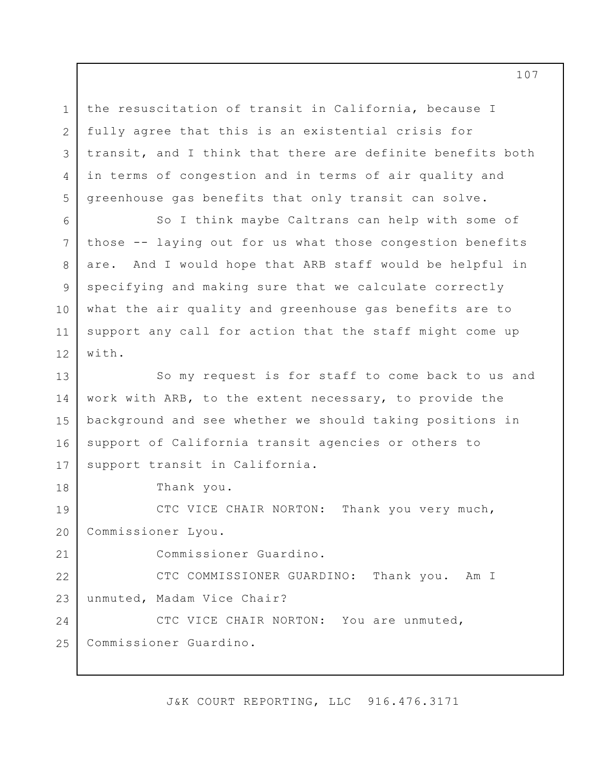the resuscitation of transit in California, because I fully agree that this is an existential crisis for transit, and I think that there are definite benefits both in terms of congestion and in terms of air quality and greenhouse gas benefits that only transit can solve.

So I think maybe Caltrans can help with some of those -- laying out for us what those congestion benefits are. And I would hope that ARB staff would be helpful in specifying and making sure that we calculate correctly what the air quality and greenhouse gas benefits are to support any call for action that the staff might come up with.

So my request is for staff to come back to us and work with ARB, to the extent necessary, to provide the background and see whether we should taking positions in support of California transit agencies or others to support transit in California.

Thank you.

CTC VICE CHAIR NORTON: Thank you very much, Commissioner Lyou.

Commissioner Guardino.

CTC COMMISSIONER GUARDINO: Thank you. Am I unmuted, Madam Vice Chair?

CTC VICE CHAIR NORTON: You are unmuted, Commissioner Guardino.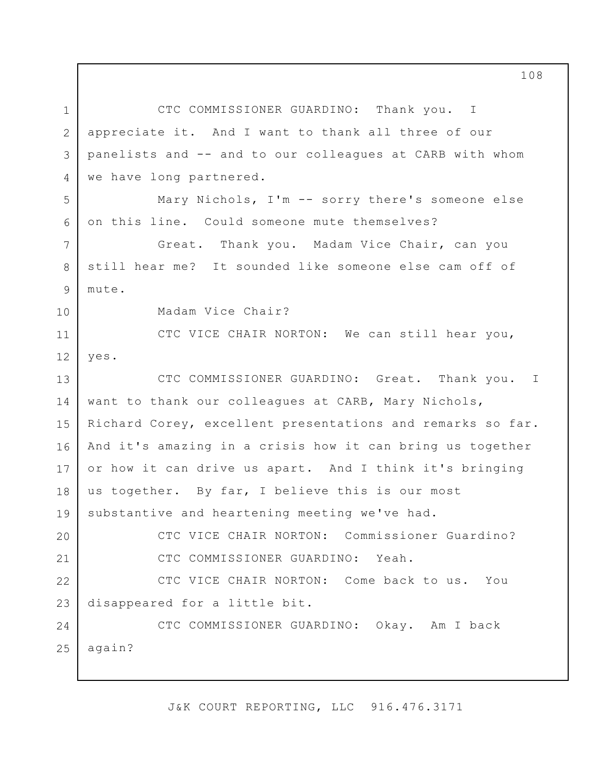CTC COMMISSIONER GUARDINO: Thank you. I appreciate it. And I want to thank all three of our panelists and -- and to our colleagues at CARB with whom we have long partnered.

Mary Nichols, I'm -- sorry there's someone else on this line. Could someone mute themselves?

Great. Thank you. Madam Vice Chair, can you still hear me? It sounded like someone else cam off of mute.

Madam Vice Chair?

CTC VICE CHAIR NORTON: We can still hear you, yes.

CTC COMMISSIONER GUARDINO: Great. Thank you. I want to thank our colleagues at CARB, Mary Nichols, Richard Corey, excellent presentations and remarks so far. And it's amazing in a crisis how it can bring us together or how it can drive us apart. And I think it's bringing us together. By far, I believe this is our most substantive and heartening meeting we've had.

CTC VICE CHAIR NORTON: Commissioner Guardino?

CTC COMMISSIONER GUARDINO: Yeah.

CTC VICE CHAIR NORTON: Come back to us. You disappeared for a little bit.

CTC COMMISSIONER GUARDINO: Okay. Am I back again?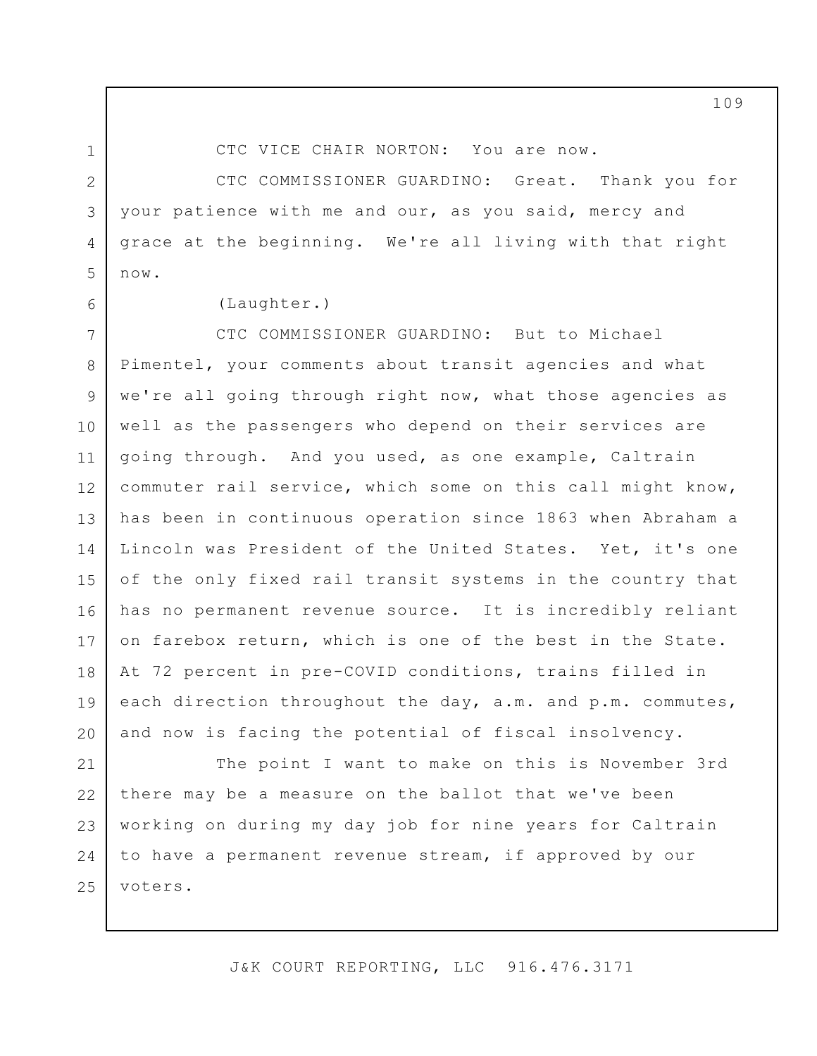CTC VICE CHAIR NORTON: You are now.

CTC COMMISSIONER GUARDINO: Great. Thank you for your patience with me and our, as you said, mercy and grace at the beginning. We're all living with that right now.

(Laughter.)

CTC COMMISSIONER GUARDINO: But to Michael Pimentel, your comments about transit agencies and what we're all going through right now, what those agencies as well as the passengers who depend on their services are going through. And you used, as one example, Caltrain commuter rail service, which some on this call might know, has been in continuous operation since 1863 when Abraham a Lincoln was President of the United States. Yet, it's one of the only fixed rail transit systems in the country that has no permanent revenue source. It is incredibly reliant on farebox return, which is one of the best in the State. At 72 percent in pre-COVID conditions, trains filled in each direction throughout the day, a.m. and p.m. commutes, and now is facing the potential of fiscal insolvency.

The point I want to make on this is November 3rd there may be a measure on the ballot that we've been working on during my day job for nine years for Caltrain to have a permanent revenue stream, if approved by our voters.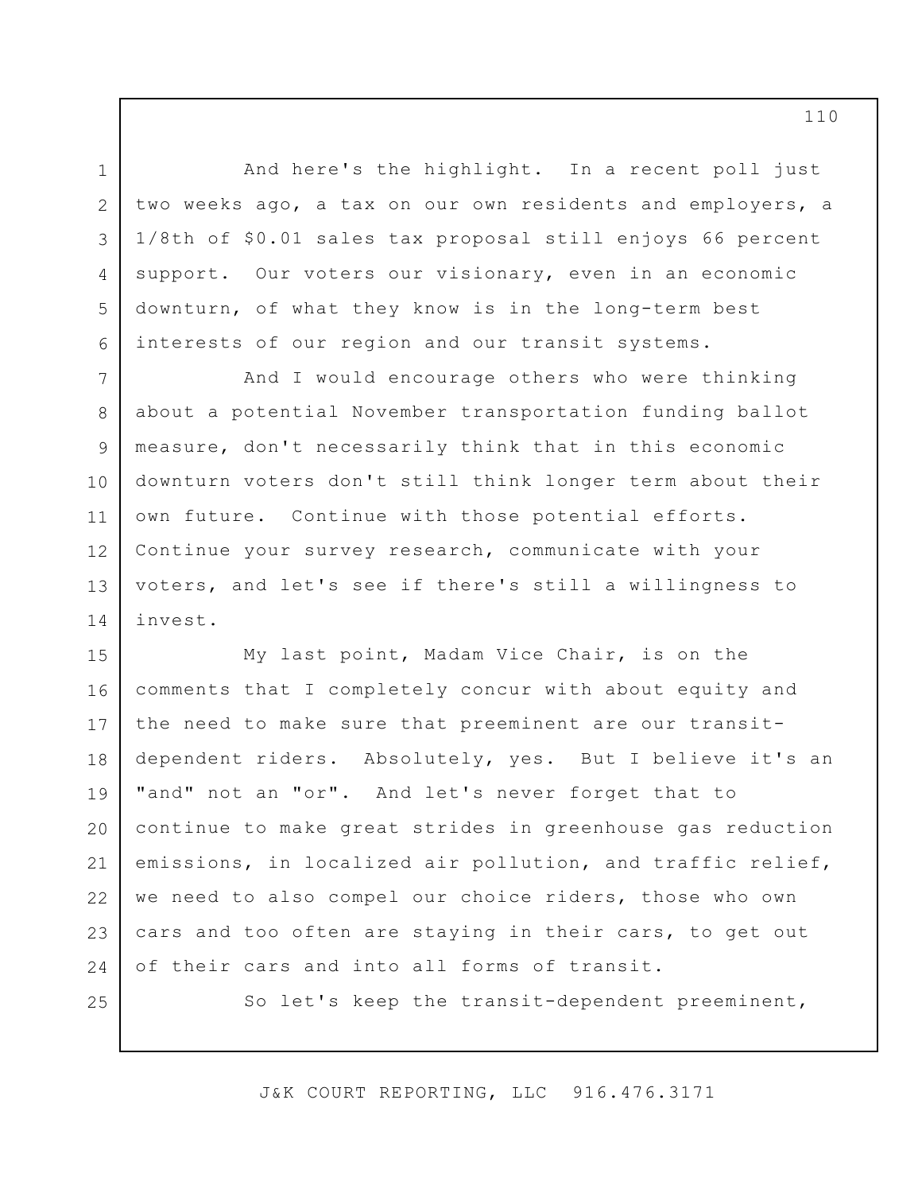And here's the highlight. In a recent poll just two weeks ago, a tax on our own residents and employers, a 1/8th of $0.01 sales tax proposal still enjoys 66 percent support. Our voters our visionary, even in an economic downturn, of what they know is in the long-term best interests of our region and our transit systems.

And I would encourage others who were thinking about a potential November transportation funding ballot measure, don't necessarily think that in this economic downturn voters don't still think longer term about their own future. Continue with those potential efforts. Continue your survey research, communicate with your voters, and let's see if there's still a willingness to invest.

My last point, Madam Vice Chair, is on the comments that I completely concur with about equity and the need to make sure that preeminent are our transit-dependent riders. Absolutely, yes. But I believe it's an "and" not an "or". And let's never forget that to continue to make great strides in greenhouse gas reduction emissions, in localized air pollution, and traffic relief, we need to also compel our choice riders, those who own cars and too often are staying in their cars, to get out of their cars and into all forms of transit.

So let's keep the transit-dependent preeminent,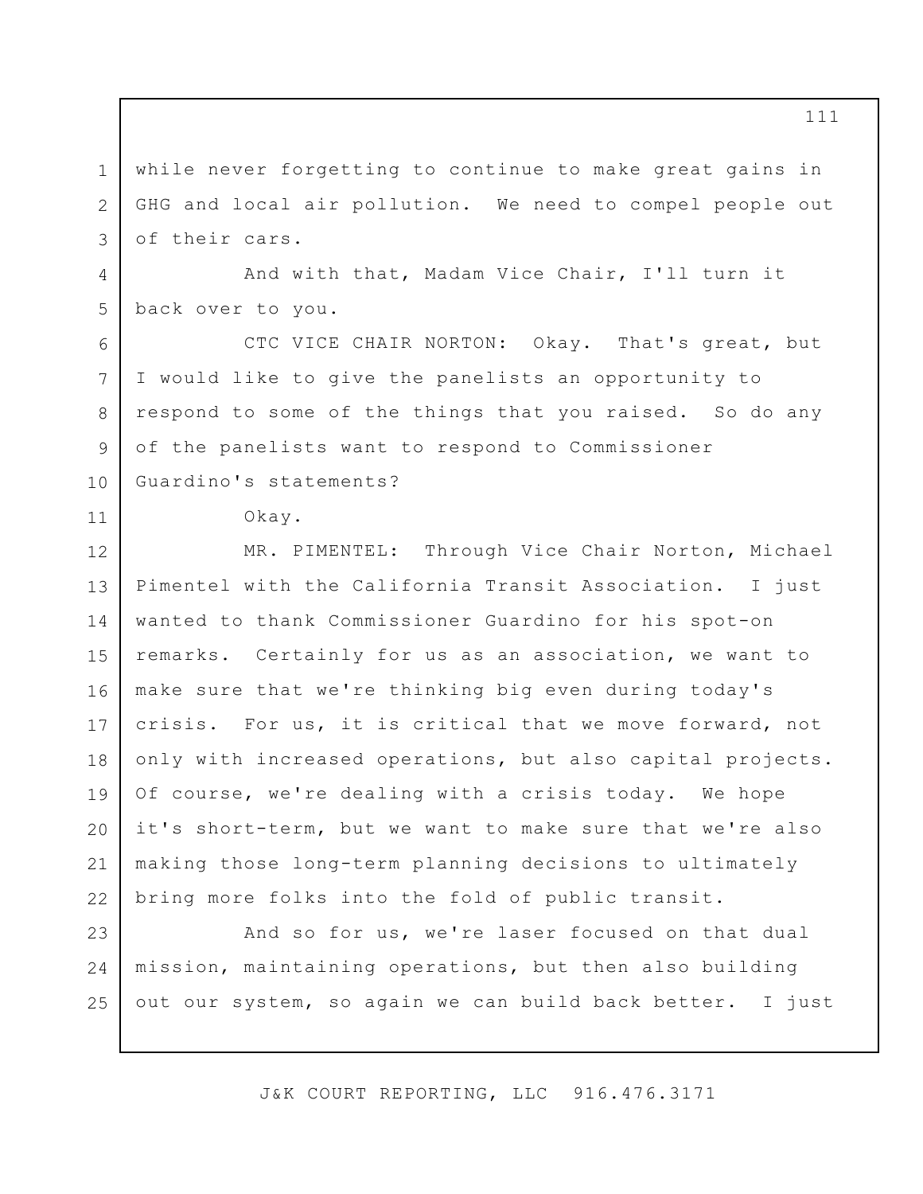while never forgetting to continue to make great gains in GHG and local air pollution. We need to compel people out of their cars.

And with that, Madam Vice Chair, I'll turn it back over to you.

CTC VICE CHAIR NORTON: Okay. That's great, but I would like to give the panelists an opportunity to respond to some of the things that you raised. So do any of the panelists want to respond to Commissioner Guardino's statements?

Okay.

MR. PIMENTEL: Through Vice Chair Norton, Michael Pimentel with the California Transit Association. I just wanted to thank Commissioner Guardino for his spot-on remarks. Certainly for us as an association, we want to make sure that we're thinking big even during today's crisis. For us, it is critical that we move forward, not only with increased operations, but also capital projects. Of course, we're dealing with a crisis today. We hope it's short-term, but we want to make sure that we're also making those long-term planning decisions to ultimately bring more folks into the fold of public transit.

And so for us, we're laser focused on that dual mission, maintaining operations, but then also building out our system, so again we can build back better. I just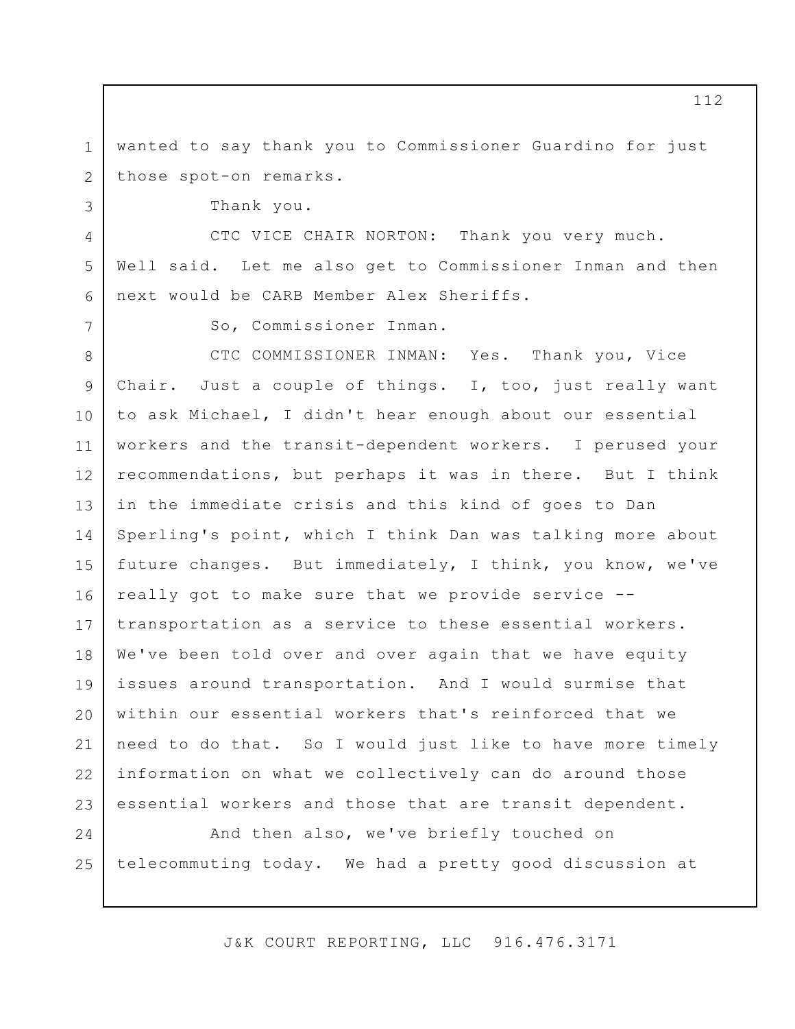wanted to say thank you to Commissioner Guardino for just those spot-on remarks.

Thank you.

CTC VICE CHAIR NORTON: Thank you very much. Well said. Let me also get to Commissioner Inman and then next would be CARB Member Alex Sheriffs.

So, Commissioner Inman.

CTC COMMISSIONER INMAN: Yes. Thank you, Vice Chair. Just a couple of things. I, too, just really want to ask Michael, I didn't hear enough about our essential workers and the transit-dependent workers. I perused your recommendations, but perhaps it was in there. But I think in the immediate crisis and this kind of goes to Dan Sperling's point, which I think Dan was talking more about future changes. But immediately, I think, you know, we've really got to make sure that we provide service -- transportation as a service to these essential workers. We've been told over and over again that we have equity issues around transportation. And I would surmise that within our essential workers that's reinforced that we need to do that. So I would just like to have more timely information on what we collectively can do around those essential workers and those that are transit dependent.

And then also, we've briefly touched on telecommuting today. We had a pretty good discussion at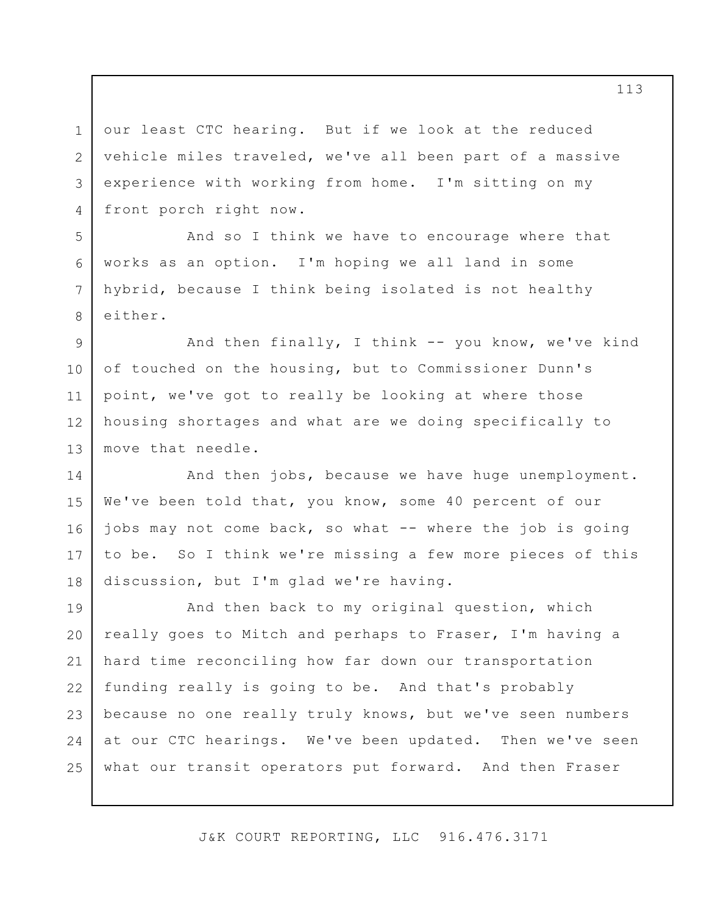our least CTC hearing. But if we look at the reduced vehicle miles traveled, we've all been part of a massive experience with working from home. I'm sitting on my front porch right now.

And so I think we have to encourage where that works as an option. I'm hoping we all land in some hybrid, because I think being isolated is not healthy either.

And then finally, I think -- you know, we've kind of touched on the housing, but to Commissioner Dunn's point, we've got to really be looking at where those housing shortages and what are we doing specifically to move that needle.

And then jobs, because we have huge unemployment. We've been told that, you know, some 40 percent of our jobs may not come back, so what -- where the job is going to be. So I think we're missing a few more pieces of this discussion, but I'm glad we're having.

And then back to my original question, which really goes to Mitch and perhaps to Fraser, I'm having a hard time reconciling how far down our transportation funding really is going to be. And that's probably because no one really truly knows, but we've seen numbers at our CTC hearings. We've been updated. Then we've seen what our transit operators put forward. And then Fraser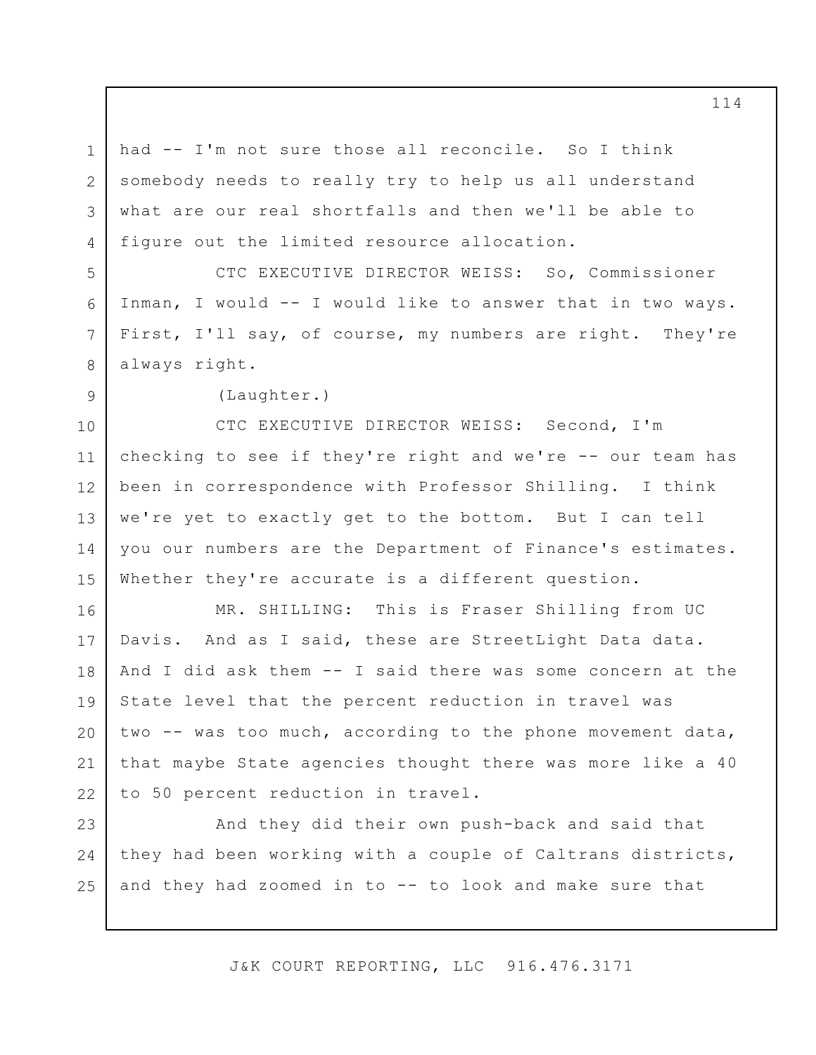had -- I'm not sure those all reconcile. So I think somebody needs to really try to help us all understand what are our real shortfalls and then we'll be able to figure out the limited resource allocation.

CTC EXECUTIVE DIRECTOR WEISS: So, Commissioner Inman, I would -- I would like to answer that in two ways. First, I'll say, of course, my numbers are right. They're always right.

(Laughter.)

CTC EXECUTIVE DIRECTOR WEISS: Second, I'm checking to see if they're right and we're -- our team has been in correspondence with Professor Shilling. I think we're yet to exactly get to the bottom. But I can tell you our numbers are the Department of Finance's estimates. Whether they're accurate is a different question.

MR. SHILLING: This is Fraser Shilling from UC Davis. And as I said, these are StreetLight Data data. And I did ask them -- I said there was some concern at the State level that the percent reduction in travel was two -- was too much, according to the phone movement data, that maybe State agencies thought there was more like a 40 to 50 percent reduction in travel.

And they did their own push-back and said that they had been working with a couple of Caltrans districts, and they had zoomed in to -- to look and make sure that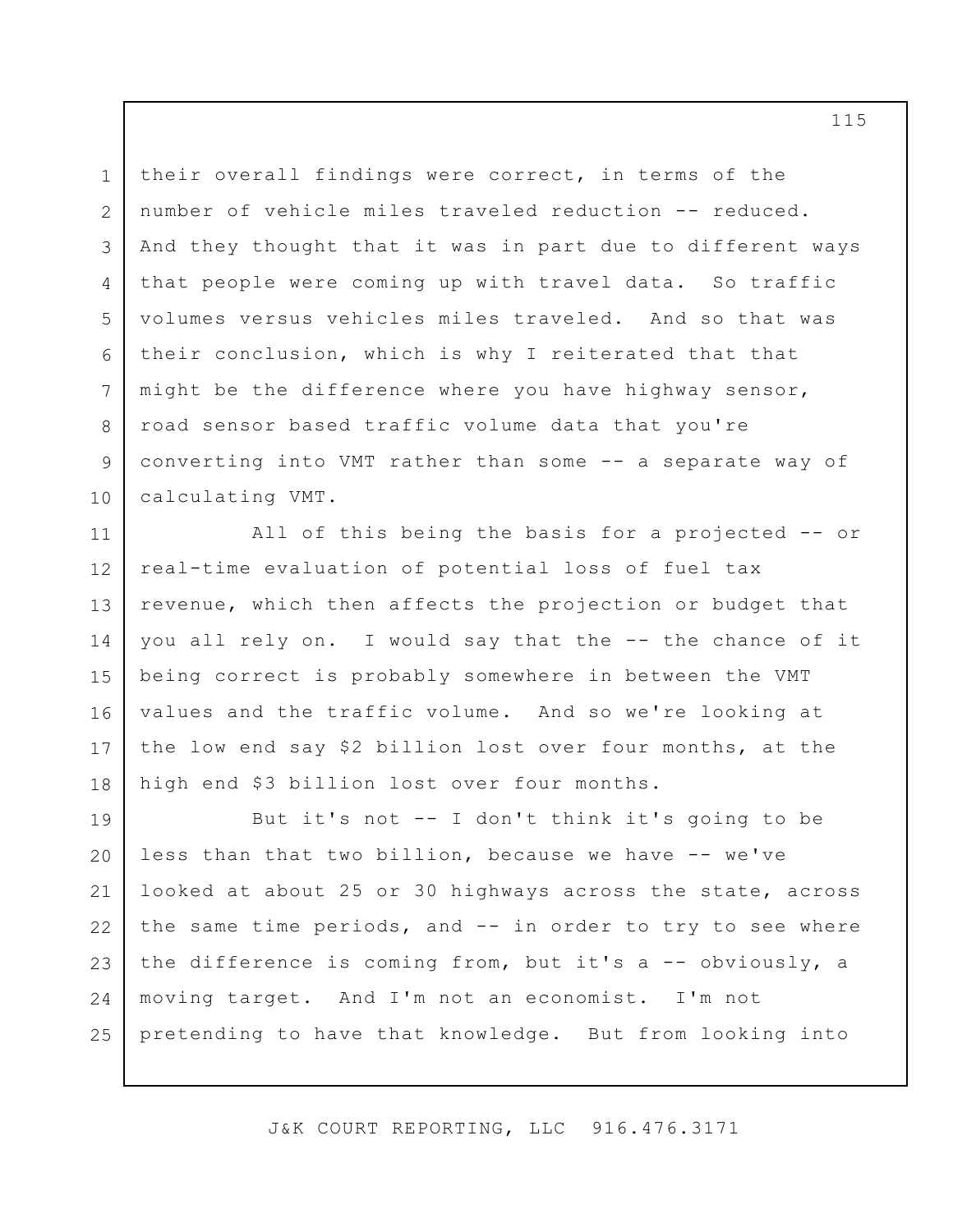their overall findings were correct, in terms of the number of vehicle miles traveled reduction -- reduced. And they thought that it was in part due to different ways that people were coming up with travel data. So traffic volumes versus vehicles miles traveled. And so that was their conclusion, which is why I reiterated that that might be the difference where you have highway sensor, road sensor based traffic volume data that you're converting into VMT rather than some -- a separate way of calculating VMT.

All of this being the basis for a projected -- or real-time evaluation of potential loss of fuel tax revenue, which then affects the projection or budget that you all rely on. I would say that the -- the chance of it being correct is probably somewhere in between the VMT values and the traffic volume. And so we're looking at the low end say $2 billion lost over four months, at the high end $3 billion lost over four months.

But it's not -- I don't think it's going to be less than that two billion, because we have -- we've looked at about 25 or 30 highways across the state, across the same time periods, and -- in order to try to see where the difference is coming from, but it's a -- obviously, a moving target. And I'm not an economist. I'm not pretending to have that knowledge. But from looking into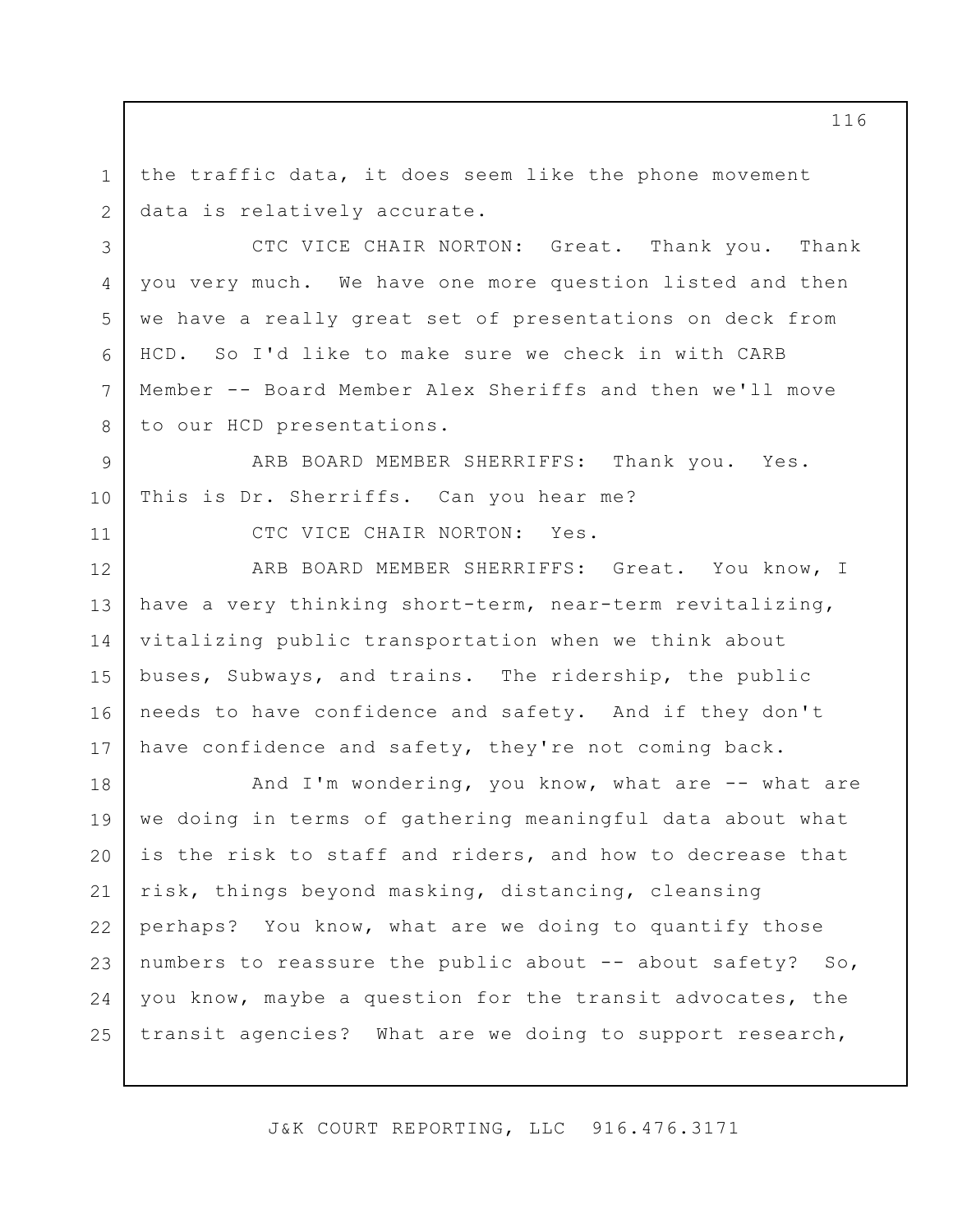the traffic data, it does seem like the phone movement data is relatively accurate.

CTC VICE CHAIR NORTON: Great. Thank you. Thank you very much. We have one more question listed and then we have a really great set of presentations on deck from HCD. So I'd like to make sure we check in with CARB Member -- Board Member Alex Sheriffs and then we'll move to our HCD presentations.

ARB BOARD MEMBER SHERRIFFS: Thank you. Yes. This is Dr. Sherriffs. Can you hear me?

CTC VICE CHAIR NORTON: Yes.

ARB BOARD MEMBER SHERRIFFS: Great. You know, I have a very thinking short-term, near-term revitalizing, vitalizing public transportation when we think about buses, Subways, and trains. The ridership, the public needs to have confidence and safety. And if they don't have confidence and safety, they're not coming back.

And I'm wondering, you know, what are -- what are we doing in terms of gathering meaningful data about what is the risk to staff and riders, and how to decrease that risk, things beyond masking, distancing, cleansing perhaps? You know, what are we doing to quantify those numbers to reassure the public about -- about safety? So, you know, maybe a question for the transit advocates, the transit agencies? What are we doing to support research,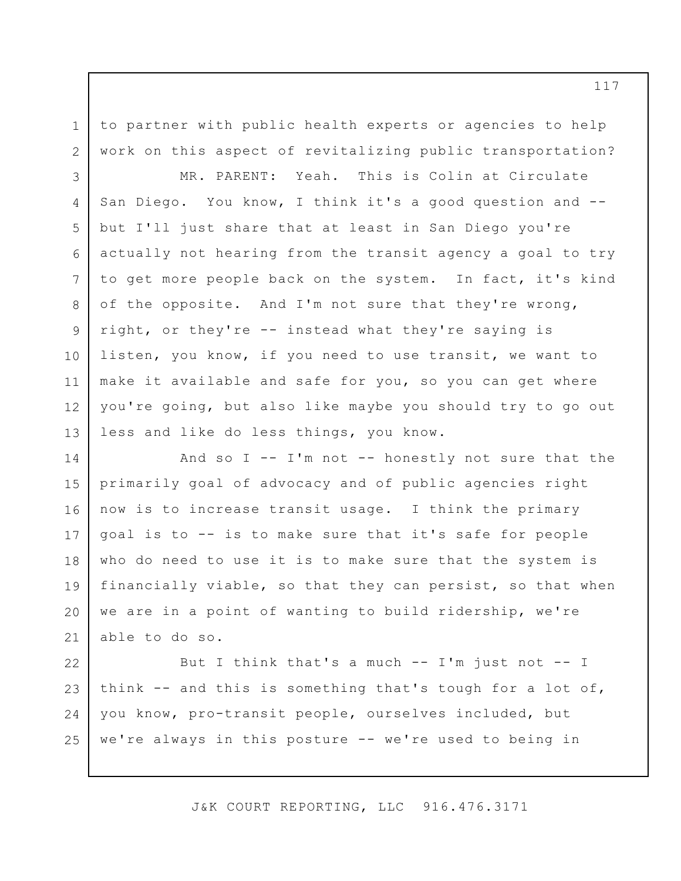to partner with public health experts or agencies to help work on this aspect of revitalizing public transportation?

MR. PARENT: Yeah. This is Colin at Circulate San Diego. You know, I think it's a good question and -- but I'll just share that at least in San Diego you're actually not hearing from the transit agency a goal to try to get more people back on the system. In fact, it's kind of the opposite. And I'm not sure that they're wrong, right, or they're -- instead what they're saying is listen, you know, if you need to use transit, we want to make it available and safe for you, so you can get where you're going, but also like maybe you should try to go out less and like do less things, you know.

And so I -- I'm not -- honestly not sure that the primarily goal of advocacy and of public agencies right now is to increase transit usage. I think the primary goal is to -- is to make sure that it's safe for people who do need to use it is to make sure that the system is financially viable, so that they can persist, so that when we are in a point of wanting to build ridership, we're able to do so.

But I think that's a much -- I'm just not -- I think -- and this is something that's tough for a lot of, you know, pro-transit people, ourselves included, but we're always in this posture -- we're used to being in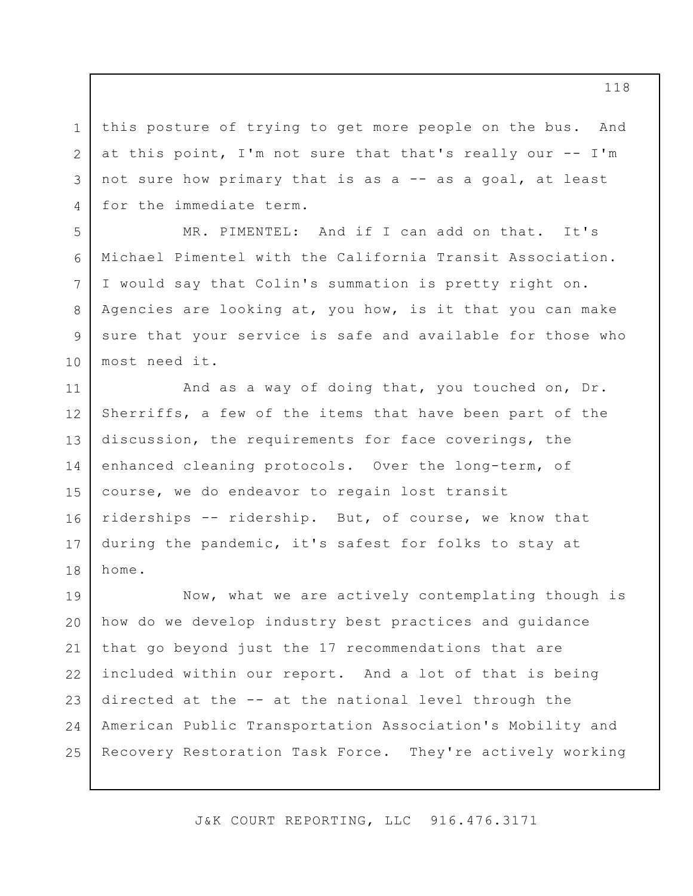this posture of trying to get more people on the bus. And at this point, I'm not sure that that's really our -- I'm not sure how primary that is as a -- as a goal, at least for the immediate term.

MR. PIMENTEL: And if I can add on that. It's Michael Pimentel with the California Transit Association. I would say that Colin's summation is pretty right on. Agencies are looking at, you how, is it that you can make sure that your service is safe and available for those who most need it.

And as a way of doing that, you touched on, Dr. Sherriffs, a few of the items that have been part of the discussion, the requirements for face coverings, the enhanced cleaning protocols. Over the long-term, of course, we do endeavor to regain lost transit riderships -- ridership. But, of course, we know that during the pandemic, it's safest for folks to stay at home.

Now, what we are actively contemplating though is how do we develop industry best practices and guidance that go beyond just the 17 recommendations that are included within our report. And a lot of that is being directed at the -- at the national level through the American Public Transportation Association's Mobility and Recovery Restoration Task Force. They're actively working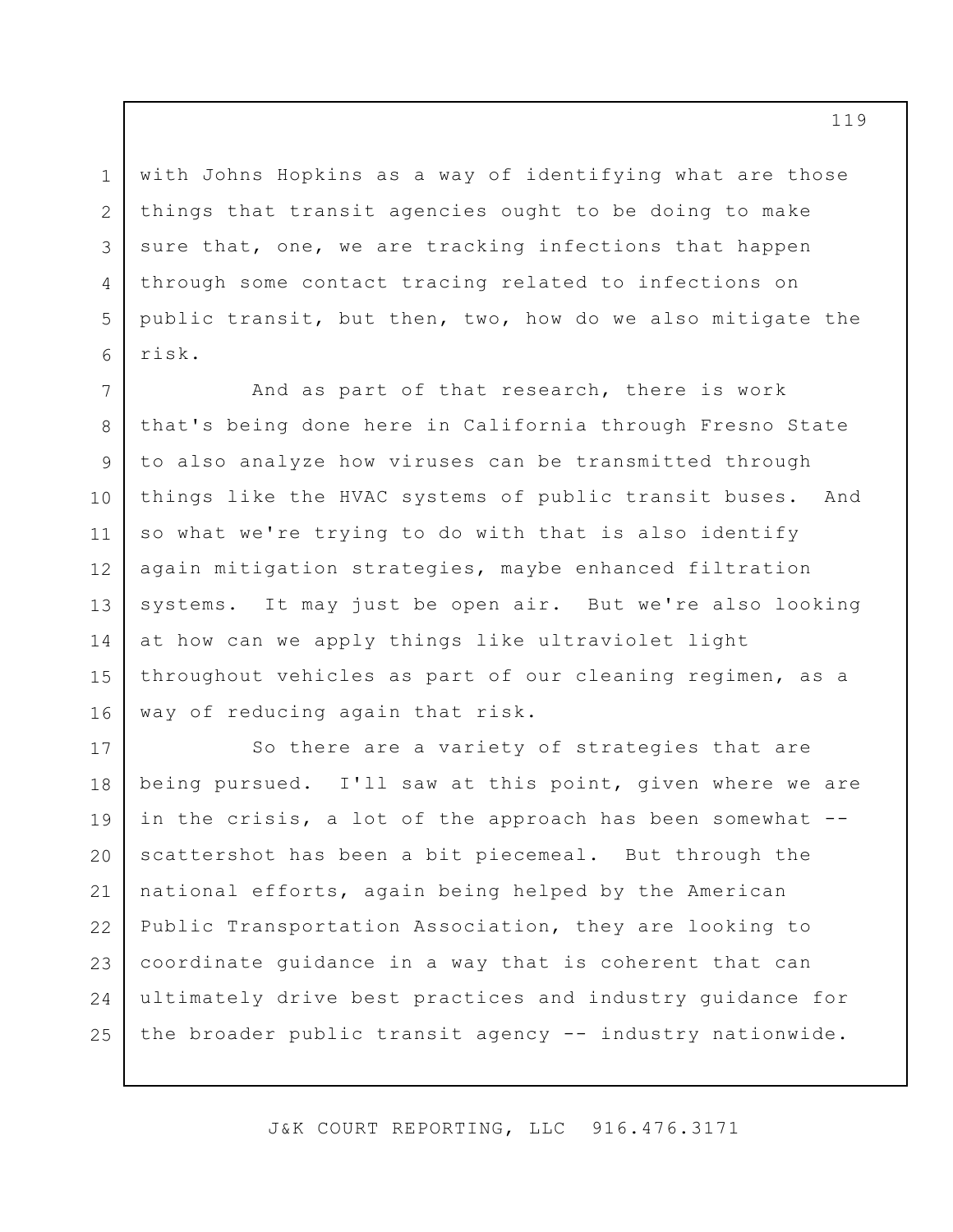with Johns Hopkins as a way of identifying what are those things that transit agencies ought to be doing to make sure that, one, we are tracking infections that happen through some contact tracing related to infections on public transit, but then, two, how do we also mitigate the risk.

And as part of that research, there is work that's being done here in California through Fresno State to also analyze how viruses can be transmitted through things like the HVAC systems of public transit buses. And so what we're trying to do with that is also identify again mitigation strategies, maybe enhanced filtration systems. It may just be open air. But we're also looking at how can we apply things like ultraviolet light throughout vehicles as part of our cleaning regimen, as a way of reducing again that risk.

So there are a variety of strategies that are being pursued. I'll saw at this point, given where we are in the crisis, a lot of the approach has been somewhat -- scattershot has been a bit piecemeal. But through the national efforts, again being helped by the American Public Transportation Association, they are looking to coordinate guidance in a way that is coherent that can ultimately drive best practices and industry guidance for the broader public transit agency -- industry nationwide.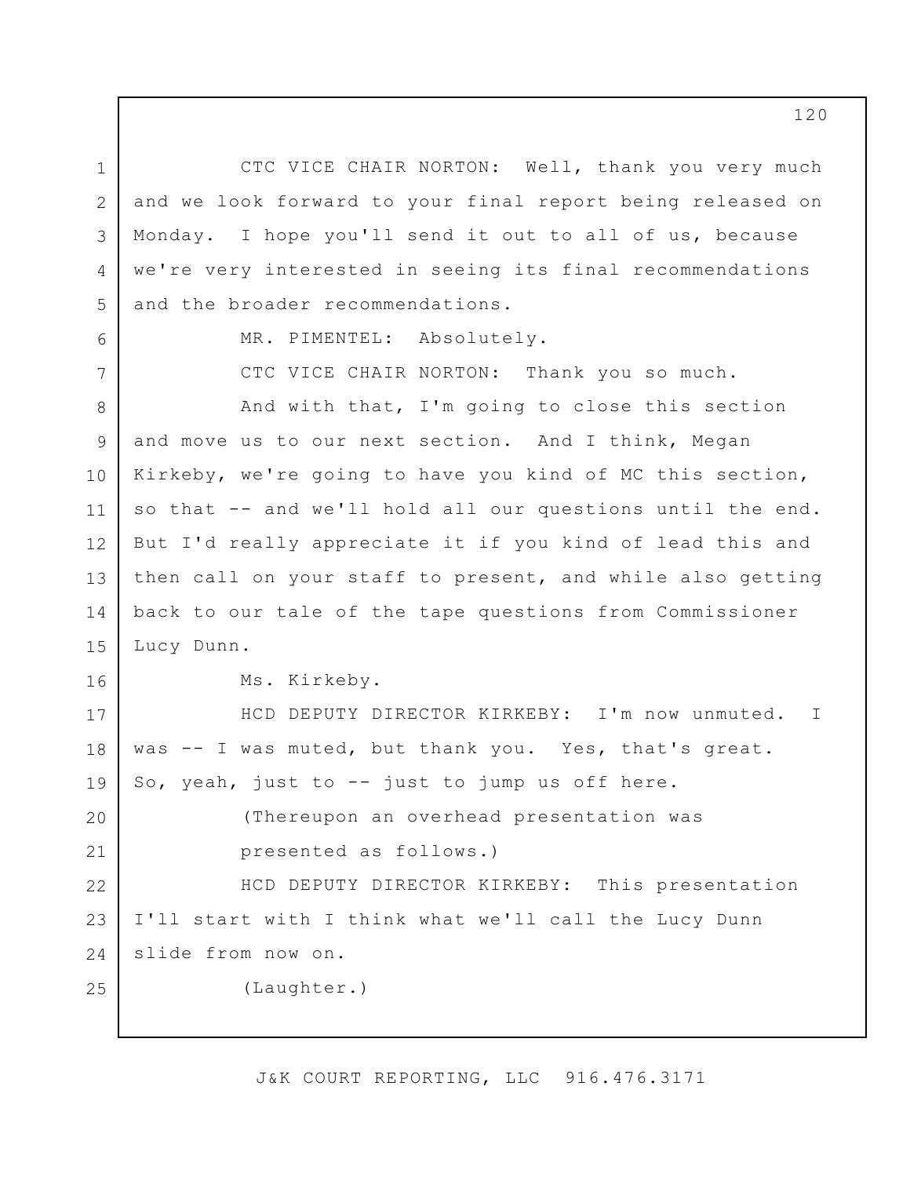CTC VICE CHAIR NORTON: Well, thank you very much and we look forward to your final report being released on Monday. I hope you'll send it out to all of us, because we're very interested in seeing its final recommendations and the broader recommendations.

MR. PIMENTEL: Absolutely.

CTC VICE CHAIR NORTON: Thank you so much.

And with that, I'm going to close this section and move us to our next section. And I think, Megan Kirkeby, we're going to have you kind of MC this section, so that -- and we'll hold all our questions until the end. But I'd really appreciate it if you kind of lead this and then call on your staff to present, and while also getting back to our tale of the tape questions from Commissioner Lucy Dunn.

Ms. Kirkeby.

HCD DEPUTY DIRECTOR KIRKEBY: I'm now unmuted. I was -- I was muted, but thank you. Yes, that's great. So, yeah, just to -- just to jump us off here.

(Thereupon an overhead presentation was presented as follows.)

HCD DEPUTY DIRECTOR KIRKEBY: This presentation I'll start with I think what we'll call the Lucy Dunn slide from now on.

(Laughter.)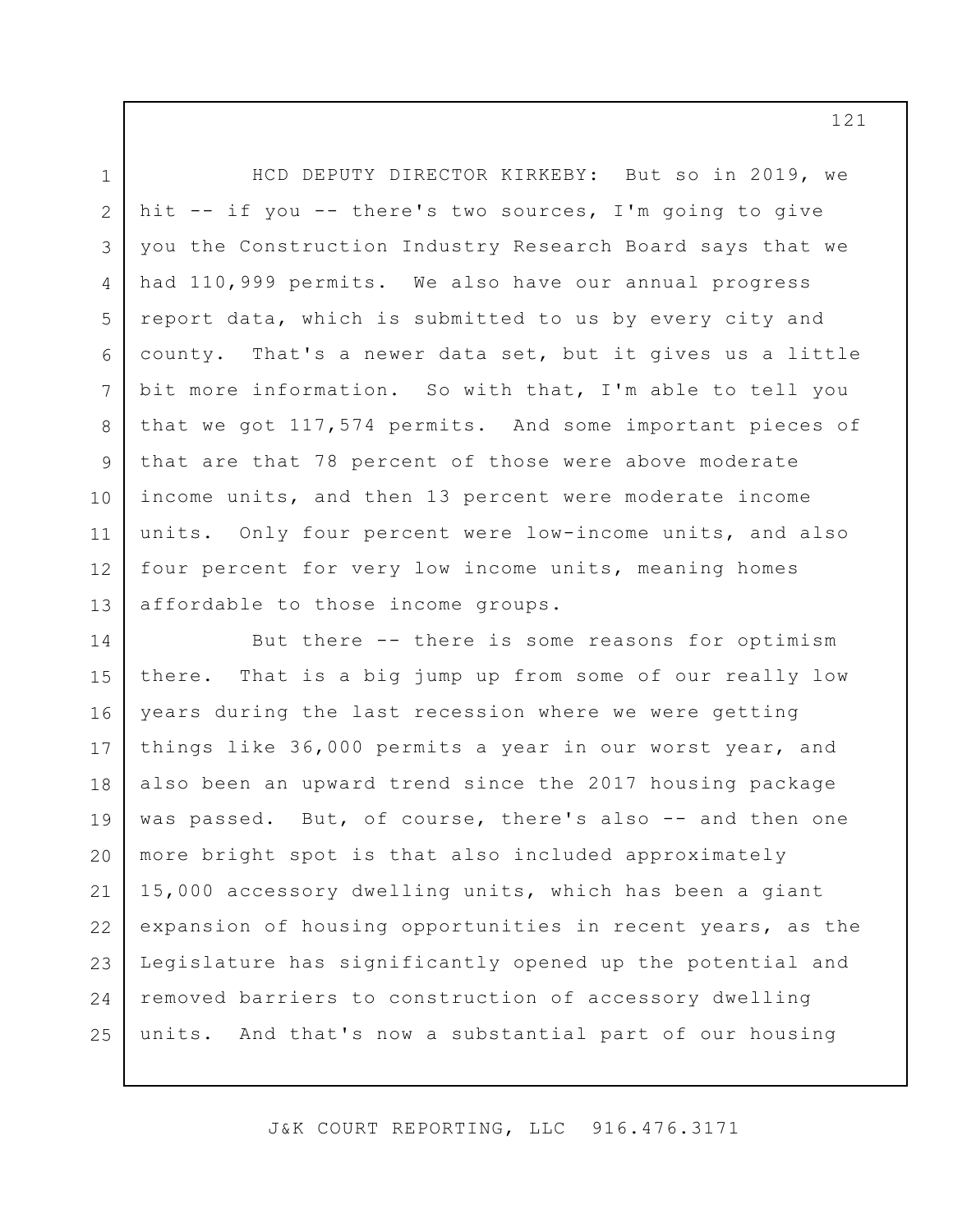HCD DEPUTY DIRECTOR KIRKEBY: But so in 2019, we hit -- if you -- there's two sources, I'm going to give you the Construction Industry Research Board says that we had 110,999 permits. We also have our annual progress report data, which is submitted to us by every city and county. That's a newer data set, but it gives us a little bit more information. So with that, I'm able to tell you that we got 117,574 permits. And some important pieces of that are that 78 percent of those were above moderate income units, and then 13 percent were moderate income units. Only four percent were low-income units, and also four percent for very low income units, meaning homes affordable to those income groups.

But there -- there is some reasons for optimism there. That is a big jump up from some of our really low years during the last recession where we were getting things like 36,000 permits a year in our worst year, and also been an upward trend since the 2017 housing package was passed. But, of course, there's also -- and then one more bright spot is that also included approximately 15,000 accessory dwelling units, which has been a giant expansion of housing opportunities in recent years, as the Legislature has significantly opened up the potential and removed barriers to construction of accessory dwelling units. And that's now a substantial part of our housing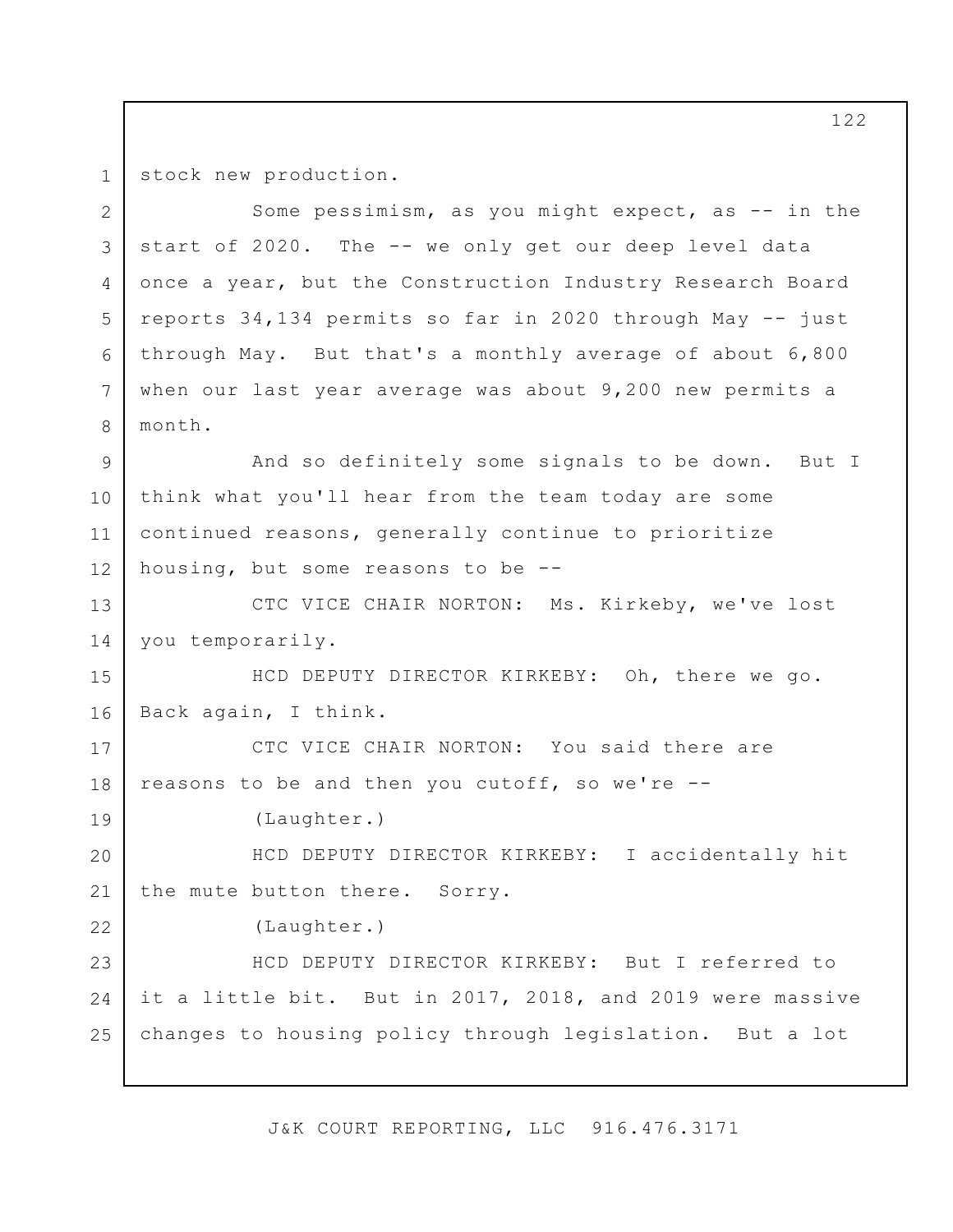stock new production.

Some pessimism, as you might expect, as -- in the start of 2020. The -- we only get our deep level data once a year, but the Construction Industry Research Board reports 34,134 permits so far in 2020 through May -- just through May. But that's a monthly average of about 6,800 when our last year average was about 9,200 new permits a month.

And so definitely some signals to be down. But I think what you'll hear from the team today are some continued reasons, generally continue to prioritize housing, but some reasons to be --

CTC VICE CHAIR NORTON: Ms. Kirkeby, we've lost you temporarily.

HCD DEPUTY DIRECTOR KIRKEBY: Oh, there we go. Back again, I think.

CTC VICE CHAIR NORTON: You said there are reasons to be and then you cutoff, so we're --

(Laughter.)

HCD DEPUTY DIRECTOR KIRKEBY: I accidentally hit the mute button there. Sorry.

(Laughter.)

HCD DEPUTY DIRECTOR KIRKEBY: But I referred to it a little bit. But in 2017, 2018, and 2019 were massive changes to housing policy through legislation. But a lot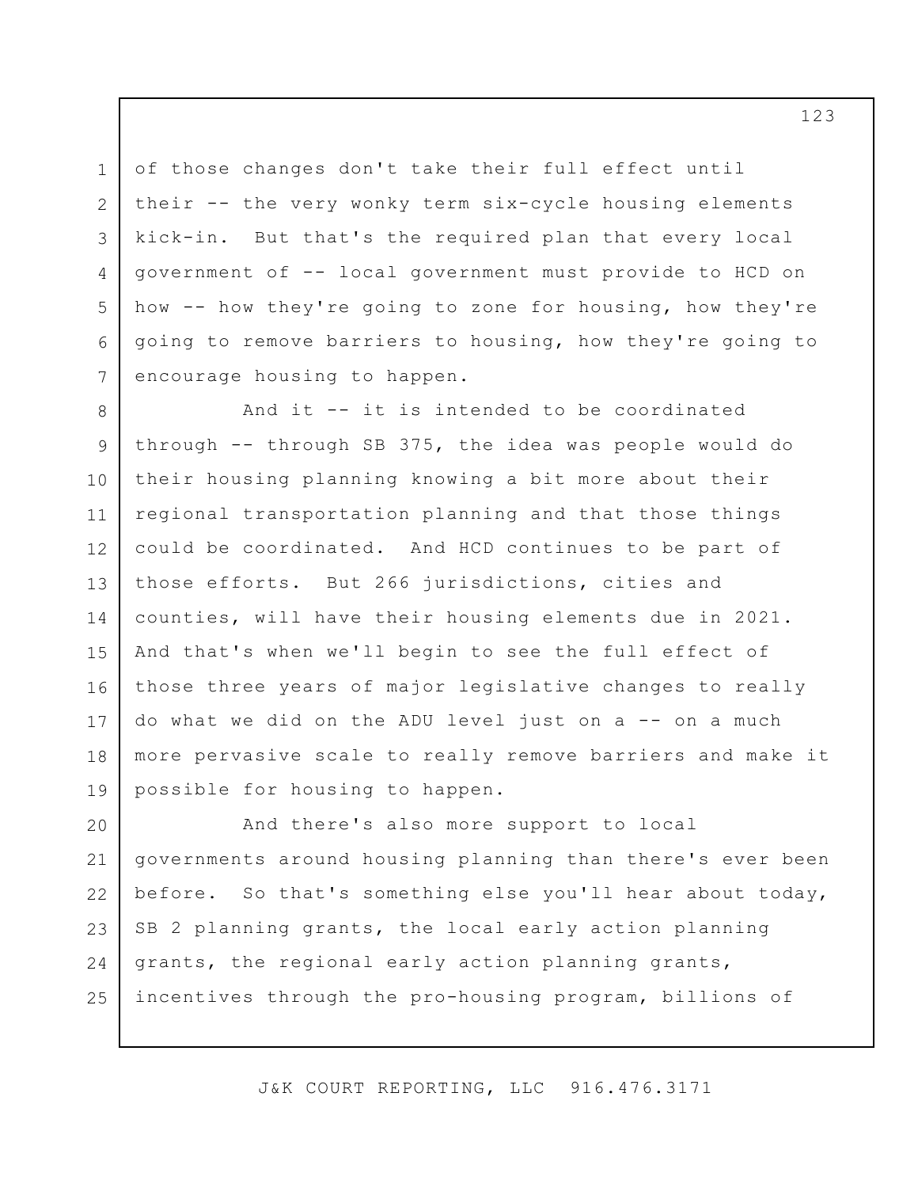of those changes don't take their full effect until their -- the very wonky term six-cycle housing elements kick-in. But that's the required plan that every local government of -- local government must provide to HCD on how -- how they're going to zone for housing, how they're going to remove barriers to housing, how they're going to encourage housing to happen.

And it -- it is intended to be coordinated through -- through SB 375, the idea was people would do their housing planning knowing a bit more about their regional transportation planning and that those things could be coordinated. And HCD continues to be part of those efforts. But 266 jurisdictions, cities and counties, will have their housing elements due in 2021. And that's when we'll begin to see the full effect of those three years of major legislative changes to really do what we did on the ADU level just on a -- on a much more pervasive scale to really remove barriers and make it possible for housing to happen.

And there's also more support to local governments around housing planning than there's ever been before. So that's something else you'll hear about today, SB 2 planning grants, the local early action planning grants, the regional early action planning grants, incentives through the pro-housing program, billions of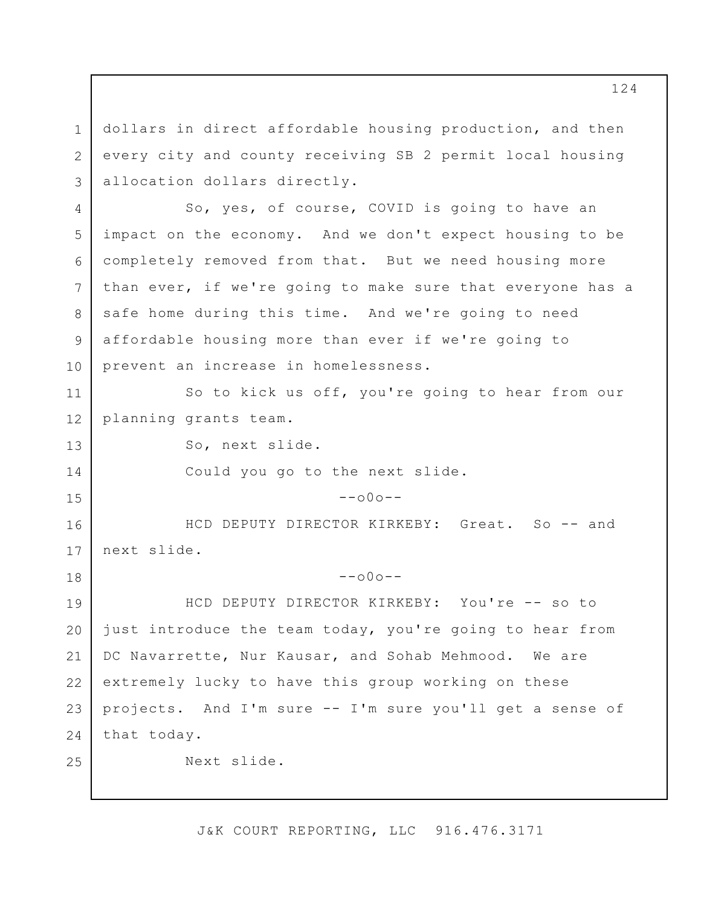dollars in direct affordable housing production, and then every city and county receiving SB 2 permit local housing allocation dollars directly.

So, yes, of course, COVID is going to have an impact on the economy. And we don't expect housing to be completely removed from that. But we need housing more than ever, if we're going to make sure that everyone has a safe home during this time. And we're going to need affordable housing more than ever if we're going to prevent an increase in homelessness.

So to kick us off, you're going to hear from our planning grants team.

So, next slide.

Could you go to the next slide.

--o0o--

HCD DEPUTY DIRECTOR KIRKEBY: Great. So -- and next slide.

--o0o--

HCD DEPUTY DIRECTOR KIRKEBY: You're -- so to just introduce the team today, you're going to hear from DC Navarrette, Nur Kausar, and Sohab Mehmood. We are extremely lucky to have this group working on these projects. And I'm sure -- I'm sure you'll get a sense of that today.

Next slide.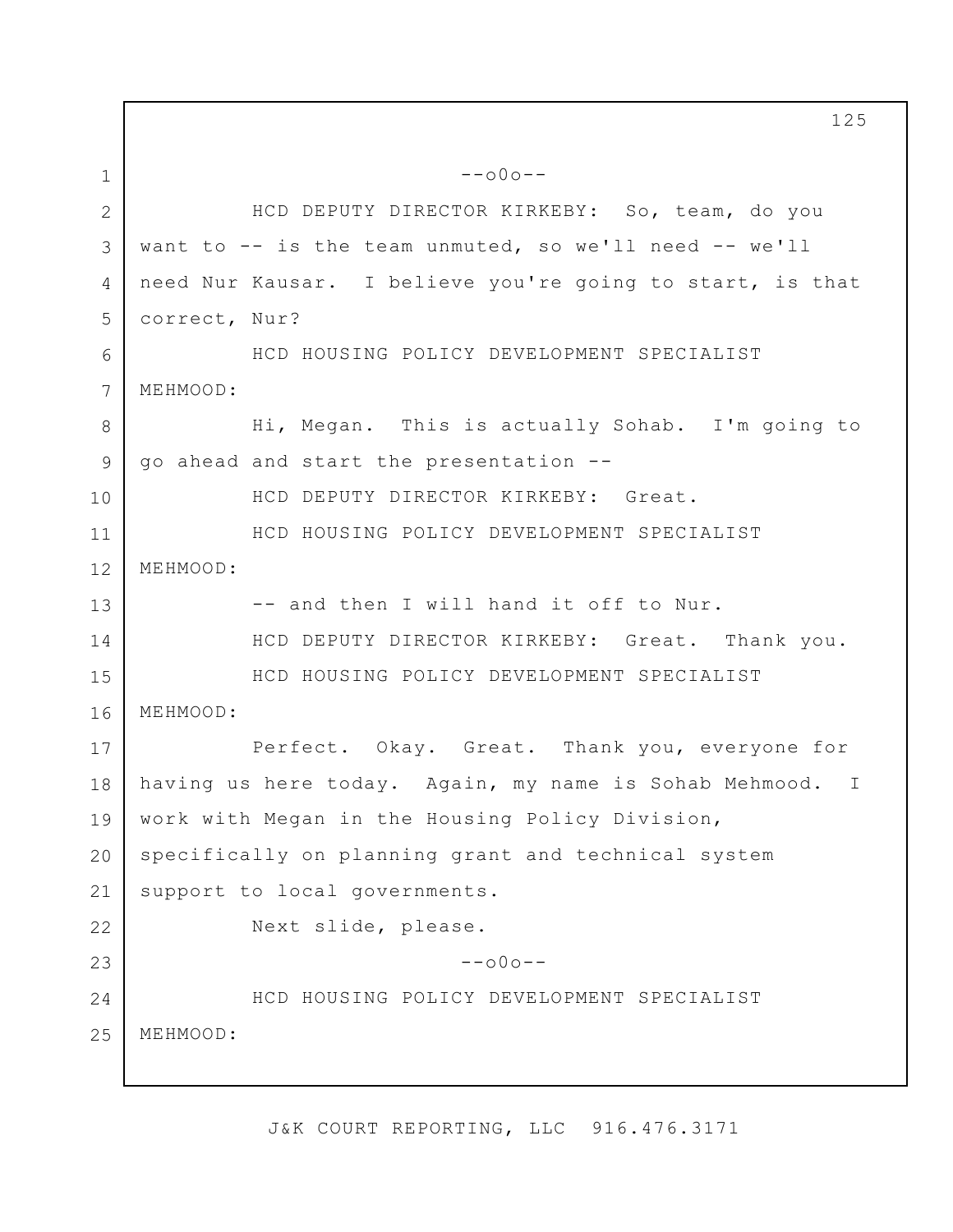--o0o--

HCD DEPUTY DIRECTOR KIRKEBY: So, team, do you want to -- is the team unmuted, so we'll need -- we'll need Nur Kausar. I believe you're going to start, is that correct, Nur?

HCD HOUSING POLICY DEVELOPMENT SPECIALIST MEHMOOD:

Hi, Megan. This is actually Sohab. I'm going to go ahead and start the presentation --

HCD DEPUTY DIRECTOR KIRKEBY: Great.

HCD HOUSING POLICY DEVELOPMENT SPECIALIST MEHMOOD:

-- and then I will hand it off to Nur.

HCD DEPUTY DIRECTOR KIRKEBY: Great. Thank you.

HCD HOUSING POLICY DEVELOPMENT SPECIALIST MEHMOOD:

Perfect. Okay. Great. Thank you, everyone for having us here today. Again, my name is Sohab Mehmood. I work with Megan in the Housing Policy Division, specifically on planning grant and technical system support to local governments.

Next slide, please.

--o0o--

HCD HOUSING POLICY DEVELOPMENT SPECIALIST MEHMOOD: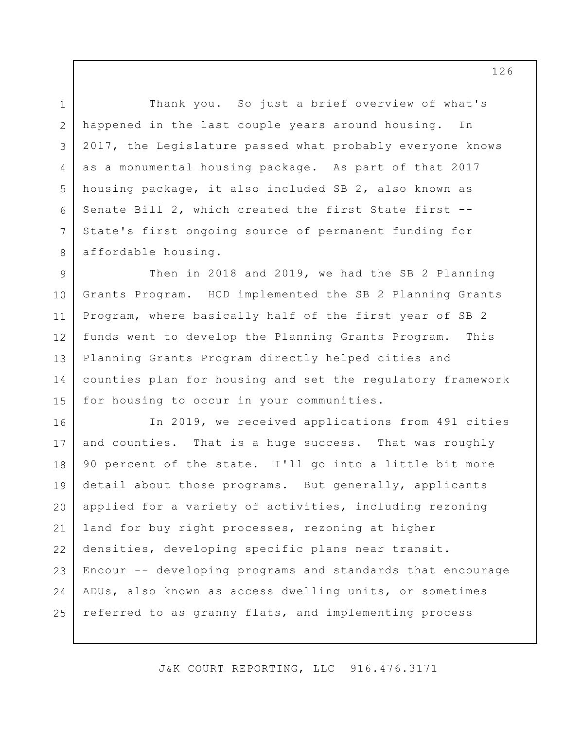Thank you. So just a brief overview of what's happened in the last couple years around housing. In 2017, the Legislature passed what probably everyone knows as a monumental housing package. As part of that 2017 housing package, it also included SB 2, also known as Senate Bill 2, which created the first State first -- State's first ongoing source of permanent funding for affordable housing.

Then in 2018 and 2019, we had the SB 2 Planning Grants Program. HCD implemented the SB 2 Planning Grants Program, where basically half of the first year of SB 2 funds went to develop the Planning Grants Program. This Planning Grants Program directly helped cities and counties plan for housing and set the regulatory framework for housing to occur in your communities.

In 2019, we received applications from 491 cities and counties. That is a huge success. That was roughly 90 percent of the state. I'll go into a little bit more detail about those programs. But generally, applicants applied for a variety of activities, including rezoning land for buy right processes, rezoning at higher densities, developing specific plans near transit. Encour -- developing programs and standards that encourage ADUs, also known as access dwelling units, or sometimes referred to as granny flats, and implementing process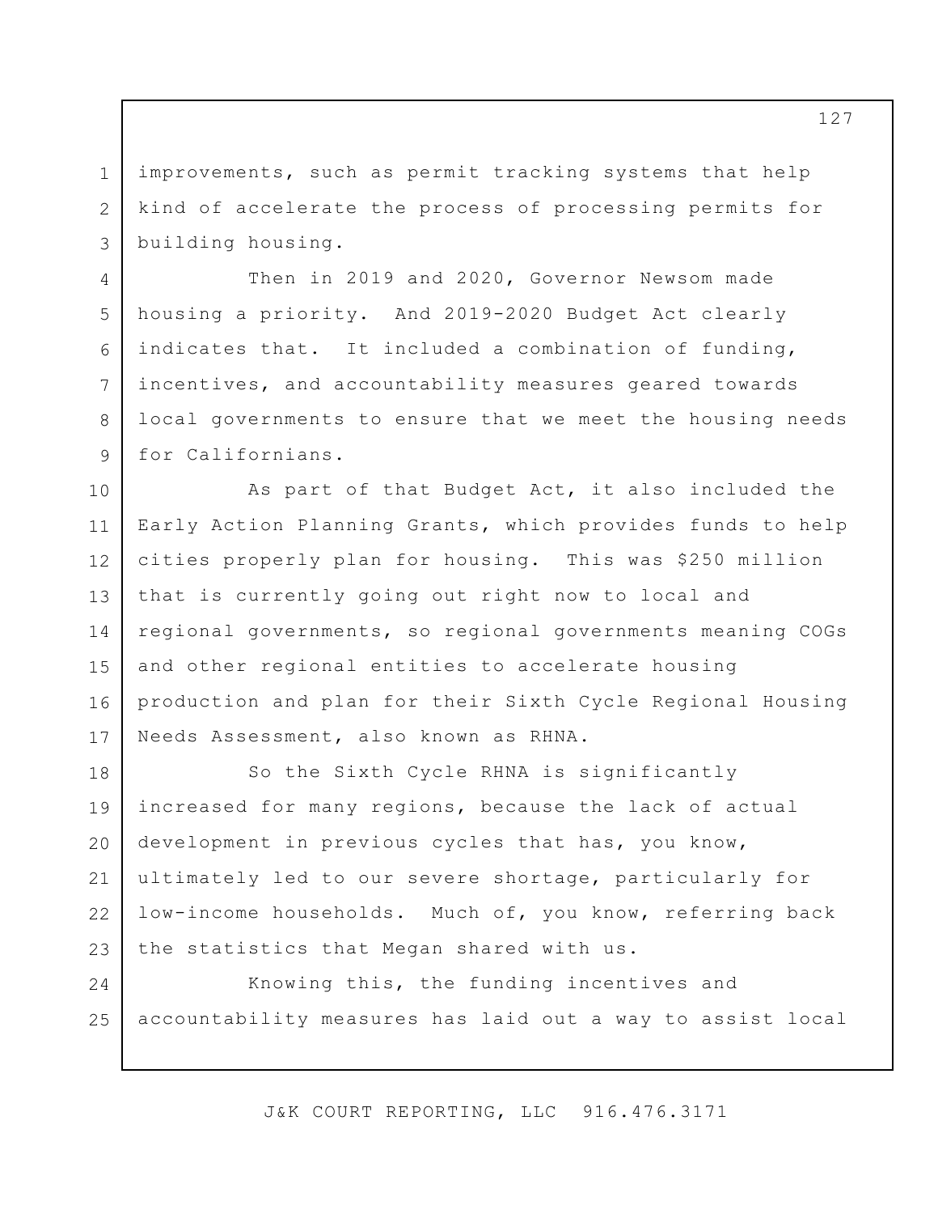improvements, such as permit tracking systems that help kind of accelerate the process of processing permits for building housing.

Then in 2019 and 2020, Governor Newsom made housing a priority. And 2019-2020 Budget Act clearly indicates that. It included a combination of funding, incentives, and accountability measures geared towards local governments to ensure that we meet the housing needs for Californians.

As part of that Budget Act, it also included the Early Action Planning Grants, which provides funds to help cities properly plan for housing. This was $250 million that is currently going out right now to local and regional governments, so regional governments meaning COGs and other regional entities to accelerate housing production and plan for their Sixth Cycle Regional Housing Needs Assessment, also known as RHNA.

So the Sixth Cycle RHNA is significantly increased for many regions, because the lack of actual development in previous cycles that has, you know, ultimately led to our severe shortage, particularly for low-income households. Much of, you know, referring back the statistics that Megan shared with us.

Knowing this, the funding incentives and accountability measures has laid out a way to assist local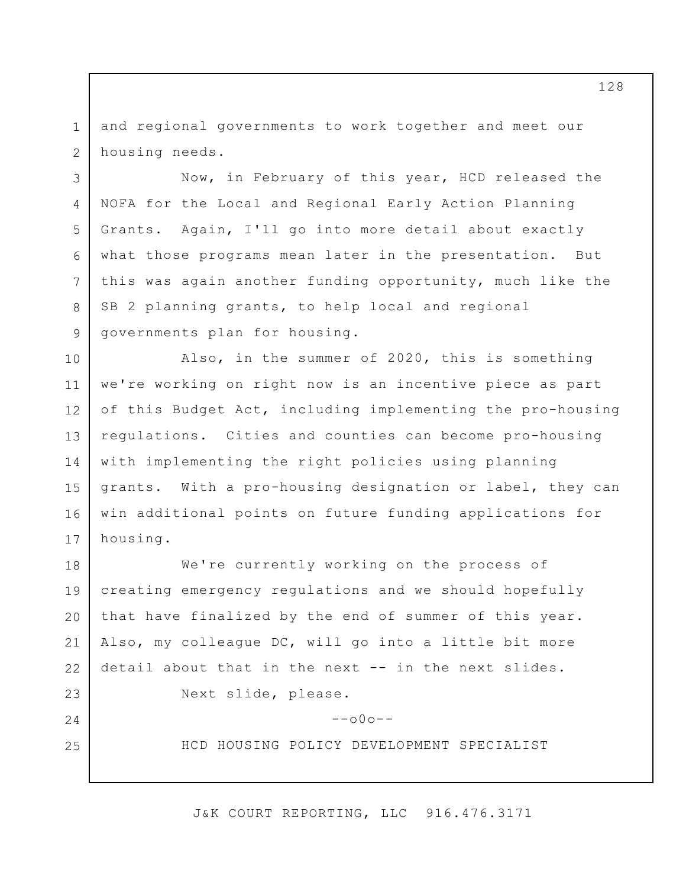and regional governments to work together and meet our housing needs.

Now, in February of this year, HCD released the NOFA for the Local and Regional Early Action Planning Grants. Again, I'll go into more detail about exactly what those programs mean later in the presentation. But this was again another funding opportunity, much like the SB 2 planning grants, to help local and regional governments plan for housing.

Also, in the summer of 2020, this is something we're working on right now is an incentive piece as part of this Budget Act, including implementing the pro-housing regulations. Cities and counties can become pro-housing with implementing the right policies using planning grants. With a pro-housing designation or label, they can win additional points on future funding applications for housing.

We're currently working on the process of creating emergency regulations and we should hopefully that have finalized by the end of summer of this year. Also, my colleague DC, will go into a little bit more detail about that in the next -- in the next slides.

Next slide, please.

--o0o--

HCD HOUSING POLICY DEVELOPMENT SPECIALIST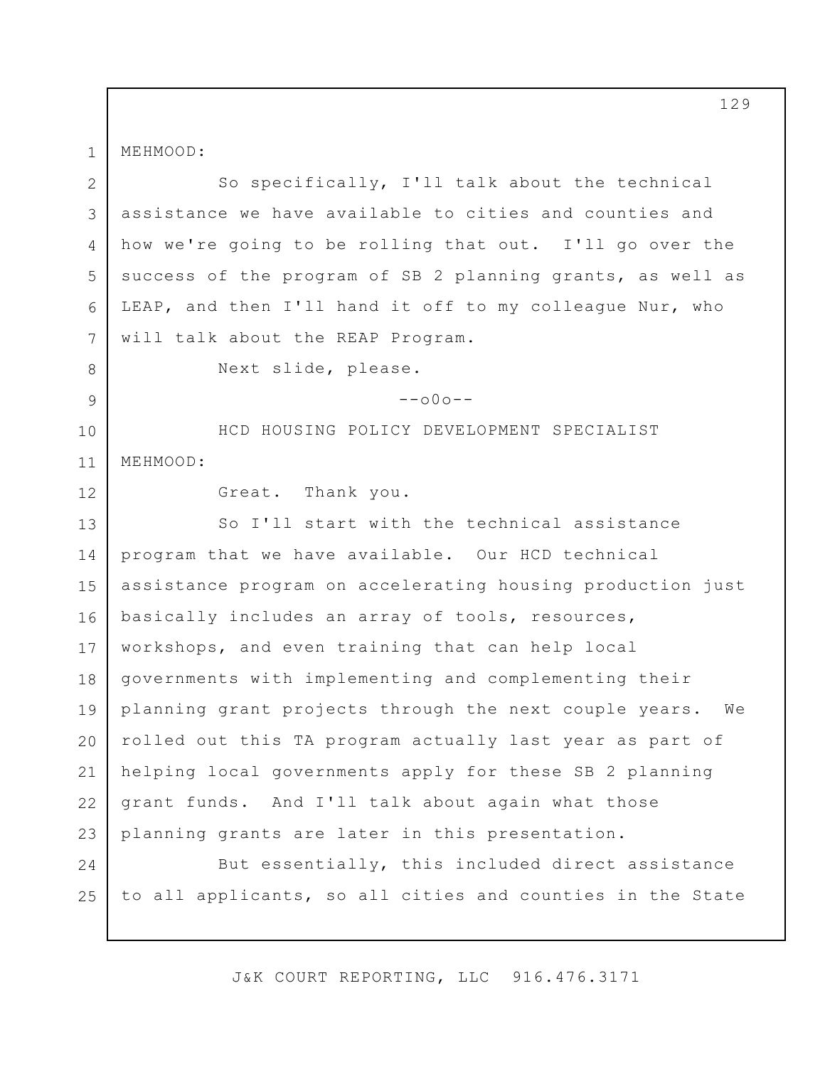MEHMOOD:

So specifically, I'll talk about the technical assistance we have available to cities and counties and how we're going to be rolling that out. I'll go over the success of the program of SB 2 planning grants, as well as LEAP, and then I'll hand it off to my colleague Nur, who will talk about the REAP Program.

Next slide, please.

--o0o--

HCD HOUSING POLICY DEVELOPMENT SPECIALIST MEHMOOD:

Great. Thank you.

So I'll start with the technical assistance program that we have available. Our HCD technical assistance program on accelerating housing production just basically includes an array of tools, resources, workshops, and even training that can help local governments with implementing and complementing their planning grant projects through the next couple years. We rolled out this TA program actually last year as part of helping local governments apply for these SB 2 planning grant funds. And I'll talk about again what those planning grants are later in this presentation.

But essentially, this included direct assistance to all applicants, so all cities and counties in the State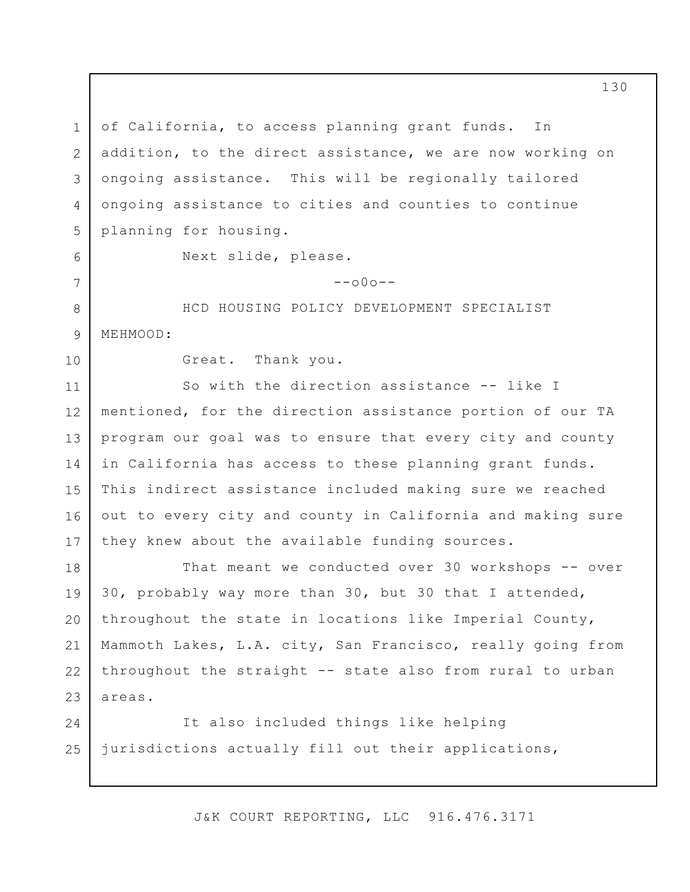of California, to access planning grant funds. In addition, to the direct assistance, we are now working on ongoing assistance. This will be regionally tailored ongoing assistance to cities and counties to continue planning for housing.

Next slide, please.

--o0o--

HCD HOUSING POLICY DEVELOPMENT SPECIALIST MEHMOOD:

Great. Thank you.

So with the direction assistance -- like I mentioned, for the direction assistance portion of our TA program our goal was to ensure that every city and county in California has access to these planning grant funds. This indirect assistance included making sure we reached out to every city and county in California and making sure they knew about the available funding sources.

That meant we conducted over 30 workshops -- over 30, probably way more than 30, but 30 that I attended, throughout the state in locations like Imperial County, Mammoth Lakes, L.A. city, San Francisco, really going from throughout the straight -- state also from rural to urban areas.

It also included things like helping jurisdictions actually fill out their applications,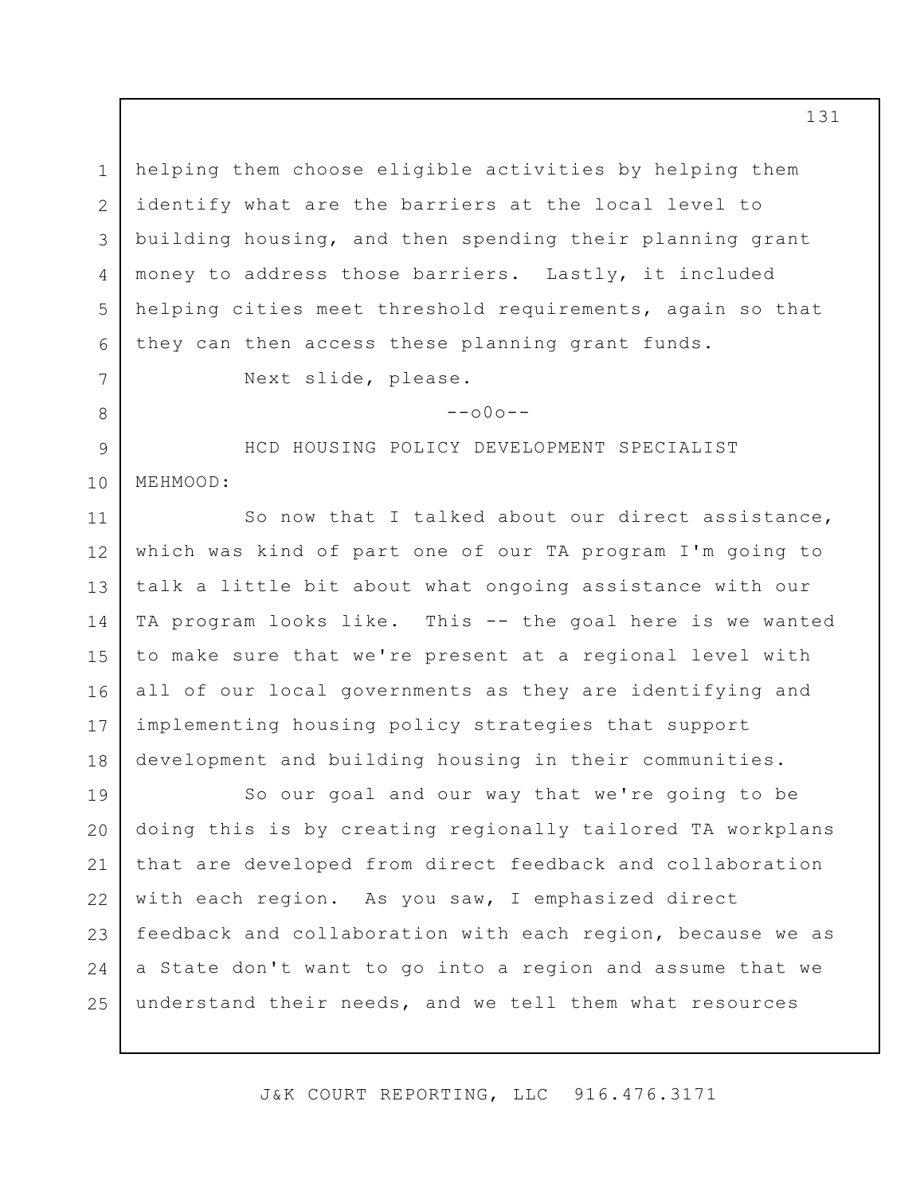helping them choose eligible activities by helping them identify what are the barriers at the local level to building housing, and then spending their planning grant money to address those barriers. Lastly, it included helping cities meet threshold requirements, again so that they can then access these planning grant funds.

Next slide, please.

--o0o--

HCD HOUSING POLICY DEVELOPMENT SPECIALIST MEHMOOD:

So now that I talked about our direct assistance, which was kind of part one of our TA program I'm going to talk a little bit about what ongoing assistance with our TA program looks like. This -- the goal here is we wanted to make sure that we're present at a regional level with all of our local governments as they are identifying and implementing housing policy strategies that support development and building housing in their communities.

So our goal and our way that we're going to be doing this is by creating regionally tailored TA workplans that are developed from direct feedback and collaboration with each region. As you saw, I emphasized direct feedback and collaboration with each region, because we as a State don't want to go into a region and assume that we understand their needs, and we tell them what resources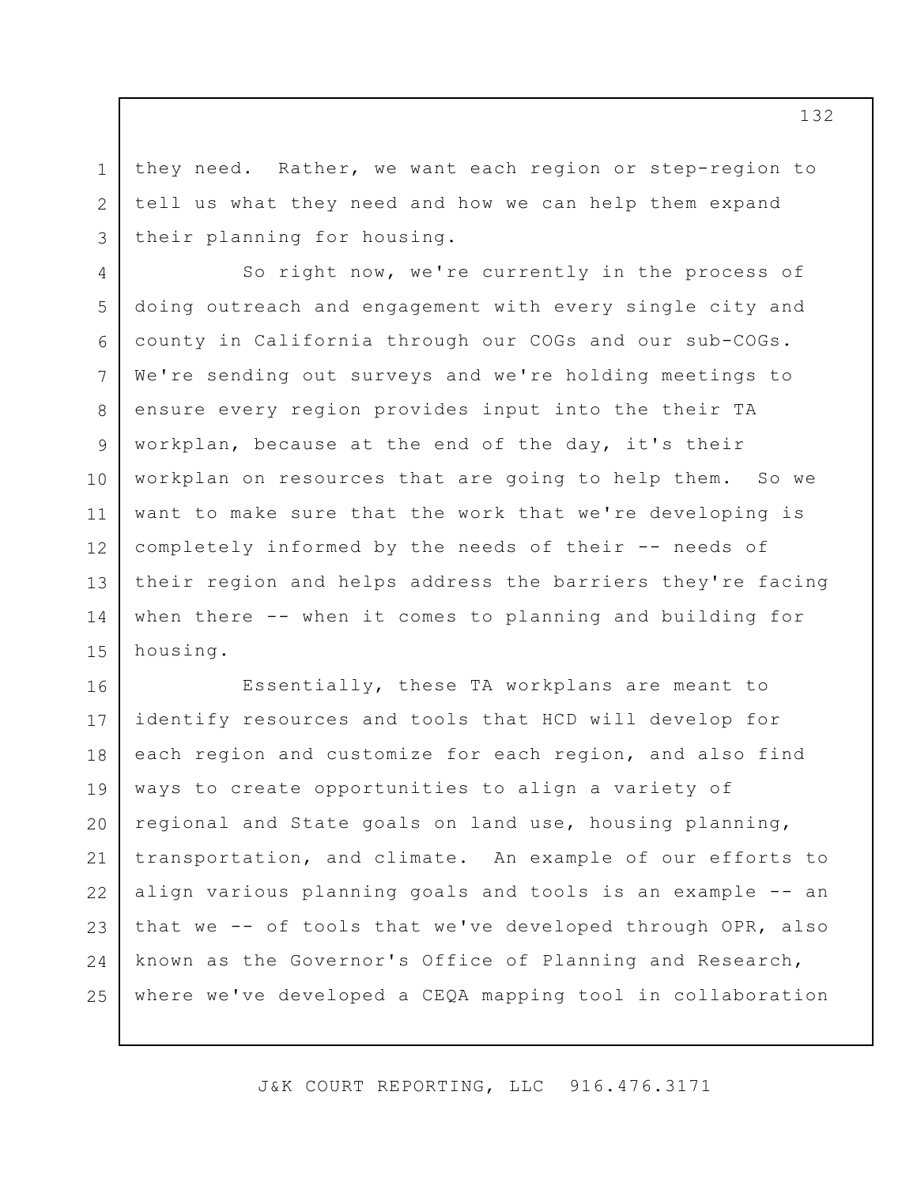they need. Rather, we want each region or step-region to tell us what they need and how we can help them expand their planning for housing.

So right now, we're currently in the process of doing outreach and engagement with every single city and county in California through our COGs and our sub-COGs. We're sending out surveys and we're holding meetings to ensure every region provides input into the their TA workplan, because at the end of the day, it's their workplan on resources that are going to help them. So we want to make sure that the work that we're developing is completely informed by the needs of their -- needs of their region and helps address the barriers they're facing when there -- when it comes to planning and building for housing.

Essentially, these TA workplans are meant to identify resources and tools that HCD will develop for each region and customize for each region, and also find ways to create opportunities to align a variety of regional and State goals on land use, housing planning, transportation, and climate. An example of our efforts to align various planning goals and tools is an example -- an that we -- of tools that we've developed through OPR, also known as the Governor's Office of Planning and Research, where we've developed a CEQA mapping tool in collaboration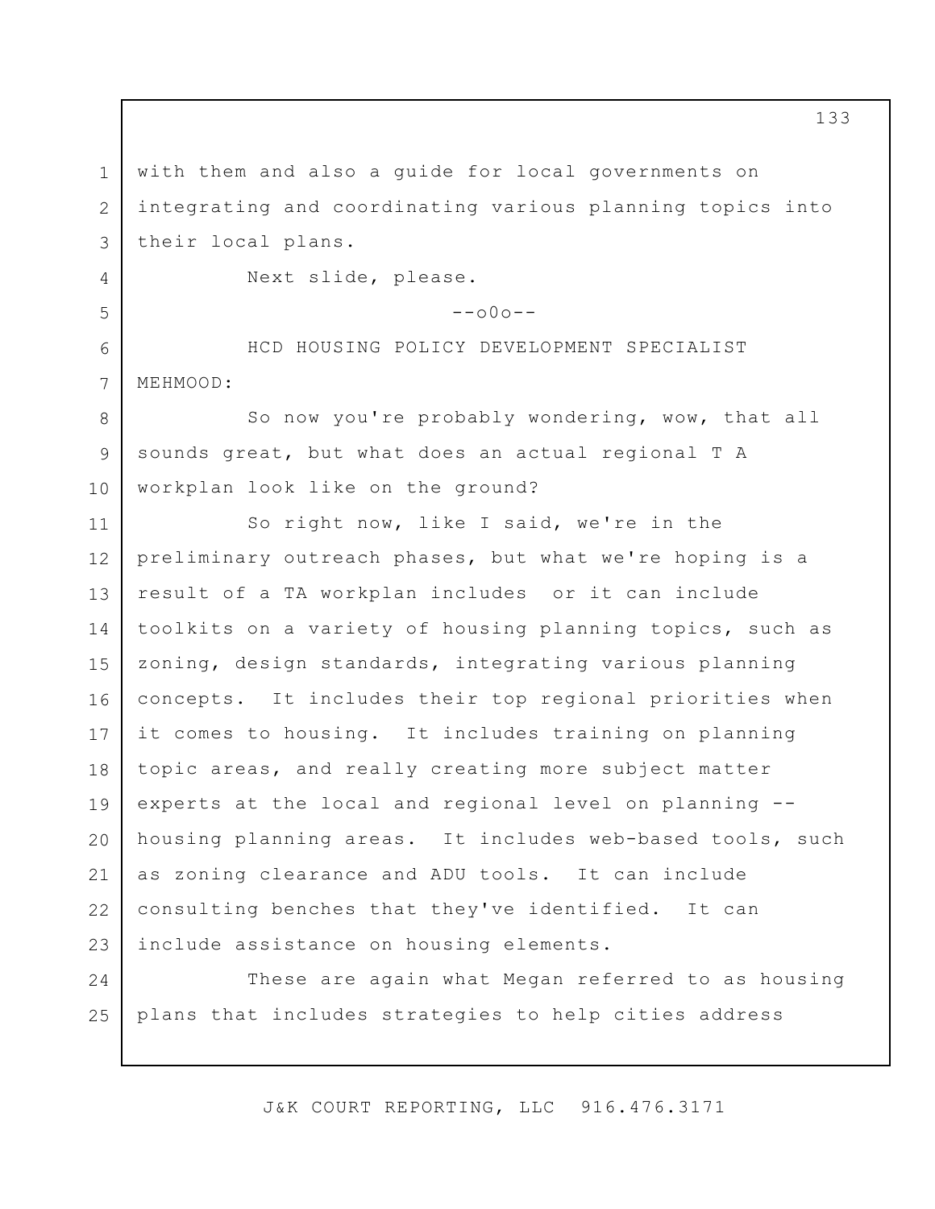with them and also a guide for local governments on integrating and coordinating various planning topics into their local plans.

Next slide, please.

--o0o--

HCD HOUSING POLICY DEVELOPMENT SPECIALIST MEHMOOD:

So now you're probably wondering, wow, that all sounds great, but what does an actual regional T A workplan look like on the ground?

So right now, like I said, we're in the preliminary outreach phases, but what we're hoping is a result of a TA workplan includes or it can include toolkits on a variety of housing planning topics, such as zoning, design standards, integrating various planning concepts. It includes their top regional priorities when it comes to housing. It includes training on planning topic areas, and really creating more subject matter experts at the local and regional level on planning -- housing planning areas. It includes web-based tools, such as zoning clearance and ADU tools. It can include consulting benches that they've identified. It can include assistance on housing elements.

These are again what Megan referred to as housing plans that includes strategies to help cities address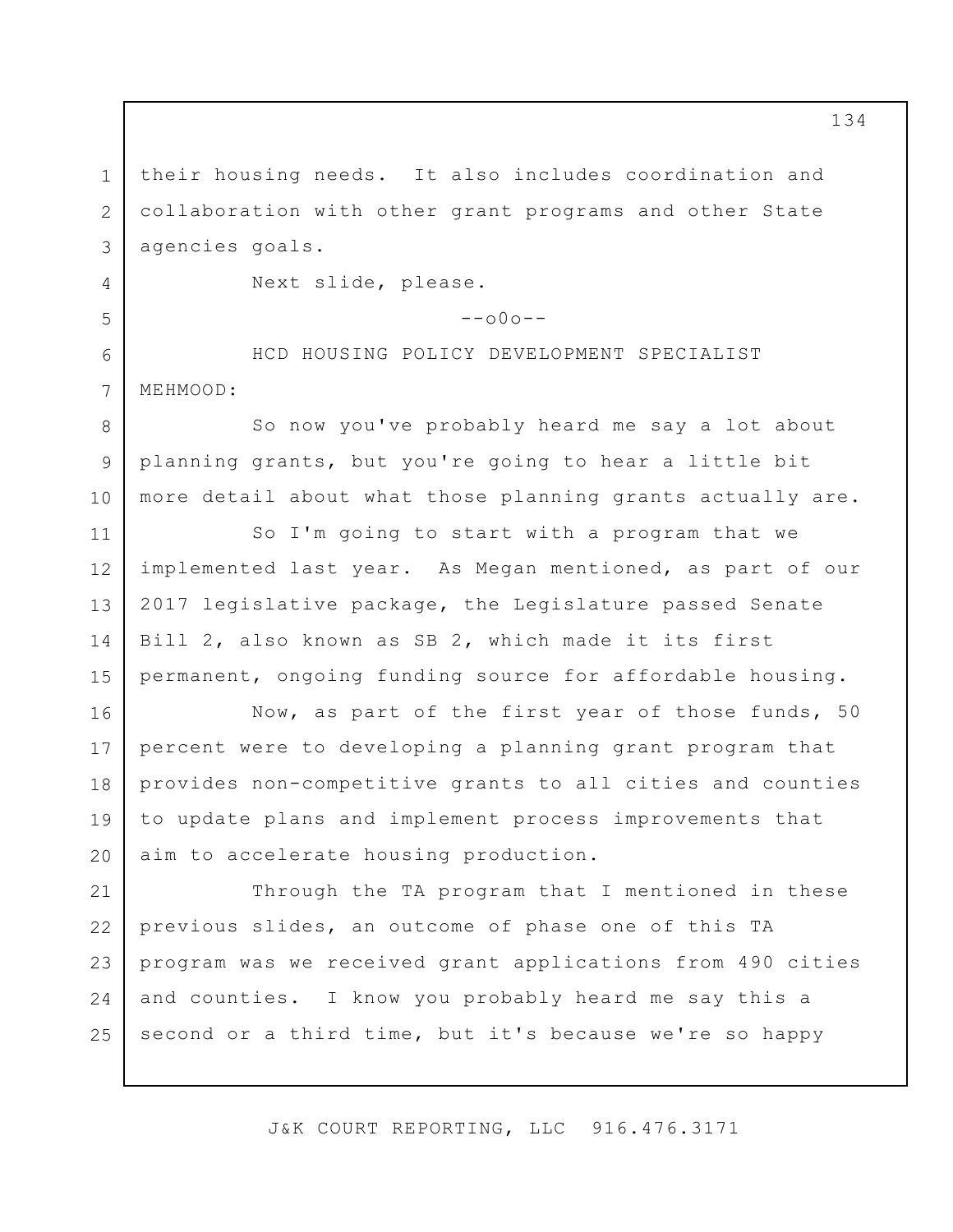their housing needs. It also includes coordination and collaboration with other grant programs and other State agencies goals.

Next slide, please.

--o0o--

HCD HOUSING POLICY DEVELOPMENT SPECIALIST MEHMOOD:

So now you've probably heard me say a lot about planning grants, but you're going to hear a little bit more detail about what those planning grants actually are.

So I'm going to start with a program that we implemented last year. As Megan mentioned, as part of our 2017 legislative package, the Legislature passed Senate Bill 2, also known as SB 2, which made it its first permanent, ongoing funding source for affordable housing.

Now, as part of the first year of those funds, 50 percent were to developing a planning grant program that provides non-competitive grants to all cities and counties to update plans and implement process improvements that aim to accelerate housing production.

Through the TA program that I mentioned in these previous slides, an outcome of phase one of this TA program was we received grant applications from 490 cities and counties. I know you probably heard me say this a second or a third time, but it's because we're so happy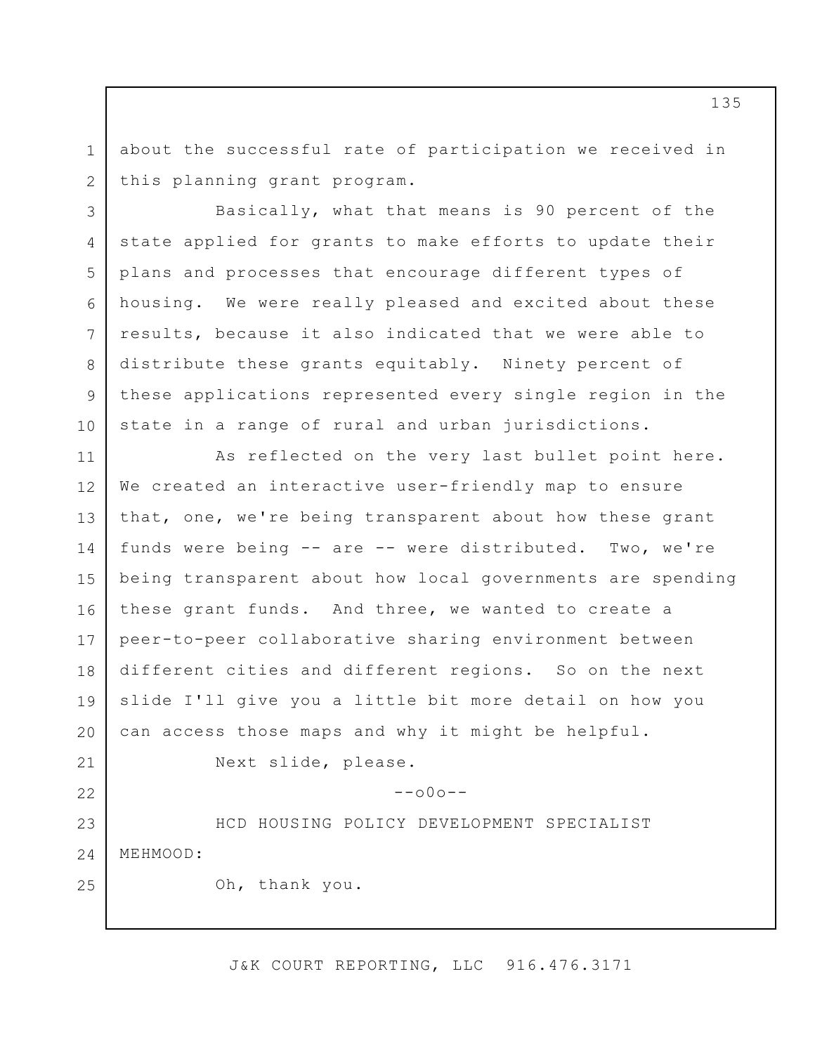about the successful rate of participation we received in this planning grant program.

Basically, what that means is 90 percent of the state applied for grants to make efforts to update their plans and processes that encourage different types of housing. We were really pleased and excited about these results, because it also indicated that we were able to distribute these grants equitably. Ninety percent of these applications represented every single region in the state in a range of rural and urban jurisdictions.

As reflected on the very last bullet point here. We created an interactive user-friendly map to ensure that, one, we're being transparent about how these grant funds were being -- are -- were distributed. Two, we're being transparent about how local governments are spending these grant funds. And three, we wanted to create a peer-to-peer collaborative sharing environment between different cities and different regions. So on the next slide I'll give you a little bit more detail on how you can access those maps and why it might be helpful.

Next slide, please.

--o0o--

HCD HOUSING POLICY DEVELOPMENT SPECIALIST MEHMOOD:

Oh, thank you.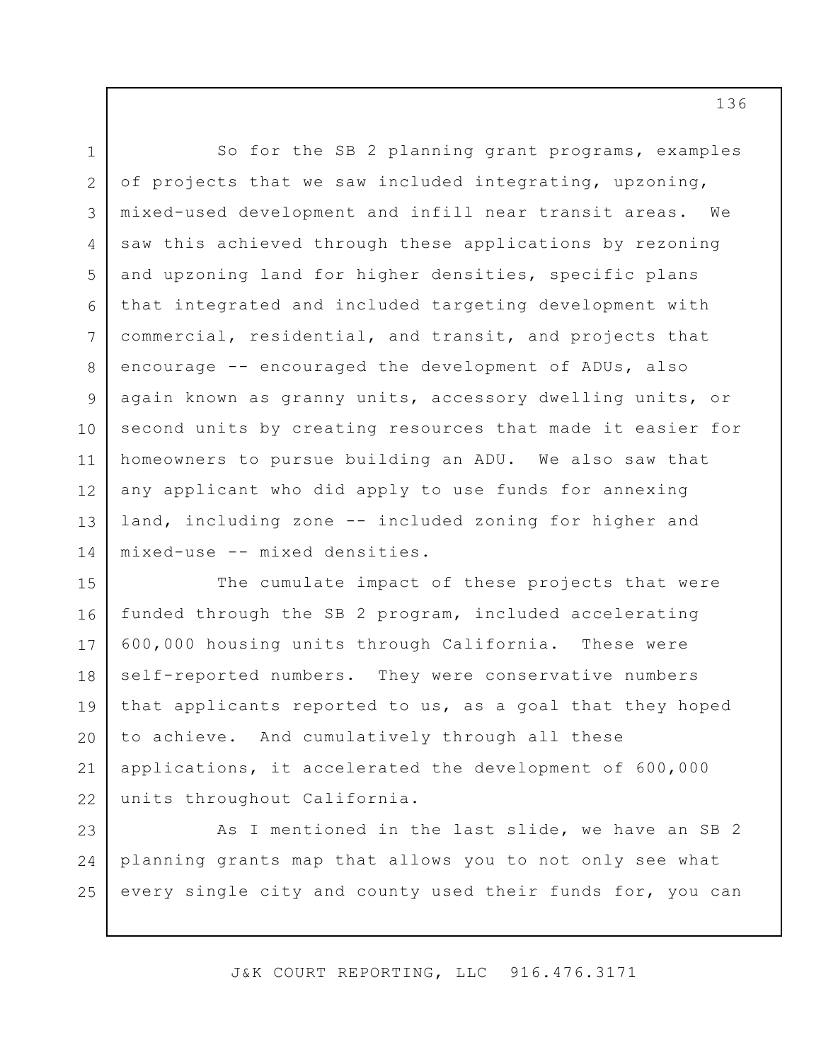So for the SB 2 planning grant programs, examples of projects that we saw included integrating, upzoning, mixed-used development and infill near transit areas. We saw this achieved through these applications by rezoning and upzoning land for higher densities, specific plans that integrated and included targeting development with commercial, residential, and transit, and projects that encourage -- encouraged the development of ADUs, also again known as granny units, accessory dwelling units, or second units by creating resources that made it easier for homeowners to pursue building an ADU. We also saw that any applicant who did apply to use funds for annexing land, including zone -- included zoning for higher and mixed-use -- mixed densities.

The cumulate impact of these projects that were funded through the SB 2 program, included accelerating 600,000 housing units through California. These were self-reported numbers. They were conservative numbers that applicants reported to us, as a goal that they hoped to achieve. And cumulatively through all these applications, it accelerated the development of 600,000 units throughout California.

As I mentioned in the last slide, we have an SB 2 planning grants map that allows you to not only see what every single city and county used their funds for, you can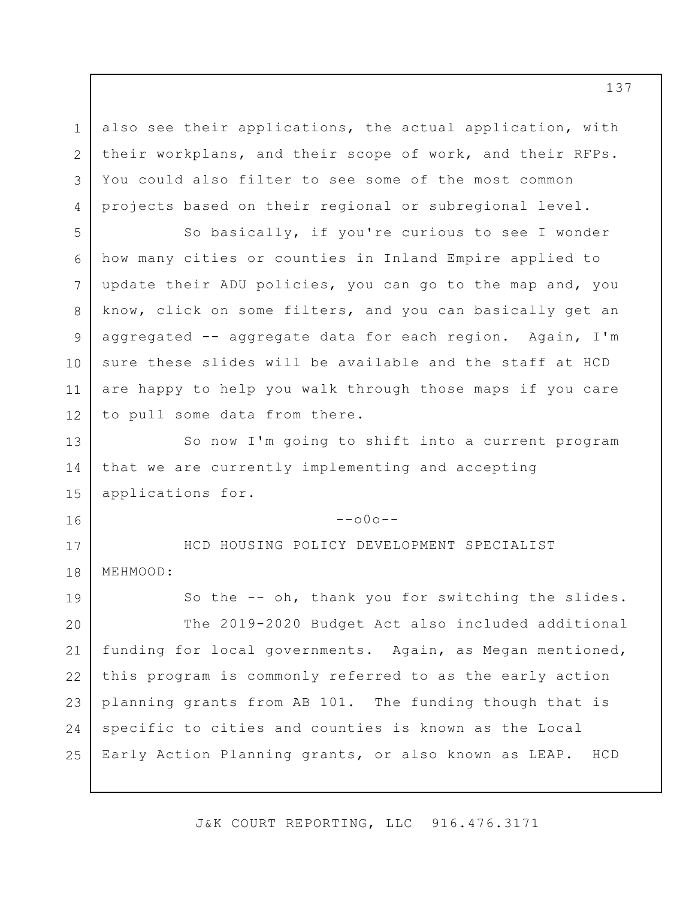also see their applications, the actual application, with their workplans, and their scope of work, and their RFPs. You could also filter to see some of the most common projects based on their regional or subregional level.

So basically, if you're curious to see I wonder how many cities or counties in Inland Empire applied to update their ADU policies, you can go to the map and, you know, click on some filters, and you can basically get an aggregated -- aggregate data for each region. Again, I'm sure these slides will be available and the staff at HCD are happy to help you walk through those maps if you care to pull some data from there.

So now I'm going to shift into a current program that we are currently implementing and accepting applications for.

--o0o--

HCD HOUSING POLICY DEVELOPMENT SPECIALIST MEHMOOD:

So the -- oh, thank you for switching the slides.

The 2019-2020 Budget Act also included additional funding for local governments. Again, as Megan mentioned, this program is commonly referred to as the early action planning grants from AB 101. The funding though that is specific to cities and counties is known as the Local Early Action Planning grants, or also known as LEAP. HCD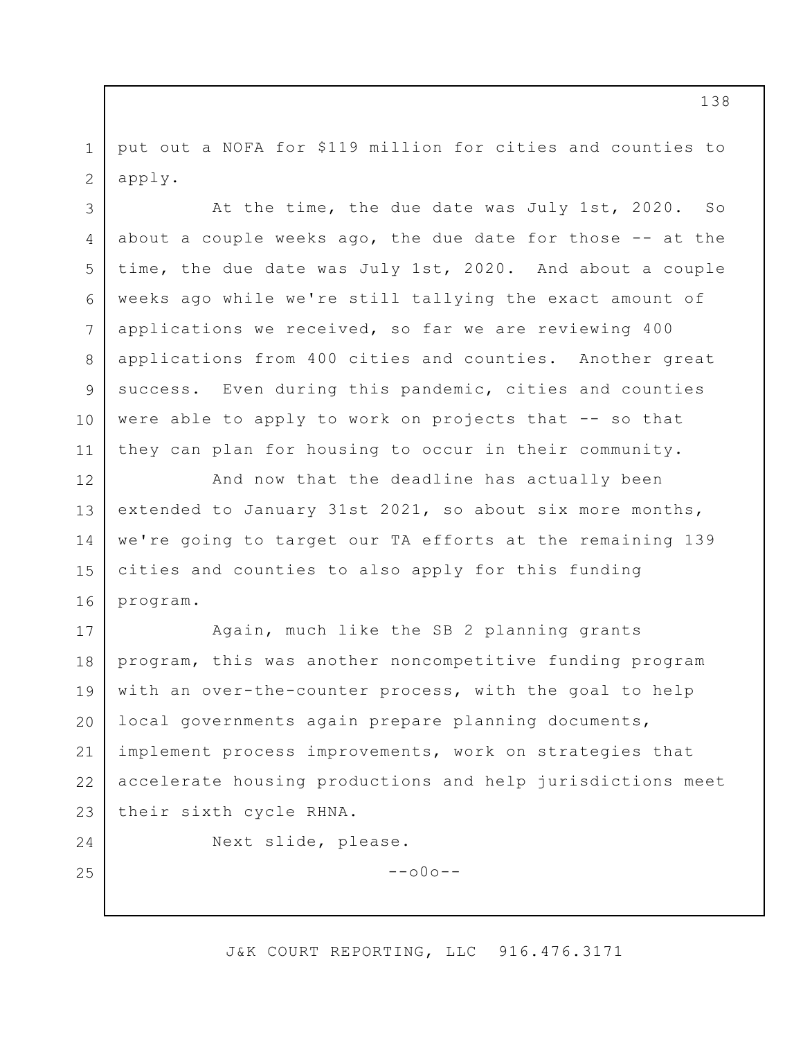put out a NOFA for $119 million for cities and counties to apply.

At the time, the due date was July 1st, 2020. So about a couple weeks ago, the due date for those -- at the time, the due date was July 1st, 2020. And about a couple weeks ago while we're still tallying the exact amount of applications we received, so far we are reviewing 400 applications from 400 cities and counties. Another great success. Even during this pandemic, cities and counties were able to apply to work on projects that -- so that they can plan for housing to occur in their community.

And now that the deadline has actually been extended to January 31st 2021, so about six more months, we're going to target our TA efforts at the remaining 139 cities and counties to also apply for this funding program.

Again, much like the SB 2 planning grants program, this was another noncompetitive funding program with an over-the-counter process, with the goal to help local governments again prepare planning documents, implement process improvements, work on strategies that accelerate housing productions and help jurisdictions meet their sixth cycle RHNA.

Next slide, please.

--o0o--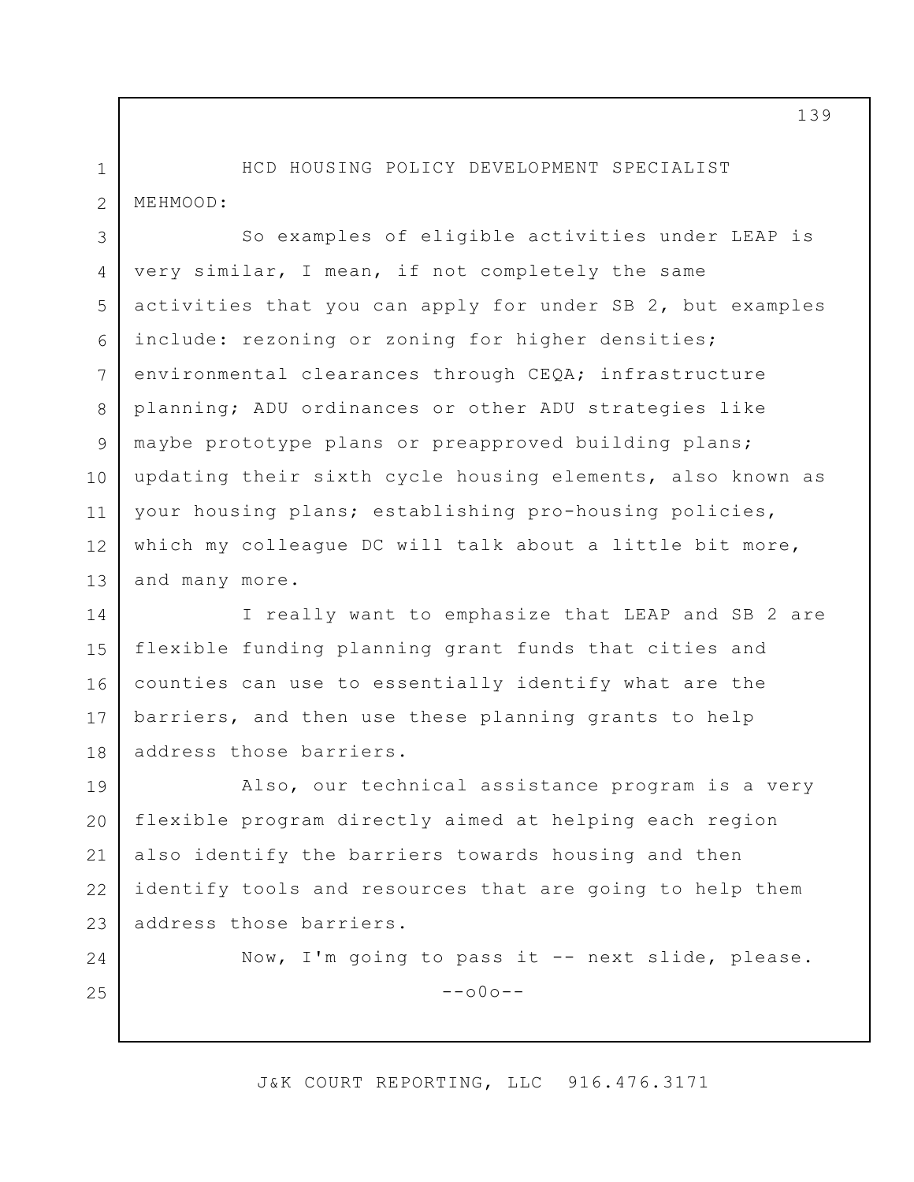HCD HOUSING POLICY DEVELOPMENT SPECIALIST MEHMOOD:

So examples of eligible activities under LEAP is very similar, I mean, if not completely the same activities that you can apply for under SB 2, but examples include: rezoning or zoning for higher densities; environmental clearances through CEQA; infrastructure planning; ADU ordinances or other ADU strategies like maybe prototype plans or preapproved building plans; updating their sixth cycle housing elements, also known as your housing plans; establishing pro-housing policies, which my colleague DC will talk about a little bit more, and many more.

I really want to emphasize that LEAP and SB 2 are flexible funding planning grant funds that cities and counties can use to essentially identify what are the barriers, and then use these planning grants to help address those barriers.

Also, our technical assistance program is a very flexible program directly aimed at helping each region also identify the barriers towards housing and then identify tools and resources that are going to help them address those barriers.

Now, I'm going to pass it -- next slide, please.

--o0o--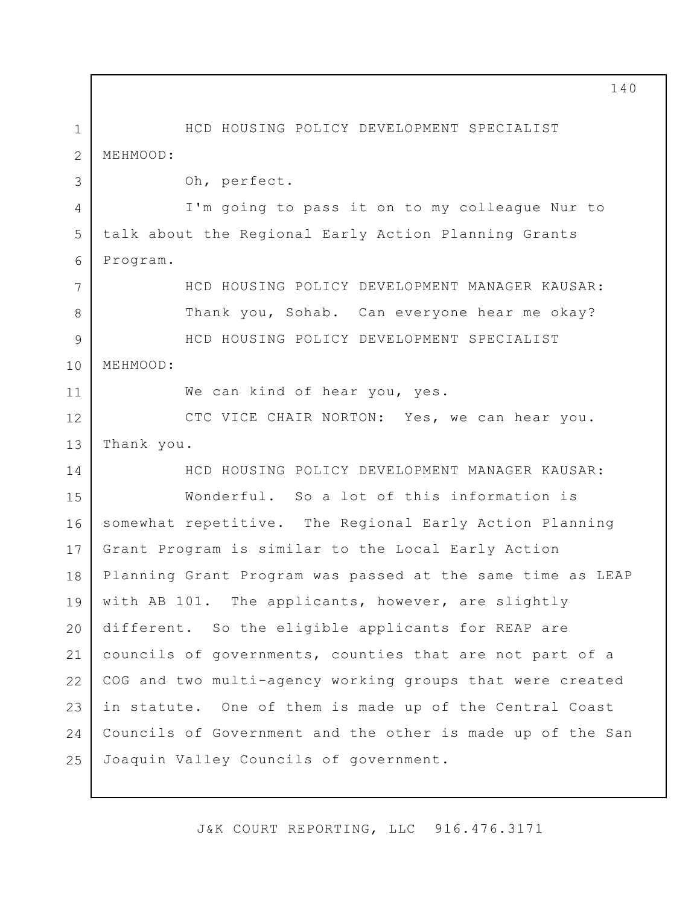HCD HOUSING POLICY DEVELOPMENT SPECIALIST MEHMOOD:

Oh, perfect.

I'm going to pass it on to my colleague Nur to talk about the Regional Early Action Planning Grants Program.

HCD HOUSING POLICY DEVELOPMENT MANAGER KAUSAR:

Thank you, Sohab. Can everyone hear me okay?

HCD HOUSING POLICY DEVELOPMENT SPECIALIST MEHMOOD:

We can kind of hear you, yes.

CTC VICE CHAIR NORTON: Yes, we can hear you. Thank you.

HCD HOUSING POLICY DEVELOPMENT MANAGER KAUSAR:

Wonderful. So a lot of this information is somewhat repetitive. The Regional Early Action Planning Grant Program is similar to the Local Early Action Planning Grant Program was passed at the same time as LEAP with AB 101. The applicants, however, are slightly different. So the eligible applicants for REAP are councils of governments, counties that are not part of a COG and two multi-agency working groups that were created in statute. One of them is made up of the Central Coast Councils of Government and the other is made up of the San Joaquin Valley Councils of government.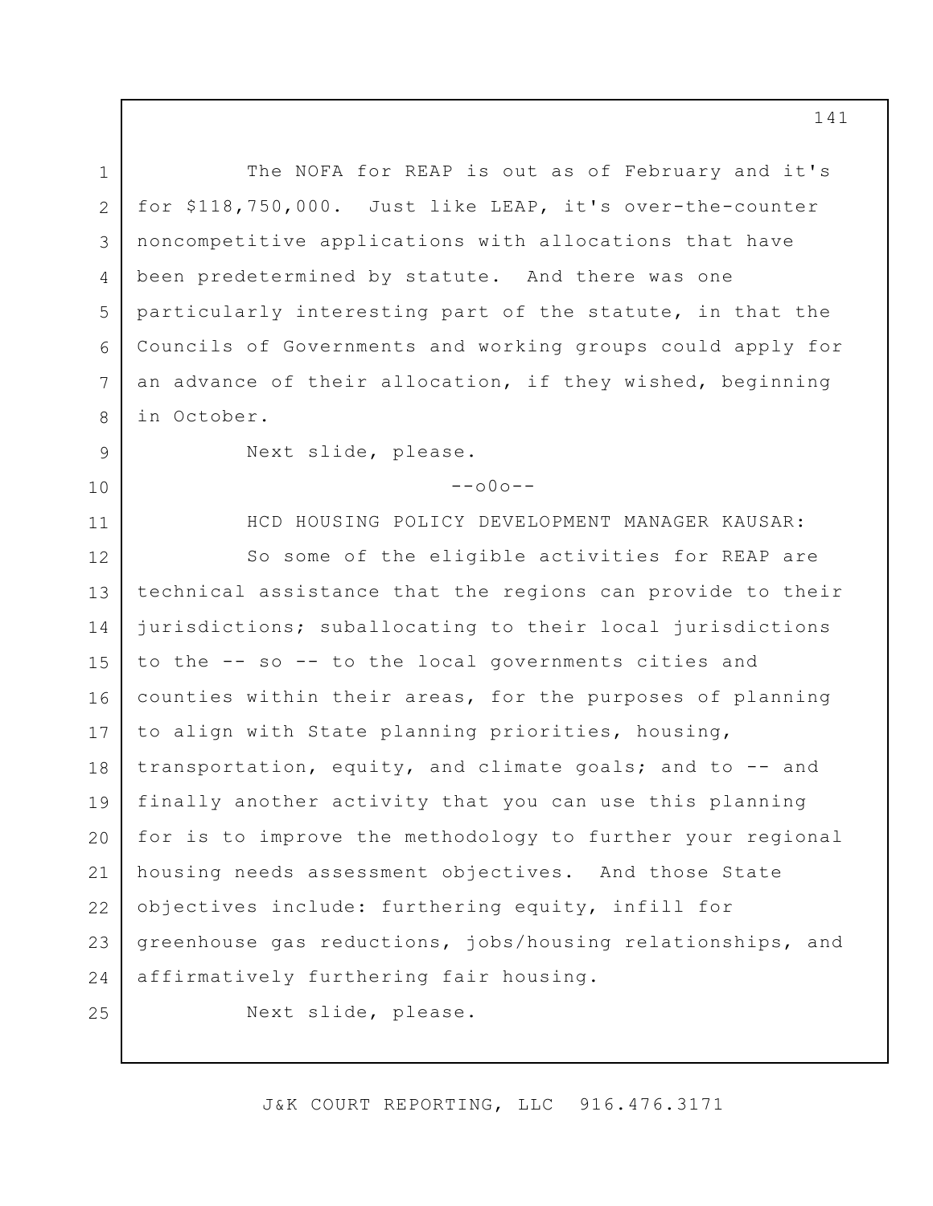The NOFA for REAP is out as of February and it's for $118,750,000. Just like LEAP, it's over-the-counter noncompetitive applications with allocations that have been predetermined by statute. And there was one particularly interesting part of the statute, in that the Councils of Governments and working groups could apply for an advance of their allocation, if they wished, beginning in October.

Next slide, please.

--o0o--

HCD HOUSING POLICY DEVELOPMENT MANAGER KAUSAR:

So some of the eligible activities for REAP are technical assistance that the regions can provide to their jurisdictions; suballocating to their local jurisdictions to the -- so -- to the local governments cities and counties within their areas, for the purposes of planning to align with State planning priorities, housing, transportation, equity, and climate goals; and to -- and finally another activity that you can use this planning for is to improve the methodology to further your regional housing needs assessment objectives. And those State objectives include: furthering equity, infill for greenhouse gas reductions, jobs/housing relationships, and affirmatively furthering fair housing.

Next slide, please.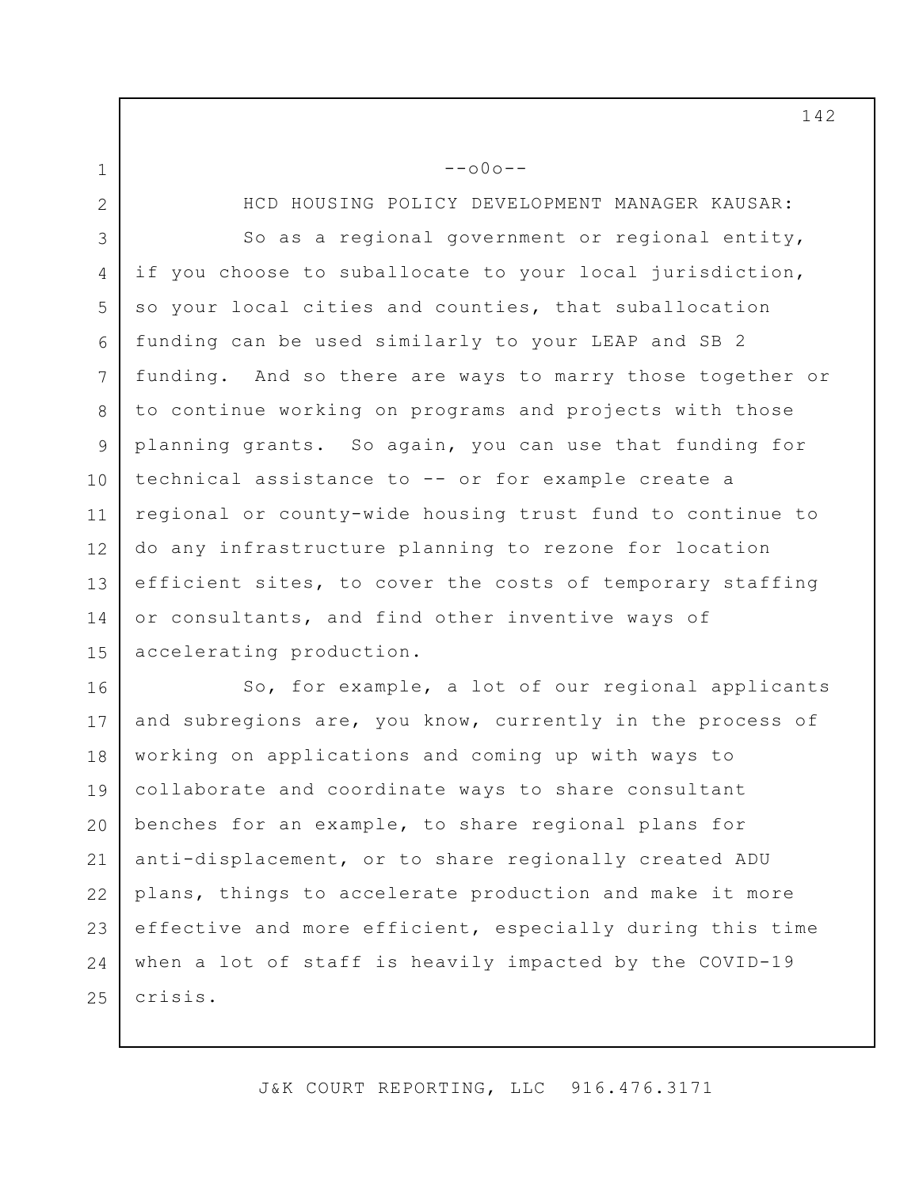--o0o--

HCD HOUSING POLICY DEVELOPMENT MANAGER KAUSAR: So as a regional government or regional entity, if you choose to suballocate to your local jurisdiction, so your local cities and counties, that suballocation funding can be used similarly to your LEAP and SB 2 funding. And so there are ways to marry those together or to continue working on programs and projects with those planning grants. So again, you can use that funding for technical assistance to -- or for example create a regional or county-wide housing trust fund to continue to do any infrastructure planning to rezone for location efficient sites, to cover the costs of temporary staffing or consultants, and find other inventive ways of accelerating production.

So, for example, a lot of our regional applicants and subregions are, you know, currently in the process of working on applications and coming up with ways to collaborate and coordinate ways to share consultant benches for an example, to share regional plans for anti-displacement, or to share regionally created ADU plans, things to accelerate production and make it more effective and more efficient, especially during this time when a lot of staff is heavily impacted by the COVID-19 crisis.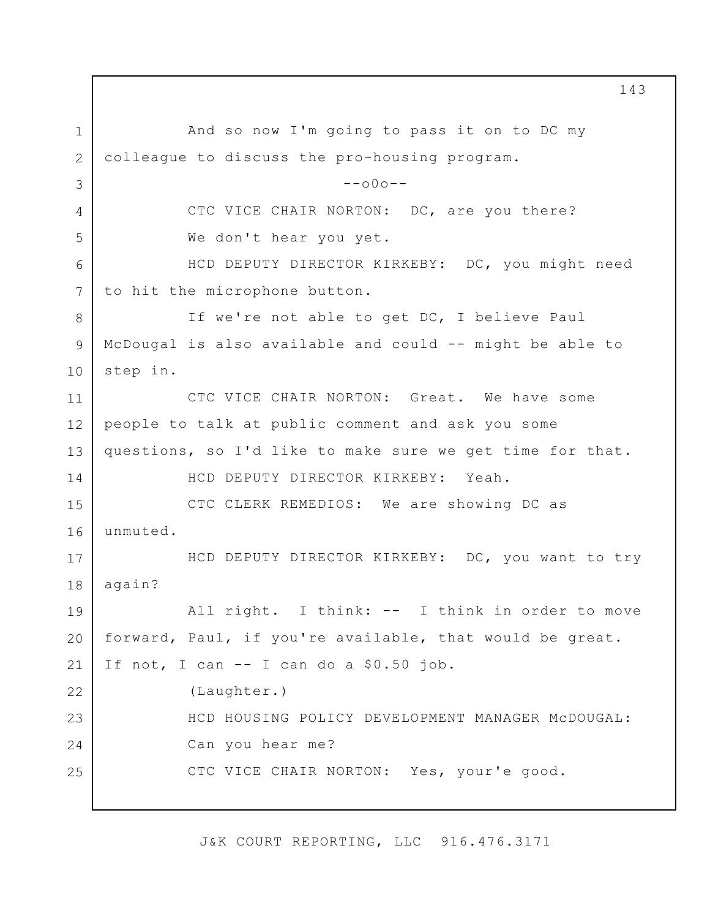And so now I'm going to pass it on to DC my colleague to discuss the pro-housing program.

--o0o--

CTC VICE CHAIR NORTON: DC, are you there? We don't hear you yet.

HCD DEPUTY DIRECTOR KIRKEBY: DC, you might need to hit the microphone button.

If we're not able to get DC, I believe Paul McDougal is also available and could -- might be able to step in.

CTC VICE CHAIR NORTON: Great. We have some people to talk at public comment and ask you some questions, so I'd like to make sure we get time for that.

HCD DEPUTY DIRECTOR KIRKEBY: Yeah.

CTC CLERK REMEDIOS: We are showing DC as unmuted.

HCD DEPUTY DIRECTOR KIRKEBY: DC, you want to try again?

All right. I think: -- I think in order to move forward, Paul, if you're available, that would be great. If not, I can -- I can do a $0.50 job.

(Laughter.)

HCD HOUSING POLICY DEVELOPMENT MANAGER McDOUGAL: Can you hear me?

CTC VICE CHAIR NORTON: Yes, your'e good.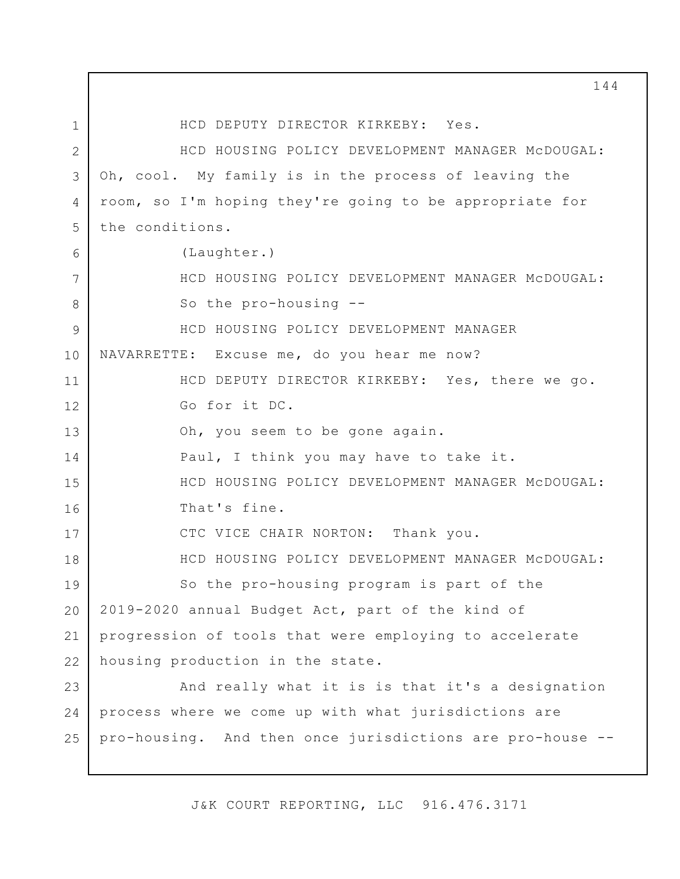HCD DEPUTY DIRECTOR KIRKEBY: Yes.

HCD HOUSING POLICY DEVELOPMENT MANAGER McDOUGAL: Oh, cool. My family is in the process of leaving the room, so I'm hoping they're going to be appropriate for the conditions.

(Laughter.)

HCD HOUSING POLICY DEVELOPMENT MANAGER McDOUGAL: So the pro-housing --

HCD HOUSING POLICY DEVELOPMENT MANAGER NAVARRETTE: Excuse me, do you hear me now?

HCD DEPUTY DIRECTOR KIRKEBY: Yes, there we go. Go for it DC.

Oh, you seem to be gone again.

Paul, I think you may have to take it.

HCD HOUSING POLICY DEVELOPMENT MANAGER McDOUGAL: That's fine.

CTC VICE CHAIR NORTON: Thank you.

HCD HOUSING POLICY DEVELOPMENT MANAGER McDOUGAL: So the pro-housing program is part of the 2019-2020 annual Budget Act, part of the kind of progression of tools that were employing to accelerate housing production in the state.

And really what it is is that it's a designation process where we come up with what jurisdictions are pro-housing. And then once jurisdictions are pro-house --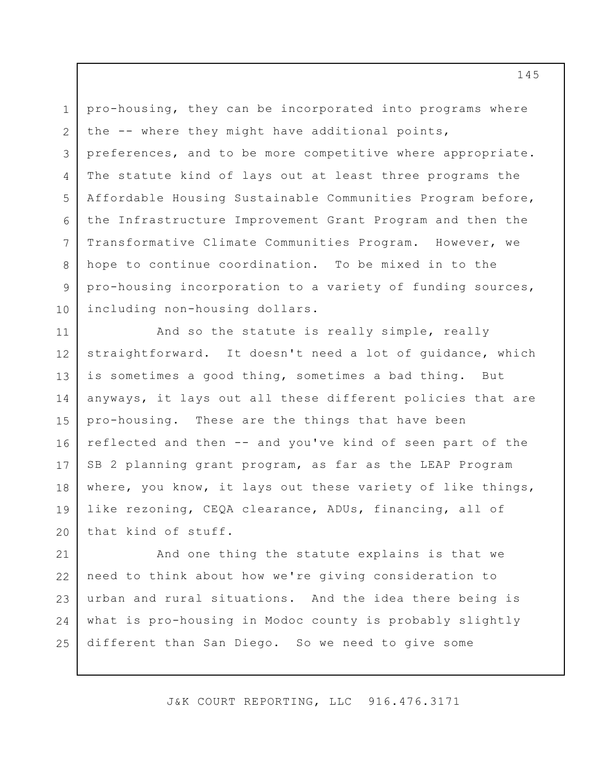pro-housing, they can be incorporated into programs where the -- where they might have additional points, preferences, and to be more competitive where appropriate. The statute kind of lays out at least three programs the Affordable Housing Sustainable Communities Program before, the Infrastructure Improvement Grant Program and then the Transformative Climate Communities Program. However, we hope to continue coordination. To be mixed in to the pro-housing incorporation to a variety of funding sources, including non-housing dollars.

And so the statute is really simple, really straightforward. It doesn't need a lot of guidance, which is sometimes a good thing, sometimes a bad thing. But anyways, it lays out all these different policies that are pro-housing. These are the things that have been reflected and then -- and you've kind of seen part of the SB 2 planning grant program, as far as the LEAP Program where, you know, it lays out these variety of like things, like rezoning, CEQA clearance, ADUs, financing, all of that kind of stuff.

And one thing the statute explains is that we need to think about how we're giving consideration to urban and rural situations. And the idea there being is what is pro-housing in Modoc county is probably slightly different than San Diego. So we need to give some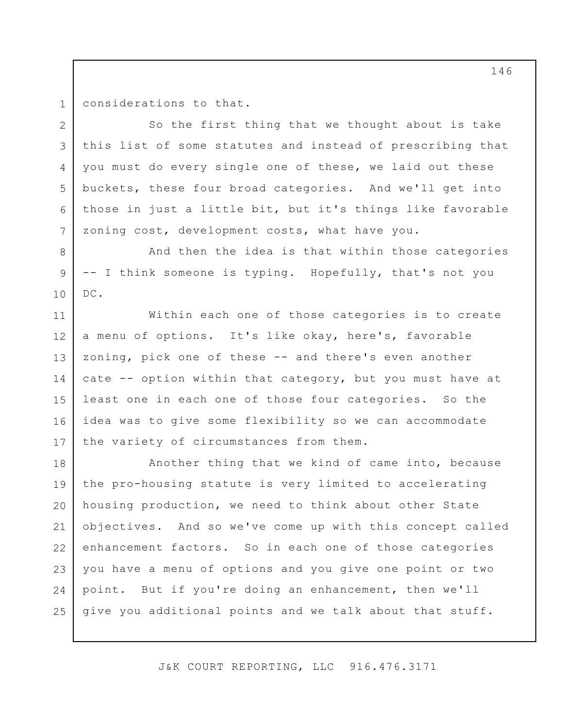considerations to that.

So the first thing that we thought about is take this list of some statutes and instead of prescribing that you must do every single one of these, we laid out these buckets, these four broad categories. And we'll get into those in just a little bit, but it's things like favorable zoning cost, development costs, what have you.

And then the idea is that within those categories -- I think someone is typing. Hopefully, that's not you DC.

Within each one of those categories is to create a menu of options. It's like okay, here's, favorable zoning, pick one of these -- and there's even another cate -- option within that category, but you must have at least one in each one of those four categories. So the idea was to give some flexibility so we can accommodate the variety of circumstances from them.

Another thing that we kind of came into, because the pro-housing statute is very limited to accelerating housing production, we need to think about other State objectives. And so we've come up with this concept called enhancement factors. So in each one of those categories you have a menu of options and you give one point or two point. But if you're doing an enhancement, then we'll give you additional points and we talk about that stuff.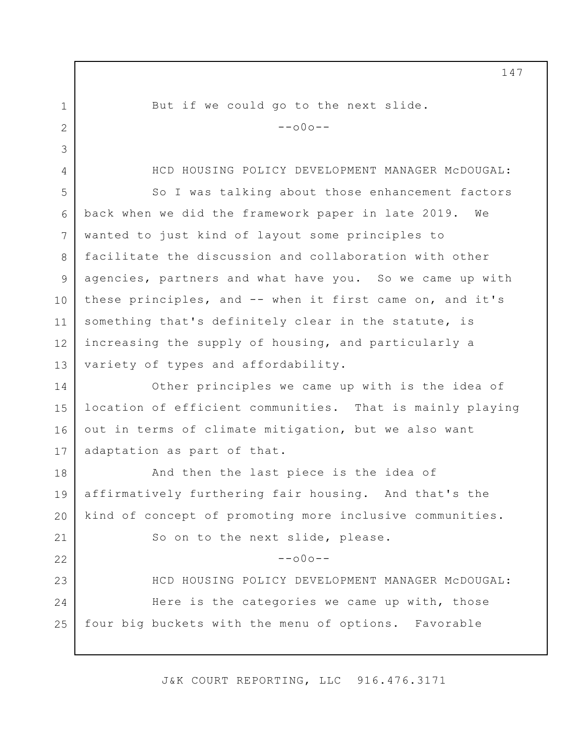But if we could go to the next slide.

--o0o--

HCD HOUSING POLICY DEVELOPMENT MANAGER McDOUGAL: So I was talking about those enhancement factors back when we did the framework paper in late 2019. We wanted to just kind of layout some principles to facilitate the discussion and collaboration with other agencies, partners and what have you. So we came up with these principles, and -- when it first came on, and it's something that's definitely clear in the statute, is increasing the supply of housing, and particularly a variety of types and affordability.

Other principles we came up with is the idea of location of efficient communities. That is mainly playing out in terms of climate mitigation, but we also want adaptation as part of that.

And then the last piece is the idea of affirmatively furthering fair housing. And that's the kind of concept of promoting more inclusive communities.

So on to the next slide, please.

--o0o--

HCD HOUSING POLICY DEVELOPMENT MANAGER McDOUGAL: Here is the categories we came up with, those four big buckets with the menu of options. Favorable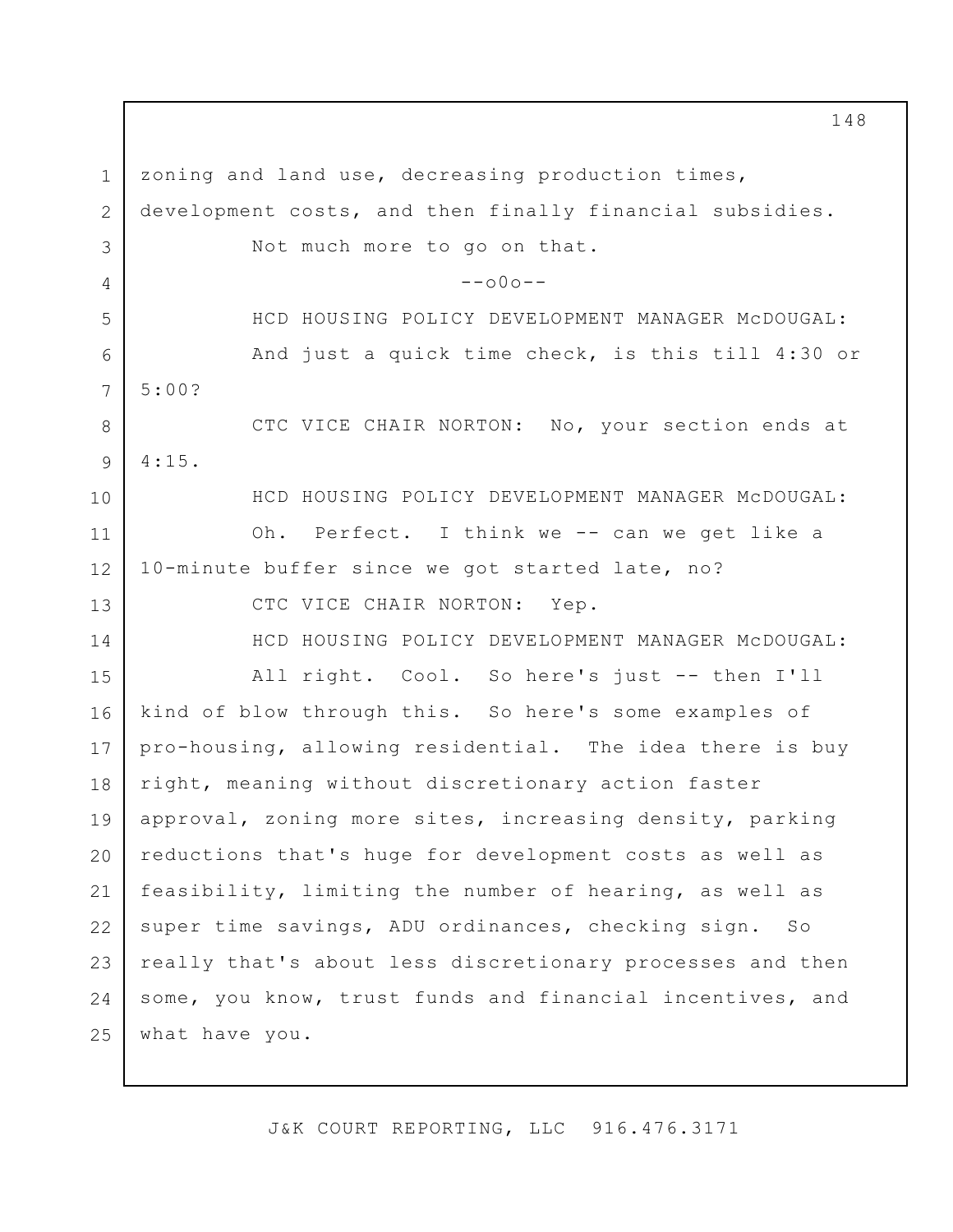zoning and land use, decreasing production times, development costs, and then finally financial subsidies.

Not much more to go on that.

--o0o--

HCD HOUSING POLICY DEVELOPMENT MANAGER McDOUGAL: And just a quick time check, is this till 4:30 or 5:00?

CTC VICE CHAIR NORTON: No, your section ends at 4:15.

HCD HOUSING POLICY DEVELOPMENT MANAGER McDOUGAL: Oh. Perfect. I think we -- can we get like a 10-minute buffer since we got started late, no?

CTC VICE CHAIR NORTON: Yep.

HCD HOUSING POLICY DEVELOPMENT MANAGER McDOUGAL: All right. Cool. So here's just -- then I'll kind of blow through this. So here's some examples of pro-housing, allowing residential. The idea there is buy right, meaning without discretionary action faster approval, zoning more sites, increasing density, parking reductions that's huge for development costs as well as feasibility, limiting the number of hearing, as well as super time savings, ADU ordinances, checking sign. So really that's about less discretionary processes and then some, you know, trust funds and financial incentives, and what have you.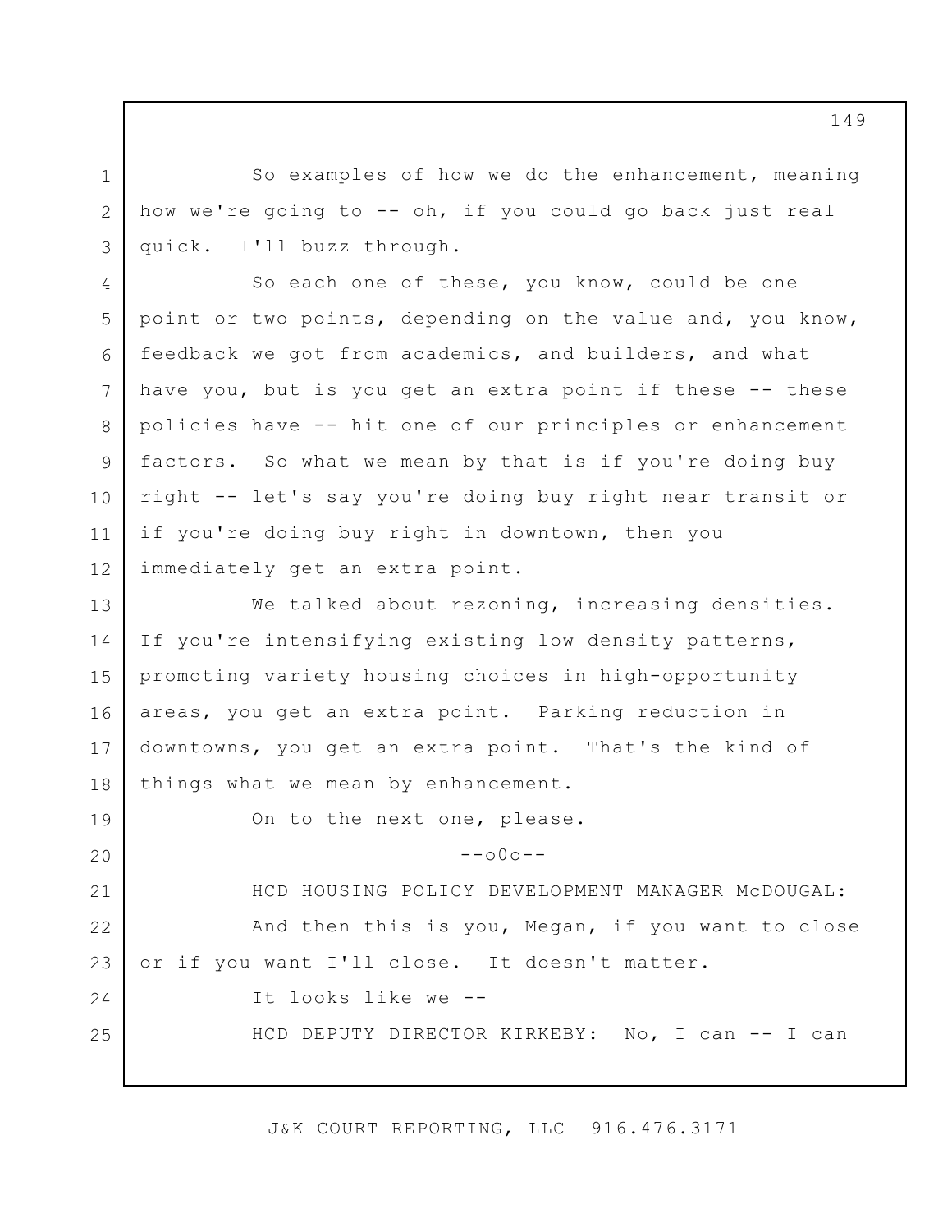So examples of how we do the enhancement, meaning how we're going to -- oh, if you could go back just real quick. I'll buzz through.

So each one of these, you know, could be one point or two points, depending on the value and, you know, feedback we got from academics, and builders, and what have you, but is you get an extra point if these -- these policies have -- hit one of our principles or enhancement factors. So what we mean by that is if you're doing buy right -- let's say you're doing buy right near transit or if you're doing buy right in downtown, then you immediately get an extra point.

We talked about rezoning, increasing densities. If you're intensifying existing low density patterns, promoting variety housing choices in high-opportunity areas, you get an extra point. Parking reduction in downtowns, you get an extra point. That's the kind of things what we mean by enhancement.

On to the next one, please.

--o0o--

HCD HOUSING POLICY DEVELOPMENT MANAGER McDOUGAL: And then this is you, Megan, if you want to close or if you want I'll close. It doesn't matter.

It looks like we --

HCD DEPUTY DIRECTOR KIRKEBY: No, I can -- I can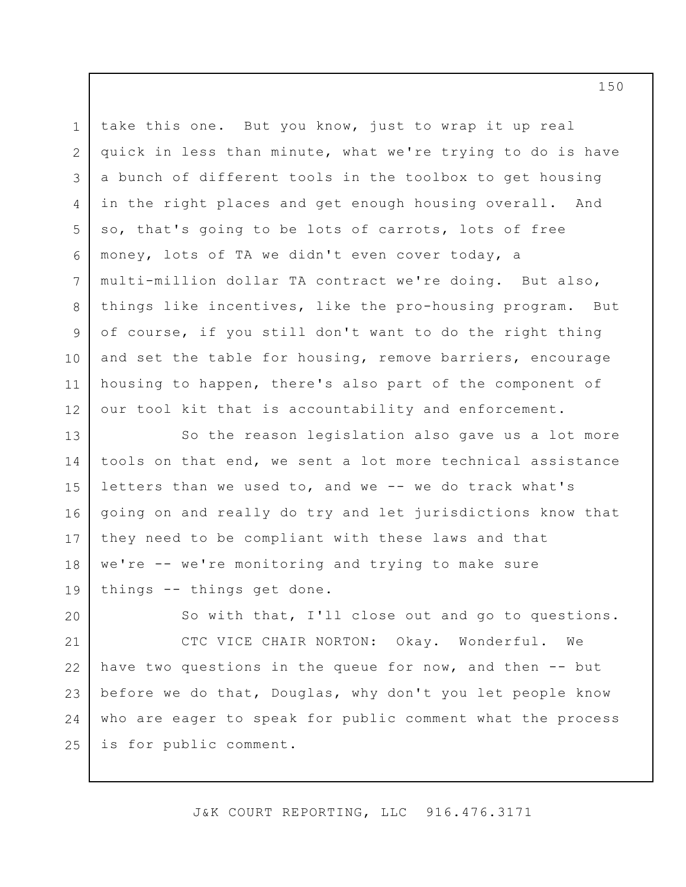take this one. But you know, just to wrap it up real quick in less than minute, what we're trying to do is have a bunch of different tools in the toolbox to get housing in the right places and get enough housing overall. And so, that's going to be lots of carrots, lots of free money, lots of TA we didn't even cover today, a multi-million dollar TA contract we're doing. But also, things like incentives, like the pro-housing program. But of course, if you still don't want to do the right thing and set the table for housing, remove barriers, encourage housing to happen, there's also part of the component of our tool kit that is accountability and enforcement.

So the reason legislation also gave us a lot more tools on that end, we sent a lot more technical assistance letters than we used to, and we -- we do track what's going on and really do try and let jurisdictions know that they need to be compliant with these laws and that we're -- we're monitoring and trying to make sure things -- things get done.

So with that, I'll close out and go to questions.

CTC VICE CHAIR NORTON: Okay. Wonderful. We have two questions in the queue for now, and then -- but before we do that, Douglas, why don't you let people know who are eager to speak for public comment what the process is for public comment.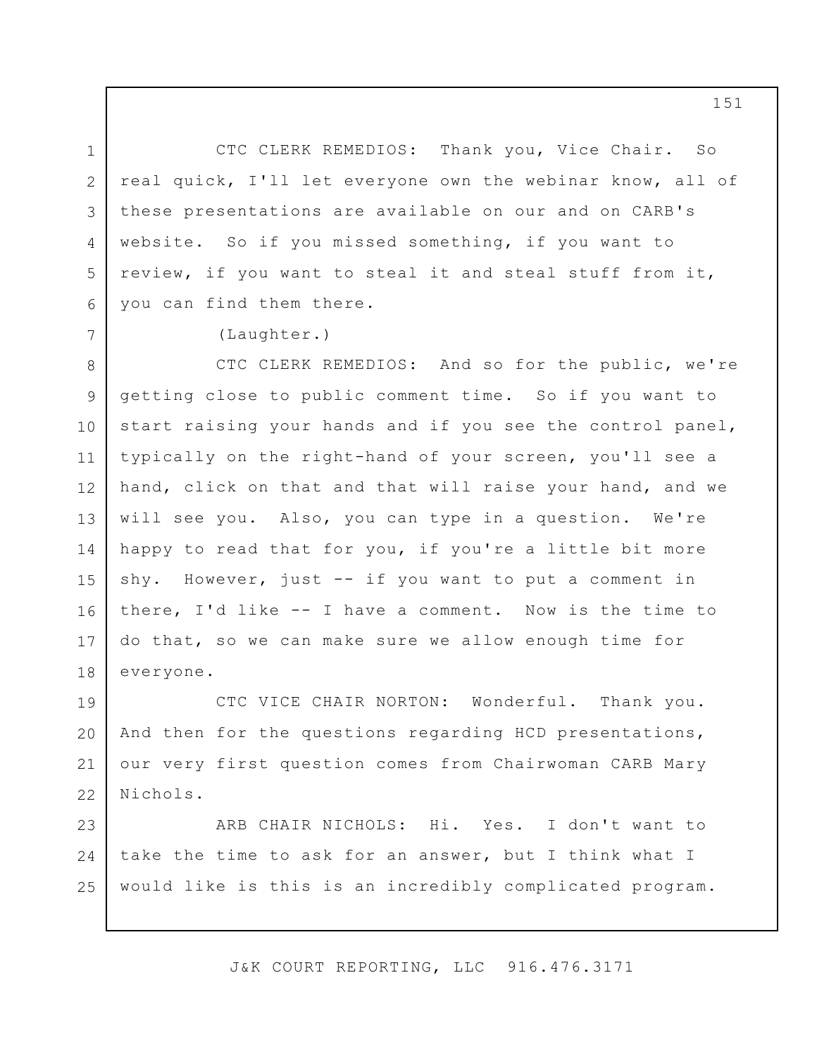CTC CLERK REMEDIOS: Thank you, Vice Chair. So real quick, I'll let everyone own the webinar know, all of these presentations are available on our and on CARB's website. So if you missed something, if you want to review, if you want to steal it and steal stuff from it, you can find them there.

(Laughter.)

CTC CLERK REMEDIOS: And so for the public, we're getting close to public comment time. So if you want to start raising your hands and if you see the control panel, typically on the right-hand of your screen, you'll see a hand, click on that and that will raise your hand, and we will see you. Also, you can type in a question. We're happy to read that for you, if you're a little bit more shy. However, just -- if you want to put a comment in there, I'd like -- I have a comment. Now is the time to do that, so we can make sure we allow enough time for everyone.

CTC VICE CHAIR NORTON: Wonderful. Thank you. And then for the questions regarding HCD presentations, our very first question comes from Chairwoman CARB Mary Nichols.

ARB CHAIR NICHOLS: Hi. Yes. I don't want to take the time to ask for an answer, but I think what I would like is this is an incredibly complicated program.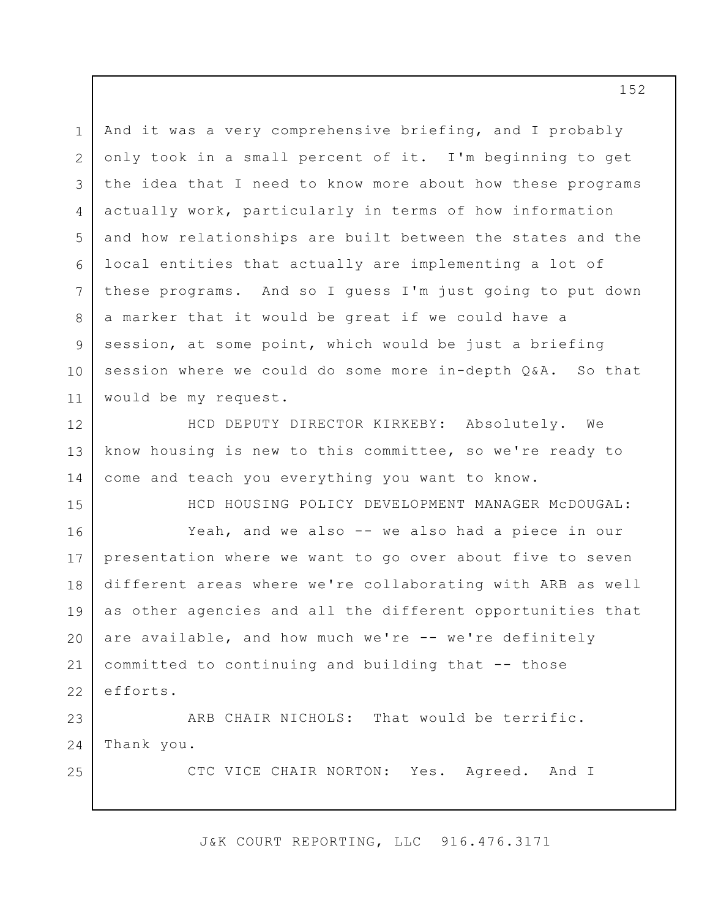And it was a very comprehensive briefing, and I probably only took in a small percent of it. I'm beginning to get the idea that I need to know more about how these programs actually work, particularly in terms of how information and how relationships are built between the states and the local entities that actually are implementing a lot of these programs. And so I guess I'm just going to put down a marker that it would be great if we could have a session, at some point, which would be just a briefing session where we could do some more in-depth Q&A. So that would be my request.

HCD DEPUTY DIRECTOR KIRKEBY: Absolutely. We know housing is new to this committee, so we're ready to come and teach you everything you want to know.

HCD HOUSING POLICY DEVELOPMENT MANAGER McDOUGAL:

Yeah, and we also -- we also had a piece in our presentation where we want to go over about five to seven different areas where we're collaborating with ARB as well as other agencies and all the different opportunities that are available, and how much we're -- we're definitely committed to continuing and building that -- those efforts.

ARB CHAIR NICHOLS: That would be terrific. Thank you.

CTC VICE CHAIR NORTON: Yes. Agreed. And I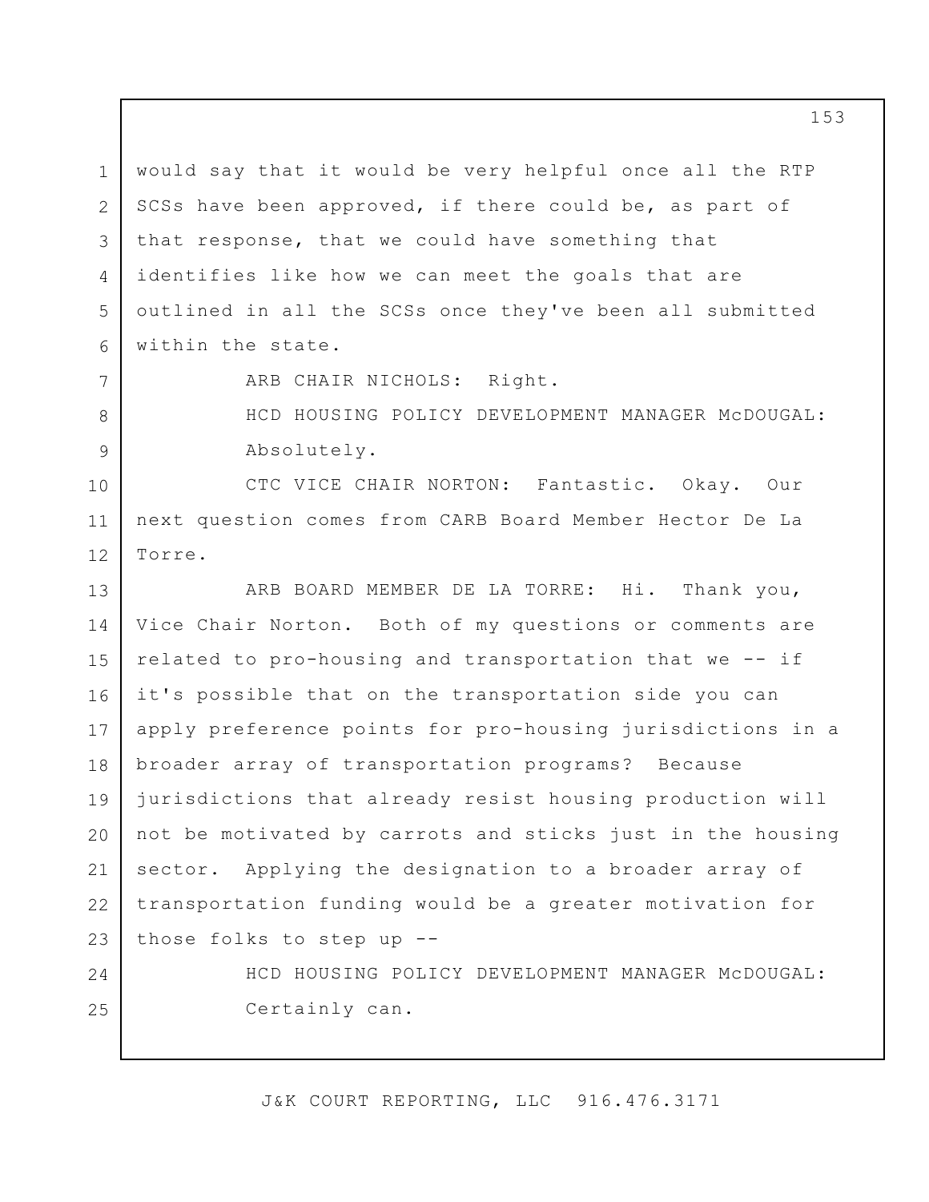would say that it would be very helpful once all the RTP SCSs have been approved, if there could be, as part of that response, that we could have something that identifies like how we can meet the goals that are outlined in all the SCSs once they've been all submitted within the state.

ARB CHAIR NICHOLS: Right.

HCD HOUSING POLICY DEVELOPMENT MANAGER McDOUGAL: Absolutely.

CTC VICE CHAIR NORTON: Fantastic. Okay. Our next question comes from CARB Board Member Hector De La Torre.

ARB BOARD MEMBER DE LA TORRE: Hi. Thank you, Vice Chair Norton. Both of my questions or comments are related to pro-housing and transportation that we -- if it's possible that on the transportation side you can apply preference points for pro-housing jurisdictions in a broader array of transportation programs? Because jurisdictions that already resist housing production will not be motivated by carrots and sticks just in the housing sector. Applying the designation to a broader array of transportation funding would be a greater motivation for those folks to step up --

HCD HOUSING POLICY DEVELOPMENT MANAGER McDOUGAL: Certainly can.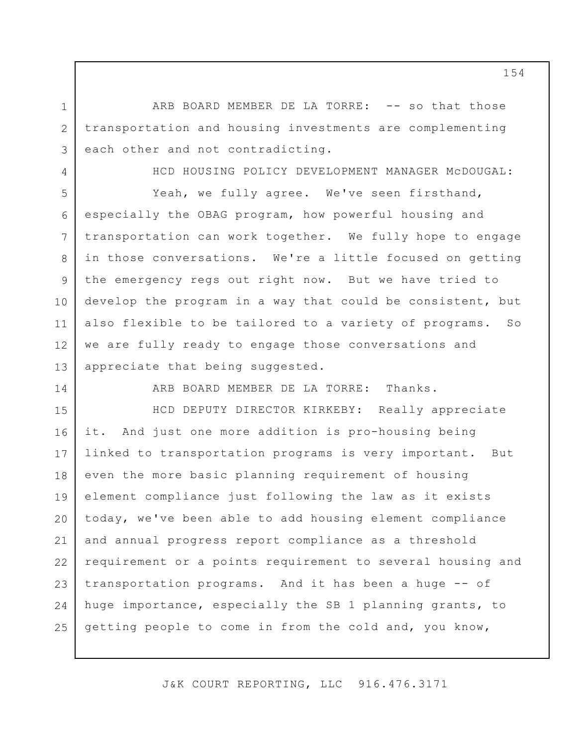ARB BOARD MEMBER DE LA TORRE: -- so that those transportation and housing investments are complementing each other and not contradicting.

HCD HOUSING POLICY DEVELOPMENT MANAGER McDOUGAL: Yeah, we fully agree. We've seen firsthand, especially the OBAG program, how powerful housing and transportation can work together. We fully hope to engage in those conversations. We're a little focused on getting the emergency regs out right now. But we have tried to develop the program in a way that could be consistent, but also flexible to be tailored to a variety of programs. So we are fully ready to engage those conversations and appreciate that being suggested.

ARB BOARD MEMBER DE LA TORRE: Thanks.

HCD DEPUTY DIRECTOR KIRKEBY: Really appreciate it. And just one more addition is pro-housing being linked to transportation programs is very important. But even the more basic planning requirement of housing element compliance just following the law as it exists today, we've been able to add housing element compliance and annual progress report compliance as a threshold requirement or a points requirement to several housing and transportation programs. And it has been a huge -- of huge importance, especially the SB 1 planning grants, to getting people to come in from the cold and, you know,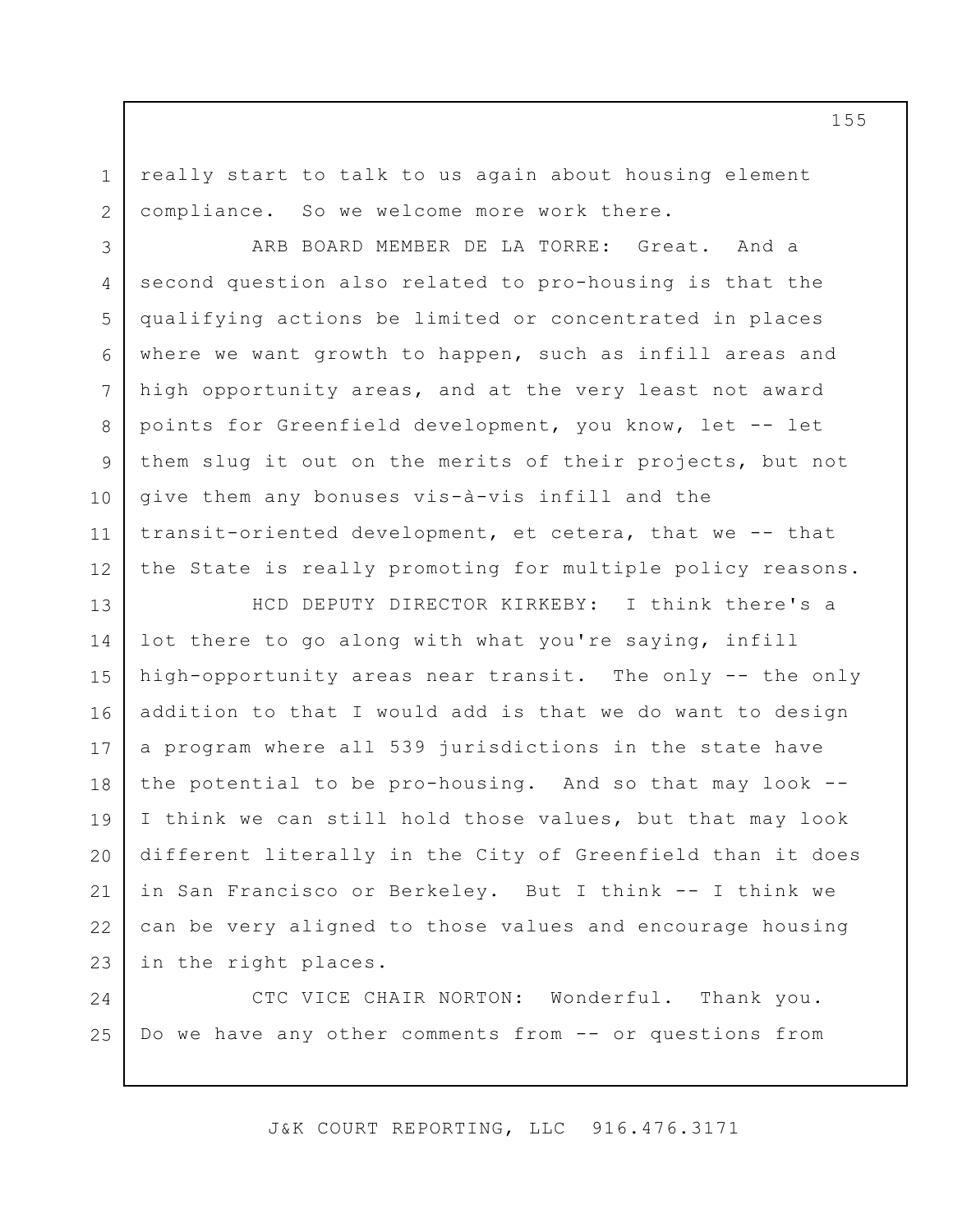really start to talk to us again about housing element compliance. So we welcome more work there.

ARB BOARD MEMBER DE LA TORRE: Great. And a second question also related to pro-housing is that the qualifying actions be limited or concentrated in places where we want growth to happen, such as infill areas and high opportunity areas, and at the very least not award points for Greenfield development, you know, let -- let them slug it out on the merits of their projects, but not give them any bonuses vis-à-vis infill and the transit-oriented development, et cetera, that we -- that the State is really promoting for multiple policy reasons.

HCD DEPUTY DIRECTOR KIRKEBY: I think there's a lot there to go along with what you're saying, infill high-opportunity areas near transit. The only -- the only addition to that I would add is that we do want to design a program where all 539 jurisdictions in the state have the potential to be pro-housing. And so that may look -- I think we can still hold those values, but that may look different literally in the City of Greenfield than it does in San Francisco or Berkeley. But I think -- I think we can be very aligned to those values and encourage housing in the right places.

CTC VICE CHAIR NORTON: Wonderful. Thank you. Do we have any other comments from -- or questions from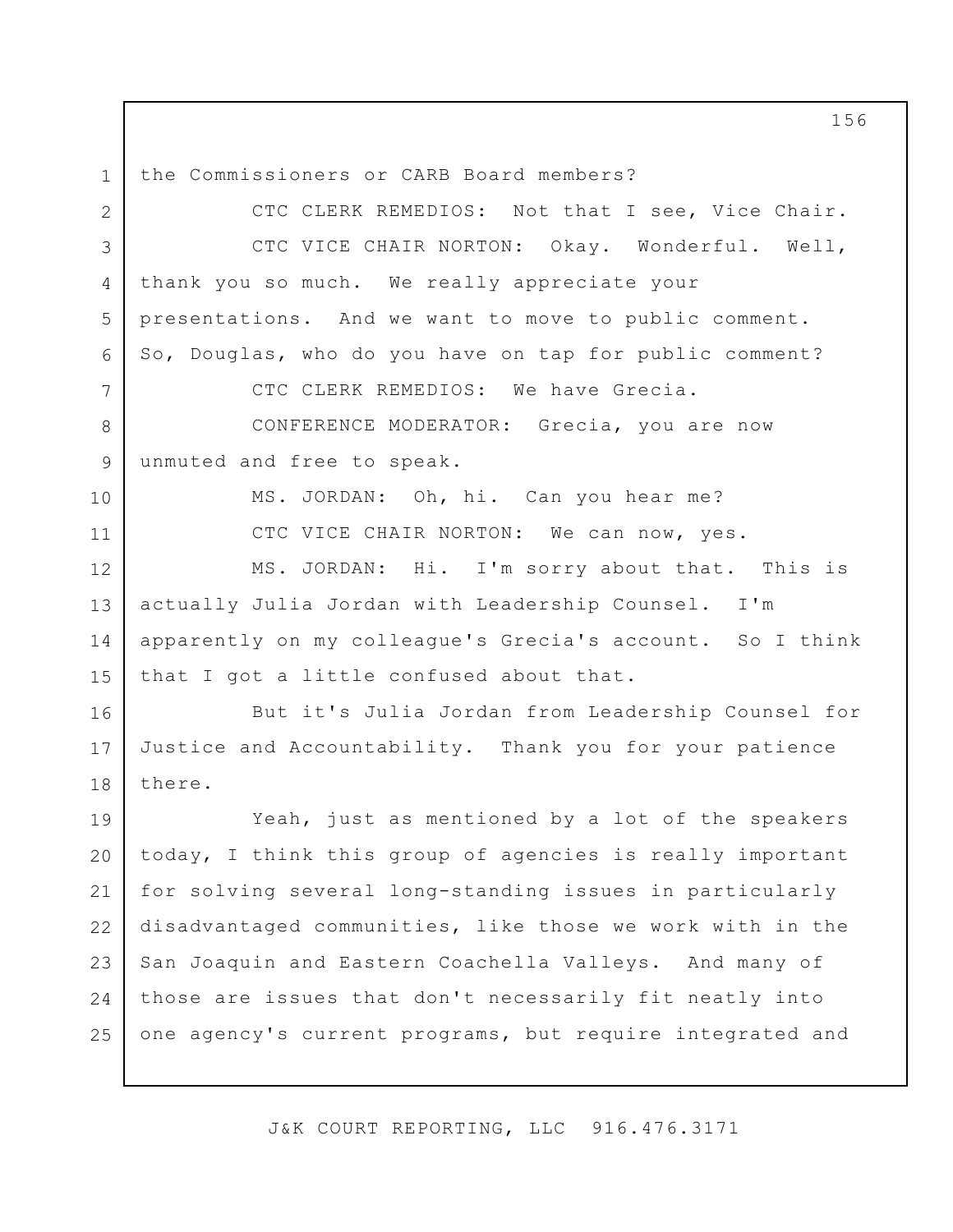the Commissioners or CARB Board members?

CTC CLERK REMEDIOS: Not that I see, Vice Chair.

CTC VICE CHAIR NORTON: Okay. Wonderful. Well, thank you so much. We really appreciate your presentations. And we want to move to public comment. So, Douglas, who do you have on tap for public comment?

CTC CLERK REMEDIOS: We have Grecia.

CONFERENCE MODERATOR: Grecia, you are now unmuted and free to speak.

MS. JORDAN: Oh, hi. Can you hear me?

CTC VICE CHAIR NORTON: We can now, yes.

MS. JORDAN: Hi. I'm sorry about that. This is actually Julia Jordan with Leadership Counsel. I'm apparently on my colleague's Grecia's account. So I think that I got a little confused about that.

But it's Julia Jordan from Leadership Counsel for Justice and Accountability. Thank you for your patience there.

Yeah, just as mentioned by a lot of the speakers today, I think this group of agencies is really important for solving several long-standing issues in particularly disadvantaged communities, like those we work with in the San Joaquin and Eastern Coachella Valleys. And many of those are issues that don't necessarily fit neatly into one agency's current programs, but require integrated and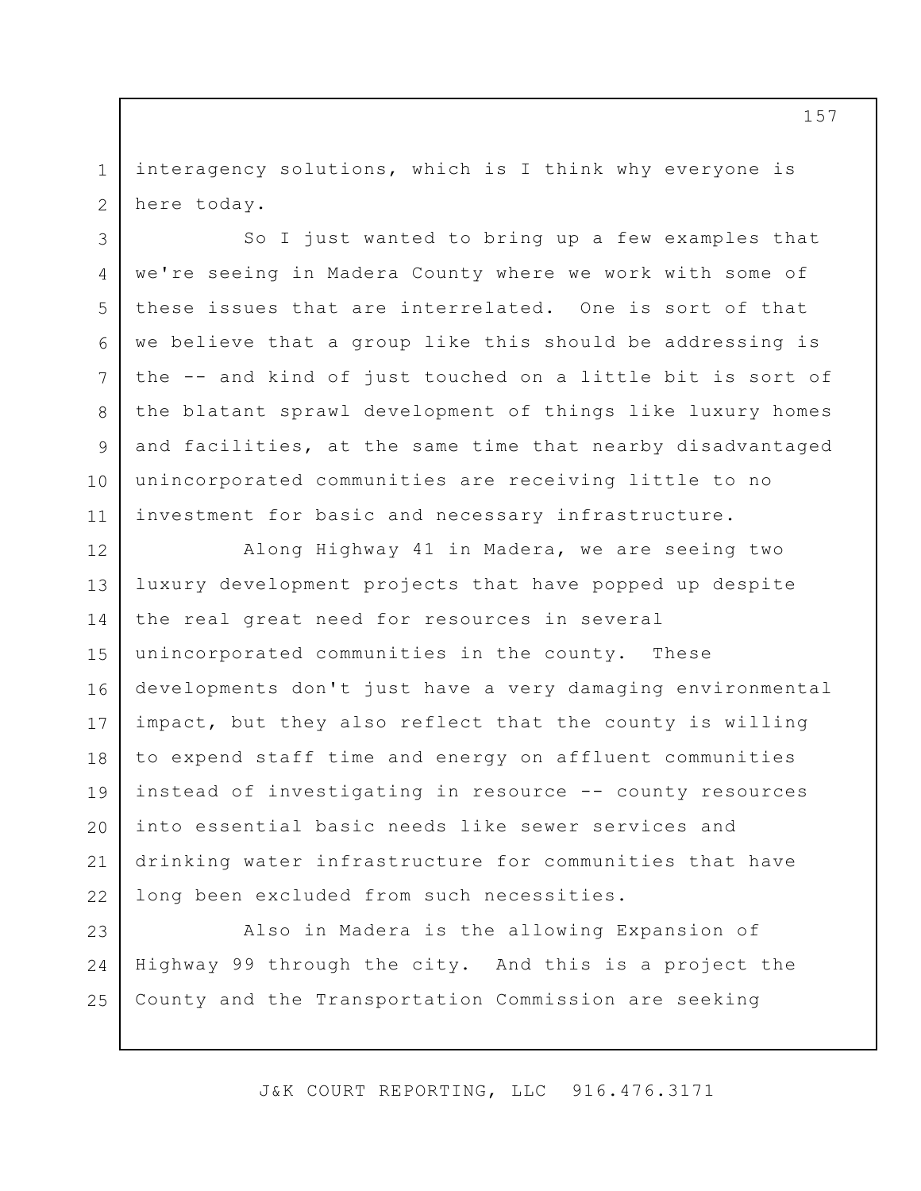interagency solutions, which is I think why everyone is here today.

So I just wanted to bring up a few examples that we're seeing in Madera County where we work with some of these issues that are interrelated. One is sort of that we believe that a group like this should be addressing is the -- and kind of just touched on a little bit is sort of the blatant sprawl development of things like luxury homes and facilities, at the same time that nearby disadvantaged unincorporated communities are receiving little to no investment for basic and necessary infrastructure.

Along Highway 41 in Madera, we are seeing two luxury development projects that have popped up despite the real great need for resources in several unincorporated communities in the county. These developments don't just have a very damaging environmental impact, but they also reflect that the county is willing to expend staff time and energy on affluent communities instead of investigating in resource -- county resources into essential basic needs like sewer services and drinking water infrastructure for communities that have long been excluded from such necessities.

Also in Madera is the allowing Expansion of Highway 99 through the city. And this is a project the County and the Transportation Commission are seeking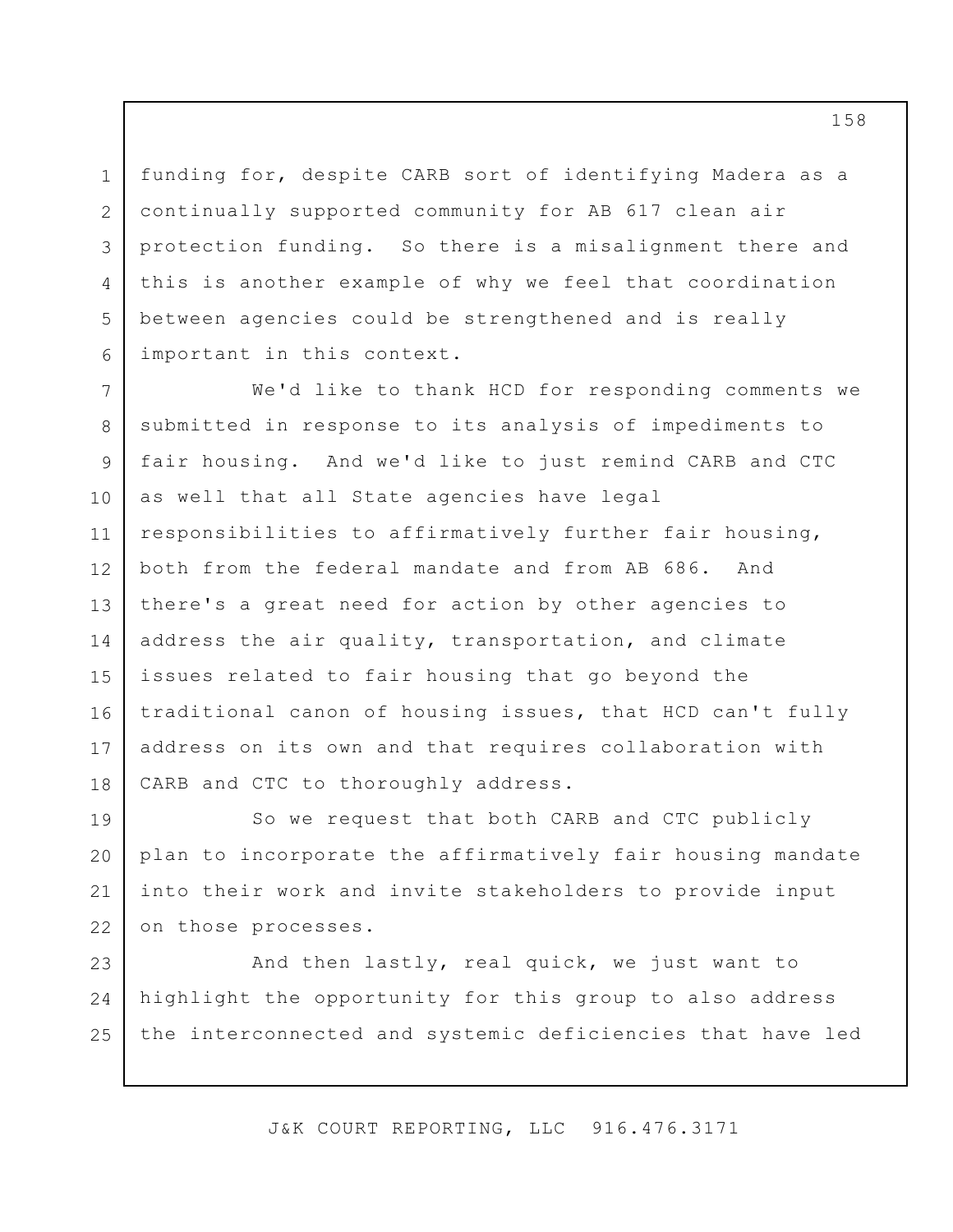funding for, despite CARB sort of identifying Madera as a continually supported community for AB 617 clean air protection funding. So there is a misalignment there and this is another example of why we feel that coordination between agencies could be strengthened and is really important in this context.

We'd like to thank HCD for responding comments we submitted in response to its analysis of impediments to fair housing. And we'd like to just remind CARB and CTC as well that all State agencies have legal responsibilities to affirmatively further fair housing, both from the federal mandate and from AB 686. And there's a great need for action by other agencies to address the air quality, transportation, and climate issues related to fair housing that go beyond the traditional canon of housing issues, that HCD can't fully address on its own and that requires collaboration with CARB and CTC to thoroughly address.

So we request that both CARB and CTC publicly plan to incorporate the affirmatively fair housing mandate into their work and invite stakeholders to provide input on those processes.

And then lastly, real quick, we just want to highlight the opportunity for this group to also address the interconnected and systemic deficiencies that have led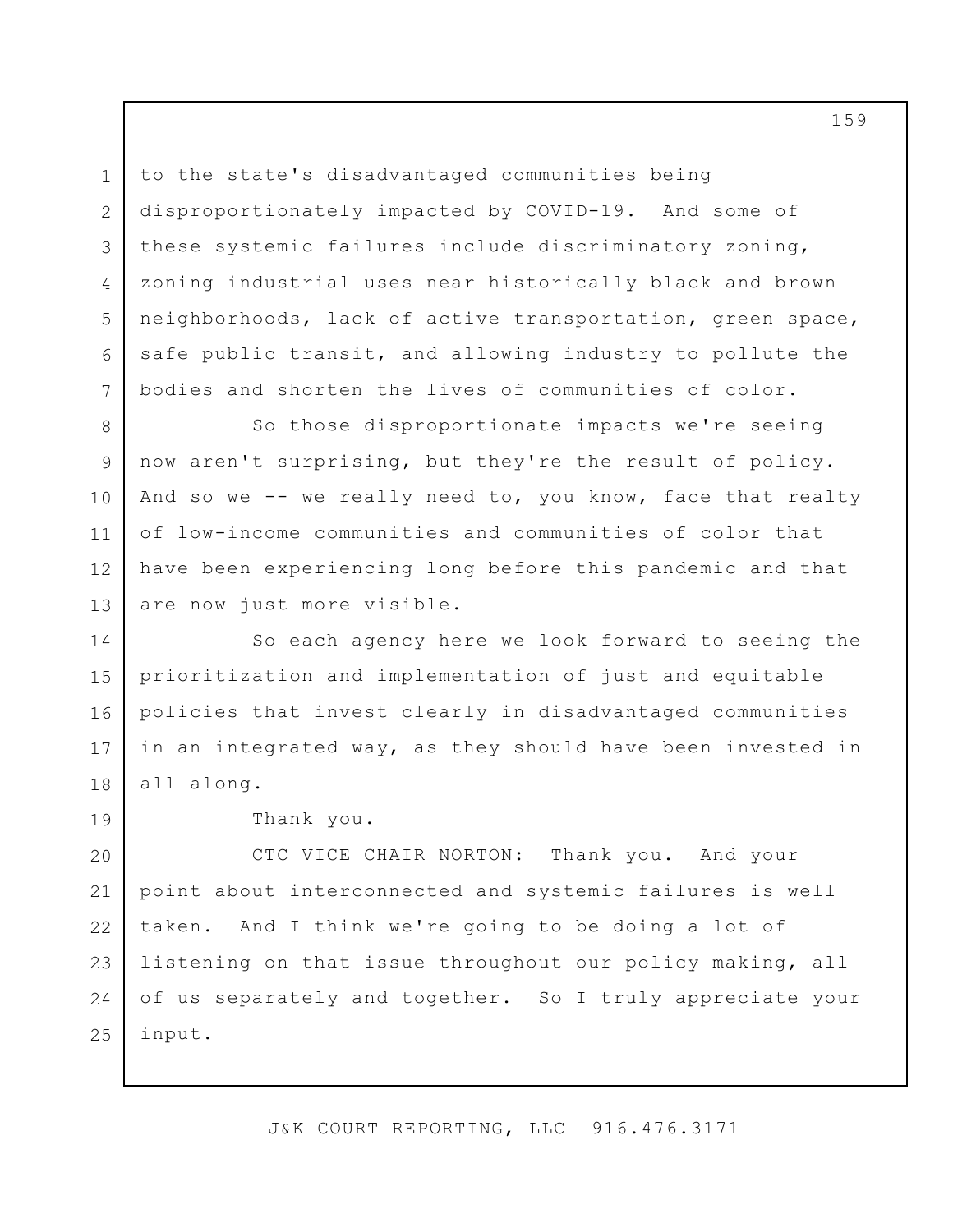to the state's disadvantaged communities being disproportionately impacted by COVID-19. And some of these systemic failures include discriminatory zoning, zoning industrial uses near historically black and brown neighborhoods, lack of active transportation, green space, safe public transit, and allowing industry to pollute the bodies and shorten the lives of communities of color.

So those disproportionate impacts we're seeing now aren't surprising, but they're the result of policy. And so we -- we really need to, you know, face that realty of low-income communities and communities of color that have been experiencing long before this pandemic and that are now just more visible.

So each agency here we look forward to seeing the prioritization and implementation of just and equitable policies that invest clearly in disadvantaged communities in an integrated way, as they should have been invested in all along.

Thank you.

CTC VICE CHAIR NORTON: Thank you. And your point about interconnected and systemic failures is well taken. And I think we're going to be doing a lot of listening on that issue throughout our policy making, all of us separately and together. So I truly appreciate your input.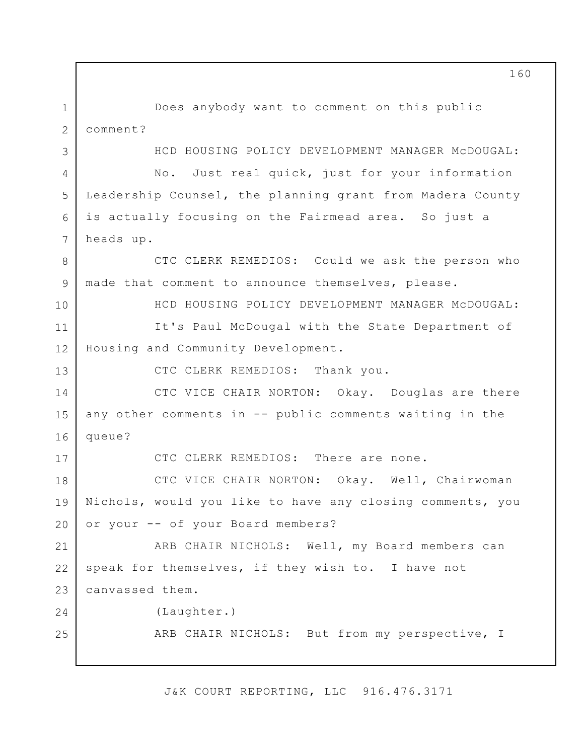Does anybody want to comment on this public comment?

HCD HOUSING POLICY DEVELOPMENT MANAGER McDOUGAL: No. Just real quick, just for your information Leadership Counsel, the planning grant from Madera County is actually focusing on the Fairmead area. So just a heads up.

CTC CLERK REMEDIOS: Could we ask the person who made that comment to announce themselves, please.

HCD HOUSING POLICY DEVELOPMENT MANAGER McDOUGAL: It's Paul McDougal with the State Department of Housing and Community Development.

CTC CLERK REMEDIOS: Thank you.

CTC VICE CHAIR NORTON: Okay. Douglas are there any other comments in -- public comments waiting in the queue?

CTC CLERK REMEDIOS: There are none.

CTC VICE CHAIR NORTON: Okay. Well, Chairwoman Nichols, would you like to have any closing comments, you or your -- of your Board members?

ARB CHAIR NICHOLS: Well, my Board members can speak for themselves, if they wish to. I have not canvassed them.

(Laughter.)

ARB CHAIR NICHOLS: But from my perspective, I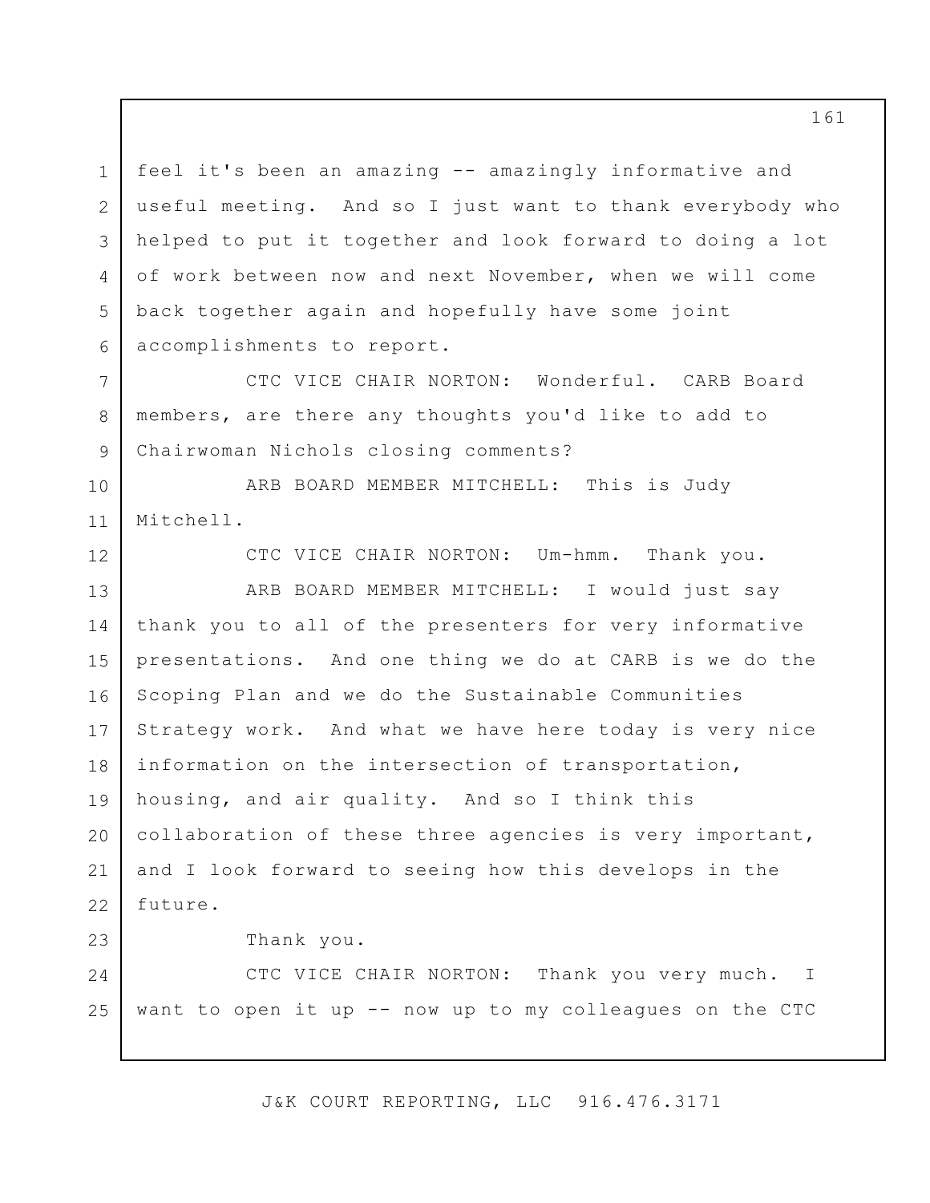feel it's been an amazing -- amazingly informative and useful meeting. And so I just want to thank everybody who helped to put it together and look forward to doing a lot of work between now and next November, when we will come back together again and hopefully have some joint accomplishments to report.

CTC VICE CHAIR NORTON: Wonderful. CARB Board members, are there any thoughts you'd like to add to Chairwoman Nichols closing comments?

ARB BOARD MEMBER MITCHELL: This is Judy Mitchell.

CTC VICE CHAIR NORTON: Um-hmm. Thank you.

ARB BOARD MEMBER MITCHELL: I would just say thank you to all of the presenters for very informative presentations. And one thing we do at CARB is we do the Scoping Plan and we do the Sustainable Communities Strategy work. And what we have here today is very nice information on the intersection of transportation, housing, and air quality. And so I think this collaboration of these three agencies is very important, and I look forward to seeing how this develops in the future.

Thank you.

CTC VICE CHAIR NORTON: Thank you very much. I want to open it up -- now up to my colleagues on the CTC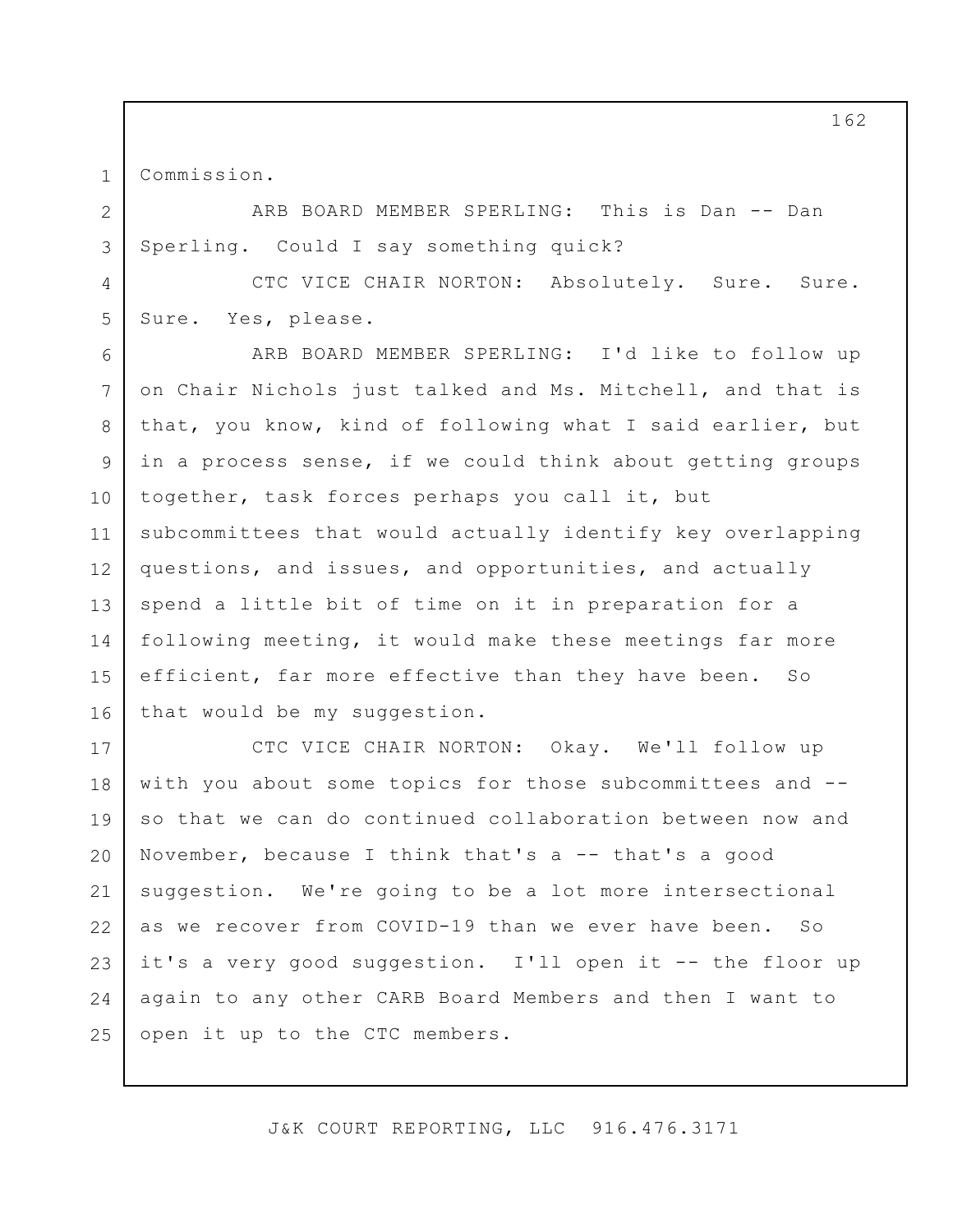Commission.

ARB BOARD MEMBER SPERLING: This is Dan -- Dan Sperling. Could I say something quick?

CTC VICE CHAIR NORTON: Absolutely. Sure. Sure. Sure. Yes, please.

ARB BOARD MEMBER SPERLING: I'd like to follow up on Chair Nichols just talked and Ms. Mitchell, and that is that, you know, kind of following what I said earlier, but in a process sense, if we could think about getting groups together, task forces perhaps you call it, but subcommittees that would actually identify key overlapping questions, and issues, and opportunities, and actually spend a little bit of time on it in preparation for a following meeting, it would make these meetings far more efficient, far more effective than they have been. So that would be my suggestion.

CTC VICE CHAIR NORTON: Okay. We'll follow up with you about some topics for those subcommittees and -- so that we can do continued collaboration between now and November, because I think that's a -- that's a good suggestion. We're going to be a lot more intersectional as we recover from COVID-19 than we ever have been. So it's a very good suggestion. I'll open it -- the floor up again to any other CARB Board Members and then I want to open it up to the CTC members.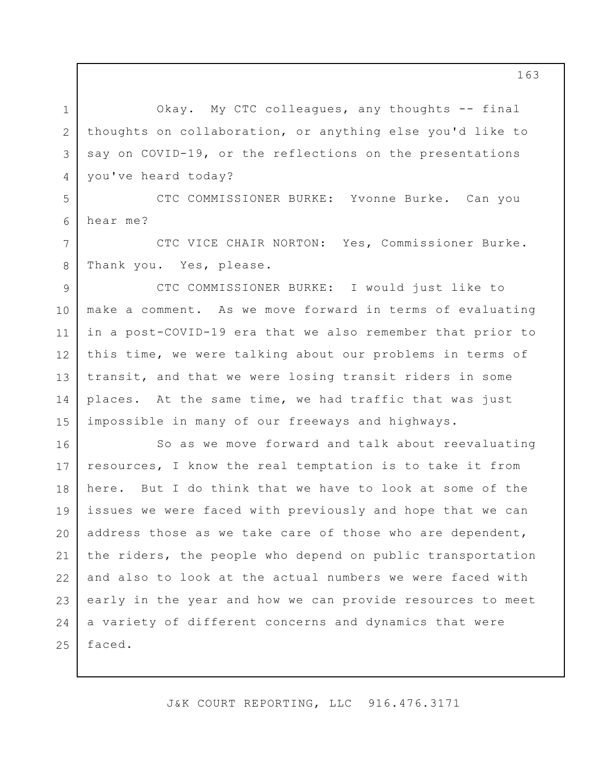Okay. My CTC colleagues, any thoughts -- final thoughts on collaboration, or anything else you'd like to say on COVID-19, or the reflections on the presentations you've heard today?

CTC COMMISSIONER BURKE: Yvonne Burke. Can you hear me?

CTC VICE CHAIR NORTON: Yes, Commissioner Burke. Thank you. Yes, please.

CTC COMMISSIONER BURKE: I would just like to make a comment. As we move forward in terms of evaluating in a post-COVID-19 era that we also remember that prior to this time, we were talking about our problems in terms of transit, and that we were losing transit riders in some places. At the same time, we had traffic that was just impossible in many of our freeways and highways.

So as we move forward and talk about reevaluating resources, I know the real temptation is to take it from here. But I do think that we have to look at some of the issues we were faced with previously and hope that we can address those as we take care of those who are dependent, the riders, the people who depend on public transportation and also to look at the actual numbers we were faced with early in the year and how we can provide resources to meet a variety of different concerns and dynamics that were faced.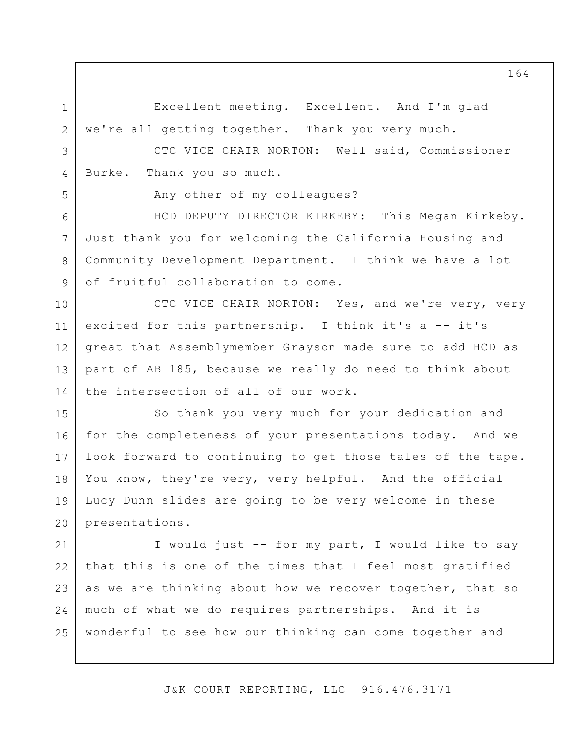Excellent meeting. Excellent. And I'm glad we're all getting together. Thank you very much.

CTC VICE CHAIR NORTON: Well said, Commissioner Burke. Thank you so much.

Any other of my colleagues?

HCD DEPUTY DIRECTOR KIRKEBY: This Megan Kirkeby. Just thank you for welcoming the California Housing and Community Development Department. I think we have a lot of fruitful collaboration to come.

CTC VICE CHAIR NORTON: Yes, and we're very, very excited for this partnership. I think it's a -- it's great that Assemblymember Grayson made sure to add HCD as part of AB 185, because we really do need to think about the intersection of all of our work.

So thank you very much for your dedication and for the completeness of your presentations today. And we look forward to continuing to get those tales of the tape. You know, they're very, very helpful. And the official Lucy Dunn slides are going to be very welcome in these presentations.

I would just -- for my part, I would like to say that this is one of the times that I feel most gratified as we are thinking about how we recover together, that so much of what we do requires partnerships. And it is wonderful to see how our thinking can come together and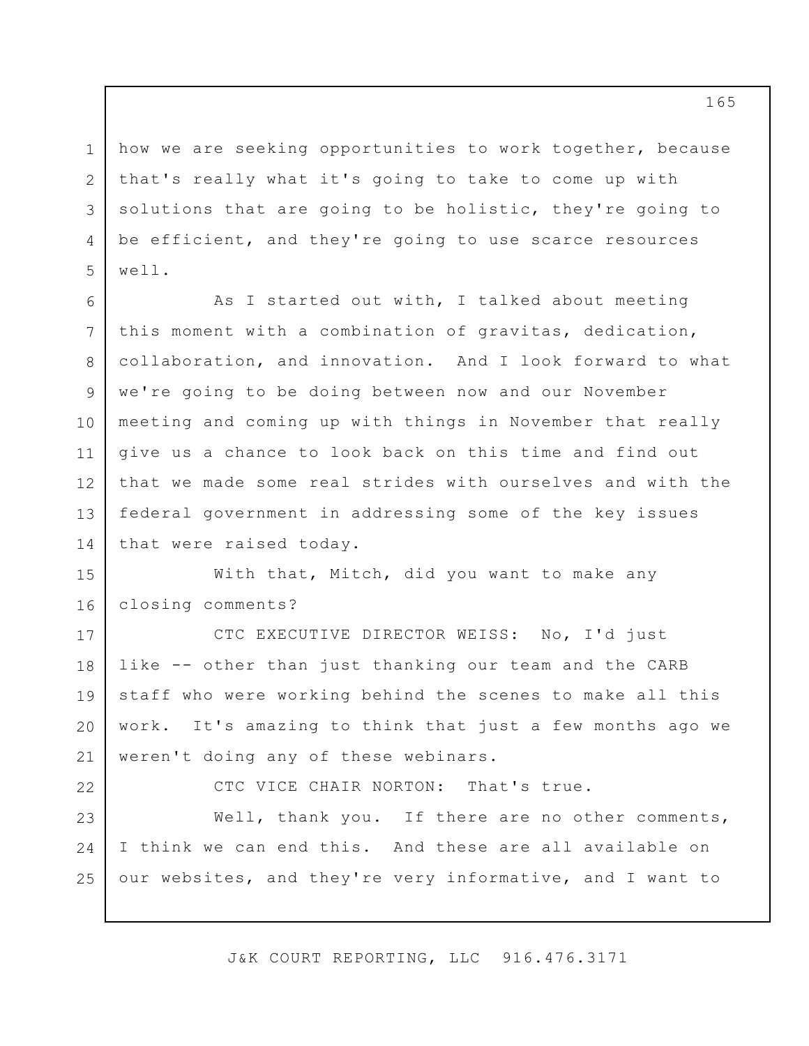how we are seeking opportunities to work together, because that's really what it's going to take to come up with solutions that are going to be holistic, they're going to be efficient, and they're going to use scarce resources well.

As I started out with, I talked about meeting this moment with a combination of gravitas, dedication, collaboration, and innovation. And I look forward to what we're going to be doing between now and our November meeting and coming up with things in November that really give us a chance to look back on this time and find out that we made some real strides with ourselves and with the federal government in addressing some of the key issues that were raised today.

With that, Mitch, did you want to make any closing comments?

CTC EXECUTIVE DIRECTOR WEISS: No, I'd just like -- other than just thanking our team and the CARB staff who were working behind the scenes to make all this work. It's amazing to think that just a few months ago we weren't doing any of these webinars.

CTC VICE CHAIR NORTON: That's true.

Well, thank you. If there are no other comments, I think we can end this. And these are all available on our websites, and they're very informative, and I want to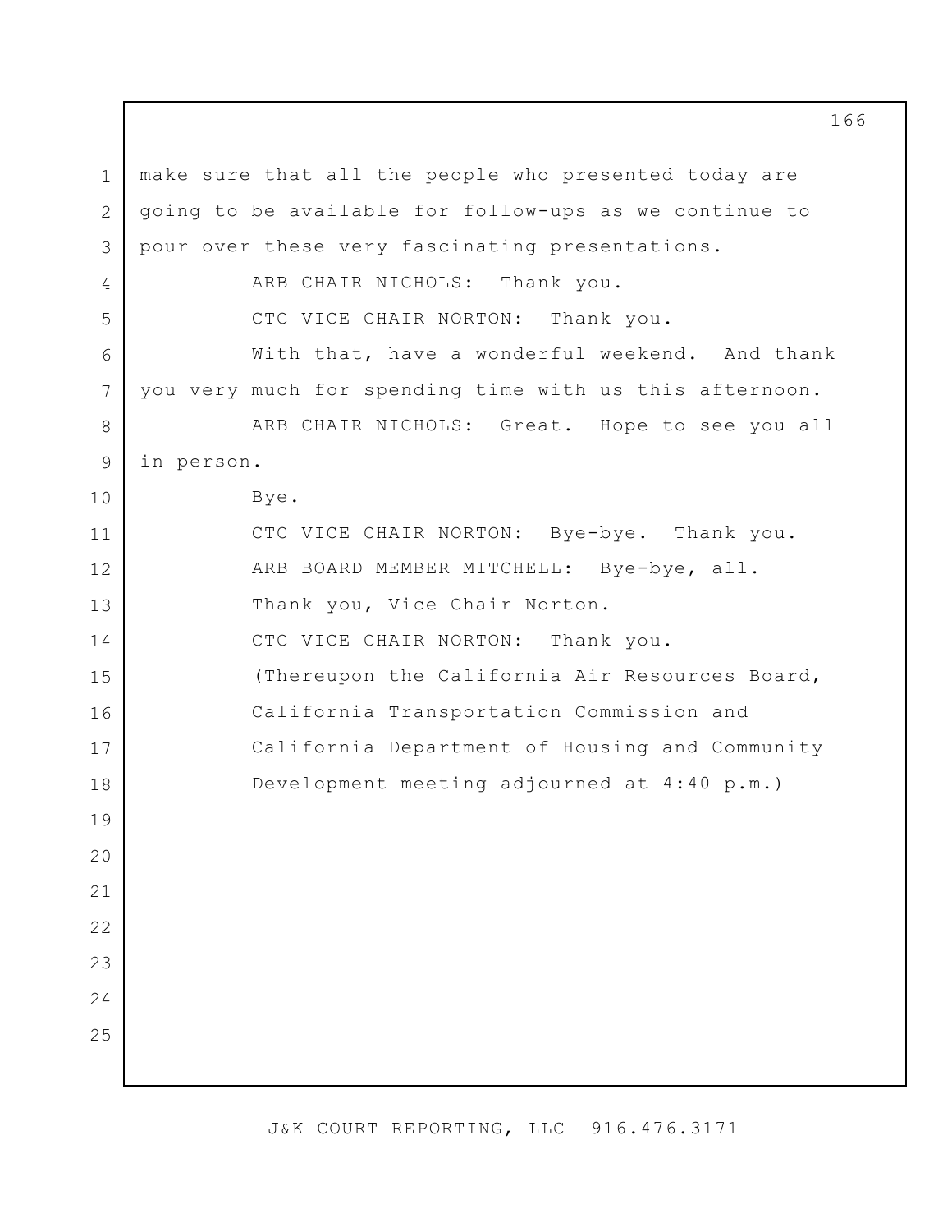make sure that all the people who presented today are going to be available for follow-ups as we continue to pour over these very fascinating presentations.

ARB CHAIR NICHOLS: Thank you.

CTC VICE CHAIR NORTON: Thank you.

With that, have a wonderful weekend. And thank you very much for spending time with us this afternoon.

ARB CHAIR NICHOLS: Great. Hope to see you all in person.

Bye.

CTC VICE CHAIR NORTON: Bye-bye. Thank you.

ARB BOARD MEMBER MITCHELL: Bye-bye, all.

Thank you, Vice Chair Norton.

CTC VICE CHAIR NORTON: Thank you.

(Thereupon the California Air Resources Board, California Transportation Commission and California Department of Housing and Community Development meeting adjourned at 4:40 p.m.)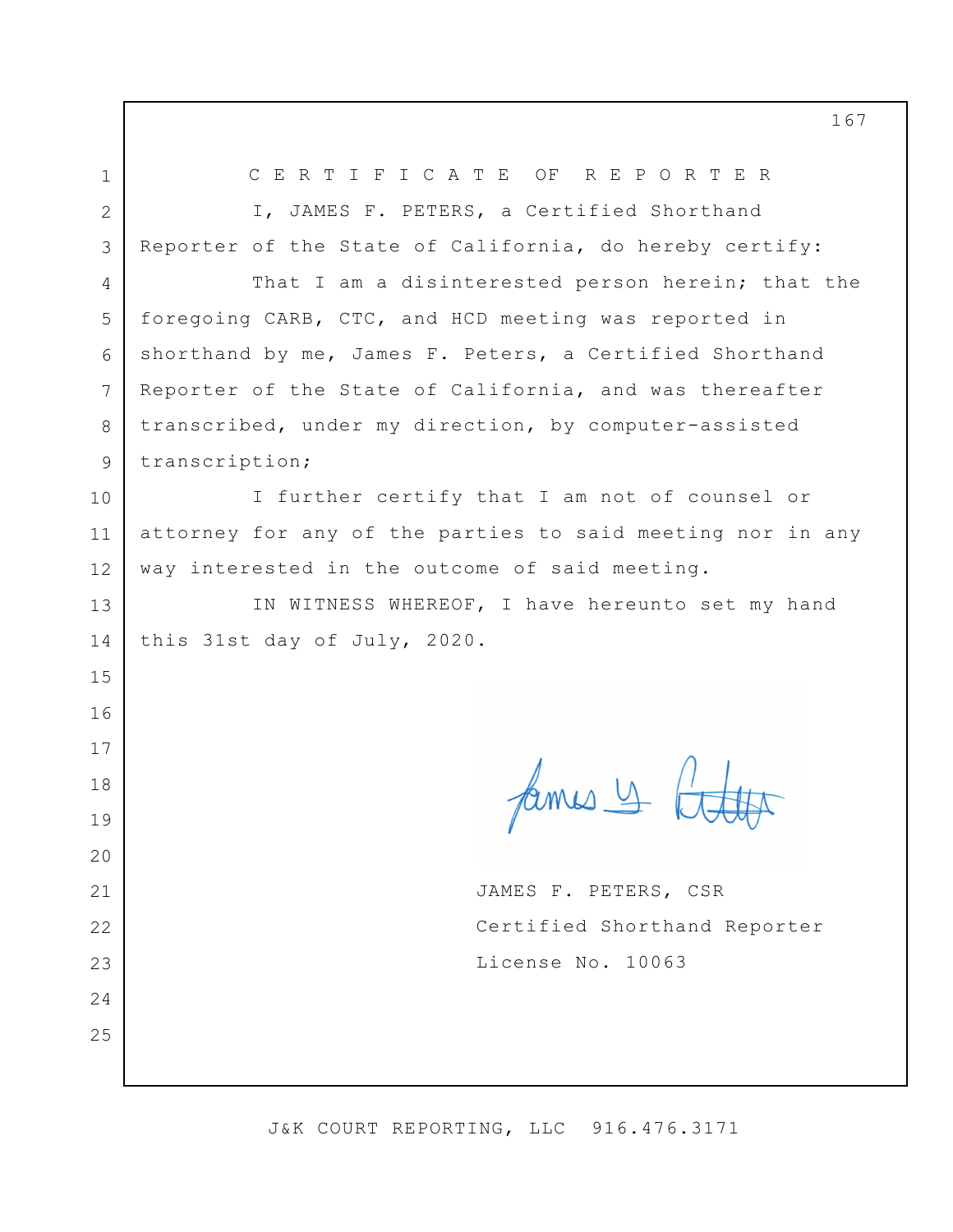# C E R T I F I C A T E  OF  R E P O R T E R

I, JAMES F. PETERS, a Certified Shorthand Reporter of the State of California, do hereby certify:

That I am a disinterested person herein; that the foregoing CARB, CTC, and HCD meeting was reported in shorthand by me, James F. Peters, a Certified Shorthand Reporter of the State of California, and was thereafter transcribed, under my direction, by computer-assisted transcription;

I further certify that I am not of counsel or attorney for any of the parties to said meeting nor in any way interested in the outcome of said meeting.

IN WITNESS WHEREOF, I have hereunto set my hand this 31st day of July, 2020.

JAMES F. PETERS, CSR
Certified Shorthand Reporter
License No. 10063